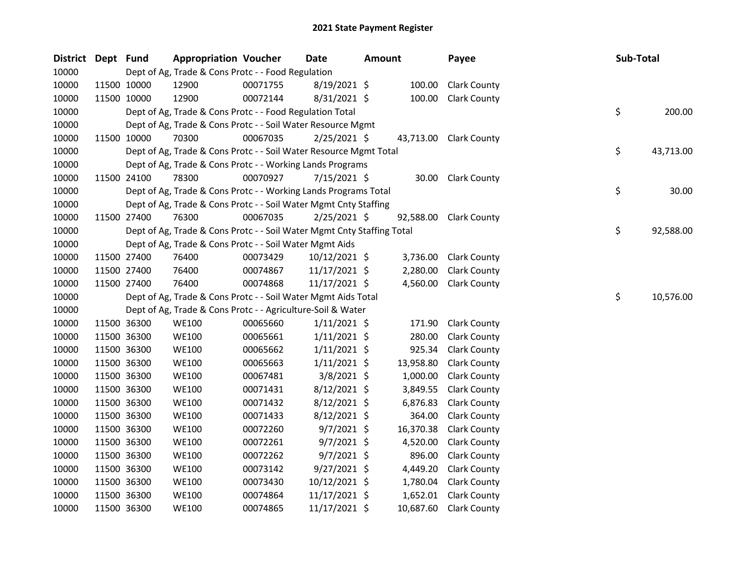# 2021 State Payment Register

| District | Dept | Fund | Appropriation | Voucher | Date | Amount | Payee | Sub-Total |
|---|---|---|---|---|---|---|---|---|
| 10000 | | Dept of Ag, Trade & Cons Protc - - Food Regulation | | | | | | |
| 10000 | 11500 | 10000 | 12900 | 00071755 | 8/19/2021 | $ 100.00 | Clark County | |
| 10000 | 11500 | 10000 | 12900 | 00072144 | 8/31/2021 | $ 100.00 | Clark County | |
| 10000 | | Dept of Ag, Trade & Cons Protc - - Food Regulation Total | | | | | | $ 200.00 |
| 10000 | | Dept of Ag, Trade & Cons Protc - - Soil Water Resource Mgmt | | | | | | |
| 10000 | 11500 | 10000 | 70300 | 00067035 | 2/25/2021 | $ 43,713.00 | Clark County | |
| 10000 | | Dept of Ag, Trade & Cons Protc - - Soil Water Resource Mgmt Total | | | | | | $ 43,713.00 |
| 10000 | | Dept of Ag, Trade & Cons Protc - - Working Lands Programs | | | | | | |
| 10000 | 11500 | 24100 | 78300 | 00070927 | 7/15/2021 | $ 30.00 | Clark County | |
| 10000 | | Dept of Ag, Trade & Cons Protc - - Working Lands Programs Total | | | | | | $ 30.00 |
| 10000 | | Dept of Ag, Trade & Cons Protc - - Soil Water Mgmt Cnty Staffing | | | | | | |
| 10000 | 11500 | 27400 | 76300 | 00067035 | 2/25/2021 | $ 92,588.00 | Clark County | |
| 10000 | | Dept of Ag, Trade & Cons Protc - - Soil Water Mgmt Cnty Staffing Total | | | | | | $ 92,588.00 |
| 10000 | | Dept of Ag, Trade & Cons Protc - - Soil Water Mgmt Aids | | | | | | |
| 10000 | 11500 | 27400 | 76400 | 00073429 | 10/12/2021 | $ 3,736.00 | Clark County | |
| 10000 | 11500 | 27400 | 76400 | 00074867 | 11/17/2021 | $ 2,280.00 | Clark County | |
| 10000 | 11500 | 27400 | 76400 | 00074868 | 11/17/2021 | $ 4,560.00 | Clark County | |
| 10000 | | Dept of Ag, Trade & Cons Protc - - Soil Water Mgmt Aids Total | | | | | | $ 10,576.00 |
| 10000 | | Dept of Ag, Trade & Cons Protc - - Agriculture-Soil & Water | | | | | | |
| 10000 | 11500 | 36300 | WE100 | 00065660 | 1/11/2021 | $ 171.90 | Clark County | |
| 10000 | 11500 | 36300 | WE100 | 00065661 | 1/11/2021 | $ 280.00 | Clark County | |
| 10000 | 11500 | 36300 | WE100 | 00065662 | 1/11/2021 | $ 925.34 | Clark County | |
| 10000 | 11500 | 36300 | WE100 | 00065663 | 1/11/2021 | $ 13,958.80 | Clark County | |
| 10000 | 11500 | 36300 | WE100 | 00067481 | 3/8/2021 | $ 1,000.00 | Clark County | |
| 10000 | 11500 | 36300 | WE100 | 00071431 | 8/12/2021 | $ 3,849.55 | Clark County | |
| 10000 | 11500 | 36300 | WE100 | 00071432 | 8/12/2021 | $ 6,876.83 | Clark County | |
| 10000 | 11500 | 36300 | WE100 | 00071433 | 8/12/2021 | $ 364.00 | Clark County | |
| 10000 | 11500 | 36300 | WE100 | 00072260 | 9/7/2021 | $ 16,370.38 | Clark County | |
| 10000 | 11500 | 36300 | WE100 | 00072261 | 9/7/2021 | $ 4,520.00 | Clark County | |
| 10000 | 11500 | 36300 | WE100 | 00072262 | 9/7/2021 | $ 896.00 | Clark County | |
| 10000 | 11500 | 36300 | WE100 | 00073142 | 9/27/2021 | $ 4,449.20 | Clark County | |
| 10000 | 11500 | 36300 | WE100 | 00073430 | 10/12/2021 | $ 1,780.04 | Clark County | |
| 10000 | 11500 | 36300 | WE100 | 00074864 | 11/17/2021 | $ 1,652.01 | Clark County | |
| 10000 | 11500 | 36300 | WE100 | 00074865 | 11/17/2021 | $ 10,687.60 | Clark County | |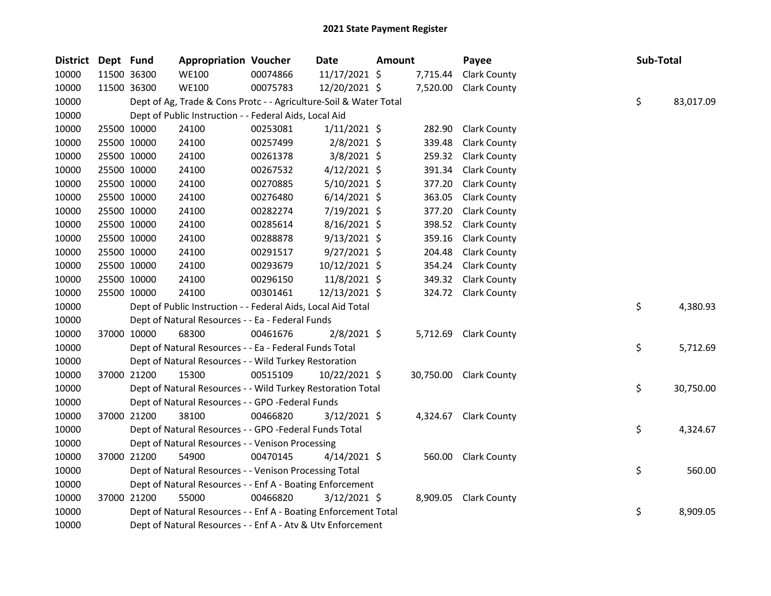# 2021 State Payment Register

| District | Dept | Fund | Appropriation | Voucher | Date | Amount | Payee | Sub-Total |
|---|---|---|---|---|---|---|---|---|
| 10000 | 11500 | 36300 | WE100 | 00074866 | 11/17/2021 | $ 7,715.44 | Clark County | |
| 10000 | 11500 | 36300 | WE100 | 00075783 | 12/20/2021 | $ 7,520.00 | Clark County | |
| 10000 | | | Dept of Ag, Trade & Cons Protc - - Agriculture-Soil & Water Total | | | | | $ 83,017.09 |
| 10000 | | | Dept of Public Instruction - - Federal Aids, Local Aid | | | | | |
| 10000 | 25500 | 10000 | 24100 | 00253081 | 1/11/2021 | $ 282.90 | Clark County | |
| 10000 | 25500 | 10000 | 24100 | 00257499 | 2/8/2021 | $ 339.48 | Clark County | |
| 10000 | 25500 | 10000 | 24100 | 00261378 | 3/8/2021 | $ 259.32 | Clark County | |
| 10000 | 25500 | 10000 | 24100 | 00267532 | 4/12/2021 | $ 391.34 | Clark County | |
| 10000 | 25500 | 10000 | 24100 | 00270885 | 5/10/2021 | $ 377.20 | Clark County | |
| 10000 | 25500 | 10000 | 24100 | 00276480 | 6/14/2021 | $ 363.05 | Clark County | |
| 10000 | 25500 | 10000 | 24100 | 00282274 | 7/19/2021 | $ 377.20 | Clark County | |
| 10000 | 25500 | 10000 | 24100 | 00285614 | 8/16/2021 | $ 398.52 | Clark County | |
| 10000 | 25500 | 10000 | 24100 | 00288878 | 9/13/2021 | $ 359.16 | Clark County | |
| 10000 | 25500 | 10000 | 24100 | 00291517 | 9/27/2021 | $ 204.48 | Clark County | |
| 10000 | 25500 | 10000 | 24100 | 00293679 | 10/12/2021 | $ 354.24 | Clark County | |
| 10000 | 25500 | 10000 | 24100 | 00296150 | 11/8/2021 | $ 349.32 | Clark County | |
| 10000 | 25500 | 10000 | 24100 | 00301461 | 12/13/2021 | $ 324.72 | Clark County | |
| 10000 | | | Dept of Public Instruction - - Federal Aids, Local Aid Total | | | | | $ 4,380.93 |
| 10000 | | | Dept of Natural Resources - - Ea - Federal Funds | | | | | |
| 10000 | 37000 | 10000 | 68300 | 00461676 | 2/8/2021 | $ 5,712.69 | Clark County | |
| 10000 | | | Dept of Natural Resources - - Ea - Federal Funds Total | | | | | $ 5,712.69 |
| 10000 | | | Dept of Natural Resources - - Wild Turkey Restoration | | | | | |
| 10000 | 37000 | 21200 | 15300 | 00515109 | 10/22/2021 | $ 30,750.00 | Clark County | |
| 10000 | | | Dept of Natural Resources - - Wild Turkey Restoration Total | | | | | $ 30,750.00 |
| 10000 | | | Dept of Natural Resources - - GPO -Federal Funds | | | | | |
| 10000 | 37000 | 21200 | 38100 | 00466820 | 3/12/2021 | $ 4,324.67 | Clark County | |
| 10000 | | | Dept of Natural Resources - - GPO -Federal Funds Total | | | | | $ 4,324.67 |
| 10000 | | | Dept of Natural Resources - - Venison Processing | | | | | |
| 10000 | 37000 | 21200 | 54900 | 00470145 | 4/14/2021 | $ 560.00 | Clark County | |
| 10000 | | | Dept of Natural Resources - - Venison Processing Total | | | | | $ 560.00 |
| 10000 | | | Dept of Natural Resources - - Enf A - Boating Enforcement | | | | | |
| 10000 | 37000 | 21200 | 55000 | 00466820 | 3/12/2021 | $ 8,909.05 | Clark County | |
| 10000 | | | Dept of Natural Resources - - Enf A - Boating Enforcement Total | | | | | $ 8,909.05 |
| 10000 | | | Dept of Natural Resources - - Enf A - Atv & Utv Enforcement | | | | | |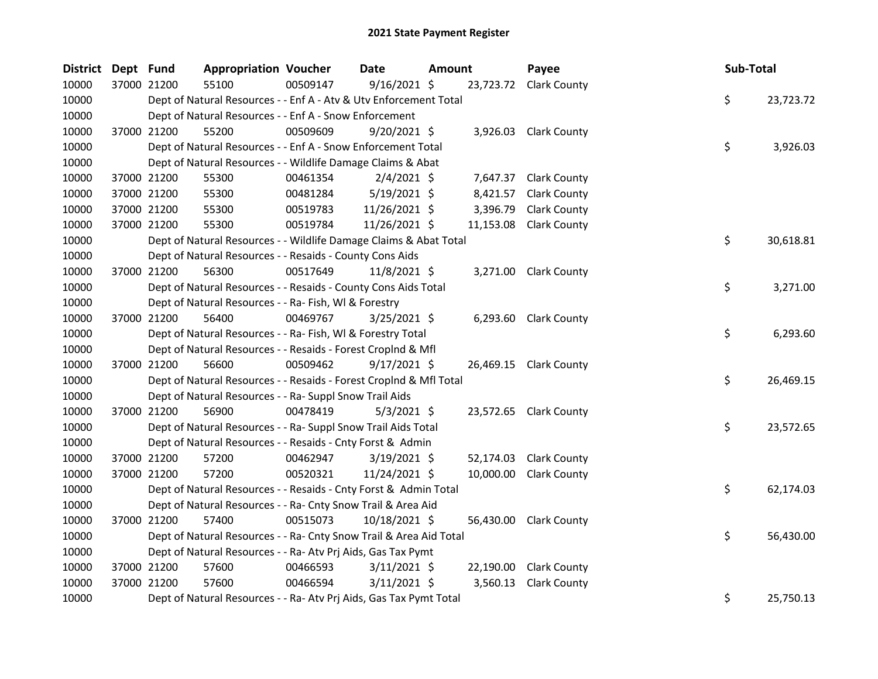# 2021 State Payment Register

| District | Dept | Fund | Appropriation | Voucher | Date | Amount | Payee | Sub-Total |
|---|---|---|---|---|---|---|---|---|
| 10000 | 37000 | 21200 | 55100 | 00509147 | 9/16/2021 | $ 23,723.72 | Clark County | |
| 10000 | | | Dept of Natural Resources - - Enf A - Atv & Utv Enforcement Total | | | | | $ 23,723.72 |
| 10000 | | | Dept of Natural Resources - - Enf A - Snow Enforcement | | | | | |
| 10000 | 37000 | 21200 | 55200 | 00509609 | 9/20/2021 | $ 3,926.03 | Clark County | |
| 10000 | | | Dept of Natural Resources - - Enf A - Snow Enforcement Total | | | | | $ 3,926.03 |
| 10000 | | | Dept of Natural Resources - - Wildlife Damage Claims & Abat | | | | | |
| 10000 | 37000 | 21200 | 55300 | 00461354 | 2/4/2021 | $ 7,647.37 | Clark County | |
| 10000 | 37000 | 21200 | 55300 | 00481284 | 5/19/2021 | $ 8,421.57 | Clark County | |
| 10000 | 37000 | 21200 | 55300 | 00519783 | 11/26/2021 | $ 3,396.79 | Clark County | |
| 10000 | 37000 | 21200 | 55300 | 00519784 | 11/26/2021 | $ 11,153.08 | Clark County | |
| 10000 | | | Dept of Natural Resources - - Wildlife Damage Claims & Abat Total | | | | | $ 30,618.81 |
| 10000 | | | Dept of Natural Resources - - Resaids - County Cons Aids | | | | | |
| 10000 | 37000 | 21200 | 56300 | 00517649 | 11/8/2021 | $ 3,271.00 | Clark County | |
| 10000 | | | Dept of Natural Resources - - Resaids - County Cons Aids Total | | | | | $ 3,271.00 |
| 10000 | | | Dept of Natural Resources - - Ra- Fish, Wl & Forestry | | | | | |
| 10000 | 37000 | 21200 | 56400 | 00469767 | 3/25/2021 | $ 6,293.60 | Clark County | |
| 10000 | | | Dept of Natural Resources - - Ra- Fish, Wl & Forestry Total | | | | | $ 6,293.60 |
| 10000 | | | Dept of Natural Resources - - Resaids - Forest Croplnd & Mfl | | | | | |
| 10000 | 37000 | 21200 | 56600 | 00509462 | 9/17/2021 | $ 26,469.15 | Clark County | |
| 10000 | | | Dept of Natural Resources - - Resaids - Forest Croplnd & Mfl Total | | | | | $ 26,469.15 |
| 10000 | | | Dept of Natural Resources - - Ra- Suppl Snow Trail Aids | | | | | |
| 10000 | 37000 | 21200 | 56900 | 00478419 | 5/3/2021 | $ 23,572.65 | Clark County | |
| 10000 | | | Dept of Natural Resources - - Ra- Suppl Snow Trail Aids Total | | | | | $ 23,572.65 |
| 10000 | | | Dept of Natural Resources - - Resaids - Cnty Forst & Admin | | | | | |
| 10000 | 37000 | 21200 | 57200 | 00462947 | 3/19/2021 | $ 52,174.03 | Clark County | |
| 10000 | 37000 | 21200 | 57200 | 00520321 | 11/24/2021 | $ 10,000.00 | Clark County | |
| 10000 | | | Dept of Natural Resources - - Resaids - Cnty Forst & Admin Total | | | | | $ 62,174.03 |
| 10000 | | | Dept of Natural Resources - - Ra- Cnty Snow Trail & Area Aid | | | | | |
| 10000 | 37000 | 21200 | 57400 | 00515073 | 10/18/2021 | $ 56,430.00 | Clark County | |
| 10000 | | | Dept of Natural Resources - - Ra- Cnty Snow Trail & Area Aid Total | | | | | $ 56,430.00 |
| 10000 | | | Dept of Natural Resources - - Ra- Atv Prj Aids, Gas Tax Pymt | | | | | |
| 10000 | 37000 | 21200 | 57600 | 00466593 | 3/11/2021 | $ 22,190.00 | Clark County | |
| 10000 | 37000 | 21200 | 57600 | 00466594 | 3/11/2021 | $ 3,560.13 | Clark County | |
| 10000 | | | Dept of Natural Resources - - Ra- Atv Prj Aids, Gas Tax Pymt Total | | | | | $ 25,750.13 |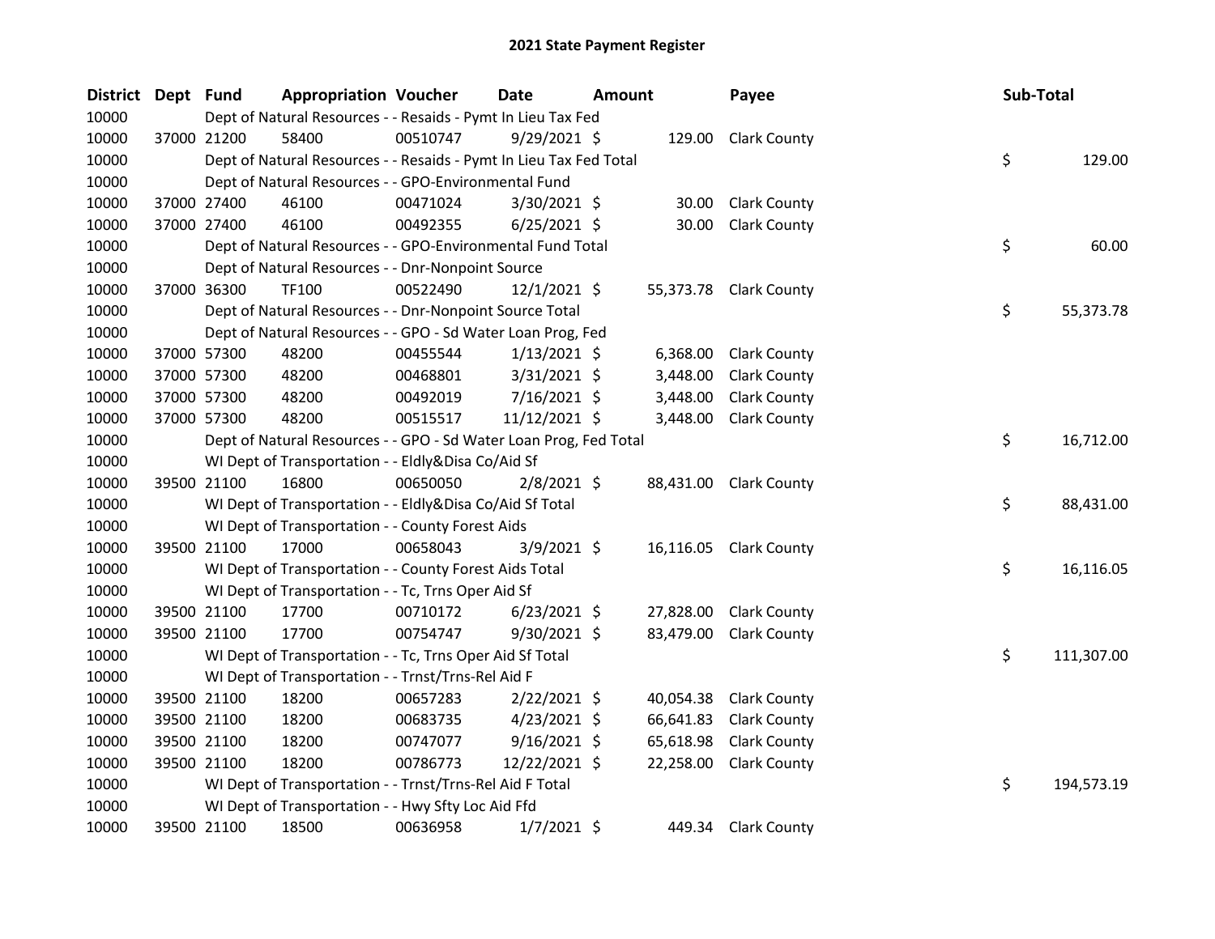# 2021 State Payment Register

| District | Dept | Fund | Appropriation | Voucher | Date | Amount | Payee | Sub-Total |
|---|---|---|---|---|---|---|---|---|
| 10000 | | Dept of Natural Resources - - Resaids - Pymt In Lieu Tax Fed | | | | | | |
| 10000 | 37000 | 21200 | 58400 | 00510747 | 9/29/2021 | $ 129.00 | Clark County | |
| 10000 | | Dept of Natural Resources - - Resaids - Pymt In Lieu Tax Fed Total | | | | | | $ 129.00 |
| 10000 | | Dept of Natural Resources - - GPO-Environmental Fund | | | | | | |
| 10000 | 37000 | 27400 | 46100 | 00471024 | 3/30/2021 | $ 30.00 | Clark County | |
| 10000 | 37000 | 27400 | 46100 | 00492355 | 6/25/2021 | $ 30.00 | Clark County | |
| 10000 | | Dept of Natural Resources - - GPO-Environmental Fund Total | | | | | | $ 60.00 |
| 10000 | | Dept of Natural Resources - - Dnr-Nonpoint Source | | | | | | |
| 10000 | 37000 | 36300 | TF100 | 00522490 | 12/1/2021 | $ 55,373.78 | Clark County | |
| 10000 | | Dept of Natural Resources - - Dnr-Nonpoint Source Total | | | | | | $ 55,373.78 |
| 10000 | | Dept of Natural Resources - - GPO - Sd Water Loan Prog, Fed | | | | | | |
| 10000 | 37000 | 57300 | 48200 | 00455544 | 1/13/2021 | $ 6,368.00 | Clark County | |
| 10000 | 37000 | 57300 | 48200 | 00468801 | 3/31/2021 | $ 3,448.00 | Clark County | |
| 10000 | 37000 | 57300 | 48200 | 00492019 | 7/16/2021 | $ 3,448.00 | Clark County | |
| 10000 | 37000 | 57300 | 48200 | 00515517 | 11/12/2021 | $ 3,448.00 | Clark County | |
| 10000 | | Dept of Natural Resources - - GPO - Sd Water Loan Prog, Fed Total | | | | | | $ 16,712.00 |
| 10000 | | WI Dept of Transportation - - Eldly&Disa Co/Aid Sf | | | | | | |
| 10000 | 39500 | 21100 | 16800 | 00650050 | 2/8/2021 | $ 88,431.00 | Clark County | |
| 10000 | | WI Dept of Transportation - - Eldly&Disa Co/Aid Sf Total | | | | | | $ 88,431.00 |
| 10000 | | WI Dept of Transportation - - County Forest Aids | | | | | | |
| 10000 | 39500 | 21100 | 17000 | 00658043 | 3/9/2021 | $ 16,116.05 | Clark County | |
| 10000 | | WI Dept of Transportation - - County Forest Aids Total | | | | | | $ 16,116.05 |
| 10000 | | WI Dept of Transportation - - Tc, Trns Oper Aid Sf | | | | | | |
| 10000 | 39500 | 21100 | 17700 | 00710172 | 6/23/2021 | $ 27,828.00 | Clark County | |
| 10000 | 39500 | 21100 | 17700 | 00754747 | 9/30/2021 | $ 83,479.00 | Clark County | |
| 10000 | | WI Dept of Transportation - - Tc, Trns Oper Aid Sf Total | | | | | | $ 111,307.00 |
| 10000 | | WI Dept of Transportation - - Trnst/Trns-Rel Aid F | | | | | | |
| 10000 | 39500 | 21100 | 18200 | 00657283 | 2/22/2021 | $ 40,054.38 | Clark County | |
| 10000 | 39500 | 21100 | 18200 | 00683735 | 4/23/2021 | $ 66,641.83 | Clark County | |
| 10000 | 39500 | 21100 | 18200 | 00747077 | 9/16/2021 | $ 65,618.98 | Clark County | |
| 10000 | 39500 | 21100 | 18200 | 00786773 | 12/22/2021 | $ 22,258.00 | Clark County | |
| 10000 | | WI Dept of Transportation - - Trnst/Trns-Rel Aid F Total | | | | | | $ 194,573.19 |
| 10000 | | WI Dept of Transportation - - Hwy Sfty Loc Aid Ffd | | | | | | |
| 10000 | 39500 | 21100 | 18500 | 00636958 | 1/7/2021 | $ 449.34 | Clark County | |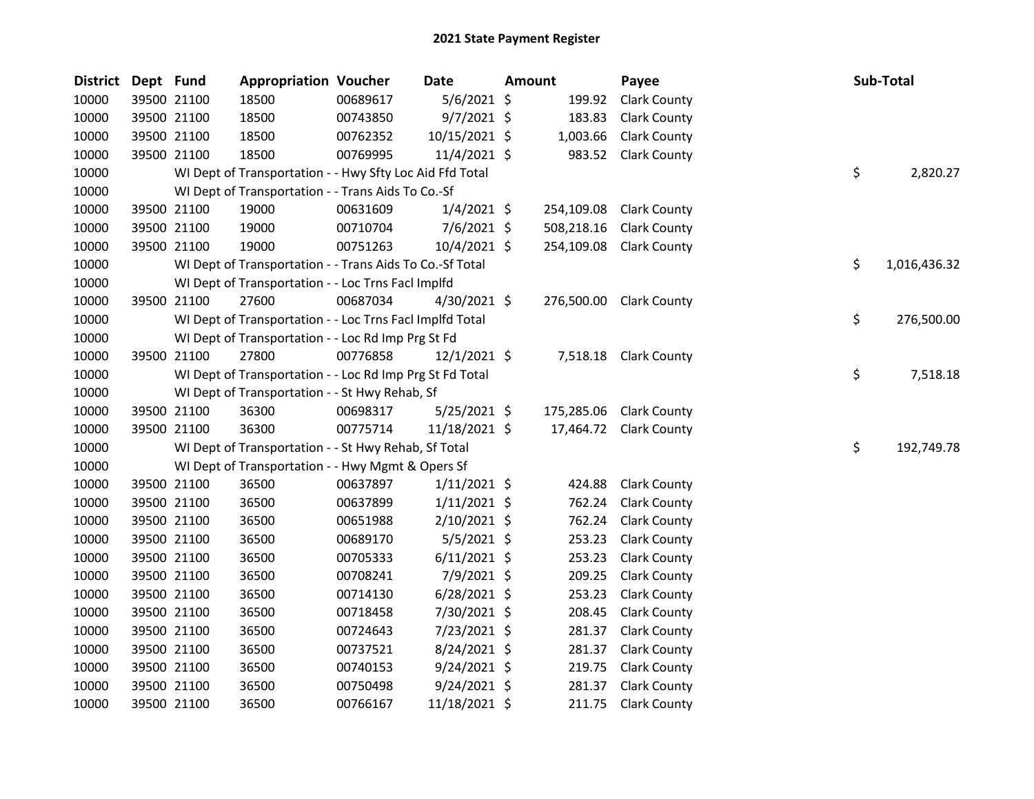## 2021 State Payment Register

| District | Dept | Fund | Appropriation | Voucher | Date | Amount | Payee | Sub-Total |
|---|---|---|---|---|---|---|---|---|
| 10000 | 39500 | 21100 | 18500 | 00689617 | 5/6/2021 | $ 199.92 | Clark County | |
| 10000 | 39500 | 21100 | 18500 | 00743850 | 9/7/2021 | $ 183.83 | Clark County | |
| 10000 | 39500 | 21100 | 18500 | 00762352 | 10/15/2021 | $ 1,003.66 | Clark County | |
| 10000 | 39500 | 21100 | 18500 | 00769995 | 11/4/2021 | $ 983.52 | Clark County | |
| 10000 | | WI Dept of Transportation - - Hwy Sfty Loc Aid Ffd Total | | | | | | $ 2,820.27 |
| 10000 | | WI Dept of Transportation - - Trans Aids To Co.-Sf | | | | | | |
| 10000 | 39500 | 21100 | 19000 | 00631609 | 1/4/2021 | $ 254,109.08 | Clark County | |
| 10000 | 39500 | 21100 | 19000 | 00710704 | 7/6/2021 | $ 508,218.16 | Clark County | |
| 10000 | 39500 | 21100 | 19000 | 00751263 | 10/4/2021 | $ 254,109.08 | Clark County | |
| 10000 | | WI Dept of Transportation - - Trans Aids To Co.-Sf Total | | | | | | $ 1,016,436.32 |
| 10000 | | WI Dept of Transportation - - Loc Trns Facl Implfd | | | | | | |
| 10000 | 39500 | 21100 | 27600 | 00687034 | 4/30/2021 | $ 276,500.00 | Clark County | |
| 10000 | | WI Dept of Transportation - - Loc Trns Facl Implfd Total | | | | | | $ 276,500.00 |
| 10000 | | WI Dept of Transportation - - Loc Rd Imp Prg St Fd | | | | | | |
| 10000 | 39500 | 21100 | 27800 | 00776858 | 12/1/2021 | $ 7,518.18 | Clark County | |
| 10000 | | WI Dept of Transportation - - Loc Rd Imp Prg St Fd Total | | | | | | $ 7,518.18 |
| 10000 | | WI Dept of Transportation - - St Hwy Rehab, Sf | | | | | | |
| 10000 | 39500 | 21100 | 36300 | 00698317 | 5/25/2021 | $ 175,285.06 | Clark County | |
| 10000 | 39500 | 21100 | 36300 | 00775714 | 11/18/2021 | $ 17,464.72 | Clark County | |
| 10000 | | WI Dept of Transportation - - St Hwy Rehab, Sf Total | | | | | | $ 192,749.78 |
| 10000 | | WI Dept of Transportation - - Hwy Mgmt & Opers Sf | | | | | | |
| 10000 | 39500 | 21100 | 36500 | 00637897 | 1/11/2021 | $ 424.88 | Clark County | |
| 10000 | 39500 | 21100 | 36500 | 00637899 | 1/11/2021 | $ 762.24 | Clark County | |
| 10000 | 39500 | 21100 | 36500 | 00651988 | 2/10/2021 | $ 762.24 | Clark County | |
| 10000 | 39500 | 21100 | 36500 | 00689170 | 5/5/2021 | $ 253.23 | Clark County | |
| 10000 | 39500 | 21100 | 36500 | 00705333 | 6/11/2021 | $ 253.23 | Clark County | |
| 10000 | 39500 | 21100 | 36500 | 00708241 | 7/9/2021 | $ 209.25 | Clark County | |
| 10000 | 39500 | 21100 | 36500 | 00714130 | 6/28/2021 | $ 253.23 | Clark County | |
| 10000 | 39500 | 21100 | 36500 | 00718458 | 7/30/2021 | $ 208.45 | Clark County | |
| 10000 | 39500 | 21100 | 36500 | 00724643 | 7/23/2021 | $ 281.37 | Clark County | |
| 10000 | 39500 | 21100 | 36500 | 00737521 | 8/24/2021 | $ 281.37 | Clark County | |
| 10000 | 39500 | 21100 | 36500 | 00740153 | 9/24/2021 | $ 219.75 | Clark County | |
| 10000 | 39500 | 21100 | 36500 | 00750498 | 9/24/2021 | $ 281.37 | Clark County | |
| 10000 | 39500 | 21100 | 36500 | 00766167 | 11/18/2021 | $ 211.75 | Clark County | |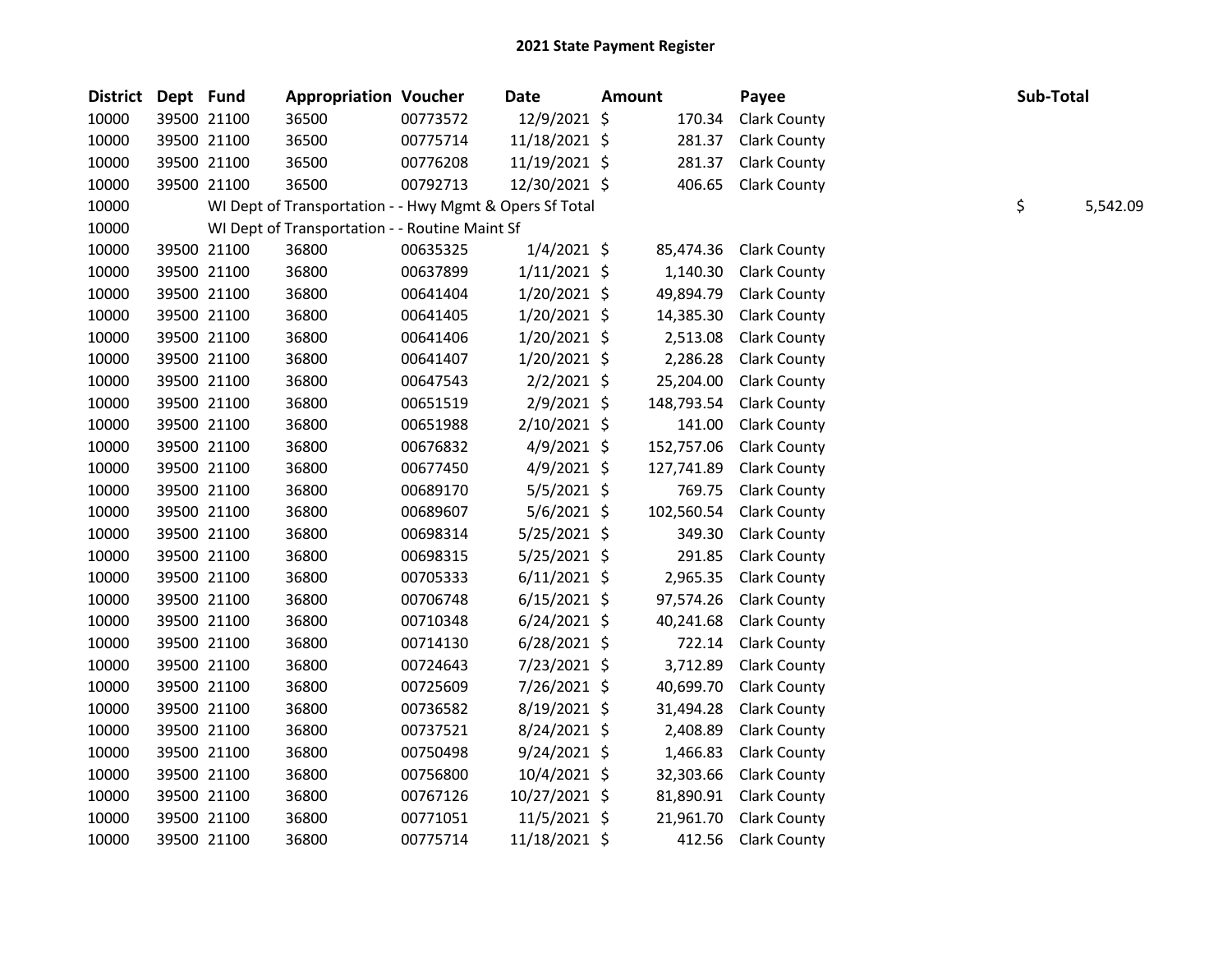# 2021 State Payment Register

| District | Dept | Fund | Appropriation | Voucher | Date | Amount | Payee | Sub-Total |
|---|---|---|---|---|---|---|---|---|
| 10000 | 39500 | 21100 | 36500 | 00773572 | 12/9/2021 | $ 170.34 | Clark County | |
| 10000 | 39500 | 21100 | 36500 | 00775714 | 11/18/2021 | $ 281.37 | Clark County | |
| 10000 | 39500 | 21100 | 36500 | 00776208 | 11/19/2021 | $ 281.37 | Clark County | |
| 10000 | 39500 | 21100 | 36500 | 00792713 | 12/30/2021 | $ 406.65 | Clark County | |
| 10000 | WI Dept of Transportation - - Hwy Mgmt & Opers Sf Total | | | | | | | $ 5,542.09 |
| 10000 | WI Dept of Transportation - - Routine Maint Sf | | | | | | | |
| 10000 | 39500 | 21100 | 36800 | 00635325 | 1/4/2021 | $ 85,474.36 | Clark County | |
| 10000 | 39500 | 21100 | 36800 | 00637899 | 1/11/2021 | $ 1,140.30 | Clark County | |
| 10000 | 39500 | 21100 | 36800 | 00641404 | 1/20/2021 | $ 49,894.79 | Clark County | |
| 10000 | 39500 | 21100 | 36800 | 00641405 | 1/20/2021 | $ 14,385.30 | Clark County | |
| 10000 | 39500 | 21100 | 36800 | 00641406 | 1/20/2021 | $ 2,513.08 | Clark County | |
| 10000 | 39500 | 21100 | 36800 | 00641407 | 1/20/2021 | $ 2,286.28 | Clark County | |
| 10000 | 39500 | 21100 | 36800 | 00647543 | 2/2/2021 | $ 25,204.00 | Clark County | |
| 10000 | 39500 | 21100 | 36800 | 00651519 | 2/9/2021 | $ 148,793.54 | Clark County | |
| 10000 | 39500 | 21100 | 36800 | 00651988 | 2/10/2021 | $ 141.00 | Clark County | |
| 10000 | 39500 | 21100 | 36800 | 00676832 | 4/9/2021 | $ 152,757.06 | Clark County | |
| 10000 | 39500 | 21100 | 36800 | 00677450 | 4/9/2021 | $ 127,741.89 | Clark County | |
| 10000 | 39500 | 21100 | 36800 | 00689170 | 5/5/2021 | $ 769.75 | Clark County | |
| 10000 | 39500 | 21100 | 36800 | 00689607 | 5/6/2021 | $ 102,560.54 | Clark County | |
| 10000 | 39500 | 21100 | 36800 | 00698314 | 5/25/2021 | $ 349.30 | Clark County | |
| 10000 | 39500 | 21100 | 36800 | 00698315 | 5/25/2021 | $ 291.85 | Clark County | |
| 10000 | 39500 | 21100 | 36800 | 00705333 | 6/11/2021 | $ 2,965.35 | Clark County | |
| 10000 | 39500 | 21100 | 36800 | 00706748 | 6/15/2021 | $ 97,574.26 | Clark County | |
| 10000 | 39500 | 21100 | 36800 | 00710348 | 6/24/2021 | $ 40,241.68 | Clark County | |
| 10000 | 39500 | 21100 | 36800 | 00714130 | 6/28/2021 | $ 722.14 | Clark County | |
| 10000 | 39500 | 21100 | 36800 | 00724643 | 7/23/2021 | $ 3,712.89 | Clark County | |
| 10000 | 39500 | 21100 | 36800 | 00725609 | 7/26/2021 | $ 40,699.70 | Clark County | |
| 10000 | 39500 | 21100 | 36800 | 00736582 | 8/19/2021 | $ 31,494.28 | Clark County | |
| 10000 | 39500 | 21100 | 36800 | 00737521 | 8/24/2021 | $ 2,408.89 | Clark County | |
| 10000 | 39500 | 21100 | 36800 | 00750498 | 9/24/2021 | $ 1,466.83 | Clark County | |
| 10000 | 39500 | 21100 | 36800 | 00756800 | 10/4/2021 | $ 32,303.66 | Clark County | |
| 10000 | 39500 | 21100 | 36800 | 00767126 | 10/27/2021 | $ 81,890.91 | Clark County | |
| 10000 | 39500 | 21100 | 36800 | 00771051 | 11/5/2021 | $ 21,961.70 | Clark County | |
| 10000 | 39500 | 21100 | 36800 | 00775714 | 11/18/2021 | $ 412.56 | Clark County | |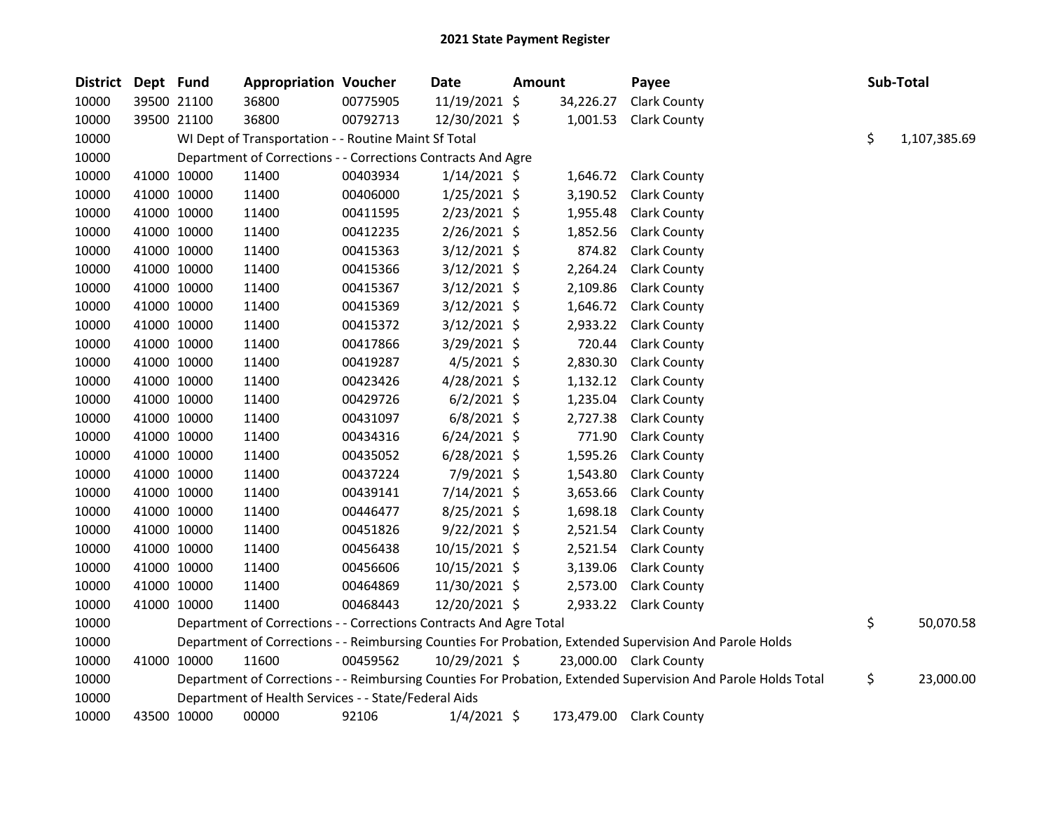# 2021 State Payment Register

| District | Dept | Fund | Appropriation | Voucher | Date | Amount | Payee | Sub-Total |
|---|---|---|---|---|---|---|---|---|
| 10000 | 39500 | 21100 | 36800 | 00775905 | 11/19/2021 | $ 34,226.27 | Clark County | |
| 10000 | 39500 | 21100 | 36800 | 00792713 | 12/30/2021 | $ 1,001.53 | Clark County | |
| 10000 | | WI Dept of Transportation - - Routine Maint Sf Total | | | | | | $ 1,107,385.69 |
| 10000 | | Department of Corrections - - Corrections Contracts And Agre | | | | | | |
| 10000 | 41000 | 10000 | 11400 | 00403934 | 1/14/2021 | $ 1,646.72 | Clark County | |
| 10000 | 41000 | 10000 | 11400 | 00406000 | 1/25/2021 | $ 3,190.52 | Clark County | |
| 10000 | 41000 | 10000 | 11400 | 00411595 | 2/23/2021 | $ 1,955.48 | Clark County | |
| 10000 | 41000 | 10000 | 11400 | 00412235 | 2/26/2021 | $ 1,852.56 | Clark County | |
| 10000 | 41000 | 10000 | 11400 | 00415363 | 3/12/2021 | $ 874.82 | Clark County | |
| 10000 | 41000 | 10000 | 11400 | 00415366 | 3/12/2021 | $ 2,264.24 | Clark County | |
| 10000 | 41000 | 10000 | 11400 | 00415367 | 3/12/2021 | $ 2,109.86 | Clark County | |
| 10000 | 41000 | 10000 | 11400 | 00415369 | 3/12/2021 | $ 1,646.72 | Clark County | |
| 10000 | 41000 | 10000 | 11400 | 00415372 | 3/12/2021 | $ 2,933.22 | Clark County | |
| 10000 | 41000 | 10000 | 11400 | 00417866 | 3/29/2021 | $ 720.44 | Clark County | |
| 10000 | 41000 | 10000 | 11400 | 00419287 | 4/5/2021 | $ 2,830.30 | Clark County | |
| 10000 | 41000 | 10000 | 11400 | 00423426 | 4/28/2021 | $ 1,132.12 | Clark County | |
| 10000 | 41000 | 10000 | 11400 | 00429726 | 6/2/2021 | $ 1,235.04 | Clark County | |
| 10000 | 41000 | 10000 | 11400 | 00431097 | 6/8/2021 | $ 2,727.38 | Clark County | |
| 10000 | 41000 | 10000 | 11400 | 00434316 | 6/24/2021 | $ 771.90 | Clark County | |
| 10000 | 41000 | 10000 | 11400 | 00435052 | 6/28/2021 | $ 1,595.26 | Clark County | |
| 10000 | 41000 | 10000 | 11400 | 00437224 | 7/9/2021 | $ 1,543.80 | Clark County | |
| 10000 | 41000 | 10000 | 11400 | 00439141 | 7/14/2021 | $ 3,653.66 | Clark County | |
| 10000 | 41000 | 10000 | 11400 | 00446477 | 8/25/2021 | $ 1,698.18 | Clark County | |
| 10000 | 41000 | 10000 | 11400 | 00451826 | 9/22/2021 | $ 2,521.54 | Clark County | |
| 10000 | 41000 | 10000 | 11400 | 00456438 | 10/15/2021 | $ 2,521.54 | Clark County | |
| 10000 | 41000 | 10000 | 11400 | 00456606 | 10/15/2021 | $ 3,139.06 | Clark County | |
| 10000 | 41000 | 10000 | 11400 | 00464869 | 11/30/2021 | $ 2,573.00 | Clark County | |
| 10000 | 41000 | 10000 | 11400 | 00468443 | 12/20/2021 | $ 2,933.22 | Clark County | |
| 10000 | | Department of Corrections - - Corrections Contracts And Agre Total | | | | | | $ 50,070.58 |
| 10000 | | Department of Corrections - - Reimbursing Counties For Probation, Extended Supervision And Parole Holds | | | | | | |
| 10000 | 41000 | 10000 | 11600 | 00459562 | 10/29/2021 | $ 23,000.00 | Clark County | |
| 10000 | | Department of Corrections - - Reimbursing Counties For Probation, Extended Supervision And Parole Holds Total | | | | | | $ 23,000.00 |
| 10000 | | Department of Health Services - - State/Federal Aids | | | | | | |
| 10000 | 43500 | 10000 | 00000 | 92106 | 1/4/2021 | $ 173,479.00 | Clark County | |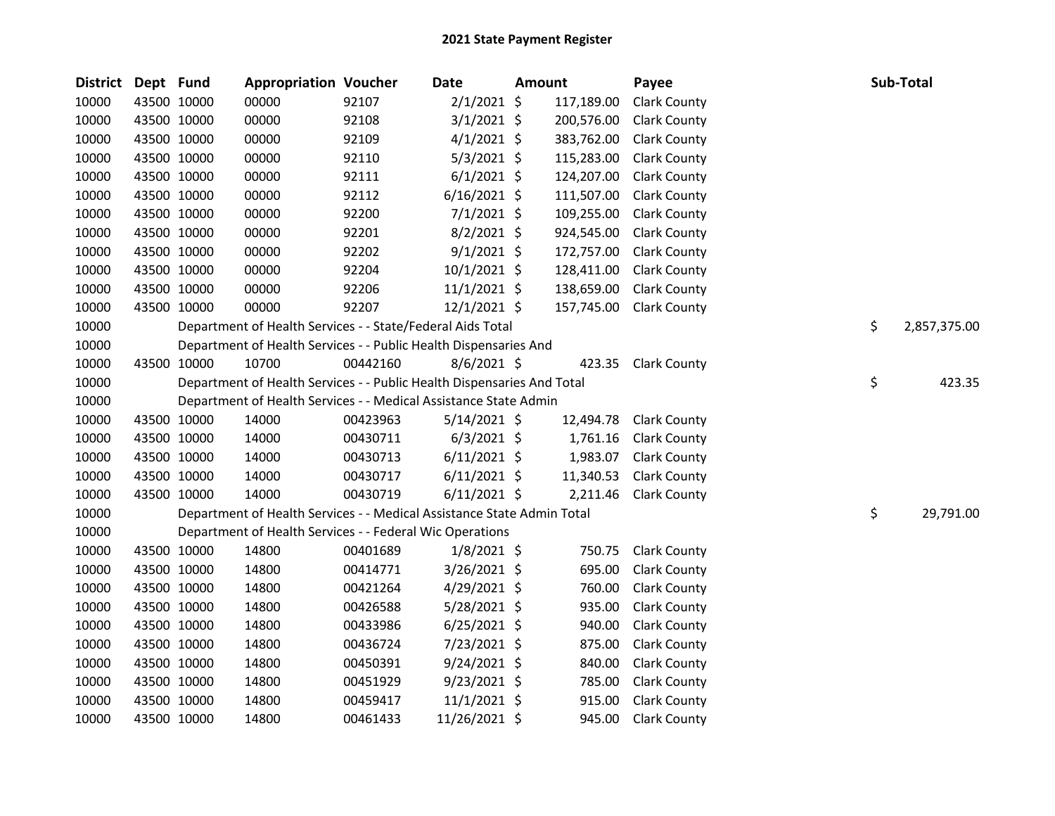# 2021 State Payment Register

| District | Dept | Fund | Appropriation | Voucher | Date | Amount | Payee | Sub-Total |
|---|---|---|---|---|---|---|---|---|
| 10000 | 43500 | 10000 | 00000 | 92107 | 2/1/2021 | $ 117,189.00 | Clark County | |
| 10000 | 43500 | 10000 | 00000 | 92108 | 3/1/2021 | $ 200,576.00 | Clark County | |
| 10000 | 43500 | 10000 | 00000 | 92109 | 4/1/2021 | $ 383,762.00 | Clark County | |
| 10000 | 43500 | 10000 | 00000 | 92110 | 5/3/2021 | $ 115,283.00 | Clark County | |
| 10000 | 43500 | 10000 | 00000 | 92111 | 6/1/2021 | $ 124,207.00 | Clark County | |
| 10000 | 43500 | 10000 | 00000 | 92112 | 6/16/2021 | $ 111,507.00 | Clark County | |
| 10000 | 43500 | 10000 | 00000 | 92200 | 7/1/2021 | $ 109,255.00 | Clark County | |
| 10000 | 43500 | 10000 | 00000 | 92201 | 8/2/2021 | $ 924,545.00 | Clark County | |
| 10000 | 43500 | 10000 | 00000 | 92202 | 9/1/2021 | $ 172,757.00 | Clark County | |
| 10000 | 43500 | 10000 | 00000 | 92204 | 10/1/2021 | $ 128,411.00 | Clark County | |
| 10000 | 43500 | 10000 | 00000 | 92206 | 11/1/2021 | $ 138,659.00 | Clark County | |
| 10000 | 43500 | 10000 | 00000 | 92207 | 12/1/2021 | $ 157,745.00 | Clark County | |
| 10000 | | Department of Health Services - - State/Federal Aids Total | | | | | | $ 2,857,375.00 |
| 10000 | | Department of Health Services - - Public Health Dispensaries And | | | | | | |
| 10000 | 43500 | 10000 | 10700 | 00442160 | 8/6/2021 | $ 423.35 | Clark County | |
| 10000 | | Department of Health Services - - Public Health Dispensaries And Total | | | | | | $ 423.35 |
| 10000 | | Department of Health Services - - Medical Assistance State Admin | | | | | | |
| 10000 | 43500 | 10000 | 14000 | 00423963 | 5/14/2021 | $ 12,494.78 | Clark County | |
| 10000 | 43500 | 10000 | 14000 | 00430711 | 6/3/2021 | $ 1,761.16 | Clark County | |
| 10000 | 43500 | 10000 | 14000 | 00430713 | 6/11/2021 | $ 1,983.07 | Clark County | |
| 10000 | 43500 | 10000 | 14000 | 00430717 | 6/11/2021 | $ 11,340.53 | Clark County | |
| 10000 | 43500 | 10000 | 14000 | 00430719 | 6/11/2021 | $ 2,211.46 | Clark County | |
| 10000 | | Department of Health Services - - Medical Assistance State Admin Total | | | | | | $ 29,791.00 |
| 10000 | | Department of Health Services - - Federal Wic Operations | | | | | | |
| 10000 | 43500 | 10000 | 14800 | 00401689 | 1/8/2021 | $ 750.75 | Clark County | |
| 10000 | 43500 | 10000 | 14800 | 00414771 | 3/26/2021 | $ 695.00 | Clark County | |
| 10000 | 43500 | 10000 | 14800 | 00421264 | 4/29/2021 | $ 760.00 | Clark County | |
| 10000 | 43500 | 10000 | 14800 | 00426588 | 5/28/2021 | $ 935.00 | Clark County | |
| 10000 | 43500 | 10000 | 14800 | 00433986 | 6/25/2021 | $ 940.00 | Clark County | |
| 10000 | 43500 | 10000 | 14800 | 00436724 | 7/23/2021 | $ 875.00 | Clark County | |
| 10000 | 43500 | 10000 | 14800 | 00450391 | 9/24/2021 | $ 840.00 | Clark County | |
| 10000 | 43500 | 10000 | 14800 | 00451929 | 9/23/2021 | $ 785.00 | Clark County | |
| 10000 | 43500 | 10000 | 14800 | 00459417 | 11/1/2021 | $ 915.00 | Clark County | |
| 10000 | 43500 | 10000 | 14800 | 00461433 | 11/26/2021 | $ 945.00 | Clark County | |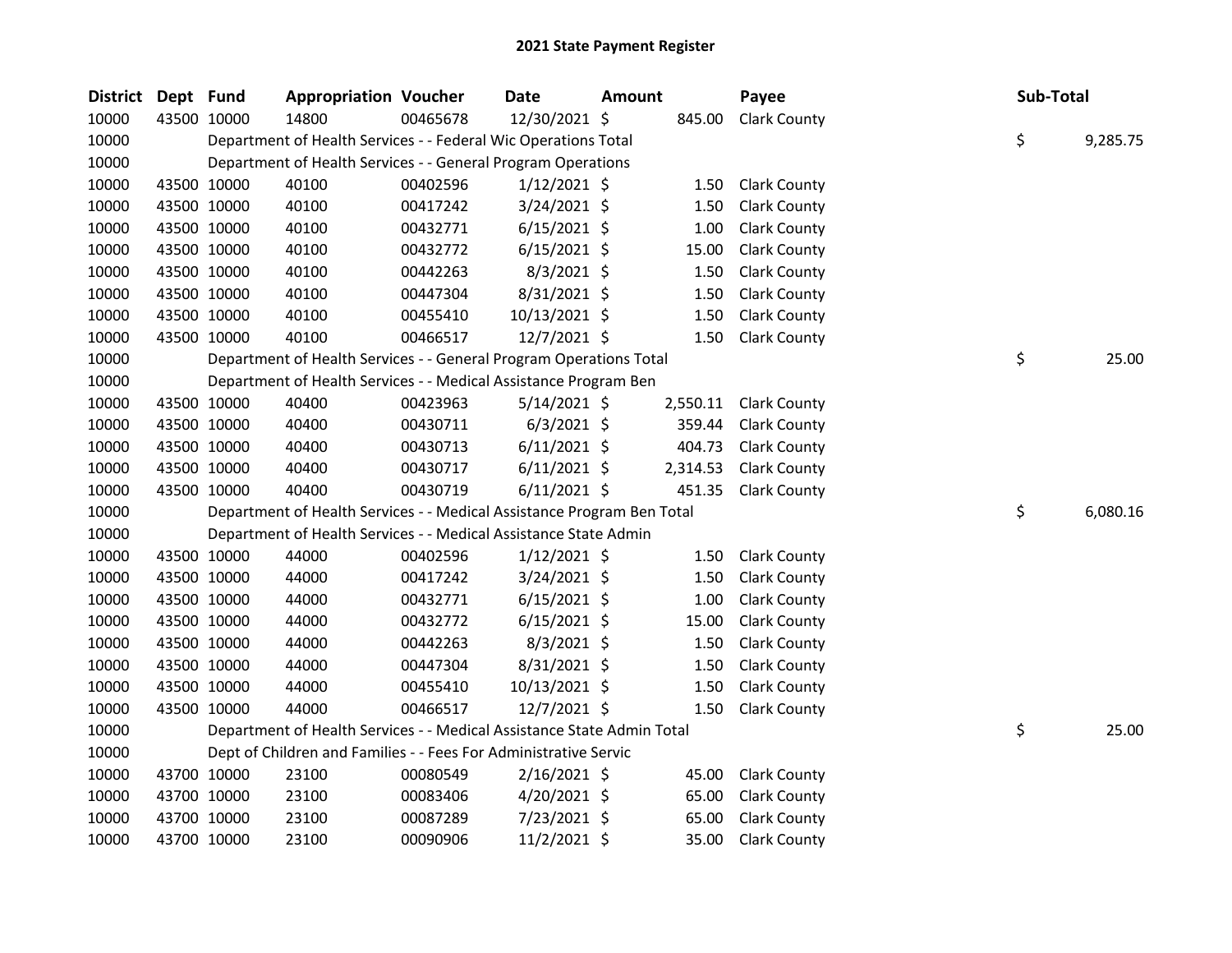# 2021 State Payment Register

| District | Dept | Fund | Appropriation | Voucher | Date | Amount | Payee | Sub-Total |
|---|---|---|---|---|---|---|---|---|
| 10000 | 43500 | 10000 | 14800 | 00465678 | 12/30/2021 | $ 845.00 | Clark County | |
| 10000 | | | Department of Health Services - - Federal Wic Operations Total | | | | | $ 9,285.75 |
| 10000 | | | Department of Health Services - - General Program Operations | | | | | |
| 10000 | 43500 | 10000 | 40100 | 00402596 | 1/12/2021 | $ 1.50 | Clark County | |
| 10000 | 43500 | 10000 | 40100 | 00417242 | 3/24/2021 | $ 1.50 | Clark County | |
| 10000 | 43500 | 10000 | 40100 | 00432771 | 6/15/2021 | $ 1.00 | Clark County | |
| 10000 | 43500 | 10000 | 40100 | 00432772 | 6/15/2021 | $ 15.00 | Clark County | |
| 10000 | 43500 | 10000 | 40100 | 00442263 | 8/3/2021 | $ 1.50 | Clark County | |
| 10000 | 43500 | 10000 | 40100 | 00447304 | 8/31/2021 | $ 1.50 | Clark County | |
| 10000 | 43500 | 10000 | 40100 | 00455410 | 10/13/2021 | $ 1.50 | Clark County | |
| 10000 | 43500 | 10000 | 40100 | 00466517 | 12/7/2021 | $ 1.50 | Clark County | |
| 10000 | | | Department of Health Services - - General Program Operations Total | | | | | $ 25.00 |
| 10000 | | | Department of Health Services - - Medical Assistance Program Ben | | | | | |
| 10000 | 43500 | 10000 | 40400 | 00423963 | 5/14/2021 | $ 2,550.11 | Clark County | |
| 10000 | 43500 | 10000 | 40400 | 00430711 | 6/3/2021 | $ 359.44 | Clark County | |
| 10000 | 43500 | 10000 | 40400 | 00430713 | 6/11/2021 | $ 404.73 | Clark County | |
| 10000 | 43500 | 10000 | 40400 | 00430717 | 6/11/2021 | $ 2,314.53 | Clark County | |
| 10000 | 43500 | 10000 | 40400 | 00430719 | 6/11/2021 | $ 451.35 | Clark County | |
| 10000 | | | Department of Health Services - - Medical Assistance Program Ben Total | | | | | $ 6,080.16 |
| 10000 | | | Department of Health Services - - Medical Assistance State Admin | | | | | |
| 10000 | 43500 | 10000 | 44000 | 00402596 | 1/12/2021 | $ 1.50 | Clark County | |
| 10000 | 43500 | 10000 | 44000 | 00417242 | 3/24/2021 | $ 1.50 | Clark County | |
| 10000 | 43500 | 10000 | 44000 | 00432771 | 6/15/2021 | $ 1.00 | Clark County | |
| 10000 | 43500 | 10000 | 44000 | 00432772 | 6/15/2021 | $ 15.00 | Clark County | |
| 10000 | 43500 | 10000 | 44000 | 00442263 | 8/3/2021 | $ 1.50 | Clark County | |
| 10000 | 43500 | 10000 | 44000 | 00447304 | 8/31/2021 | $ 1.50 | Clark County | |
| 10000 | 43500 | 10000 | 44000 | 00455410 | 10/13/2021 | $ 1.50 | Clark County | |
| 10000 | 43500 | 10000 | 44000 | 00466517 | 12/7/2021 | $ 1.50 | Clark County | |
| 10000 | | | Department of Health Services - - Medical Assistance State Admin Total | | | | | $ 25.00 |
| 10000 | | | Dept of Children and Families - - Fees For Administrative Servic | | | | | |
| 10000 | 43700 | 10000 | 23100 | 00080549 | 2/16/2021 | $ 45.00 | Clark County | |
| 10000 | 43700 | 10000 | 23100 | 00083406 | 4/20/2021 | $ 65.00 | Clark County | |
| 10000 | 43700 | 10000 | 23100 | 00087289 | 7/23/2021 | $ 65.00 | Clark County | |
| 10000 | 43700 | 10000 | 23100 | 00090906 | 11/2/2021 | $ 35.00 | Clark County | |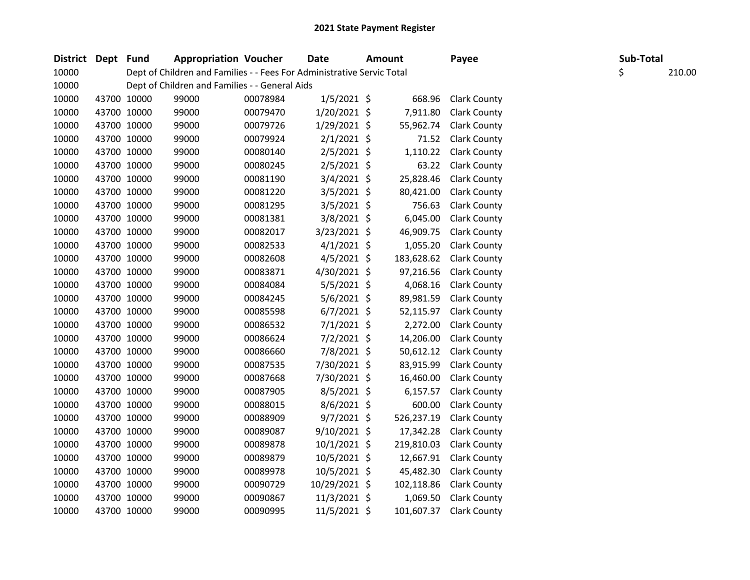## 2021 State Payment Register

| District | Dept | Fund | Appropriation | Voucher | Date | Amount | Payee | Sub-Total |
|---|---|---|---|---|---|---|---|---|
| 10000 | | Dept of Children and Families - - Fees For Administrative Servic Total | | | | | | $ 210.00 |
| 10000 | | Dept of Children and Families - - General Aids | | | | | | |
| 10000 | 43700 | 10000 | 99000 | 00078984 | 1/5/2021 | $ 668.96 | Clark County | |
| 10000 | 43700 | 10000 | 99000 | 00079470 | 1/20/2021 | $ 7,911.80 | Clark County | |
| 10000 | 43700 | 10000 | 99000 | 00079726 | 1/29/2021 | $ 55,962.74 | Clark County | |
| 10000 | 43700 | 10000 | 99000 | 00079924 | 2/1/2021 | $ 71.52 | Clark County | |
| 10000 | 43700 | 10000 | 99000 | 00080140 | 2/5/2021 | $ 1,110.22 | Clark County | |
| 10000 | 43700 | 10000 | 99000 | 00080245 | 2/5/2021 | $ 63.22 | Clark County | |
| 10000 | 43700 | 10000 | 99000 | 00081190 | 3/4/2021 | $ 25,828.46 | Clark County | |
| 10000 | 43700 | 10000 | 99000 | 00081220 | 3/5/2021 | $ 80,421.00 | Clark County | |
| 10000 | 43700 | 10000 | 99000 | 00081295 | 3/5/2021 | $ 756.63 | Clark County | |
| 10000 | 43700 | 10000 | 99000 | 00081381 | 3/8/2021 | $ 6,045.00 | Clark County | |
| 10000 | 43700 | 10000 | 99000 | 00082017 | 3/23/2021 | $ 46,909.75 | Clark County | |
| 10000 | 43700 | 10000 | 99000 | 00082533 | 4/1/2021 | $ 1,055.20 | Clark County | |
| 10000 | 43700 | 10000 | 99000 | 00082608 | 4/5/2021 | $ 183,628.62 | Clark County | |
| 10000 | 43700 | 10000 | 99000 | 00083871 | 4/30/2021 | $ 97,216.56 | Clark County | |
| 10000 | 43700 | 10000 | 99000 | 00084084 | 5/5/2021 | $ 4,068.16 | Clark County | |
| 10000 | 43700 | 10000 | 99000 | 00084245 | 5/6/2021 | $ 89,981.59 | Clark County | |
| 10000 | 43700 | 10000 | 99000 | 00085598 | 6/7/2021 | $ 52,115.97 | Clark County | |
| 10000 | 43700 | 10000 | 99000 | 00086532 | 7/1/2021 | $ 2,272.00 | Clark County | |
| 10000 | 43700 | 10000 | 99000 | 00086624 | 7/2/2021 | $ 14,206.00 | Clark County | |
| 10000 | 43700 | 10000 | 99000 | 00086660 | 7/8/2021 | $ 50,612.12 | Clark County | |
| 10000 | 43700 | 10000 | 99000 | 00087535 | 7/30/2021 | $ 83,915.99 | Clark County | |
| 10000 | 43700 | 10000 | 99000 | 00087668 | 7/30/2021 | $ 16,460.00 | Clark County | |
| 10000 | 43700 | 10000 | 99000 | 00087905 | 8/5/2021 | $ 6,157.57 | Clark County | |
| 10000 | 43700 | 10000 | 99000 | 00088015 | 8/6/2021 | $ 600.00 | Clark County | |
| 10000 | 43700 | 10000 | 99000 | 00088909 | 9/7/2021 | $ 526,237.19 | Clark County | |
| 10000 | 43700 | 10000 | 99000 | 00089087 | 9/10/2021 | $ 17,342.28 | Clark County | |
| 10000 | 43700 | 10000 | 99000 | 00089878 | 10/1/2021 | $ 219,810.03 | Clark County | |
| 10000 | 43700 | 10000 | 99000 | 00089879 | 10/5/2021 | $ 12,667.91 | Clark County | |
| 10000 | 43700 | 10000 | 99000 | 00089978 | 10/5/2021 | $ 45,482.30 | Clark County | |
| 10000 | 43700 | 10000 | 99000 | 00090729 | 10/29/2021 | $ 102,118.86 | Clark County | |
| 10000 | 43700 | 10000 | 99000 | 00090867 | 11/3/2021 | $ 1,069.50 | Clark County | |
| 10000 | 43700 | 10000 | 99000 | 00090995 | 11/5/2021 | $ 101,607.37 | Clark County | |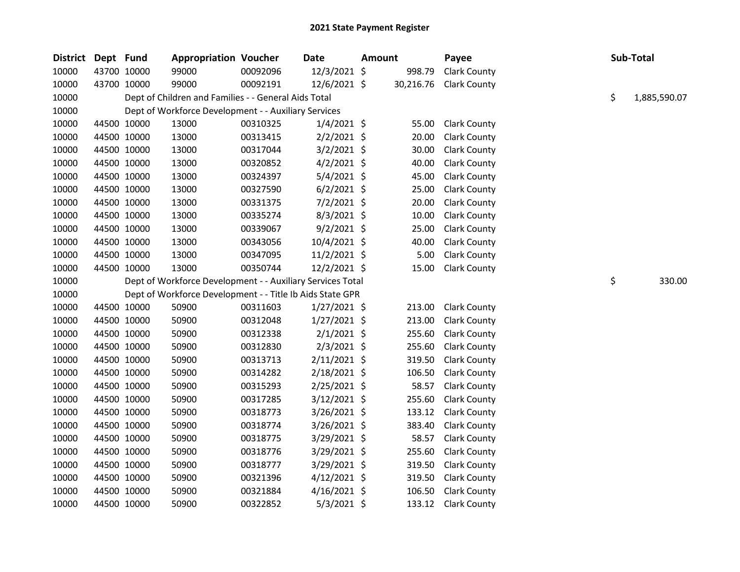# 2021 State Payment Register

| District | Dept | Fund | Appropriation | Voucher | Date | Amount | Payee | Sub-Total |
|---|---|---|---|---|---|---|---|---|
| 10000 | 43700 | 10000 | 99000 | 00092096 | 12/3/2021 | $ 998.79 | Clark County | |
| 10000 | 43700 | 10000 | 99000 | 00092191 | 12/6/2021 | $ 30,216.76 | Clark County | |
| 10000 | | Dept of Children and Families - - General Aids Total | | | | | | $ 1,885,590.07 |
| 10000 | | Dept of Workforce Development - - Auxiliary Services | | | | | | |
| 10000 | 44500 | 10000 | 13000 | 00310325 | 1/4/2021 | $ 55.00 | Clark County | |
| 10000 | 44500 | 10000 | 13000 | 00313415 | 2/2/2021 | $ 20.00 | Clark County | |
| 10000 | 44500 | 10000 | 13000 | 00317044 | 3/2/2021 | $ 30.00 | Clark County | |
| 10000 | 44500 | 10000 | 13000 | 00320852 | 4/2/2021 | $ 40.00 | Clark County | |
| 10000 | 44500 | 10000 | 13000 | 00324397 | 5/4/2021 | $ 45.00 | Clark County | |
| 10000 | 44500 | 10000 | 13000 | 00327590 | 6/2/2021 | $ 25.00 | Clark County | |
| 10000 | 44500 | 10000 | 13000 | 00331375 | 7/2/2021 | $ 20.00 | Clark County | |
| 10000 | 44500 | 10000 | 13000 | 00335274 | 8/3/2021 | $ 10.00 | Clark County | |
| 10000 | 44500 | 10000 | 13000 | 00339067 | 9/2/2021 | $ 25.00 | Clark County | |
| 10000 | 44500 | 10000 | 13000 | 00343056 | 10/4/2021 | $ 40.00 | Clark County | |
| 10000 | 44500 | 10000 | 13000 | 00347095 | 11/2/2021 | $ 5.00 | Clark County | |
| 10000 | 44500 | 10000 | 13000 | 00350744 | 12/2/2021 | $ 15.00 | Clark County | |
| 10000 | | Dept of Workforce Development - - Auxiliary Services Total | | | | | | $ 330.00 |
| 10000 | | Dept of Workforce Development - - Title Ib Aids State GPR | | | | | | |
| 10000 | 44500 | 10000 | 50900 | 00311603 | 1/27/2021 | $ 213.00 | Clark County | |
| 10000 | 44500 | 10000 | 50900 | 00312048 | 1/27/2021 | $ 213.00 | Clark County | |
| 10000 | 44500 | 10000 | 50900 | 00312338 | 2/1/2021 | $ 255.60 | Clark County | |
| 10000 | 44500 | 10000 | 50900 | 00312830 | 2/3/2021 | $ 255.60 | Clark County | |
| 10000 | 44500 | 10000 | 50900 | 00313713 | 2/11/2021 | $ 319.50 | Clark County | |
| 10000 | 44500 | 10000 | 50900 | 00314282 | 2/18/2021 | $ 106.50 | Clark County | |
| 10000 | 44500 | 10000 | 50900 | 00315293 | 2/25/2021 | $ 58.57 | Clark County | |
| 10000 | 44500 | 10000 | 50900 | 00317285 | 3/12/2021 | $ 255.60 | Clark County | |
| 10000 | 44500 | 10000 | 50900 | 00318773 | 3/26/2021 | $ 133.12 | Clark County | |
| 10000 | 44500 | 10000 | 50900 | 00318774 | 3/26/2021 | $ 383.40 | Clark County | |
| 10000 | 44500 | 10000 | 50900 | 00318775 | 3/29/2021 | $ 58.57 | Clark County | |
| 10000 | 44500 | 10000 | 50900 | 00318776 | 3/29/2021 | $ 255.60 | Clark County | |
| 10000 | 44500 | 10000 | 50900 | 00318777 | 3/29/2021 | $ 319.50 | Clark County | |
| 10000 | 44500 | 10000 | 50900 | 00321396 | 4/12/2021 | $ 319.50 | Clark County | |
| 10000 | 44500 | 10000 | 50900 | 00321884 | 4/16/2021 | $ 106.50 | Clark County | |
| 10000 | 44500 | 10000 | 50900 | 00322852 | 5/3/2021 | $ 133.12 | Clark County | |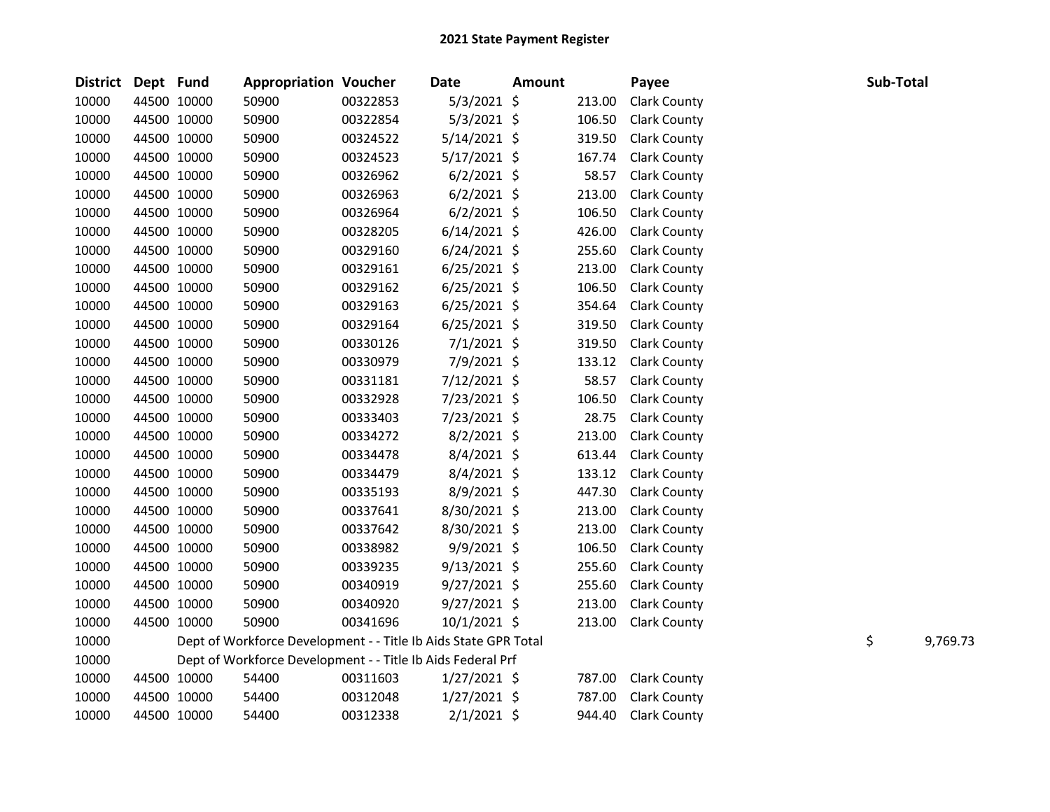## 2021 State Payment Register

| District | Dept | Fund | Appropriation | Voucher | Date | Amount | Payee | Sub-Total |
|---|---|---|---|---|---|---|---|---|
| 10000 | 44500 | 10000 | 50900 | 00322853 | 5/3/2021 | $ 213.00 | Clark County | |
| 10000 | 44500 | 10000 | 50900 | 00322854 | 5/3/2021 | $ 106.50 | Clark County | |
| 10000 | 44500 | 10000 | 50900 | 00324522 | 5/14/2021 | $ 319.50 | Clark County | |
| 10000 | 44500 | 10000 | 50900 | 00324523 | 5/17/2021 | $ 167.74 | Clark County | |
| 10000 | 44500 | 10000 | 50900 | 00326962 | 6/2/2021 | $ 58.57 | Clark County | |
| 10000 | 44500 | 10000 | 50900 | 00326963 | 6/2/2021 | $ 213.00 | Clark County | |
| 10000 | 44500 | 10000 | 50900 | 00326964 | 6/2/2021 | $ 106.50 | Clark County | |
| 10000 | 44500 | 10000 | 50900 | 00328205 | 6/14/2021 | $ 426.00 | Clark County | |
| 10000 | 44500 | 10000 | 50900 | 00329160 | 6/24/2021 | $ 255.60 | Clark County | |
| 10000 | 44500 | 10000 | 50900 | 00329161 | 6/25/2021 | $ 213.00 | Clark County | |
| 10000 | 44500 | 10000 | 50900 | 00329162 | 6/25/2021 | $ 106.50 | Clark County | |
| 10000 | 44500 | 10000 | 50900 | 00329163 | 6/25/2021 | $ 354.64 | Clark County | |
| 10000 | 44500 | 10000 | 50900 | 00329164 | 6/25/2021 | $ 319.50 | Clark County | |
| 10000 | 44500 | 10000 | 50900 | 00330126 | 7/1/2021 | $ 319.50 | Clark County | |
| 10000 | 44500 | 10000 | 50900 | 00330979 | 7/9/2021 | $ 133.12 | Clark County | |
| 10000 | 44500 | 10000 | 50900 | 00331181 | 7/12/2021 | $ 58.57 | Clark County | |
| 10000 | 44500 | 10000 | 50900 | 00332928 | 7/23/2021 | $ 106.50 | Clark County | |
| 10000 | 44500 | 10000 | 50900 | 00333403 | 7/23/2021 | $ 28.75 | Clark County | |
| 10000 | 44500 | 10000 | 50900 | 00334272 | 8/2/2021 | $ 213.00 | Clark County | |
| 10000 | 44500 | 10000 | 50900 | 00334478 | 8/4/2021 | $ 613.44 | Clark County | |
| 10000 | 44500 | 10000 | 50900 | 00334479 | 8/4/2021 | $ 133.12 | Clark County | |
| 10000 | 44500 | 10000 | 50900 | 00335193 | 8/9/2021 | $ 447.30 | Clark County | |
| 10000 | 44500 | 10000 | 50900 | 00337641 | 8/30/2021 | $ 213.00 | Clark County | |
| 10000 | 44500 | 10000 | 50900 | 00337642 | 8/30/2021 | $ 213.00 | Clark County | |
| 10000 | 44500 | 10000 | 50900 | 00338982 | 9/9/2021 | $ 106.50 | Clark County | |
| 10000 | 44500 | 10000 | 50900 | 00339235 | 9/13/2021 | $ 255.60 | Clark County | |
| 10000 | 44500 | 10000 | 50900 | 00340919 | 9/27/2021 | $ 255.60 | Clark County | |
| 10000 | 44500 | 10000 | 50900 | 00340920 | 9/27/2021 | $ 213.00 | Clark County | |
| 10000 | 44500 | 10000 | 50900 | 00341696 | 10/1/2021 | $ 213.00 | Clark County | |
| 10000 | Dept of Workforce Development - - Title Ib Aids State GPR Total | | | | | | | $ 9,769.73 |
| 10000 | Dept of Workforce Development - - Title Ib Aids Federal Prf | | | | | | | |
| 10000 | 44500 | 10000 | 54400 | 00311603 | 1/27/2021 | $ 787.00 | Clark County | |
| 10000 | 44500 | 10000 | 54400 | 00312048 | 1/27/2021 | $ 787.00 | Clark County | |
| 10000 | 44500 | 10000 | 54400 | 00312338 | 2/1/2021 | $ 944.40 | Clark County | |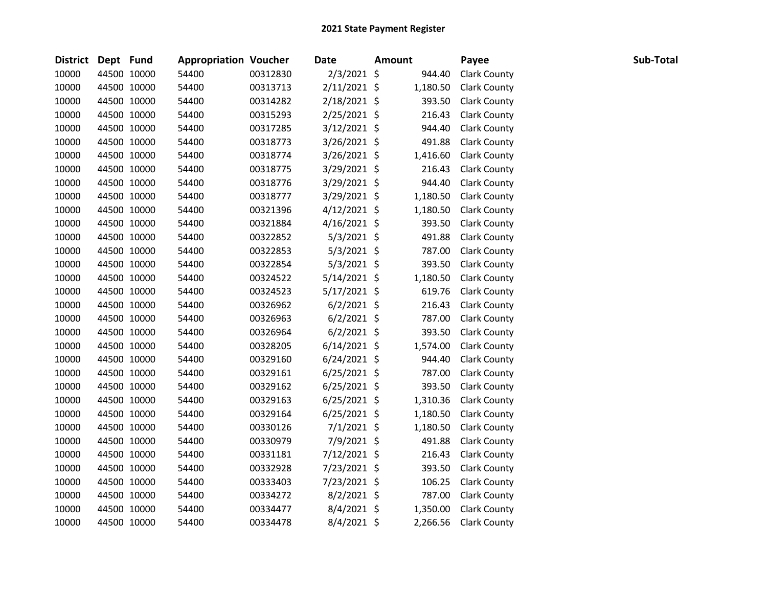## 2021 State Payment Register

| District | Dept | Fund | Appropriation | Voucher | Date | Amount | Payee | Sub-Total |
|---|---|---|---|---|---|---|---|---|
| 10000 | 44500 | 10000 | 54400 | 00312830 | 2/3/2021 | $ 944.40 | Clark County | |
| 10000 | 44500 | 10000 | 54400 | 00313713 | 2/11/2021 | $ 1,180.50 | Clark County | |
| 10000 | 44500 | 10000 | 54400 | 00314282 | 2/18/2021 | $ 393.50 | Clark County | |
| 10000 | 44500 | 10000 | 54400 | 00315293 | 2/25/2021 | $ 216.43 | Clark County | |
| 10000 | 44500 | 10000 | 54400 | 00317285 | 3/12/2021 | $ 944.40 | Clark County | |
| 10000 | 44500 | 10000 | 54400 | 00318773 | 3/26/2021 | $ 491.88 | Clark County | |
| 10000 | 44500 | 10000 | 54400 | 00318774 | 3/26/2021 | $ 1,416.60 | Clark County | |
| 10000 | 44500 | 10000 | 54400 | 00318775 | 3/29/2021 | $ 216.43 | Clark County | |
| 10000 | 44500 | 10000 | 54400 | 00318776 | 3/29/2021 | $ 944.40 | Clark County | |
| 10000 | 44500 | 10000 | 54400 | 00318777 | 3/29/2021 | $ 1,180.50 | Clark County | |
| 10000 | 44500 | 10000 | 54400 | 00321396 | 4/12/2021 | $ 1,180.50 | Clark County | |
| 10000 | 44500 | 10000 | 54400 | 00321884 | 4/16/2021 | $ 393.50 | Clark County | |
| 10000 | 44500 | 10000 | 54400 | 00322852 | 5/3/2021 | $ 491.88 | Clark County | |
| 10000 | 44500 | 10000 | 54400 | 00322853 | 5/3/2021 | $ 787.00 | Clark County | |
| 10000 | 44500 | 10000 | 54400 | 00322854 | 5/3/2021 | $ 393.50 | Clark County | |
| 10000 | 44500 | 10000 | 54400 | 00324522 | 5/14/2021 | $ 1,180.50 | Clark County | |
| 10000 | 44500 | 10000 | 54400 | 00324523 | 5/17/2021 | $ 619.76 | Clark County | |
| 10000 | 44500 | 10000 | 54400 | 00326962 | 6/2/2021 | $ 216.43 | Clark County | |
| 10000 | 44500 | 10000 | 54400 | 00326963 | 6/2/2021 | $ 787.00 | Clark County | |
| 10000 | 44500 | 10000 | 54400 | 00326964 | 6/2/2021 | $ 393.50 | Clark County | |
| 10000 | 44500 | 10000 | 54400 | 00328205 | 6/14/2021 | $ 1,574.00 | Clark County | |
| 10000 | 44500 | 10000 | 54400 | 00329160 | 6/24/2021 | $ 944.40 | Clark County | |
| 10000 | 44500 | 10000 | 54400 | 00329161 | 6/25/2021 | $ 787.00 | Clark County | |
| 10000 | 44500 | 10000 | 54400 | 00329162 | 6/25/2021 | $ 393.50 | Clark County | |
| 10000 | 44500 | 10000 | 54400 | 00329163 | 6/25/2021 | $ 1,310.36 | Clark County | |
| 10000 | 44500 | 10000 | 54400 | 00329164 | 6/25/2021 | $ 1,180.50 | Clark County | |
| 10000 | 44500 | 10000 | 54400 | 00330126 | 7/1/2021 | $ 1,180.50 | Clark County | |
| 10000 | 44500 | 10000 | 54400 | 00330979 | 7/9/2021 | $ 491.88 | Clark County | |
| 10000 | 44500 | 10000 | 54400 | 00331181 | 7/12/2021 | $ 216.43 | Clark County | |
| 10000 | 44500 | 10000 | 54400 | 00332928 | 7/23/2021 | $ 393.50 | Clark County | |
| 10000 | 44500 | 10000 | 54400 | 00333403 | 7/23/2021 | $ 106.25 | Clark County | |
| 10000 | 44500 | 10000 | 54400 | 00334272 | 8/2/2021 | $ 787.00 | Clark County | |
| 10000 | 44500 | 10000 | 54400 | 00334477 | 8/4/2021 | $ 1,350.00 | Clark County | |
| 10000 | 44500 | 10000 | 54400 | 00334478 | 8/4/2021 | $ 2,266.56 | Clark County | |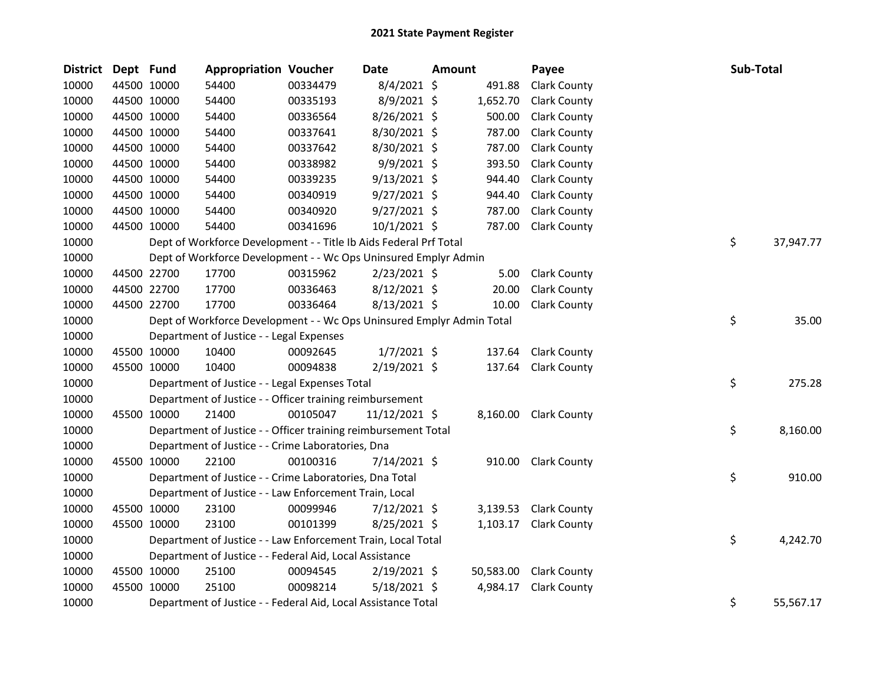# 2021 State Payment Register

| District | Dept | Fund | Appropriation | Voucher | Date | Amount | Payee | Sub-Total |
|---|---|---|---|---|---|---|---|---|
| 10000 | 44500 | 10000 | 54400 | 00334479 | 8/4/2021 | $ 491.88 | Clark County | |
| 10000 | 44500 | 10000 | 54400 | 00335193 | 8/9/2021 | $ 1,652.70 | Clark County | |
| 10000 | 44500 | 10000 | 54400 | 00336564 | 8/26/2021 | $ 500.00 | Clark County | |
| 10000 | 44500 | 10000 | 54400 | 00337641 | 8/30/2021 | $ 787.00 | Clark County | |
| 10000 | 44500 | 10000 | 54400 | 00337642 | 8/30/2021 | $ 787.00 | Clark County | |
| 10000 | 44500 | 10000 | 54400 | 00338982 | 9/9/2021 | $ 393.50 | Clark County | |
| 10000 | 44500 | 10000 | 54400 | 00339235 | 9/13/2021 | $ 944.40 | Clark County | |
| 10000 | 44500 | 10000 | 54400 | 00340919 | 9/27/2021 | $ 944.40 | Clark County | |
| 10000 | 44500 | 10000 | 54400 | 00340920 | 9/27/2021 | $ 787.00 | Clark County | |
| 10000 | 44500 | 10000 | 54400 | 00341696 | 10/1/2021 | $ 787.00 | Clark County | |
| 10000 | | Dept of Workforce Development - - Title Ib Aids Federal Prf Total | | | | | | $ 37,947.77 |
| 10000 | | Dept of Workforce Development - - Wc Ops Uninsured Emplyr Admin | | | | | | |
| 10000 | 44500 | 22700 | 17700 | 00315962 | 2/23/2021 | $ 5.00 | Clark County | |
| 10000 | 44500 | 22700 | 17700 | 00336463 | 8/12/2021 | $ 20.00 | Clark County | |
| 10000 | 44500 | 22700 | 17700 | 00336464 | 8/13/2021 | $ 10.00 | Clark County | |
| 10000 | | Dept of Workforce Development - - Wc Ops Uninsured Emplyr Admin Total | | | | | | $ 35.00 |
| 10000 | | Department of Justice - - Legal Expenses | | | | | | |
| 10000 | 45500 | 10000 | 10400 | 00092645 | 1/7/2021 | $ 137.64 | Clark County | |
| 10000 | 45500 | 10000 | 10400 | 00094838 | 2/19/2021 | $ 137.64 | Clark County | |
| 10000 | | Department of Justice - - Legal Expenses Total | | | | | | $ 275.28 |
| 10000 | | Department of Justice - - Officer training reimbursement | | | | | | |
| 10000 | 45500 | 10000 | 21400 | 00105047 | 11/12/2021 | $ 8,160.00 | Clark County | |
| 10000 | | Department of Justice - - Officer training reimbursement Total | | | | | | $ 8,160.00 |
| 10000 | | Department of Justice - - Crime Laboratories, Dna | | | | | | |
| 10000 | 45500 | 10000 | 22100 | 00100316 | 7/14/2021 | $ 910.00 | Clark County | |
| 10000 | | Department of Justice - - Crime Laboratories, Dna Total | | | | | | $ 910.00 |
| 10000 | | Department of Justice - - Law Enforcement Train, Local | | | | | | |
| 10000 | 45500 | 10000 | 23100 | 00099946 | 7/12/2021 | $ 3,139.53 | Clark County | |
| 10000 | 45500 | 10000 | 23100 | 00101399 | 8/25/2021 | $ 1,103.17 | Clark County | |
| 10000 | | Department of Justice - - Law Enforcement Train, Local Total | | | | | | $ 4,242.70 |
| 10000 | | Department of Justice - - Federal Aid, Local Assistance | | | | | | |
| 10000 | 45500 | 10000 | 25100 | 00094545 | 2/19/2021 | $ 50,583.00 | Clark County | |
| 10000 | 45500 | 10000 | 25100 | 00098214 | 5/18/2021 | $ 4,984.17 | Clark County | |
| 10000 | | Department of Justice - - Federal Aid, Local Assistance Total | | | | | | $ 55,567.17 |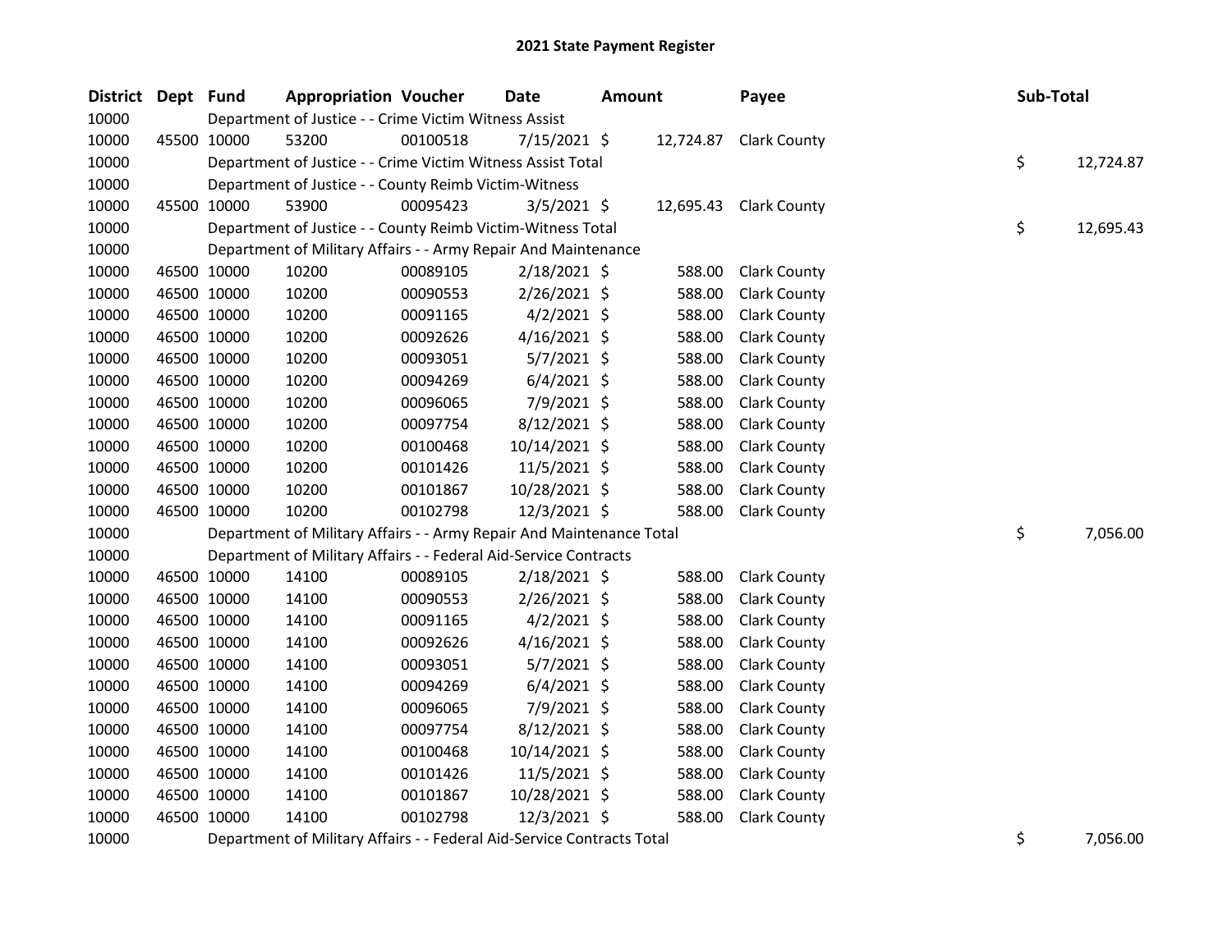# 2021 State Payment Register

| District | Dept | Fund | Appropriation | Voucher | Date | Amount | Payee | Sub-Total |
|---|---|---|---|---|---|---|---|---|
| 10000 | | Department of Justice - - Crime Victim Witness Assist | | | | | | |
| 10000 | 45500 | 10000 | 53200 | 00100518 | 7/15/2021 | $ 12,724.87 | Clark County | |
| 10000 | | Department of Justice - - Crime Victim Witness Assist Total | | | | | | $ 12,724.87 |
| 10000 | | Department of Justice - - County Reimb Victim-Witness | | | | | | |
| 10000 | 45500 | 10000 | 53900 | 00095423 | 3/5/2021 | $ 12,695.43 | Clark County | |
| 10000 | | Department of Justice - - County Reimb Victim-Witness Total | | | | | | $ 12,695.43 |
| 10000 | | Department of Military Affairs - - Army Repair And Maintenance | | | | | | |
| 10000 | 46500 | 10000 | 10200 | 00089105 | 2/18/2021 | $ 588.00 | Clark County | |
| 10000 | 46500 | 10000 | 10200 | 00090553 | 2/26/2021 | $ 588.00 | Clark County | |
| 10000 | 46500 | 10000 | 10200 | 00091165 | 4/2/2021 | $ 588.00 | Clark County | |
| 10000 | 46500 | 10000 | 10200 | 00092626 | 4/16/2021 | $ 588.00 | Clark County | |
| 10000 | 46500 | 10000 | 10200 | 00093051 | 5/7/2021 | $ 588.00 | Clark County | |
| 10000 | 46500 | 10000 | 10200 | 00094269 | 6/4/2021 | $ 588.00 | Clark County | |
| 10000 | 46500 | 10000 | 10200 | 00096065 | 7/9/2021 | $ 588.00 | Clark County | |
| 10000 | 46500 | 10000 | 10200 | 00097754 | 8/12/2021 | $ 588.00 | Clark County | |
| 10000 | 46500 | 10000 | 10200 | 00100468 | 10/14/2021 | $ 588.00 | Clark County | |
| 10000 | 46500 | 10000 | 10200 | 00101426 | 11/5/2021 | $ 588.00 | Clark County | |
| 10000 | 46500 | 10000 | 10200 | 00101867 | 10/28/2021 | $ 588.00 | Clark County | |
| 10000 | 46500 | 10000 | 10200 | 00102798 | 12/3/2021 | $ 588.00 | Clark County | |
| 10000 | | Department of Military Affairs - - Army Repair And Maintenance Total | | | | | | $ 7,056.00 |
| 10000 | | Department of Military Affairs - - Federal Aid-Service Contracts | | | | | | |
| 10000 | 46500 | 10000 | 14100 | 00089105 | 2/18/2021 | $ 588.00 | Clark County | |
| 10000 | 46500 | 10000 | 14100 | 00090553 | 2/26/2021 | $ 588.00 | Clark County | |
| 10000 | 46500 | 10000 | 14100 | 00091165 | 4/2/2021 | $ 588.00 | Clark County | |
| 10000 | 46500 | 10000 | 14100 | 00092626 | 4/16/2021 | $ 588.00 | Clark County | |
| 10000 | 46500 | 10000 | 14100 | 00093051 | 5/7/2021 | $ 588.00 | Clark County | |
| 10000 | 46500 | 10000 | 14100 | 00094269 | 6/4/2021 | $ 588.00 | Clark County | |
| 10000 | 46500 | 10000 | 14100 | 00096065 | 7/9/2021 | $ 588.00 | Clark County | |
| 10000 | 46500 | 10000 | 14100 | 00097754 | 8/12/2021 | $ 588.00 | Clark County | |
| 10000 | 46500 | 10000 | 14100 | 00100468 | 10/14/2021 | $ 588.00 | Clark County | |
| 10000 | 46500 | 10000 | 14100 | 00101426 | 11/5/2021 | $ 588.00 | Clark County | |
| 10000 | 46500 | 10000 | 14100 | 00101867 | 10/28/2021 | $ 588.00 | Clark County | |
| 10000 | 46500 | 10000 | 14100 | 00102798 | 12/3/2021 | $ 588.00 | Clark County | |
| 10000 | | Department of Military Affairs - - Federal Aid-Service Contracts Total | | | | | | $ 7,056.00 |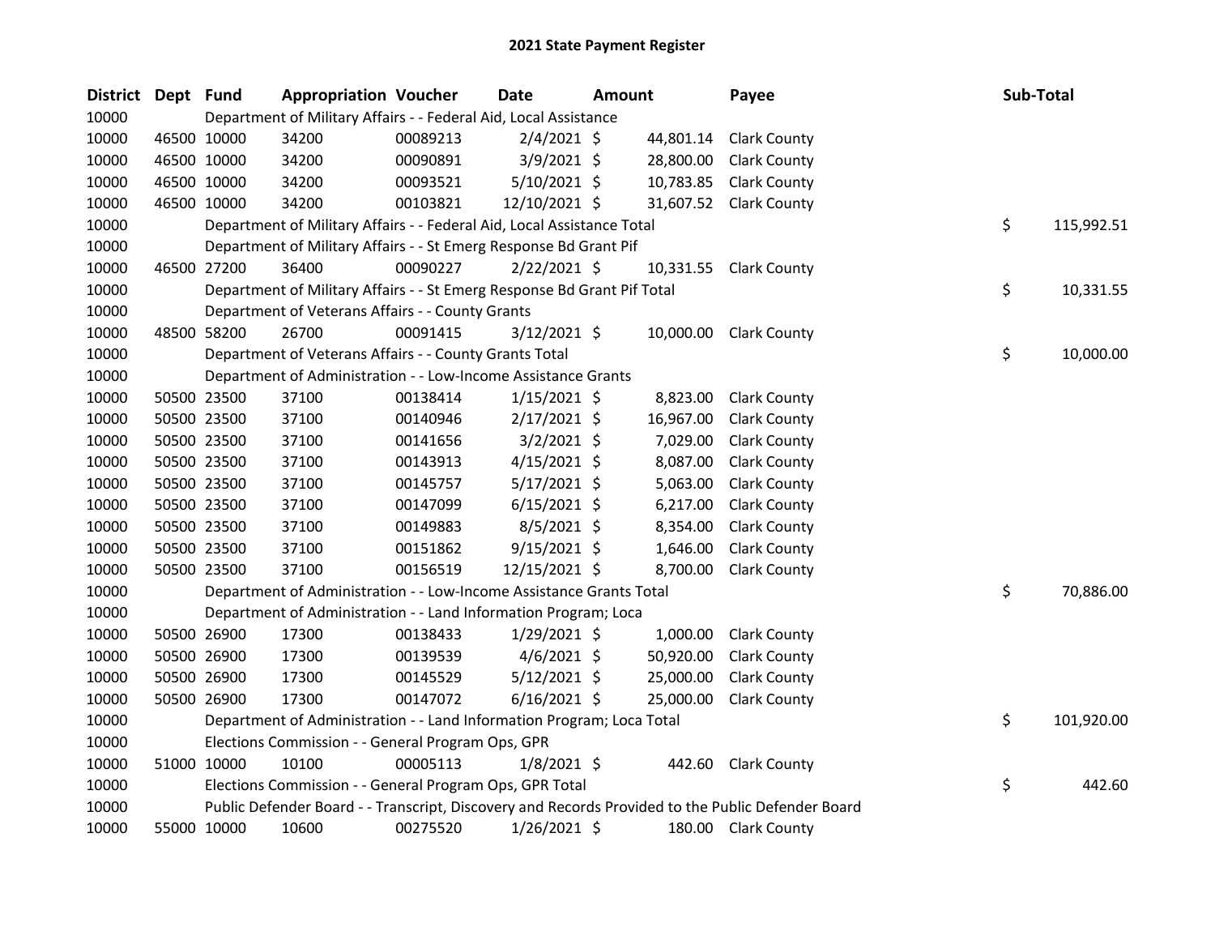# 2021 State Payment Register

| District | Dept | Fund | Appropriation | Voucher | Date | Amount | Payee | Sub-Total |
|---|---|---|---|---|---|---|---|---|
| 10000 | Department of Military Affairs - - Federal Aid, Local Assistance | | | | | | | |
| 10000 | 46500 | 10000 | 34200 | 00089213 | 2/4/2021 | $ 44,801.14 | Clark County | |
| 10000 | 46500 | 10000 | 34200 | 00090891 | 3/9/2021 | $ 28,800.00 | Clark County | |
| 10000 | 46500 | 10000 | 34200 | 00093521 | 5/10/2021 | $ 10,783.85 | Clark County | |
| 10000 | 46500 | 10000 | 34200 | 00103821 | 12/10/2021 | $ 31,607.52 | Clark County | |
| 10000 | Department of Military Affairs - - Federal Aid, Local Assistance Total | | | | | | | $ 115,992.51 |
| 10000 | Department of Military Affairs - - St Emerg Response Bd Grant Pif | | | | | | | |
| 10000 | 46500 | 27200 | 36400 | 00090227 | 2/22/2021 | $ 10,331.55 | Clark County | |
| 10000 | Department of Military Affairs - - St Emerg Response Bd Grant Pif Total | | | | | | | $ 10,331.55 |
| 10000 | Department of Veterans Affairs - - County Grants | | | | | | | |
| 10000 | 48500 | 58200 | 26700 | 00091415 | 3/12/2021 | $ 10,000.00 | Clark County | |
| 10000 | Department of Veterans Affairs - - County Grants Total | | | | | | | $ 10,000.00 |
| 10000 | Department of Administration - - Low-Income Assistance Grants | | | | | | | |
| 10000 | 50500 | 23500 | 37100 | 00138414 | 1/15/2021 | $ 8,823.00 | Clark County | |
| 10000 | 50500 | 23500 | 37100 | 00140946 | 2/17/2021 | $ 16,967.00 | Clark County | |
| 10000 | 50500 | 23500 | 37100 | 00141656 | 3/2/2021 | $ 7,029.00 | Clark County | |
| 10000 | 50500 | 23500 | 37100 | 00143913 | 4/15/2021 | $ 8,087.00 | Clark County | |
| 10000 | 50500 | 23500 | 37100 | 00145757 | 5/17/2021 | $ 5,063.00 | Clark County | |
| 10000 | 50500 | 23500 | 37100 | 00147099 | 6/15/2021 | $ 6,217.00 | Clark County | |
| 10000 | 50500 | 23500 | 37100 | 00149883 | 8/5/2021 | $ 8,354.00 | Clark County | |
| 10000 | 50500 | 23500 | 37100 | 00151862 | 9/15/2021 | $ 1,646.00 | Clark County | |
| 10000 | 50500 | 23500 | 37100 | 00156519 | 12/15/2021 | $ 8,700.00 | Clark County | |
| 10000 | Department of Administration - - Low-Income Assistance Grants Total | | | | | | | $ 70,886.00 |
| 10000 | Department of Administration - - Land Information Program; Loca | | | | | | | |
| 10000 | 50500 | 26900 | 17300 | 00138433 | 1/29/2021 | $ 1,000.00 | Clark County | |
| 10000 | 50500 | 26900 | 17300 | 00139539 | 4/6/2021 | $ 50,920.00 | Clark County | |
| 10000 | 50500 | 26900 | 17300 | 00145529 | 5/12/2021 | $ 25,000.00 | Clark County | |
| 10000 | 50500 | 26900 | 17300 | 00147072 | 6/16/2021 | $ 25,000.00 | Clark County | |
| 10000 | Department of Administration - - Land Information Program; Loca Total | | | | | | | $ 101,920.00 |
| 10000 | Elections Commission - - General Program Ops, GPR | | | | | | | |
| 10000 | 51000 | 10000 | 10100 | 00005113 | 1/8/2021 | $ 442.60 | Clark County | |
| 10000 | Elections Commission - - General Program Ops, GPR Total | | | | | | | $ 442.60 |
| 10000 | Public Defender Board - - Transcript, Discovery and Records Provided to the Public Defender Board | | | | | | | |
| 10000 | 55000 | 10000 | 10600 | 00275520 | 1/26/2021 | $ 180.00 | Clark County | |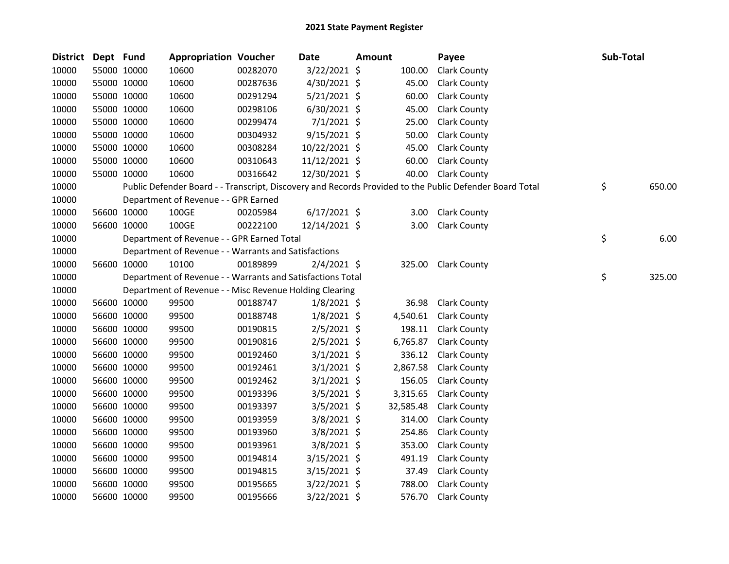# 2021 State Payment Register

| District | Dept | Fund | Appropriation | Voucher | Date | Amount | Payee | Sub-Total |
|---|---|---|---|---|---|---|---|---|
| 10000 | 55000 | 10000 | 10600 | 00282070 | 3/22/2021 | $ 100.00 | Clark County | |
| 10000 | 55000 | 10000 | 10600 | 00287636 | 4/30/2021 | $ 45.00 | Clark County | |
| 10000 | 55000 | 10000 | 10600 | 00291294 | 5/21/2021 | $ 60.00 | Clark County | |
| 10000 | 55000 | 10000 | 10600 | 00298106 | 6/30/2021 | $ 45.00 | Clark County | |
| 10000 | 55000 | 10000 | 10600 | 00299474 | 7/1/2021 | $ 25.00 | Clark County | |
| 10000 | 55000 | 10000 | 10600 | 00304932 | 9/15/2021 | $ 50.00 | Clark County | |
| 10000 | 55000 | 10000 | 10600 | 00308284 | 10/22/2021 | $ 45.00 | Clark County | |
| 10000 | 55000 | 10000 | 10600 | 00310643 | 11/12/2021 | $ 60.00 | Clark County | |
| 10000 | 55000 | 10000 | 10600 | 00316642 | 12/30/2021 | $ 40.00 | Clark County | |
| 10000 | | Public Defender Board - - Transcript, Discovery and Records Provided to the Public Defender Board Total | | | | | | $ 650.00 |
| 10000 | | Department of Revenue - - GPR Earned | | | | | | |
| 10000 | 56600 | 10000 | 100GE | 00205984 | 6/17/2021 | $ 3.00 | Clark County | |
| 10000 | 56600 | 10000 | 100GE | 00222100 | 12/14/2021 | $ 3.00 | Clark County | |
| 10000 | | Department of Revenue - - GPR Earned Total | | | | | | $ 6.00 |
| 10000 | | Department of Revenue - - Warrants and Satisfactions | | | | | | |
| 10000 | 56600 | 10000 | 10100 | 00189899 | 2/4/2021 | $ 325.00 | Clark County | |
| 10000 | | Department of Revenue - - Warrants and Satisfactions Total | | | | | | $ 325.00 |
| 10000 | | Department of Revenue - - Misc Revenue Holding Clearing | | | | | | |
| 10000 | 56600 | 10000 | 99500 | 00188747 | 1/8/2021 | $ 36.98 | Clark County | |
| 10000 | 56600 | 10000 | 99500 | 00188748 | 1/8/2021 | $ 4,540.61 | Clark County | |
| 10000 | 56600 | 10000 | 99500 | 00190815 | 2/5/2021 | $ 198.11 | Clark County | |
| 10000 | 56600 | 10000 | 99500 | 00190816 | 2/5/2021 | $ 6,765.87 | Clark County | |
| 10000 | 56600 | 10000 | 99500 | 00192460 | 3/1/2021 | $ 336.12 | Clark County | |
| 10000 | 56600 | 10000 | 99500 | 00192461 | 3/1/2021 | $ 2,867.58 | Clark County | |
| 10000 | 56600 | 10000 | 99500 | 00192462 | 3/1/2021 | $ 156.05 | Clark County | |
| 10000 | 56600 | 10000 | 99500 | 00193396 | 3/5/2021 | $ 3,315.65 | Clark County | |
| 10000 | 56600 | 10000 | 99500 | 00193397 | 3/5/2021 | $ 32,585.48 | Clark County | |
| 10000 | 56600 | 10000 | 99500 | 00193959 | 3/8/2021 | $ 314.00 | Clark County | |
| 10000 | 56600 | 10000 | 99500 | 00193960 | 3/8/2021 | $ 254.86 | Clark County | |
| 10000 | 56600 | 10000 | 99500 | 00193961 | 3/8/2021 | $ 353.00 | Clark County | |
| 10000 | 56600 | 10000 | 99500 | 00194814 | 3/15/2021 | $ 491.19 | Clark County | |
| 10000 | 56600 | 10000 | 99500 | 00194815 | 3/15/2021 | $ 37.49 | Clark County | |
| 10000 | 56600 | 10000 | 99500 | 00195665 | 3/22/2021 | $ 788.00 | Clark County | |
| 10000 | 56600 | 10000 | 99500 | 00195666 | 3/22/2021 | $ 576.70 | Clark County | |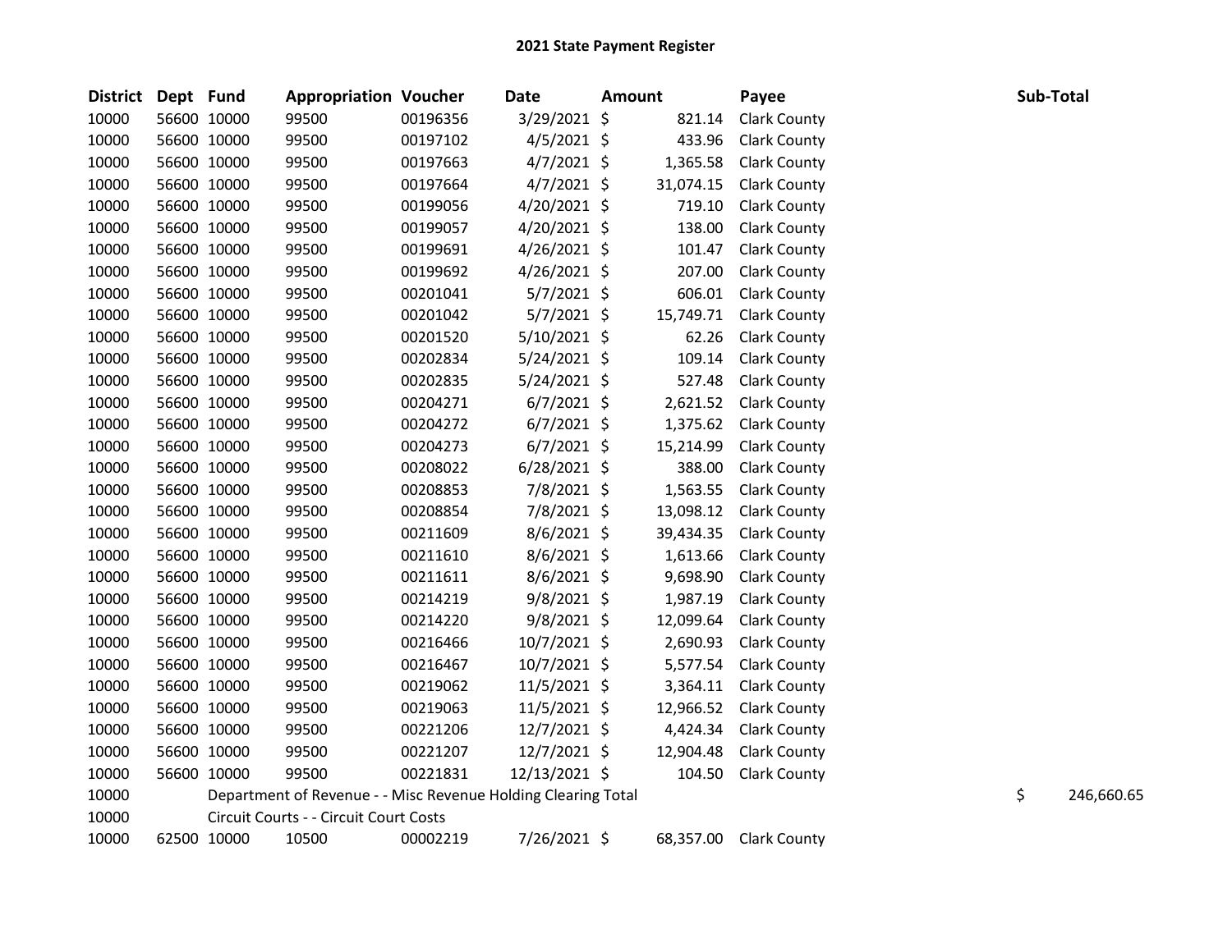# 2021 State Payment Register

| District | Dept | Fund | Appropriation | Voucher | Date | Amount | Payee | Sub-Total |
|---|---|---|---|---|---|---|---|---|
| 10000 | 56600 | 10000 | 99500 | 00196356 | 3/29/2021 | $ 821.14 | Clark County | |
| 10000 | 56600 | 10000 | 99500 | 00197102 | 4/5/2021 | $ 433.96 | Clark County | |
| 10000 | 56600 | 10000 | 99500 | 00197663 | 4/7/2021 | $ 1,365.58 | Clark County | |
| 10000 | 56600 | 10000 | 99500 | 00197664 | 4/7/2021 | $ 31,074.15 | Clark County | |
| 10000 | 56600 | 10000 | 99500 | 00199056 | 4/20/2021 | $ 719.10 | Clark County | |
| 10000 | 56600 | 10000 | 99500 | 00199057 | 4/20/2021 | $ 138.00 | Clark County | |
| 10000 | 56600 | 10000 | 99500 | 00199691 | 4/26/2021 | $ 101.47 | Clark County | |
| 10000 | 56600 | 10000 | 99500 | 00199692 | 4/26/2021 | $ 207.00 | Clark County | |
| 10000 | 56600 | 10000 | 99500 | 00201041 | 5/7/2021 | $ 606.01 | Clark County | |
| 10000 | 56600 | 10000 | 99500 | 00201042 | 5/7/2021 | $ 15,749.71 | Clark County | |
| 10000 | 56600 | 10000 | 99500 | 00201520 | 5/10/2021 | $ 62.26 | Clark County | |
| 10000 | 56600 | 10000 | 99500 | 00202834 | 5/24/2021 | $ 109.14 | Clark County | |
| 10000 | 56600 | 10000 | 99500 | 00202835 | 5/24/2021 | $ 527.48 | Clark County | |
| 10000 | 56600 | 10000 | 99500 | 00204271 | 6/7/2021 | $ 2,621.52 | Clark County | |
| 10000 | 56600 | 10000 | 99500 | 00204272 | 6/7/2021 | $ 1,375.62 | Clark County | |
| 10000 | 56600 | 10000 | 99500 | 00204273 | 6/7/2021 | $ 15,214.99 | Clark County | |
| 10000 | 56600 | 10000 | 99500 | 00208022 | 6/28/2021 | $ 388.00 | Clark County | |
| 10000 | 56600 | 10000 | 99500 | 00208853 | 7/8/2021 | $ 1,563.55 | Clark County | |
| 10000 | 56600 | 10000 | 99500 | 00208854 | 7/8/2021 | $ 13,098.12 | Clark County | |
| 10000 | 56600 | 10000 | 99500 | 00211609 | 8/6/2021 | $ 39,434.35 | Clark County | |
| 10000 | 56600 | 10000 | 99500 | 00211610 | 8/6/2021 | $ 1,613.66 | Clark County | |
| 10000 | 56600 | 10000 | 99500 | 00211611 | 8/6/2021 | $ 9,698.90 | Clark County | |
| 10000 | 56600 | 10000 | 99500 | 00214219 | 9/8/2021 | $ 1,987.19 | Clark County | |
| 10000 | 56600 | 10000 | 99500 | 00214220 | 9/8/2021 | $ 12,099.64 | Clark County | |
| 10000 | 56600 | 10000 | 99500 | 00216466 | 10/7/2021 | $ 2,690.93 | Clark County | |
| 10000 | 56600 | 10000 | 99500 | 00216467 | 10/7/2021 | $ 5,577.54 | Clark County | |
| 10000 | 56600 | 10000 | 99500 | 00219062 | 11/5/2021 | $ 3,364.11 | Clark County | |
| 10000 | 56600 | 10000 | 99500 | 00219063 | 11/5/2021 | $ 12,966.52 | Clark County | |
| 10000 | 56600 | 10000 | 99500 | 00221206 | 12/7/2021 | $ 4,424.34 | Clark County | |
| 10000 | 56600 | 10000 | 99500 | 00221207 | 12/7/2021 | $ 12,904.48 | Clark County | |
| 10000 | 56600 | 10000 | 99500 | 00221831 | 12/13/2021 | $ 104.50 | Clark County | |
| 10000 | | Department of Revenue - - Misc Revenue Holding Clearing Total | | | | | | $ 246,660.65 |
| 10000 | | Circuit Courts - - Circuit Court Costs | | | | | | |
| 10000 | 62500 | 10000 | 10500 | 00002219 | 7/26/2021 | $ 68,357.00 | Clark County | |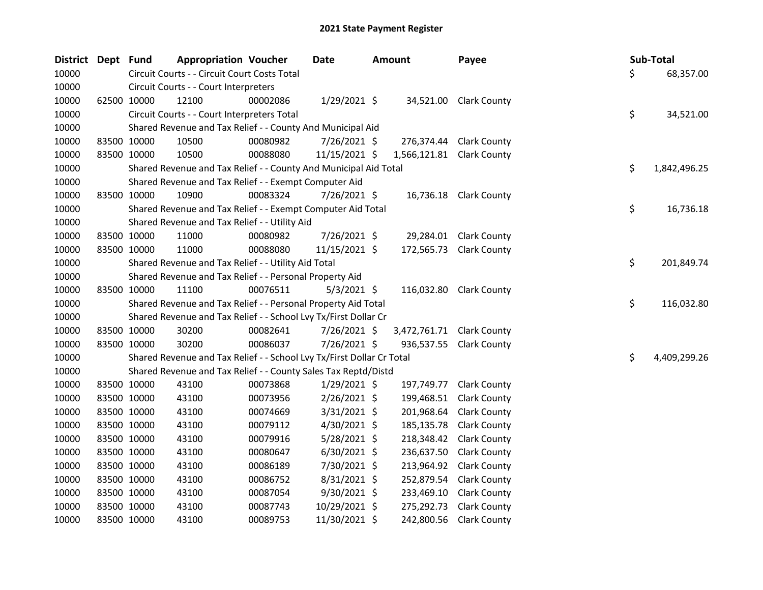## 2021 State Payment Register

| District | Dept | Fund | Appropriation | Voucher | Date | Amount | Payee | Sub-Total |
|---|---|---|---|---|---|---|---|---|
| 10000 | | Circuit Courts - - Circuit Court Costs Total | | | | | | $ 68,357.00 |
| 10000 | | Circuit Courts - - Court Interpreters | | | | | | |
| 10000 | 62500 | 10000 | 12100 | 00002086 | 1/29/2021 | $ 34,521.00 | Clark County | |
| 10000 | | Circuit Courts - - Court Interpreters Total | | | | | | $ 34,521.00 |
| 10000 | | Shared Revenue and Tax Relief - - County And Municipal Aid | | | | | | |
| 10000 | 83500 | 10000 | 10500 | 00080982 | 7/26/2021 | $ 276,374.44 | Clark County | |
| 10000 | 83500 | 10000 | 10500 | 00088080 | 11/15/2021 | $ 1,566,121.81 | Clark County | |
| 10000 | | Shared Revenue and Tax Relief - - County And Municipal Aid Total | | | | | | $ 1,842,496.25 |
| 10000 | | Shared Revenue and Tax Relief - - Exempt Computer Aid | | | | | | |
| 10000 | 83500 | 10000 | 10900 | 00083324 | 7/26/2021 | $ 16,736.18 | Clark County | |
| 10000 | | Shared Revenue and Tax Relief - - Exempt Computer Aid Total | | | | | | $ 16,736.18 |
| 10000 | | Shared Revenue and Tax Relief - - Utility Aid | | | | | | |
| 10000 | 83500 | 10000 | 11000 | 00080982 | 7/26/2021 | $ 29,284.01 | Clark County | |
| 10000 | 83500 | 10000 | 11000 | 00088080 | 11/15/2021 | $ 172,565.73 | Clark County | |
| 10000 | | Shared Revenue and Tax Relief - - Utility Aid Total | | | | | | $ 201,849.74 |
| 10000 | | Shared Revenue and Tax Relief - - Personal Property Aid | | | | | | |
| 10000 | 83500 | 10000 | 11100 | 00076511 | 5/3/2021 | $ 116,032.80 | Clark County | |
| 10000 | | Shared Revenue and Tax Relief - - Personal Property Aid Total | | | | | | $ 116,032.80 |
| 10000 | | Shared Revenue and Tax Relief - - School Lvy Tx/First Dollar Cr | | | | | | |
| 10000 | 83500 | 10000 | 30200 | 00082641 | 7/26/2021 | $ 3,472,761.71 | Clark County | |
| 10000 | 83500 | 10000 | 30200 | 00086037 | 7/26/2021 | $ 936,537.55 | Clark County | |
| 10000 | | Shared Revenue and Tax Relief - - School Lvy Tx/First Dollar Cr Total | | | | | | $ 4,409,299.26 |
| 10000 | | Shared Revenue and Tax Relief - - County Sales Tax Reptd/Distd | | | | | | |
| 10000 | 83500 | 10000 | 43100 | 00073868 | 1/29/2021 | $ 197,749.77 | Clark County | |
| 10000 | 83500 | 10000 | 43100 | 00073956 | 2/26/2021 | $ 199,468.51 | Clark County | |
| 10000 | 83500 | 10000 | 43100 | 00074669 | 3/31/2021 | $ 201,968.64 | Clark County | |
| 10000 | 83500 | 10000 | 43100 | 00079112 | 4/30/2021 | $ 185,135.78 | Clark County | |
| 10000 | 83500 | 10000 | 43100 | 00079916 | 5/28/2021 | $ 218,348.42 | Clark County | |
| 10000 | 83500 | 10000 | 43100 | 00080647 | 6/30/2021 | $ 236,637.50 | Clark County | |
| 10000 | 83500 | 10000 | 43100 | 00086189 | 7/30/2021 | $ 213,964.92 | Clark County | |
| 10000 | 83500 | 10000 | 43100 | 00086752 | 8/31/2021 | $ 252,879.54 | Clark County | |
| 10000 | 83500 | 10000 | 43100 | 00087054 | 9/30/2021 | $ 233,469.10 | Clark County | |
| 10000 | 83500 | 10000 | 43100 | 00087743 | 10/29/2021 | $ 275,292.73 | Clark County | |
| 10000 | 83500 | 10000 | 43100 | 00089753 | 11/30/2021 | $ 242,800.56 | Clark County | |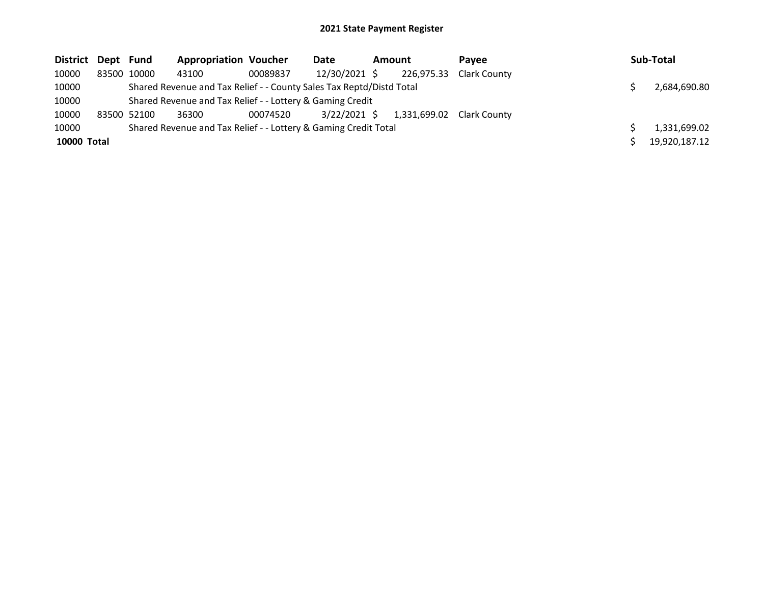# 2021 State Payment Register

| District | Dept | Fund | Appropriation | Voucher | Date | Amount | Payee | Sub-Total |
|---|---|---|---|---|---|---|---|---|
| 10000 | 83500 | 10000 | 43100 | 00089837 | 12/30/2021 | $ 226,975.33 | Clark County | |
| 10000 | | Shared Revenue and Tax Relief - - County Sales Tax Reptd/Distd Total | | | | | | $ 2,684,690.80 |
| 10000 | | Shared Revenue and Tax Relief - - Lottery & Gaming Credit | | | | | | |
| 10000 | 83500 | 52100 | 36300 | 00074520 | 3/22/2021 | $ 1,331,699.02 | Clark County | |
| 10000 | | Shared Revenue and Tax Relief - - Lottery & Gaming Credit Total | | | | | | $ 1,331,699.02 |
| **10000 Total** | | | | | | | | $ 19,920,187.12 |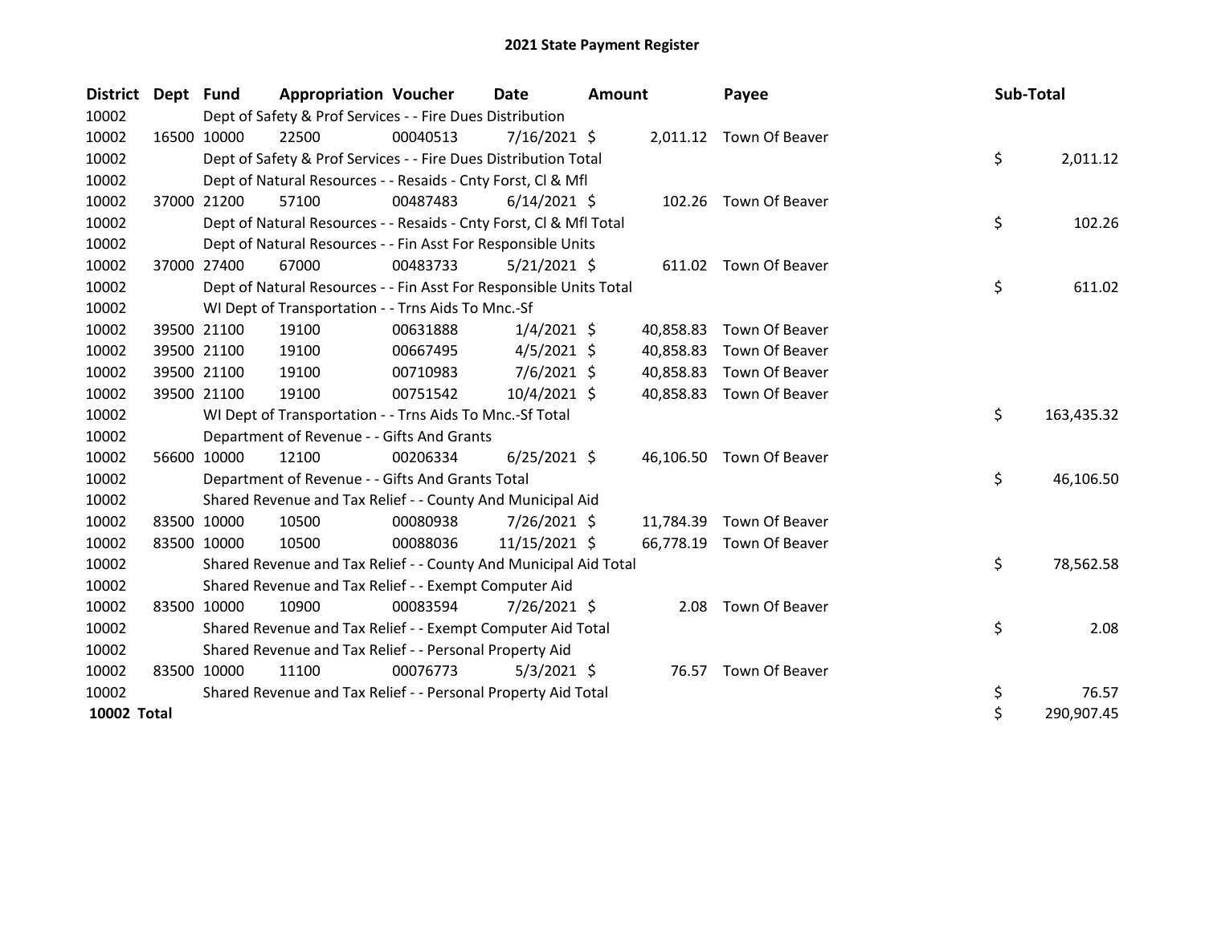# 2021 State Payment Register

| District | Dept | Fund | Appropriation | Voucher | Date | Amount | Payee | Sub-Total |
|---|---|---|---|---|---|---|---|---|
| 10002 | | Dept of Safety & Prof Services - - Fire Dues Distribution | | | | | | |
| 10002 | 16500 | 10000 | 22500 | 00040513 | 7/16/2021 | $ 2,011.12 | Town Of Beaver | |
| 10002 | | Dept of Safety & Prof Services - - Fire Dues Distribution Total | | | | | | $ 2,011.12 |
| 10002 | | Dept of Natural Resources - - Resaids - Cnty Forst, Cl & Mfl | | | | | | |
| 10002 | 37000 | 21200 | 57100 | 00487483 | 6/14/2021 | $ 102.26 | Town Of Beaver | |
| 10002 | | Dept of Natural Resources - - Resaids - Cnty Forst, Cl & Mfl Total | | | | | | $ 102.26 |
| 10002 | | Dept of Natural Resources - - Fin Asst For Responsible Units | | | | | | |
| 10002 | 37000 | 27400 | 67000 | 00483733 | 5/21/2021 | $ 611.02 | Town Of Beaver | |
| 10002 | | Dept of Natural Resources - - Fin Asst For Responsible Units Total | | | | | | $ 611.02 |
| 10002 | | WI Dept of Transportation - - Trns Aids To Mnc.-Sf | | | | | | |
| 10002 | 39500 | 21100 | 19100 | 00631888 | 1/4/2021 | $ 40,858.83 | Town Of Beaver | |
| 10002 | 39500 | 21100 | 19100 | 00667495 | 4/5/2021 | $ 40,858.83 | Town Of Beaver | |
| 10002 | 39500 | 21100 | 19100 | 00710983 | 7/6/2021 | $ 40,858.83 | Town Of Beaver | |
| 10002 | 39500 | 21100 | 19100 | 00751542 | 10/4/2021 | $ 40,858.83 | Town Of Beaver | |
| 10002 | | WI Dept of Transportation - - Trns Aids To Mnc.-Sf Total | | | | | | $ 163,435.32 |
| 10002 | | Department of Revenue - - Gifts And Grants | | | | | | |
| 10002 | 56600 | 10000 | 12100 | 00206334 | 6/25/2021 | $ 46,106.50 | Town Of Beaver | |
| 10002 | | Department of Revenue - - Gifts And Grants Total | | | | | | $ 46,106.50 |
| 10002 | | Shared Revenue and Tax Relief - - County And Municipal Aid | | | | | | |
| 10002 | 83500 | 10000 | 10500 | 00080938 | 7/26/2021 | $ 11,784.39 | Town Of Beaver | |
| 10002 | 83500 | 10000 | 10500 | 00088036 | 11/15/2021 | $ 66,778.19 | Town Of Beaver | |
| 10002 | | Shared Revenue and Tax Relief - - County And Municipal Aid Total | | | | | | $ 78,562.58 |
| 10002 | | Shared Revenue and Tax Relief - - Exempt Computer Aid | | | | | | |
| 10002 | 83500 | 10000 | 10900 | 00083594 | 7/26/2021 | $ 2.08 | Town Of Beaver | |
| 10002 | | Shared Revenue and Tax Relief - - Exempt Computer Aid Total | | | | | | $ 2.08 |
| 10002 | | Shared Revenue and Tax Relief - - Personal Property Aid | | | | | | |
| 10002 | 83500 | 10000 | 11100 | 00076773 | 5/3/2021 | $ 76.57 | Town Of Beaver | |
| 10002 | | Shared Revenue and Tax Relief - - Personal Property Aid Total | | | | | | $ 76.57 |
| **10002 Total** | | | | | | | | $ 290,907.45 |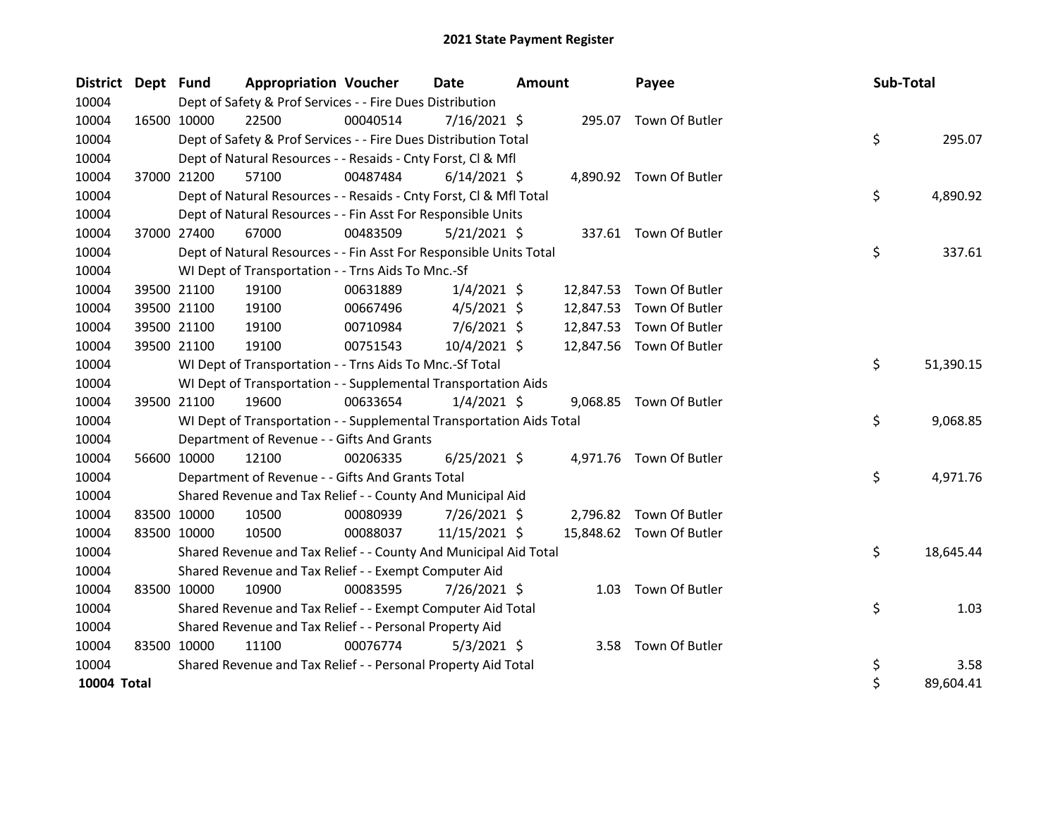# 2021 State Payment Register

| District | Dept | Fund | Appropriation | Voucher | Date | Amount | Payee | Sub-Total |
|---|---|---|---|---|---|---|---|---|
| 10004 | | Dept of Safety & Prof Services - - Fire Dues Distribution | | | | | | |
| 10004 | 16500 | 10000 | 22500 | 00040514 | 7/16/2021 | $ 295.07 | Town Of Butler | |
| 10004 | | Dept of Safety & Prof Services - - Fire Dues Distribution Total | | | | | | $ 295.07 |
| 10004 | | Dept of Natural Resources - - Resaids - Cnty Forst, Cl & Mfl | | | | | | |
| 10004 | 37000 | 21200 | 57100 | 00487484 | 6/14/2021 | $ 4,890.92 | Town Of Butler | |
| 10004 | | Dept of Natural Resources - - Resaids - Cnty Forst, Cl & Mfl Total | | | | | | $ 4,890.92 |
| 10004 | | Dept of Natural Resources - - Fin Asst For Responsible Units | | | | | | |
| 10004 | 37000 | 27400 | 67000 | 00483509 | 5/21/2021 | $ 337.61 | Town Of Butler | |
| 10004 | | Dept of Natural Resources - - Fin Asst For Responsible Units Total | | | | | | $ 337.61 |
| 10004 | | WI Dept of Transportation - - Trns Aids To Mnc.-Sf | | | | | | |
| 10004 | 39500 | 21100 | 19100 | 00631889 | 1/4/2021 | $ 12,847.53 | Town Of Butler | |
| 10004 | 39500 | 21100 | 19100 | 00667496 | 4/5/2021 | $ 12,847.53 | Town Of Butler | |
| 10004 | 39500 | 21100 | 19100 | 00710984 | 7/6/2021 | $ 12,847.53 | Town Of Butler | |
| 10004 | 39500 | 21100 | 19100 | 00751543 | 10/4/2021 | $ 12,847.56 | Town Of Butler | |
| 10004 | | WI Dept of Transportation - - Trns Aids To Mnc.-Sf Total | | | | | | $ 51,390.15 |
| 10004 | | WI Dept of Transportation - - Supplemental Transportation Aids | | | | | | |
| 10004 | 39500 | 21100 | 19600 | 00633654 | 1/4/2021 | $ 9,068.85 | Town Of Butler | |
| 10004 | | WI Dept of Transportation - - Supplemental Transportation Aids Total | | | | | | $ 9,068.85 |
| 10004 | | Department of Revenue - - Gifts And Grants | | | | | | |
| 10004 | 56600 | 10000 | 12100 | 00206335 | 6/25/2021 | $ 4,971.76 | Town Of Butler | |
| 10004 | | Department of Revenue - - Gifts And Grants Total | | | | | | $ 4,971.76 |
| 10004 | | Shared Revenue and Tax Relief - - County And Municipal Aid | | | | | | |
| 10004 | 83500 | 10000 | 10500 | 00080939 | 7/26/2021 | $ 2,796.82 | Town Of Butler | |
| 10004 | 83500 | 10000 | 10500 | 00088037 | 11/15/2021 | $ 15,848.62 | Town Of Butler | |
| 10004 | | Shared Revenue and Tax Relief - - County And Municipal Aid Total | | | | | | $ 18,645.44 |
| 10004 | | Shared Revenue and Tax Relief - - Exempt Computer Aid | | | | | | |
| 10004 | 83500 | 10000 | 10900 | 00083595 | 7/26/2021 | $ 1.03 | Town Of Butler | |
| 10004 | | Shared Revenue and Tax Relief - - Exempt Computer Aid Total | | | | | | $ 1.03 |
| 10004 | | Shared Revenue and Tax Relief - - Personal Property Aid | | | | | | |
| 10004 | 83500 | 10000 | 11100 | 00076774 | 5/3/2021 | $ 3.58 | Town Of Butler | |
| 10004 | | Shared Revenue and Tax Relief - - Personal Property Aid Total | | | | | | $ 3.58 |
| **10004 Total** | | | | | | | | $ 89,604.41 |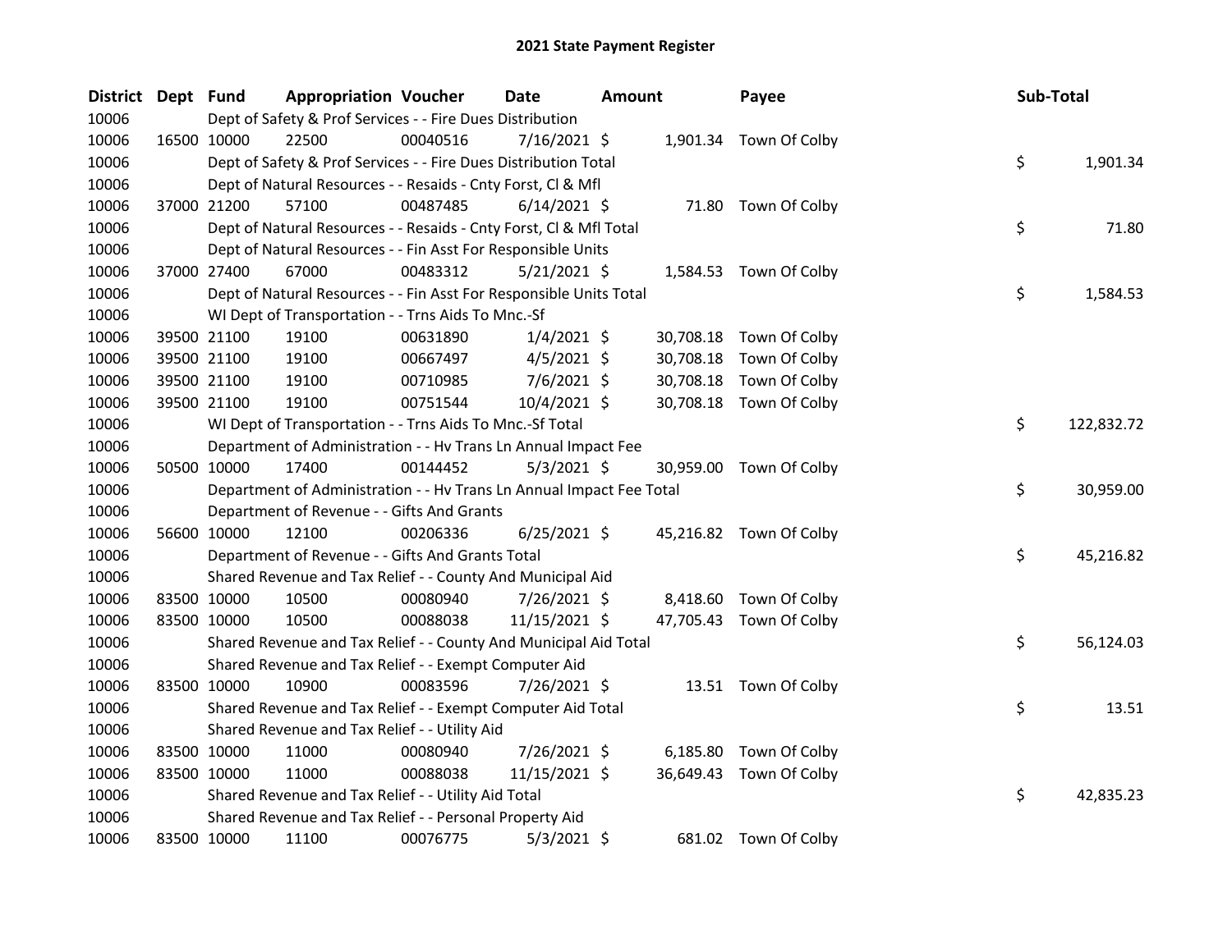# 2021 State Payment Register

| District | Dept | Fund | Appropriation | Voucher | Date | Amount | Payee | Sub-Total |
|---|---|---|---|---|---|---|---|---|
| 10006 | | | Dept of Safety & Prof Services - - Fire Dues Distribution | | | | | |
| 10006 | 16500 | 10000 | 22500 | 00040516 | 7/16/2021 | $ 1,901.34 | Town Of Colby | |
| 10006 | | | Dept of Safety & Prof Services - - Fire Dues Distribution Total | | | | | $ 1,901.34 |
| 10006 | | | Dept of Natural Resources - - Resaids - Cnty Forst, Cl & Mfl | | | | | |
| 10006 | 37000 | 21200 | 57100 | 00487485 | 6/14/2021 | $ 71.80 | Town Of Colby | |
| 10006 | | | Dept of Natural Resources - - Resaids - Cnty Forst, Cl & Mfl Total | | | | | $ 71.80 |
| 10006 | | | Dept of Natural Resources - - Fin Asst For Responsible Units | | | | | |
| 10006 | 37000 | 27400 | 67000 | 00483312 | 5/21/2021 | $ 1,584.53 | Town Of Colby | |
| 10006 | | | Dept of Natural Resources - - Fin Asst For Responsible Units Total | | | | | $ 1,584.53 |
| 10006 | | | WI Dept of Transportation - - Trns Aids To Mnc.-Sf | | | | | |
| 10006 | 39500 | 21100 | 19100 | 00631890 | 1/4/2021 | $ 30,708.18 | Town Of Colby | |
| 10006 | 39500 | 21100 | 19100 | 00667497 | 4/5/2021 | $ 30,708.18 | Town Of Colby | |
| 10006 | 39500 | 21100 | 19100 | 00710985 | 7/6/2021 | $ 30,708.18 | Town Of Colby | |
| 10006 | 39500 | 21100 | 19100 | 00751544 | 10/4/2021 | $ 30,708.18 | Town Of Colby | |
| 10006 | | | WI Dept of Transportation - - Trns Aids To Mnc.-Sf Total | | | | | $ 122,832.72 |
| 10006 | | | Department of Administration - - Hv Trans Ln Annual Impact Fee | | | | | |
| 10006 | 50500 | 10000 | 17400 | 00144452 | 5/3/2021 | $ 30,959.00 | Town Of Colby | |
| 10006 | | | Department of Administration - - Hv Trans Ln Annual Impact Fee Total | | | | | $ 30,959.00 |
| 10006 | | | Department of Revenue - - Gifts And Grants | | | | | |
| 10006 | 56600 | 10000 | 12100 | 00206336 | 6/25/2021 | $ 45,216.82 | Town Of Colby | |
| 10006 | | | Department of Revenue - - Gifts And Grants Total | | | | | $ 45,216.82 |
| 10006 | | | Shared Revenue and Tax Relief - - County And Municipal Aid | | | | | |
| 10006 | 83500 | 10000 | 10500 | 00080940 | 7/26/2021 | $ 8,418.60 | Town Of Colby | |
| 10006 | 83500 | 10000 | 10500 | 00088038 | 11/15/2021 | $ 47,705.43 | Town Of Colby | |
| 10006 | | | Shared Revenue and Tax Relief - - County And Municipal Aid Total | | | | | $ 56,124.03 |
| 10006 | | | Shared Revenue and Tax Relief - - Exempt Computer Aid | | | | | |
| 10006 | 83500 | 10000 | 10900 | 00083596 | 7/26/2021 | $ 13.51 | Town Of Colby | |
| 10006 | | | Shared Revenue and Tax Relief - - Exempt Computer Aid Total | | | | | $ 13.51 |
| 10006 | | | Shared Revenue and Tax Relief - - Utility Aid | | | | | |
| 10006 | 83500 | 10000 | 11000 | 00080940 | 7/26/2021 | $ 6,185.80 | Town Of Colby | |
| 10006 | 83500 | 10000 | 11000 | 00088038 | 11/15/2021 | $ 36,649.43 | Town Of Colby | |
| 10006 | | | Shared Revenue and Tax Relief - - Utility Aid Total | | | | | $ 42,835.23 |
| 10006 | | | Shared Revenue and Tax Relief - - Personal Property Aid | | | | | |
| 10006 | 83500 | 10000 | 11100 | 00076775 | 5/3/2021 | $ 681.02 | Town Of Colby | |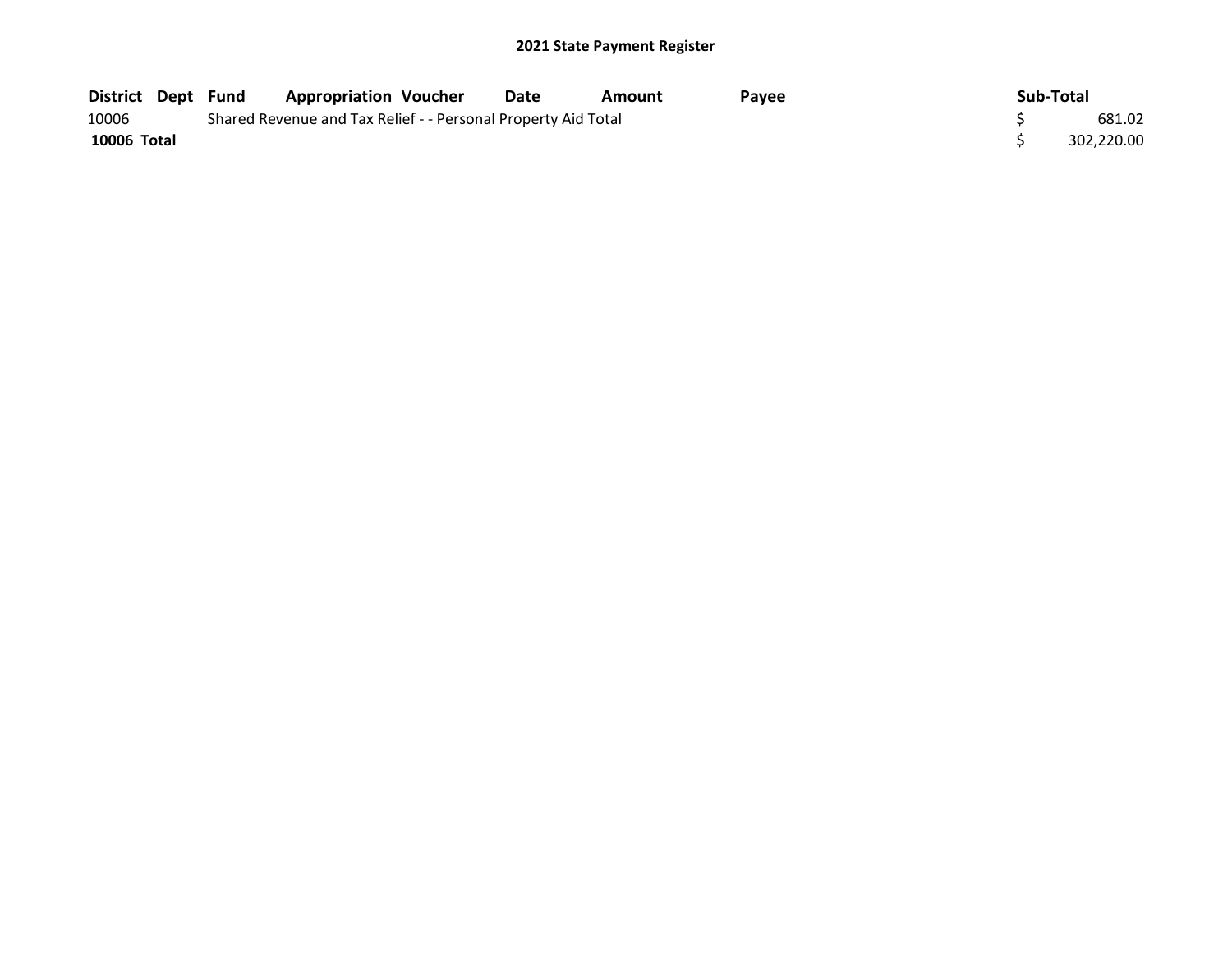## 2021 State Payment Register

| District | Dept | Fund | Appropriation | Voucher | Date | Amount | Payee | Sub-Total |
|---|---|---|---|---|---|---|---|---|
| 10006 | | Shared Revenue and Tax Relief - - Personal Property Aid Total | | | | | | $ 681.02 |
| **10006 Total** | | | | | | | | $ 302,220.00 |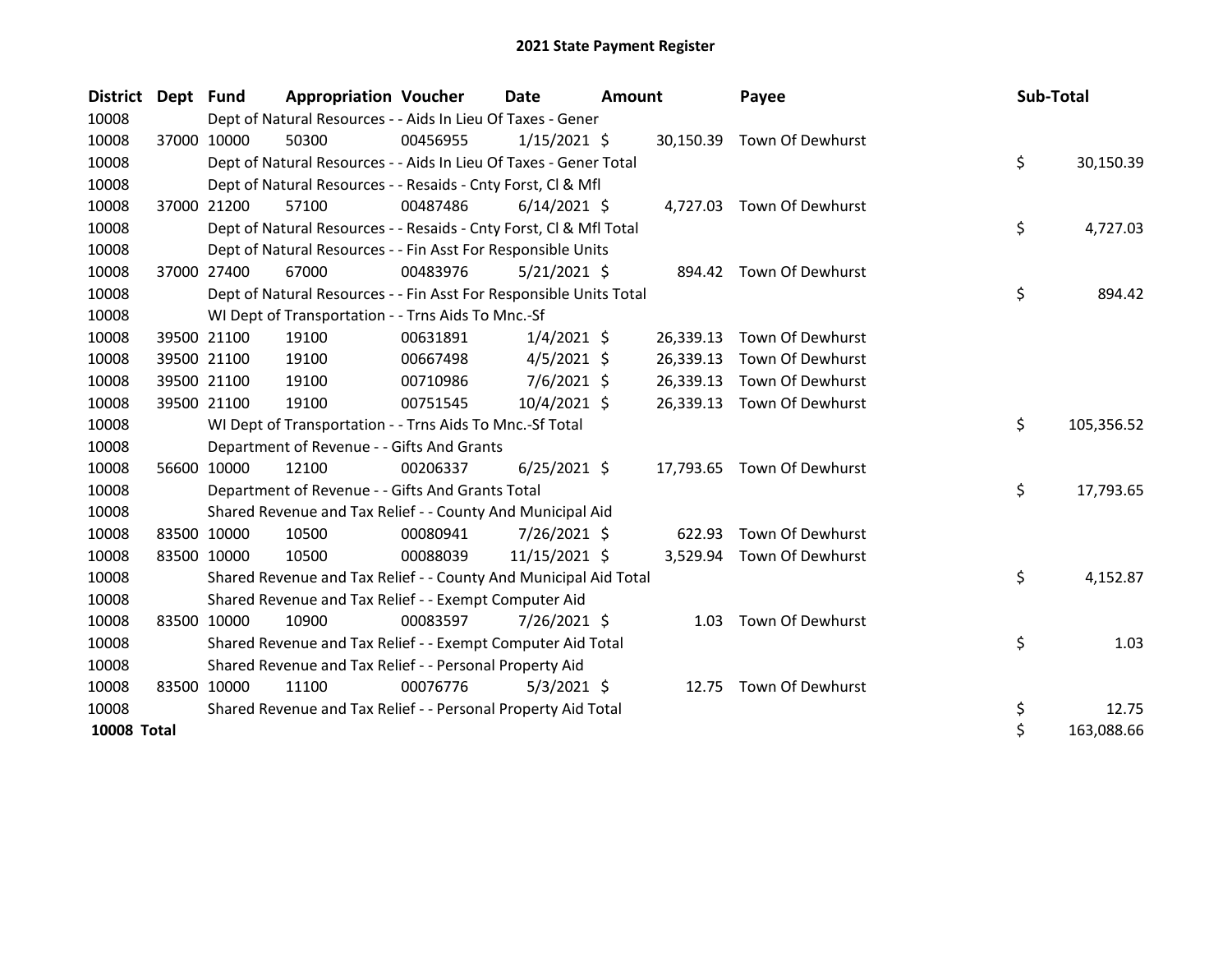# 2021 State Payment Register

| District | Dept | Fund | Appropriation | Voucher | Date | Amount | Payee | Sub-Total |
|---|---|---|---|---|---|---|---|---|
| 10008 | | Dept of Natural Resources - - Aids In Lieu Of Taxes - Gener | | | | | | |
| 10008 | 37000 | 10000 | 50300 | 00456955 | 1/15/2021 | $ 30,150.39 | Town Of Dewhurst | |
| 10008 | | Dept of Natural Resources - - Aids In Lieu Of Taxes - Gener Total | | | | | | $ 30,150.39 |
| 10008 | | Dept of Natural Resources - - Resaids - Cnty Forst, Cl & Mfl | | | | | | |
| 10008 | 37000 | 21200 | 57100 | 00487486 | 6/14/2021 | $ 4,727.03 | Town Of Dewhurst | |
| 10008 | | Dept of Natural Resources - - Resaids - Cnty Forst, Cl & Mfl Total | | | | | | $ 4,727.03 |
| 10008 | | Dept of Natural Resources - - Fin Asst For Responsible Units | | | | | | |
| 10008 | 37000 | 27400 | 67000 | 00483976 | 5/21/2021 | $ 894.42 | Town Of Dewhurst | |
| 10008 | | Dept of Natural Resources - - Fin Asst For Responsible Units Total | | | | | | $ 894.42 |
| 10008 | | WI Dept of Transportation - - Trns Aids To Mnc.-Sf | | | | | | |
| 10008 | 39500 | 21100 | 19100 | 00631891 | 1/4/2021 | $ 26,339.13 | Town Of Dewhurst | |
| 10008 | 39500 | 21100 | 19100 | 00667498 | 4/5/2021 | $ 26,339.13 | Town Of Dewhurst | |
| 10008 | 39500 | 21100 | 19100 | 00710986 | 7/6/2021 | $ 26,339.13 | Town Of Dewhurst | |
| 10008 | 39500 | 21100 | 19100 | 00751545 | 10/4/2021 | $ 26,339.13 | Town Of Dewhurst | |
| 10008 | | WI Dept of Transportation - - Trns Aids To Mnc.-Sf Total | | | | | | $ 105,356.52 |
| 10008 | | Department of Revenue - - Gifts And Grants | | | | | | |
| 10008 | 56600 | 10000 | 12100 | 00206337 | 6/25/2021 | $ 17,793.65 | Town Of Dewhurst | |
| 10008 | | Department of Revenue - - Gifts And Grants Total | | | | | | $ 17,793.65 |
| 10008 | | Shared Revenue and Tax Relief - - County And Municipal Aid | | | | | | |
| 10008 | 83500 | 10000 | 10500 | 00080941 | 7/26/2021 | $ 622.93 | Town Of Dewhurst | |
| 10008 | 83500 | 10000 | 10500 | 00088039 | 11/15/2021 | $ 3,529.94 | Town Of Dewhurst | |
| 10008 | | Shared Revenue and Tax Relief - - County And Municipal Aid Total | | | | | | $ 4,152.87 |
| 10008 | | Shared Revenue and Tax Relief - - Exempt Computer Aid | | | | | | |
| 10008 | 83500 | 10000 | 10900 | 00083597 | 7/26/2021 | $ 1.03 | Town Of Dewhurst | |
| 10008 | | Shared Revenue and Tax Relief - - Exempt Computer Aid Total | | | | | | $ 1.03 |
| 10008 | | Shared Revenue and Tax Relief - - Personal Property Aid | | | | | | |
| 10008 | 83500 | 10000 | 11100 | 00076776 | 5/3/2021 | $ 12.75 | Town Of Dewhurst | |
| 10008 | | Shared Revenue and Tax Relief - - Personal Property Aid Total | | | | | | $ 12.75 |
| **10008 Total** | | | | | | | | $ 163,088.66 |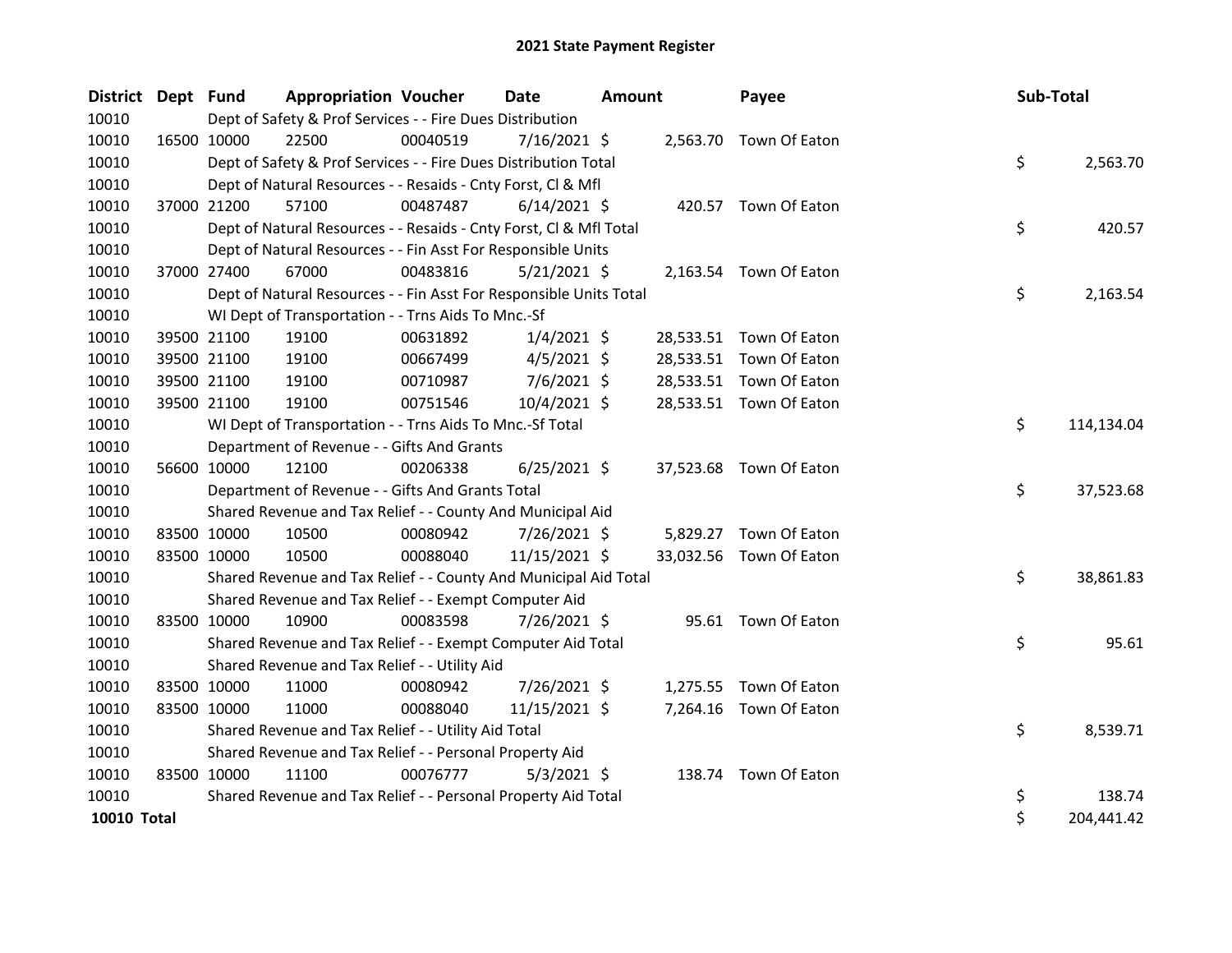# 2021 State Payment Register

| District | Dept | Fund | Appropriation | Voucher | Date | Amount | Payee | Sub-Total |
|---|---|---|---|---|---|---|---|---|
| 10010 | | Dept of Safety & Prof Services - - Fire Dues Distribution | | | | | | |
| 10010 | 16500 | 10000 | 22500 | 00040519 | 7/16/2021 | $ 2,563.70 | Town Of Eaton | |
| 10010 | | Dept of Safety & Prof Services - - Fire Dues Distribution Total | | | | | | $ 2,563.70 |
| 10010 | | Dept of Natural Resources - - Resaids - Cnty Forst, Cl & Mfl | | | | | | |
| 10010 | 37000 | 21200 | 57100 | 00487487 | 6/14/2021 | $ 420.57 | Town Of Eaton | |
| 10010 | | Dept of Natural Resources - - Resaids - Cnty Forst, Cl & Mfl Total | | | | | | $ 420.57 |
| 10010 | | Dept of Natural Resources - - Fin Asst For Responsible Units | | | | | | |
| 10010 | 37000 | 27400 | 67000 | 00483816 | 5/21/2021 | $ 2,163.54 | Town Of Eaton | |
| 10010 | | Dept of Natural Resources - - Fin Asst For Responsible Units Total | | | | | | $ 2,163.54 |
| 10010 | | WI Dept of Transportation - - Trns Aids To Mnc.-Sf | | | | | | |
| 10010 | 39500 | 21100 | 19100 | 00631892 | 1/4/2021 | $ 28,533.51 | Town Of Eaton | |
| 10010 | 39500 | 21100 | 19100 | 00667499 | 4/5/2021 | $ 28,533.51 | Town Of Eaton | |
| 10010 | 39500 | 21100 | 19100 | 00710987 | 7/6/2021 | $ 28,533.51 | Town Of Eaton | |
| 10010 | 39500 | 21100 | 19100 | 00751546 | 10/4/2021 | $ 28,533.51 | Town Of Eaton | |
| 10010 | | WI Dept of Transportation - - Trns Aids To Mnc.-Sf Total | | | | | | $ 114,134.04 |
| 10010 | | Department of Revenue - - Gifts And Grants | | | | | | |
| 10010 | 56600 | 10000 | 12100 | 00206338 | 6/25/2021 | $ 37,523.68 | Town Of Eaton | |
| 10010 | | Department of Revenue - - Gifts And Grants Total | | | | | | $ 37,523.68 |
| 10010 | | Shared Revenue and Tax Relief - - County And Municipal Aid | | | | | | |
| 10010 | 83500 | 10000 | 10500 | 00080942 | 7/26/2021 | $ 5,829.27 | Town Of Eaton | |
| 10010 | 83500 | 10000 | 10500 | 00088040 | 11/15/2021 | $ 33,032.56 | Town Of Eaton | |
| 10010 | | Shared Revenue and Tax Relief - - County And Municipal Aid Total | | | | | | $ 38,861.83 |
| 10010 | | Shared Revenue and Tax Relief - - Exempt Computer Aid | | | | | | |
| 10010 | 83500 | 10000 | 10900 | 00083598 | 7/26/2021 | $ 95.61 | Town Of Eaton | |
| 10010 | | Shared Revenue and Tax Relief - - Exempt Computer Aid Total | | | | | | $ 95.61 |
| 10010 | | Shared Revenue and Tax Relief - - Utility Aid | | | | | | |
| 10010 | 83500 | 10000 | 11000 | 00080942 | 7/26/2021 | $ 1,275.55 | Town Of Eaton | |
| 10010 | 83500 | 10000 | 11000 | 00088040 | 11/15/2021 | $ 7,264.16 | Town Of Eaton | |
| 10010 | | Shared Revenue and Tax Relief - - Utility Aid Total | | | | | | $ 8,539.71 |
| 10010 | | Shared Revenue and Tax Relief - - Personal Property Aid | | | | | | |
| 10010 | 83500 | 10000 | 11100 | 00076777 | 5/3/2021 | $ 138.74 | Town Of Eaton | |
| 10010 | | Shared Revenue and Tax Relief - - Personal Property Aid Total | | | | | | $ 138.74 |
| **10010 Total** | | | | | | | | $ 204,441.42 |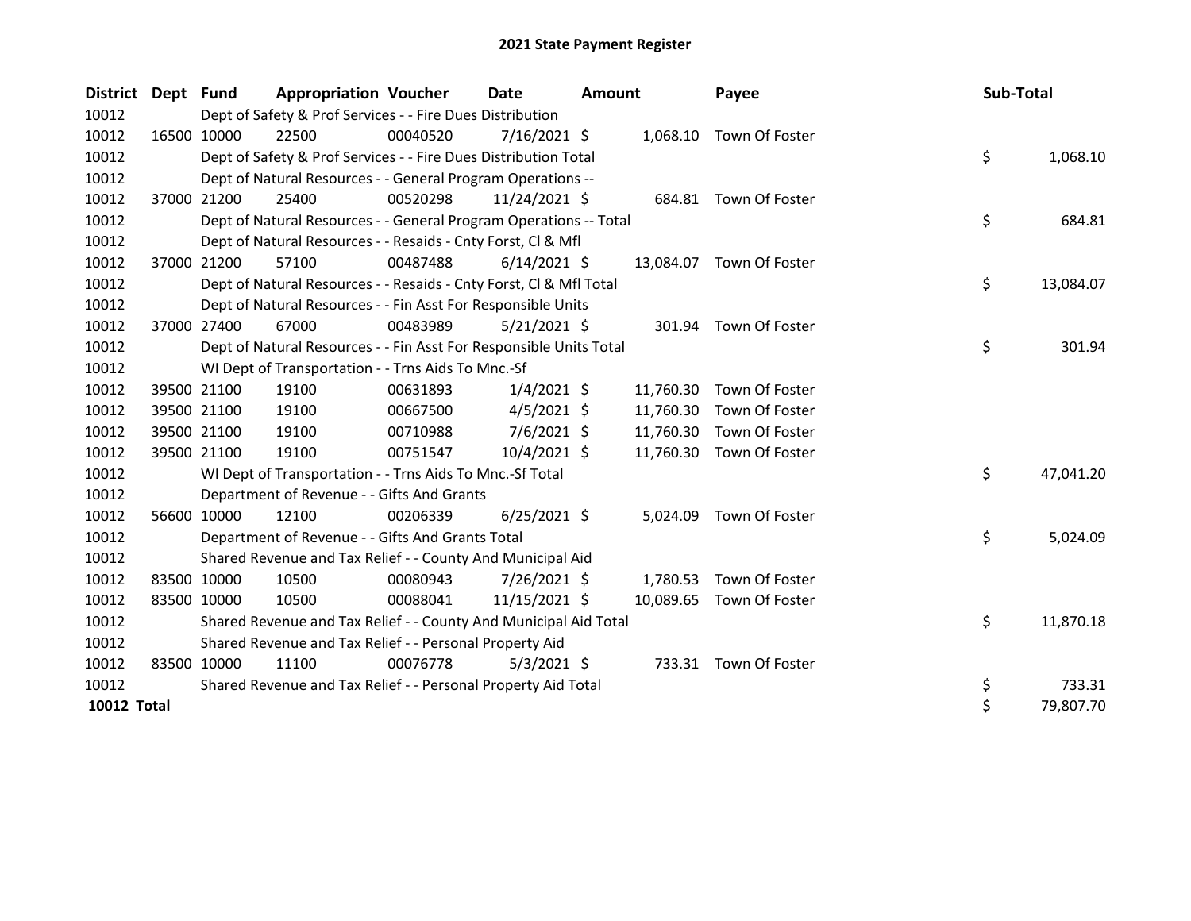# 2021 State Payment Register

| District | Dept | Fund | Appropriation | Voucher | Date | Amount | Payee | Sub-Total |
|---|---|---|---|---|---|---|---|---|
| 10012 | | Dept of Safety & Prof Services - - Fire Dues Distribution | | | | | | |
| 10012 | 16500 | 10000 | 22500 | 00040520 | 7/16/2021 | $ 1,068.10 | Town Of Foster | |
| 10012 | | Dept of Safety & Prof Services - - Fire Dues Distribution Total | | | | | | $ 1,068.10 |
| 10012 | | Dept of Natural Resources - - General Program Operations -- | | | | | | |
| 10012 | 37000 | 21200 | 25400 | 00520298 | 11/24/2021 | $ 684.81 | Town Of Foster | |
| 10012 | | Dept of Natural Resources - - General Program Operations -- Total | | | | | | $ 684.81 |
| 10012 | | Dept of Natural Resources - - Resaids - Cnty Forst, Cl & Mfl | | | | | | |
| 10012 | 37000 | 21200 | 57100 | 00487488 | 6/14/2021 | $ 13,084.07 | Town Of Foster | |
| 10012 | | Dept of Natural Resources - - Resaids - Cnty Forst, Cl & Mfl Total | | | | | | $ 13,084.07 |
| 10012 | | Dept of Natural Resources - - Fin Asst For Responsible Units | | | | | | |
| 10012 | 37000 | 27400 | 67000 | 00483989 | 5/21/2021 | $ 301.94 | Town Of Foster | |
| 10012 | | Dept of Natural Resources - - Fin Asst For Responsible Units Total | | | | | | $ 301.94 |
| 10012 | | WI Dept of Transportation - - Trns Aids To Mnc.-Sf | | | | | | |
| 10012 | 39500 | 21100 | 19100 | 00631893 | 1/4/2021 | $ 11,760.30 | Town Of Foster | |
| 10012 | 39500 | 21100 | 19100 | 00667500 | 4/5/2021 | $ 11,760.30 | Town Of Foster | |
| 10012 | 39500 | 21100 | 19100 | 00710988 | 7/6/2021 | $ 11,760.30 | Town Of Foster | |
| 10012 | 39500 | 21100 | 19100 | 00751547 | 10/4/2021 | $ 11,760.30 | Town Of Foster | |
| 10012 | | WI Dept of Transportation - - Trns Aids To Mnc.-Sf Total | | | | | | $ 47,041.20 |
| 10012 | | Department of Revenue - - Gifts And Grants | | | | | | |
| 10012 | 56600 | 10000 | 12100 | 00206339 | 6/25/2021 | $ 5,024.09 | Town Of Foster | |
| 10012 | | Department of Revenue - - Gifts And Grants Total | | | | | | $ 5,024.09 |
| 10012 | | Shared Revenue and Tax Relief - - County And Municipal Aid | | | | | | |
| 10012 | 83500 | 10000 | 10500 | 00080943 | 7/26/2021 | $ 1,780.53 | Town Of Foster | |
| 10012 | 83500 | 10000 | 10500 | 00088041 | 11/15/2021 | $ 10,089.65 | Town Of Foster | |
| 10012 | | Shared Revenue and Tax Relief - - County And Municipal Aid Total | | | | | | $ 11,870.18 |
| 10012 | | Shared Revenue and Tax Relief - - Personal Property Aid | | | | | | |
| 10012 | 83500 | 10000 | 11100 | 00076778 | 5/3/2021 | $ 733.31 | Town Of Foster | |
| 10012 | | Shared Revenue and Tax Relief - - Personal Property Aid Total | | | | | | $ 733.31 |
| **10012 Total** | | | | | | | | $ 79,807.70 |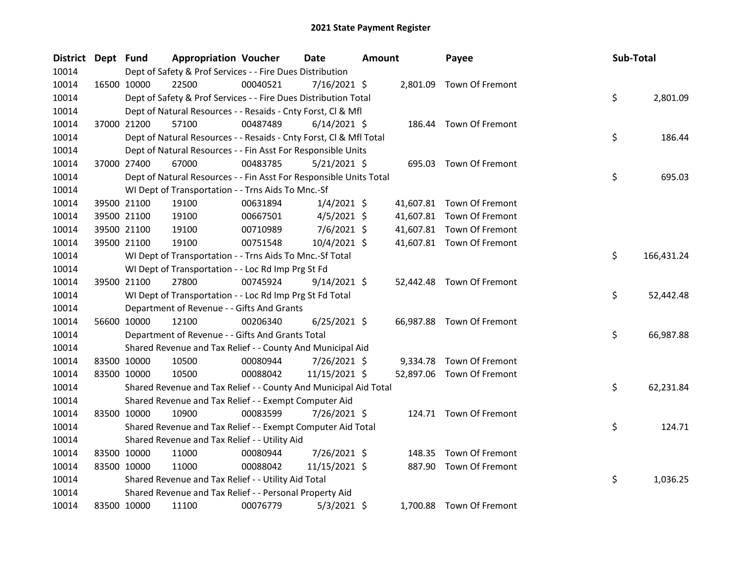# 2021 State Payment Register

| District | Dept | Fund | Appropriation | Voucher | Date | Amount | Payee | Sub-Total |
|---|---|---|---|---|---|---|---|---|
| 10014 | | Dept of Safety & Prof Services - - Fire Dues Distribution | | | | | | |
| 10014 | 16500 | 10000 | 22500 | 00040521 | 7/16/2021 | $ 2,801.09 | Town Of Fremont | |
| 10014 | | Dept of Safety & Prof Services - - Fire Dues Distribution Total | | | | | | $ 2,801.09 |
| 10014 | | Dept of Natural Resources - - Resaids - Cnty Forst, Cl & Mfl | | | | | | |
| 10014 | 37000 | 21200 | 57100 | 00487489 | 6/14/2021 | $ 186.44 | Town Of Fremont | |
| 10014 | | Dept of Natural Resources - - Resaids - Cnty Forst, Cl & Mfl Total | | | | | | $ 186.44 |
| 10014 | | Dept of Natural Resources - - Fin Asst For Responsible Units | | | | | | |
| 10014 | 37000 | 27400 | 67000 | 00483785 | 5/21/2021 | $ 695.03 | Town Of Fremont | |
| 10014 | | Dept of Natural Resources - - Fin Asst For Responsible Units Total | | | | | | $ 695.03 |
| 10014 | | WI Dept of Transportation - - Trns Aids To Mnc.-Sf | | | | | | |
| 10014 | 39500 | 21100 | 19100 | 00631894 | 1/4/2021 | $ 41,607.81 | Town Of Fremont | |
| 10014 | 39500 | 21100 | 19100 | 00667501 | 4/5/2021 | $ 41,607.81 | Town Of Fremont | |
| 10014 | 39500 | 21100 | 19100 | 00710989 | 7/6/2021 | $ 41,607.81 | Town Of Fremont | |
| 10014 | 39500 | 21100 | 19100 | 00751548 | 10/4/2021 | $ 41,607.81 | Town Of Fremont | |
| 10014 | | WI Dept of Transportation - - Trns Aids To Mnc.-Sf Total | | | | | | $ 166,431.24 |
| 10014 | | WI Dept of Transportation - - Loc Rd Imp Prg St Fd | | | | | | |
| 10014 | 39500 | 21100 | 27800 | 00745924 | 9/14/2021 | $ 52,442.48 | Town Of Fremont | |
| 10014 | | WI Dept of Transportation - - Loc Rd Imp Prg St Fd Total | | | | | | $ 52,442.48 |
| 10014 | | Department of Revenue - - Gifts And Grants | | | | | | |
| 10014 | 56600 | 10000 | 12100 | 00206340 | 6/25/2021 | $ 66,987.88 | Town Of Fremont | |
| 10014 | | Department of Revenue - - Gifts And Grants Total | | | | | | $ 66,987.88 |
| 10014 | | Shared Revenue and Tax Relief - - County And Municipal Aid | | | | | | |
| 10014 | 83500 | 10000 | 10500 | 00080944 | 7/26/2021 | $ 9,334.78 | Town Of Fremont | |
| 10014 | 83500 | 10000 | 10500 | 00088042 | 11/15/2021 | $ 52,897.06 | Town Of Fremont | |
| 10014 | | Shared Revenue and Tax Relief - - County And Municipal Aid Total | | | | | | $ 62,231.84 |
| 10014 | | Shared Revenue and Tax Relief - - Exempt Computer Aid | | | | | | |
| 10014 | 83500 | 10000 | 10900 | 00083599 | 7/26/2021 | $ 124.71 | Town Of Fremont | |
| 10014 | | Shared Revenue and Tax Relief - - Exempt Computer Aid Total | | | | | | $ 124.71 |
| 10014 | | Shared Revenue and Tax Relief - - Utility Aid | | | | | | |
| 10014 | 83500 | 10000 | 11000 | 00080944 | 7/26/2021 | $ 148.35 | Town Of Fremont | |
| 10014 | 83500 | 10000 | 11000 | 00088042 | 11/15/2021 | $ 887.90 | Town Of Fremont | |
| 10014 | | Shared Revenue and Tax Relief - - Utility Aid Total | | | | | | $ 1,036.25 |
| 10014 | | Shared Revenue and Tax Relief - - Personal Property Aid | | | | | | |
| 10014 | 83500 | 10000 | 11100 | 00076779 | 5/3/2021 | $ 1,700.88 | Town Of Fremont | |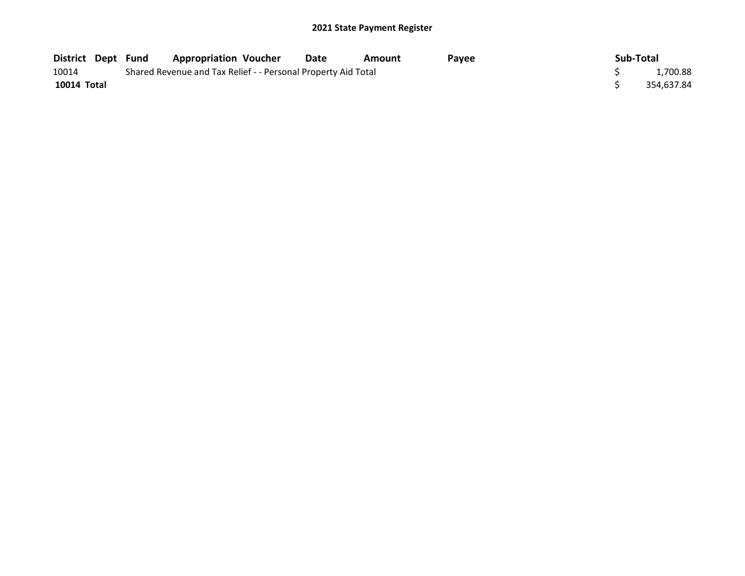## 2021 State Payment Register

| District | Dept | Fund | Appropriation | Voucher | Date | Amount | Payee | Sub-Total |
|---|---|---|---|---|---|---|---|---|
| 10014 | | Shared Revenue and Tax Relief - - Personal Property Aid Total | | | | | | $ 1,700.88 |
| **10014 Total** | | | | | | | | $ 354,637.84 |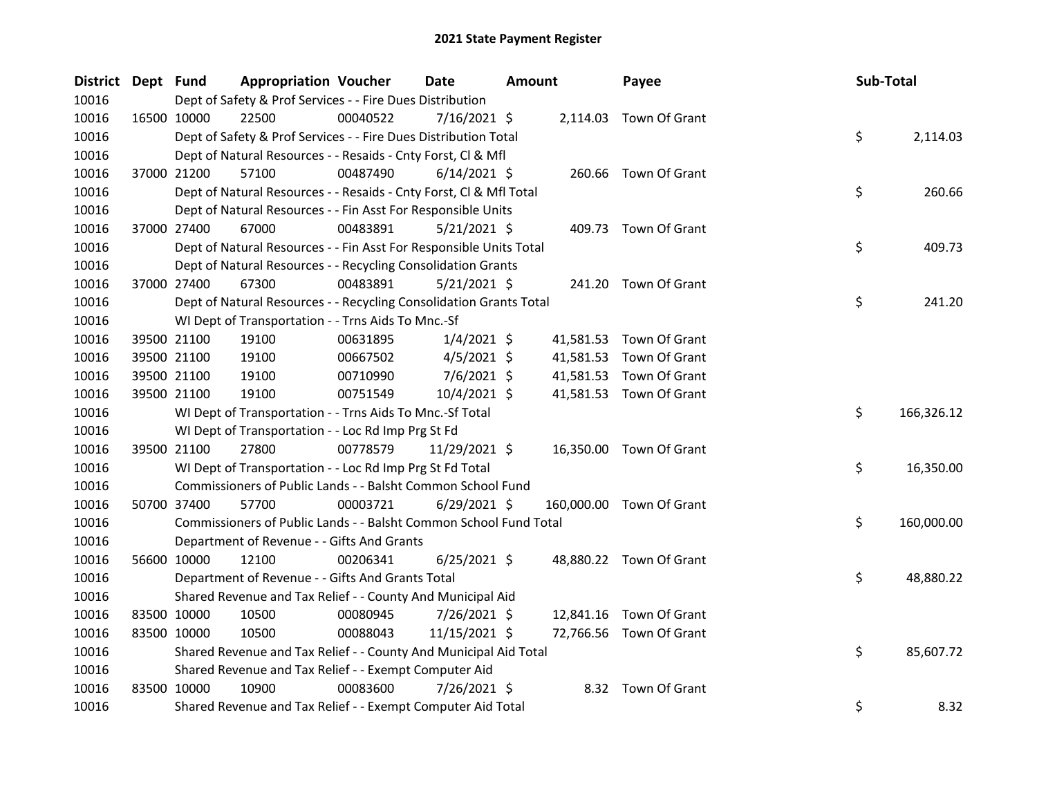# 2021 State Payment Register

| District | Dept | Fund | Appropriation | Voucher | Date | Amount | Payee | Sub-Total |
|---|---|---|---|---|---|---|---|---|
| 10016 | | Dept of Safety & Prof Services - - Fire Dues Distribution | | | | | | |
| 10016 | 16500 | 10000 | 22500 | 00040522 | 7/16/2021 | $ 2,114.03 | Town Of Grant | |
| 10016 | | Dept of Safety & Prof Services - - Fire Dues Distribution Total | | | | | | $ 2,114.03 |
| 10016 | | Dept of Natural Resources - - Resaids - Cnty Forst, Cl & Mfl | | | | | | |
| 10016 | 37000 | 21200 | 57100 | 00487490 | 6/14/2021 | $ 260.66 | Town Of Grant | |
| 10016 | | Dept of Natural Resources - - Resaids - Cnty Forst, Cl & Mfl Total | | | | | | $ 260.66 |
| 10016 | | Dept of Natural Resources - - Fin Asst For Responsible Units | | | | | | |
| 10016 | 37000 | 27400 | 67000 | 00483891 | 5/21/2021 | $ 409.73 | Town Of Grant | |
| 10016 | | Dept of Natural Resources - - Fin Asst For Responsible Units Total | | | | | | $ 409.73 |
| 10016 | | Dept of Natural Resources - - Recycling Consolidation Grants | | | | | | |
| 10016 | 37000 | 27400 | 67300 | 00483891 | 5/21/2021 | $ 241.20 | Town Of Grant | |
| 10016 | | Dept of Natural Resources - - Recycling Consolidation Grants Total | | | | | | $ 241.20 |
| 10016 | | WI Dept of Transportation - - Trns Aids To Mnc.-Sf | | | | | | |
| 10016 | 39500 | 21100 | 19100 | 00631895 | 1/4/2021 | $ 41,581.53 | Town Of Grant | |
| 10016 | 39500 | 21100 | 19100 | 00667502 | 4/5/2021 | $ 41,581.53 | Town Of Grant | |
| 10016 | 39500 | 21100 | 19100 | 00710990 | 7/6/2021 | $ 41,581.53 | Town Of Grant | |
| 10016 | 39500 | 21100 | 19100 | 00751549 | 10/4/2021 | $ 41,581.53 | Town Of Grant | |
| 10016 | | WI Dept of Transportation - - Trns Aids To Mnc.-Sf Total | | | | | | $ 166,326.12 |
| 10016 | | WI Dept of Transportation - - Loc Rd Imp Prg St Fd | | | | | | |
| 10016 | 39500 | 21100 | 27800 | 00778579 | 11/29/2021 | $ 16,350.00 | Town Of Grant | |
| 10016 | | WI Dept of Transportation - - Loc Rd Imp Prg St Fd Total | | | | | | $ 16,350.00 |
| 10016 | | Commissioners of Public Lands - - Balsht Common School Fund | | | | | | |
| 10016 | 50700 | 37400 | 57700 | 00003721 | 6/29/2021 | $ 160,000.00 | Town Of Grant | |
| 10016 | | Commissioners of Public Lands - - Balsht Common School Fund Total | | | | | | $ 160,000.00 |
| 10016 | | Department of Revenue - - Gifts And Grants | | | | | | |
| 10016 | 56600 | 10000 | 12100 | 00206341 | 6/25/2021 | $ 48,880.22 | Town Of Grant | |
| 10016 | | Department of Revenue - - Gifts And Grants Total | | | | | | $ 48,880.22 |
| 10016 | | Shared Revenue and Tax Relief - - County And Municipal Aid | | | | | | |
| 10016 | 83500 | 10000 | 10500 | 00080945 | 7/26/2021 | $ 12,841.16 | Town Of Grant | |
| 10016 | 83500 | 10000 | 10500 | 00088043 | 11/15/2021 | $ 72,766.56 | Town Of Grant | |
| 10016 | | Shared Revenue and Tax Relief - - County And Municipal Aid Total | | | | | | $ 85,607.72 |
| 10016 | | Shared Revenue and Tax Relief - - Exempt Computer Aid | | | | | | |
| 10016 | 83500 | 10000 | 10900 | 00083600 | 7/26/2021 | $ 8.32 | Town Of Grant | |
| 10016 | | Shared Revenue and Tax Relief - - Exempt Computer Aid Total | | | | | | $ 8.32 |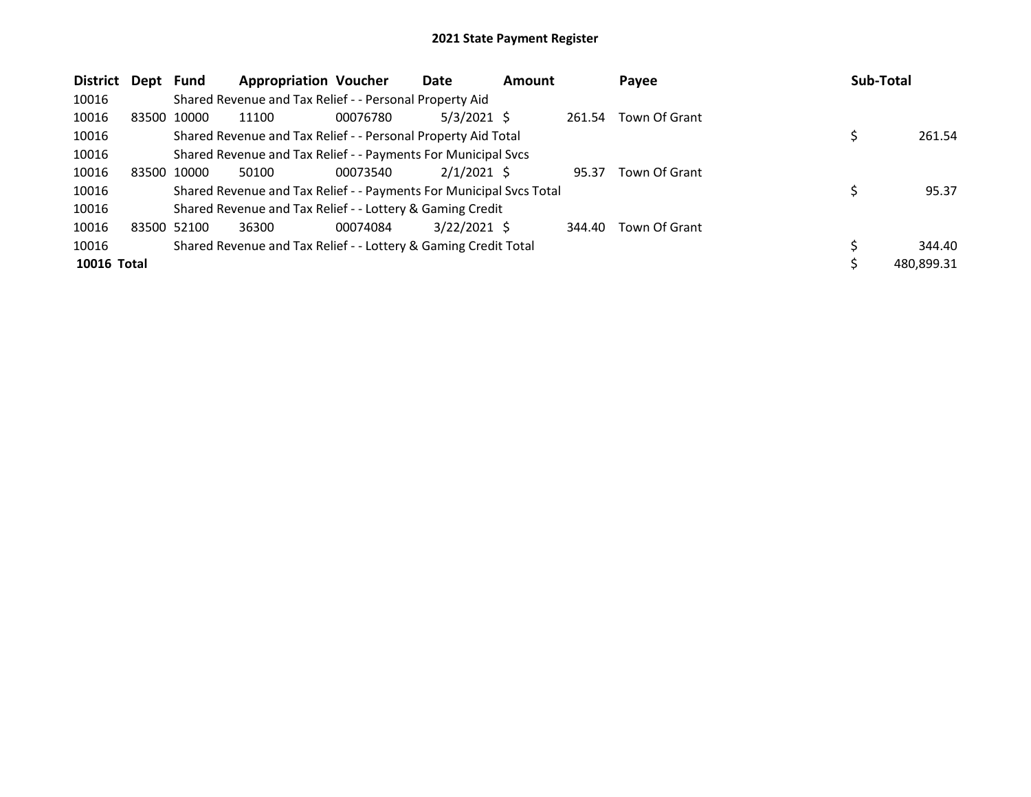# 2021 State Payment Register

| District | Dept | Fund | Appropriation | Voucher | Date | Amount | Payee | Sub-Total |
|---|---|---|---|---|---|---|---|---|
| 10016 | | Shared Revenue and Tax Relief - - Personal Property Aid | | | | | | |
| 10016 | 83500 | 10000 | 11100 | 00076780 | 5/3/2021 | $ 261.54 | Town Of Grant | |
| 10016 | | Shared Revenue and Tax Relief - - Personal Property Aid Total | | | | | | $ 261.54 |
| 10016 | | Shared Revenue and Tax Relief - - Payments For Municipal Svcs | | | | | | |
| 10016 | 83500 | 10000 | 50100 | 00073540 | 2/1/2021 | $ 95.37 | Town Of Grant | |
| 10016 | | Shared Revenue and Tax Relief - - Payments For Municipal Svcs Total | | | | | | $ 95.37 |
| 10016 | | Shared Revenue and Tax Relief - - Lottery & Gaming Credit | | | | | | |
| 10016 | 83500 | 52100 | 36300 | 00074084 | 3/22/2021 | $ 344.40 | Town Of Grant | |
| 10016 | | Shared Revenue and Tax Relief - - Lottery & Gaming Credit Total | | | | | | $ 344.40 |
| **10016 Total** | | | | | | | | $ 480,899.31 |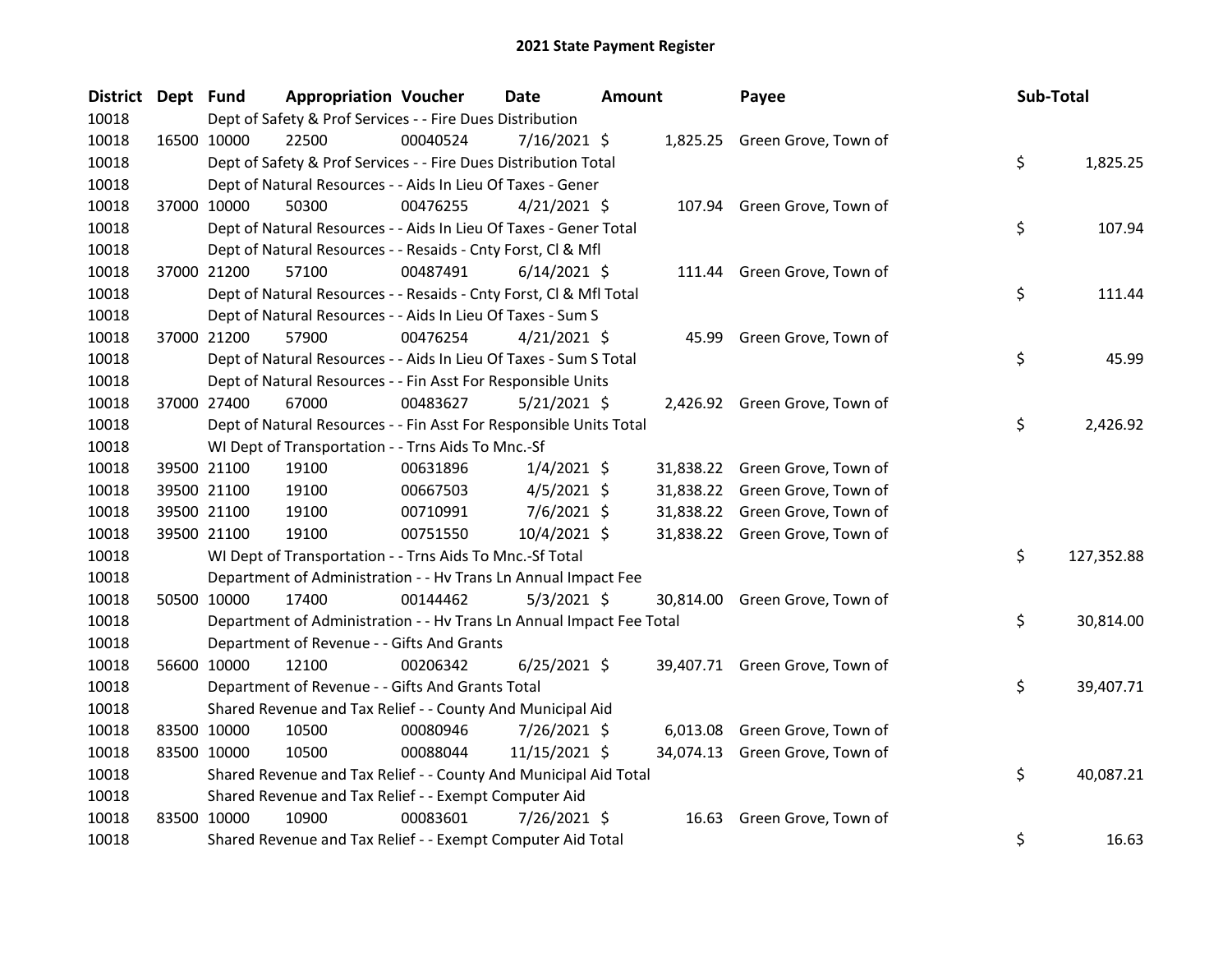# 2021 State Payment Register

| District | Dept | Fund | Appropriation | Voucher | Date | Amount | Payee | Sub-Total |
|---|---|---|---|---|---|---|---|---|
| 10018 | | Dept of Safety & Prof Services - - Fire Dues Distribution | | | | | | |
| 10018 | 16500 | 10000 | 22500 | 00040524 | 7/16/2021 | $ 1,825.25 | Green Grove, Town of | |
| 10018 | | Dept of Safety & Prof Services - - Fire Dues Distribution Total | | | | | | $ 1,825.25 |
| 10018 | | Dept of Natural Resources - - Aids In Lieu Of Taxes - Gener | | | | | | |
| 10018 | 37000 | 10000 | 50300 | 00476255 | 4/21/2021 | $ 107.94 | Green Grove, Town of | |
| 10018 | | Dept of Natural Resources - - Aids In Lieu Of Taxes - Gener Total | | | | | | $ 107.94 |
| 10018 | | Dept of Natural Resources - - Resaids - Cnty Forst, Cl & Mfl | | | | | | |
| 10018 | 37000 | 21200 | 57100 | 00487491 | 6/14/2021 | $ 111.44 | Green Grove, Town of | |
| 10018 | | Dept of Natural Resources - - Resaids - Cnty Forst, Cl & Mfl Total | | | | | | $ 111.44 |
| 10018 | | Dept of Natural Resources - - Aids In Lieu Of Taxes - Sum S | | | | | | |
| 10018 | 37000 | 21200 | 57900 | 00476254 | 4/21/2021 | $ 45.99 | Green Grove, Town of | |
| 10018 | | Dept of Natural Resources - - Aids In Lieu Of Taxes - Sum S Total | | | | | | $ 45.99 |
| 10018 | | Dept of Natural Resources - - Fin Asst For Responsible Units | | | | | | |
| 10018 | 37000 | 27400 | 67000 | 00483627 | 5/21/2021 | $ 2,426.92 | Green Grove, Town of | |
| 10018 | | Dept of Natural Resources - - Fin Asst For Responsible Units Total | | | | | | $ 2,426.92 |
| 10018 | | WI Dept of Transportation - - Trns Aids To Mnc.-Sf | | | | | | |
| 10018 | 39500 | 21100 | 19100 | 00631896 | 1/4/2021 | $ 31,838.22 | Green Grove, Town of | |
| 10018 | 39500 | 21100 | 19100 | 00667503 | 4/5/2021 | $ 31,838.22 | Green Grove, Town of | |
| 10018 | 39500 | 21100 | 19100 | 00710991 | 7/6/2021 | $ 31,838.22 | Green Grove, Town of | |
| 10018 | 39500 | 21100 | 19100 | 00751550 | 10/4/2021 | $ 31,838.22 | Green Grove, Town of | |
| 10018 | | WI Dept of Transportation - - Trns Aids To Mnc.-Sf Total | | | | | | $ 127,352.88 |
| 10018 | | Department of Administration - - Hv Trans Ln Annual Impact Fee | | | | | | |
| 10018 | 50500 | 10000 | 17400 | 00144462 | 5/3/2021 | $ 30,814.00 | Green Grove, Town of | |
| 10018 | | Department of Administration - - Hv Trans Ln Annual Impact Fee Total | | | | | | $ 30,814.00 |
| 10018 | | Department of Revenue - - Gifts And Grants | | | | | | |
| 10018 | 56600 | 10000 | 12100 | 00206342 | 6/25/2021 | $ 39,407.71 | Green Grove, Town of | |
| 10018 | | Department of Revenue - - Gifts And Grants Total | | | | | | $ 39,407.71 |
| 10018 | | Shared Revenue and Tax Relief - - County And Municipal Aid | | | | | | |
| 10018 | 83500 | 10000 | 10500 | 00080946 | 7/26/2021 | $ 6,013.08 | Green Grove, Town of | |
| 10018 | 83500 | 10000 | 10500 | 00088044 | 11/15/2021 | $ 34,074.13 | Green Grove, Town of | |
| 10018 | | Shared Revenue and Tax Relief - - County And Municipal Aid Total | | | | | | $ 40,087.21 |
| 10018 | | Shared Revenue and Tax Relief - - Exempt Computer Aid | | | | | | |
| 10018 | 83500 | 10000 | 10900 | 00083601 | 7/26/2021 | $ 16.63 | Green Grove, Town of | |
| 10018 | | Shared Revenue and Tax Relief - - Exempt Computer Aid Total | | | | | | $ 16.63 |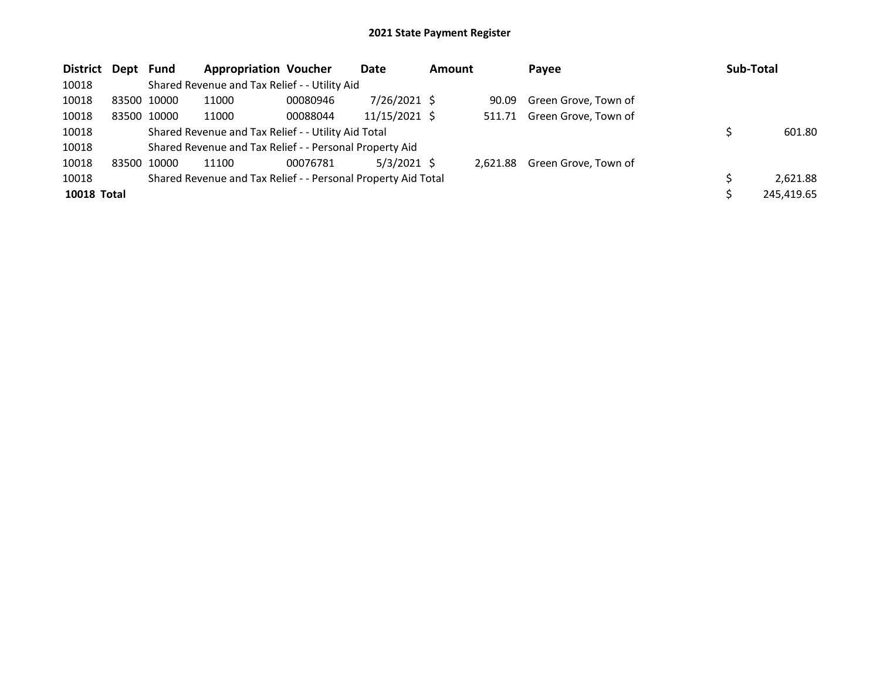# 2021 State Payment Register

| District | Dept | Fund | Appropriation | Voucher | Date | Amount | Payee | Sub-Total |
|---|---|---|---|---|---|---|---|---|
| 10018 | | Shared Revenue and Tax Relief - - Utility Aid | | | | | | |
| 10018 | 83500 | 10000 | 11000 | 00080946 | 7/26/2021 | $ 90.09 | Green Grove, Town of | |
| 10018 | 83500 | 10000 | 11000 | 00088044 | 11/15/2021 | $ 511.71 | Green Grove, Town of | |
| 10018 | | Shared Revenue and Tax Relief - - Utility Aid Total | | | | | | $ 601.80 |
| 10018 | | Shared Revenue and Tax Relief - - Personal Property Aid | | | | | | |
| 10018 | 83500 | 10000 | 11100 | 00076781 | 5/3/2021 | $ 2,621.88 | Green Grove, Town of | |
| 10018 | | Shared Revenue and Tax Relief - - Personal Property Aid Total | | | | | | $ 2,621.88 |
| **10018 Total** | | | | | | | | $ 245,419.65 |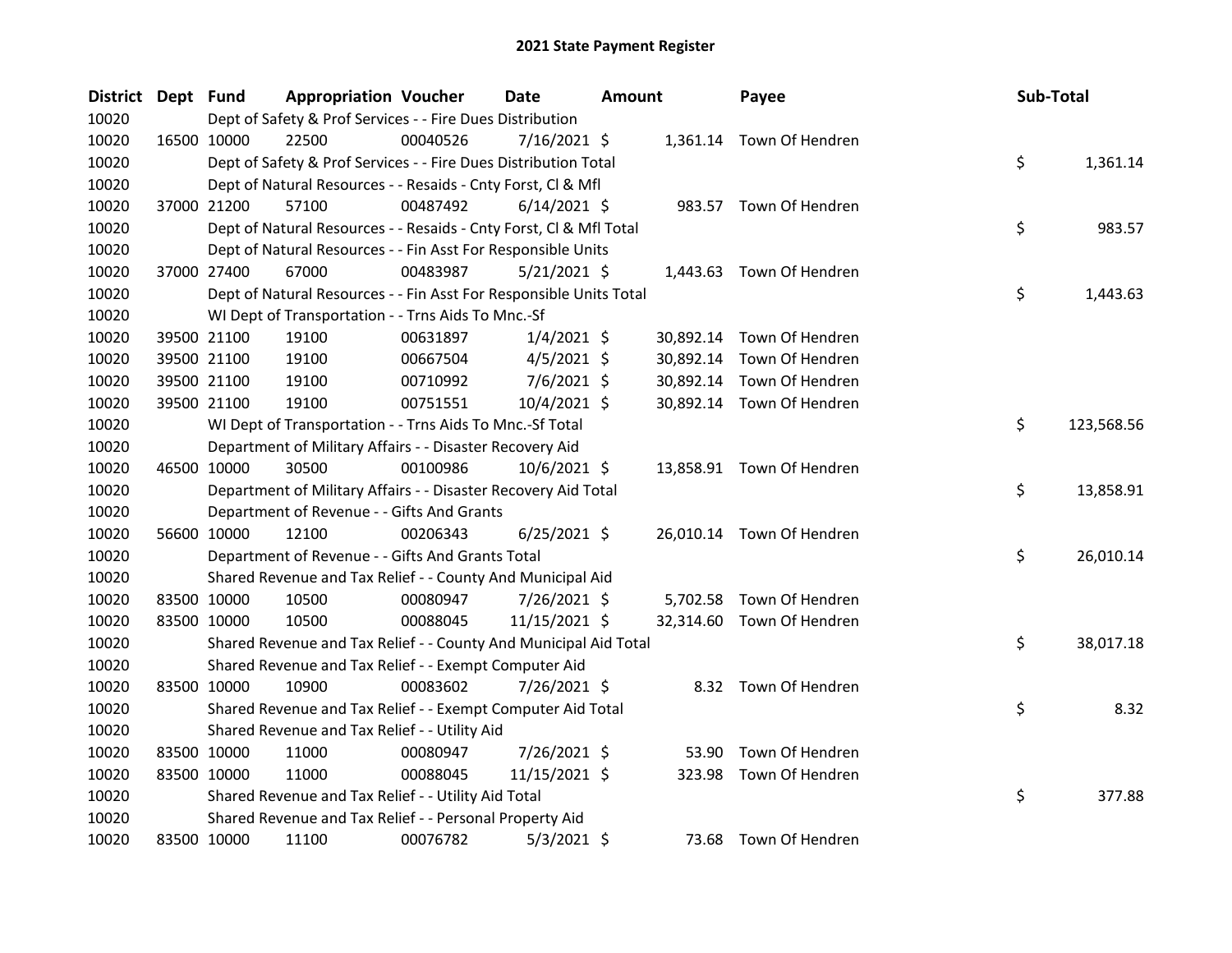# 2021 State Payment Register

| District | Dept | Fund | Appropriation | Voucher | Date | Amount | Payee | Sub-Total |
|---|---|---|---|---|---|---|---|---|
| 10020 | | Dept of Safety & Prof Services - - Fire Dues Distribution | | | | | | |
| 10020 | 16500 | 10000 | 22500 | 00040526 | 7/16/2021 | $ 1,361.14 | Town Of Hendren | |
| 10020 | | Dept of Safety & Prof Services - - Fire Dues Distribution Total | | | | | | $ 1,361.14 |
| 10020 | | Dept of Natural Resources - - Resaids - Cnty Forst, Cl & Mfl | | | | | | |
| 10020 | 37000 | 21200 | 57100 | 00487492 | 6/14/2021 | $ 983.57 | Town Of Hendren | |
| 10020 | | Dept of Natural Resources - - Resaids - Cnty Forst, Cl & Mfl Total | | | | | | $ 983.57 |
| 10020 | | Dept of Natural Resources - - Fin Asst For Responsible Units | | | | | | |
| 10020 | 37000 | 27400 | 67000 | 00483987 | 5/21/2021 | $ 1,443.63 | Town Of Hendren | |
| 10020 | | Dept of Natural Resources - - Fin Asst For Responsible Units Total | | | | | | $ 1,443.63 |
| 10020 | | WI Dept of Transportation - - Trns Aids To Mnc.-Sf | | | | | | |
| 10020 | 39500 | 21100 | 19100 | 00631897 | 1/4/2021 | $ 30,892.14 | Town Of Hendren | |
| 10020 | 39500 | 21100 | 19100 | 00667504 | 4/5/2021 | $ 30,892.14 | Town Of Hendren | |
| 10020 | 39500 | 21100 | 19100 | 00710992 | 7/6/2021 | $ 30,892.14 | Town Of Hendren | |
| 10020 | 39500 | 21100 | 19100 | 00751551 | 10/4/2021 | $ 30,892.14 | Town Of Hendren | |
| 10020 | | WI Dept of Transportation - - Trns Aids To Mnc.-Sf Total | | | | | | $ 123,568.56 |
| 10020 | | Department of Military Affairs - - Disaster Recovery Aid | | | | | | |
| 10020 | 46500 | 10000 | 30500 | 00100986 | 10/6/2021 | $ 13,858.91 | Town Of Hendren | |
| 10020 | | Department of Military Affairs - - Disaster Recovery Aid Total | | | | | | $ 13,858.91 |
| 10020 | | Department of Revenue - - Gifts And Grants | | | | | | |
| 10020 | 56600 | 10000 | 12100 | 00206343 | 6/25/2021 | $ 26,010.14 | Town Of Hendren | |
| 10020 | | Department of Revenue - - Gifts And Grants Total | | | | | | $ 26,010.14 |
| 10020 | | Shared Revenue and Tax Relief - - County And Municipal Aid | | | | | | |
| 10020 | 83500 | 10000 | 10500 | 00080947 | 7/26/2021 | $ 5,702.58 | Town Of Hendren | |
| 10020 | 83500 | 10000 | 10500 | 00088045 | 11/15/2021 | $ 32,314.60 | Town Of Hendren | |
| 10020 | | Shared Revenue and Tax Relief - - County And Municipal Aid Total | | | | | | $ 38,017.18 |
| 10020 | | Shared Revenue and Tax Relief - - Exempt Computer Aid | | | | | | |
| 10020 | 83500 | 10000 | 10900 | 00083602 | 7/26/2021 | $ 8.32 | Town Of Hendren | |
| 10020 | | Shared Revenue and Tax Relief - - Exempt Computer Aid Total | | | | | | $ 8.32 |
| 10020 | | Shared Revenue and Tax Relief - - Utility Aid | | | | | | |
| 10020 | 83500 | 10000 | 11000 | 00080947 | 7/26/2021 | $ 53.90 | Town Of Hendren | |
| 10020 | 83500 | 10000 | 11000 | 00088045 | 11/15/2021 | $ 323.98 | Town Of Hendren | |
| 10020 | | Shared Revenue and Tax Relief - - Utility Aid Total | | | | | | $ 377.88 |
| 10020 | | Shared Revenue and Tax Relief - - Personal Property Aid | | | | | | |
| 10020 | 83500 | 10000 | 11100 | 00076782 | 5/3/2021 | $ 73.68 | Town Of Hendren | |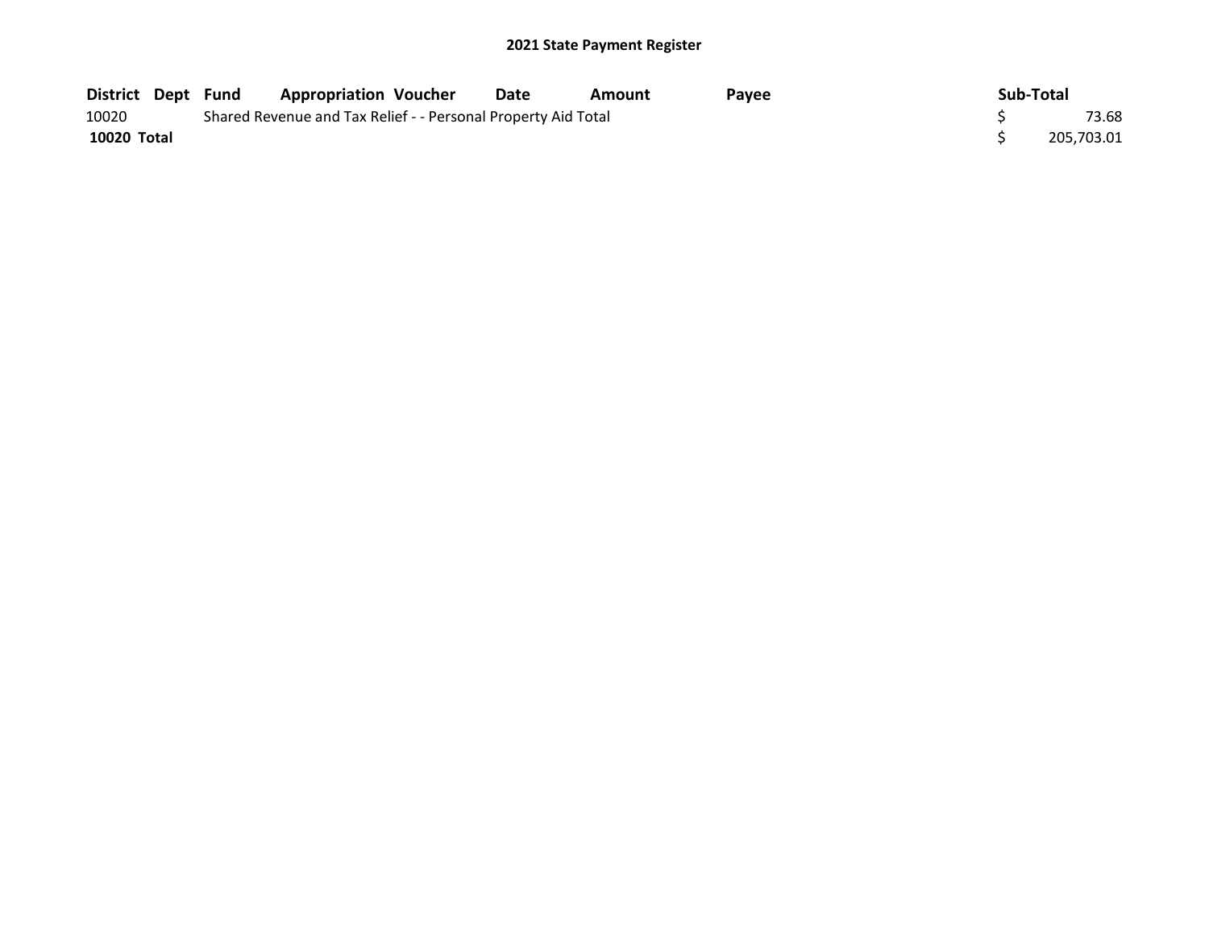## 2021 State Payment Register

| District | Dept | Fund | Appropriation | Voucher | Date | Amount | Payee | Sub-Total |
|---|---|---|---|---|---|---|---|---|
| 10020 | | Shared Revenue and Tax Relief - - Personal Property Aid Total | | | | | | $ 73.68 |
| **10020 Total** | | | | | | | | $ 205,703.01 |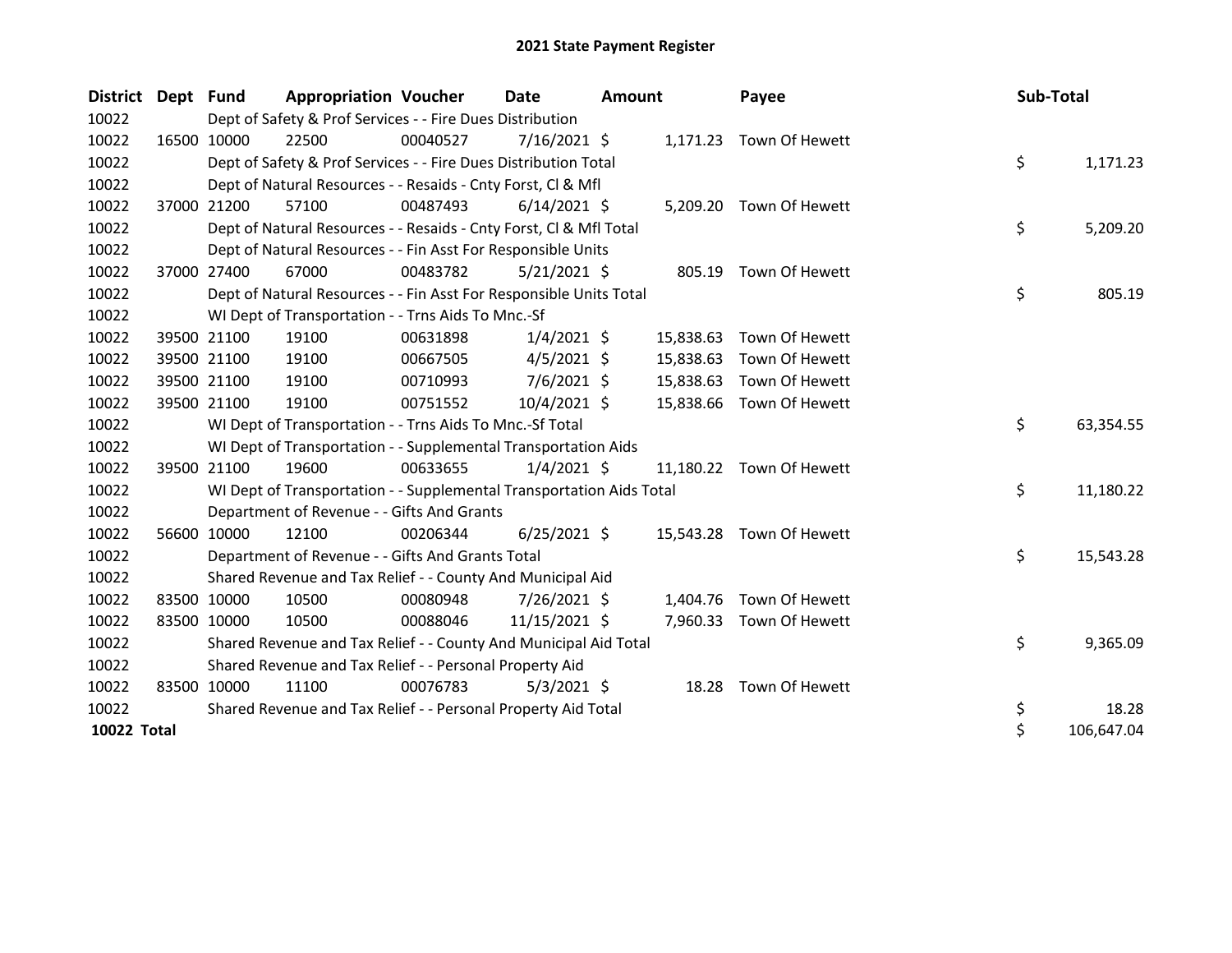# 2021 State Payment Register

| District | Dept | Fund | Appropriation | Voucher | Date | Amount | Payee | Sub-Total |
|---|---|---|---|---|---|---|---|---|
| 10022 | | Dept of Safety & Prof Services - - Fire Dues Distribution | | | | | | |
| 10022 | 16500 | 10000 | 22500 | 00040527 | 7/16/2021 | $ 1,171.23 | Town Of Hewett | |
| 10022 | | Dept of Safety & Prof Services - - Fire Dues Distribution Total | | | | | | $ 1,171.23 |
| 10022 | | Dept of Natural Resources - - Resaids - Cnty Forst, Cl & Mfl | | | | | | |
| 10022 | 37000 | 21200 | 57100 | 00487493 | 6/14/2021 | $ 5,209.20 | Town Of Hewett | |
| 10022 | | Dept of Natural Resources - - Resaids - Cnty Forst, Cl & Mfl Total | | | | | | $ 5,209.20 |
| 10022 | | Dept of Natural Resources - - Fin Asst For Responsible Units | | | | | | |
| 10022 | 37000 | 27400 | 67000 | 00483782 | 5/21/2021 | $ 805.19 | Town Of Hewett | |
| 10022 | | Dept of Natural Resources - - Fin Asst For Responsible Units Total | | | | | | $ 805.19 |
| 10022 | | WI Dept of Transportation - - Trns Aids To Mnc.-Sf | | | | | | |
| 10022 | 39500 | 21100 | 19100 | 00631898 | 1/4/2021 | $ 15,838.63 | Town Of Hewett | |
| 10022 | 39500 | 21100 | 19100 | 00667505 | 4/5/2021 | $ 15,838.63 | Town Of Hewett | |
| 10022 | 39500 | 21100 | 19100 | 00710993 | 7/6/2021 | $ 15,838.63 | Town Of Hewett | |
| 10022 | 39500 | 21100 | 19100 | 00751552 | 10/4/2021 | $ 15,838.66 | Town Of Hewett | |
| 10022 | | WI Dept of Transportation - - Trns Aids To Mnc.-Sf Total | | | | | | $ 63,354.55 |
| 10022 | | WI Dept of Transportation - - Supplemental Transportation Aids | | | | | | |
| 10022 | 39500 | 21100 | 19600 | 00633655 | 1/4/2021 | $ 11,180.22 | Town Of Hewett | |
| 10022 | | WI Dept of Transportation - - Supplemental Transportation Aids Total | | | | | | $ 11,180.22 |
| 10022 | | Department of Revenue - - Gifts And Grants | | | | | | |
| 10022 | 56600 | 10000 | 12100 | 00206344 | 6/25/2021 | $ 15,543.28 | Town Of Hewett | |
| 10022 | | Department of Revenue - - Gifts And Grants Total | | | | | | $ 15,543.28 |
| 10022 | | Shared Revenue and Tax Relief - - County And Municipal Aid | | | | | | |
| 10022 | 83500 | 10000 | 10500 | 00080948 | 7/26/2021 | $ 1,404.76 | Town Of Hewett | |
| 10022 | 83500 | 10000 | 10500 | 00088046 | 11/15/2021 | $ 7,960.33 | Town Of Hewett | |
| 10022 | | Shared Revenue and Tax Relief - - County And Municipal Aid Total | | | | | | $ 9,365.09 |
| 10022 | | Shared Revenue and Tax Relief - - Personal Property Aid | | | | | | |
| 10022 | 83500 | 10000 | 11100 | 00076783 | 5/3/2021 | $ 18.28 | Town Of Hewett | |
| 10022 | | Shared Revenue and Tax Relief - - Personal Property Aid Total | | | | | | $ 18.28 |
| **10022 Total** | | | | | | | | $ 106,647.04 |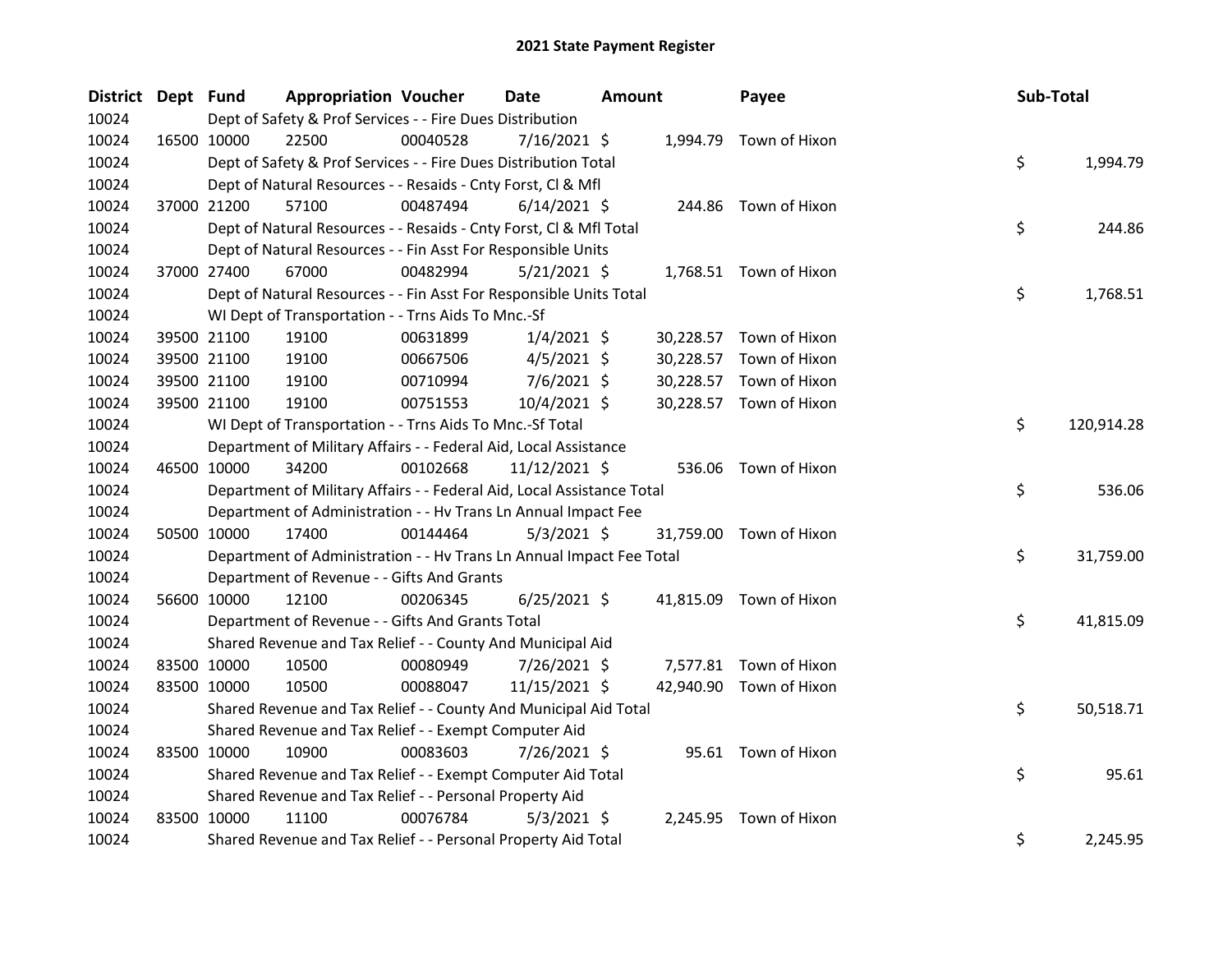# 2021 State Payment Register

| District | Dept | Fund | Appropriation | Voucher | Date | Amount | Payee | Sub-Total |
|---|---|---|---|---|---|---|---|---|
| 10024 | | Dept of Safety & Prof Services - - Fire Dues Distribution | | | | | | |
| 10024 | 16500 | 10000 | 22500 | 00040528 | 7/16/2021 | $ 1,994.79 | Town of Hixon | |
| 10024 | | Dept of Safety & Prof Services - - Fire Dues Distribution Total | | | | | | $ 1,994.79 |
| 10024 | | Dept of Natural Resources - - Resaids - Cnty Forst, Cl & Mfl | | | | | | |
| 10024 | 37000 | 21200 | 57100 | 00487494 | 6/14/2021 | $ 244.86 | Town of Hixon | |
| 10024 | | Dept of Natural Resources - - Resaids - Cnty Forst, Cl & Mfl Total | | | | | | $ 244.86 |
| 10024 | | Dept of Natural Resources - - Fin Asst For Responsible Units | | | | | | |
| 10024 | 37000 | 27400 | 67000 | 00482994 | 5/21/2021 | $ 1,768.51 | Town of Hixon | |
| 10024 | | Dept of Natural Resources - - Fin Asst For Responsible Units Total | | | | | | $ 1,768.51 |
| 10024 | | WI Dept of Transportation - - Trns Aids To Mnc.-Sf | | | | | | |
| 10024 | 39500 | 21100 | 19100 | 00631899 | 1/4/2021 | $ 30,228.57 | Town of Hixon | |
| 10024 | 39500 | 21100 | 19100 | 00667506 | 4/5/2021 | $ 30,228.57 | Town of Hixon | |
| 10024 | 39500 | 21100 | 19100 | 00710994 | 7/6/2021 | $ 30,228.57 | Town of Hixon | |
| 10024 | 39500 | 21100 | 19100 | 00751553 | 10/4/2021 | $ 30,228.57 | Town of Hixon | |
| 10024 | | WI Dept of Transportation - - Trns Aids To Mnc.-Sf Total | | | | | | $ 120,914.28 |
| 10024 | | Department of Military Affairs - - Federal Aid, Local Assistance | | | | | | |
| 10024 | 46500 | 10000 | 34200 | 00102668 | 11/12/2021 | $ 536.06 | Town of Hixon | |
| 10024 | | Department of Military Affairs - - Federal Aid, Local Assistance Total | | | | | | $ 536.06 |
| 10024 | | Department of Administration - - Hv Trans Ln Annual Impact Fee | | | | | | |
| 10024 | 50500 | 10000 | 17400 | 00144464 | 5/3/2021 | $ 31,759.00 | Town of Hixon | |
| 10024 | | Department of Administration - - Hv Trans Ln Annual Impact Fee Total | | | | | | $ 31,759.00 |
| 10024 | | Department of Revenue - - Gifts And Grants | | | | | | |
| 10024 | 56600 | 10000 | 12100 | 00206345 | 6/25/2021 | $ 41,815.09 | Town of Hixon | |
| 10024 | | Department of Revenue - - Gifts And Grants Total | | | | | | $ 41,815.09 |
| 10024 | | Shared Revenue and Tax Relief - - County And Municipal Aid | | | | | | |
| 10024 | 83500 | 10000 | 10500 | 00080949 | 7/26/2021 | $ 7,577.81 | Town of Hixon | |
| 10024 | 83500 | 10000 | 10500 | 00088047 | 11/15/2021 | $ 42,940.90 | Town of Hixon | |
| 10024 | | Shared Revenue and Tax Relief - - County And Municipal Aid Total | | | | | | $ 50,518.71 |
| 10024 | | Shared Revenue and Tax Relief - - Exempt Computer Aid | | | | | | |
| 10024 | 83500 | 10000 | 10900 | 00083603 | 7/26/2021 | $ 95.61 | Town of Hixon | |
| 10024 | | Shared Revenue and Tax Relief - - Exempt Computer Aid Total | | | | | | $ 95.61 |
| 10024 | | Shared Revenue and Tax Relief - - Personal Property Aid | | | | | | |
| 10024 | 83500 | 10000 | 11100 | 00076784 | 5/3/2021 | $ 2,245.95 | Town of Hixon | |
| 10024 | | Shared Revenue and Tax Relief - - Personal Property Aid Total | | | | | | $ 2,245.95 |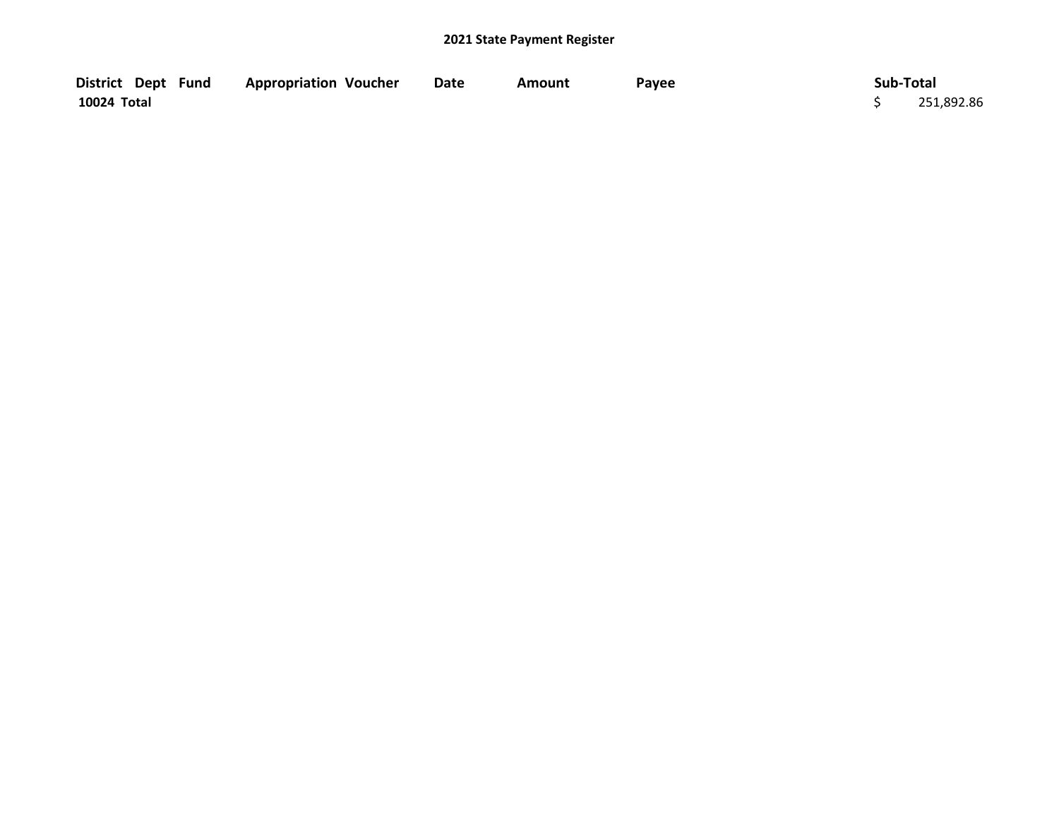## 2021 State Payment Register

| District | Dept | Fund | Appropriation | Voucher | Date | Amount | Payee | Sub-Total |
|---|---|---|---|---|---|---|---|---|
| 10024 Total | | | | | | | | $ 251,892.86 |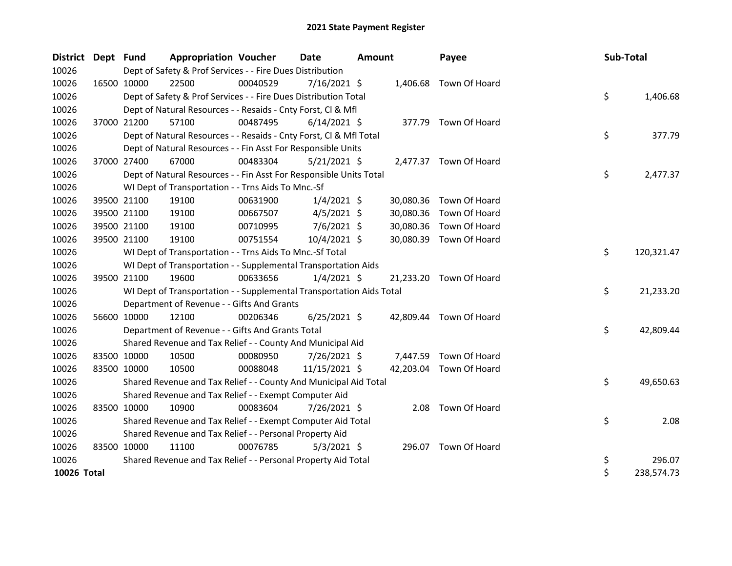# 2021 State Payment Register

| District | Dept | Fund | Appropriation | Voucher | Date | Amount | Payee | Sub-Total |
|---|---|---|---|---|---|---|---|---|
| 10026 | | Dept of Safety & Prof Services - - Fire Dues Distribution | | | | | | |
| 10026 | 16500 | 10000 | 22500 | 00040529 | 7/16/2021 | $ 1,406.68 | Town Of Hoard | |
| 10026 | | Dept of Safety & Prof Services - - Fire Dues Distribution Total | | | | | | $ 1,406.68 |
| 10026 | | Dept of Natural Resources - - Resaids - Cnty Forst, Cl & Mfl | | | | | | |
| 10026 | 37000 | 21200 | 57100 | 00487495 | 6/14/2021 | $ 377.79 | Town Of Hoard | |
| 10026 | | Dept of Natural Resources - - Resaids - Cnty Forst, Cl & Mfl Total | | | | | | $ 377.79 |
| 10026 | | Dept of Natural Resources - - Fin Asst For Responsible Units | | | | | | |
| 10026 | 37000 | 27400 | 67000 | 00483304 | 5/21/2021 | $ 2,477.37 | Town Of Hoard | |
| 10026 | | Dept of Natural Resources - - Fin Asst For Responsible Units Total | | | | | | $ 2,477.37 |
| 10026 | | WI Dept of Transportation - - Trns Aids To Mnc.-Sf | | | | | | |
| 10026 | 39500 | 21100 | 19100 | 00631900 | 1/4/2021 | $ 30,080.36 | Town Of Hoard | |
| 10026 | 39500 | 21100 | 19100 | 00667507 | 4/5/2021 | $ 30,080.36 | Town Of Hoard | |
| 10026 | 39500 | 21100 | 19100 | 00710995 | 7/6/2021 | $ 30,080.36 | Town Of Hoard | |
| 10026 | 39500 | 21100 | 19100 | 00751554 | 10/4/2021 | $ 30,080.39 | Town Of Hoard | |
| 10026 | | WI Dept of Transportation - - Trns Aids To Mnc.-Sf Total | | | | | | $ 120,321.47 |
| 10026 | | WI Dept of Transportation - - Supplemental Transportation Aids | | | | | | |
| 10026 | 39500 | 21100 | 19600 | 00633656 | 1/4/2021 | $ 21,233.20 | Town Of Hoard | |
| 10026 | | WI Dept of Transportation - - Supplemental Transportation Aids Total | | | | | | $ 21,233.20 |
| 10026 | | Department of Revenue - - Gifts And Grants | | | | | | |
| 10026 | 56600 | 10000 | 12100 | 00206346 | 6/25/2021 | $ 42,809.44 | Town Of Hoard | |
| 10026 | | Department of Revenue - - Gifts And Grants Total | | | | | | $ 42,809.44 |
| 10026 | | Shared Revenue and Tax Relief - - County And Municipal Aid | | | | | | |
| 10026 | 83500 | 10000 | 10500 | 00080950 | 7/26/2021 | $ 7,447.59 | Town Of Hoard | |
| 10026 | 83500 | 10000 | 10500 | 00088048 | 11/15/2021 | $ 42,203.04 | Town Of Hoard | |
| 10026 | | Shared Revenue and Tax Relief - - County And Municipal Aid Total | | | | | | $ 49,650.63 |
| 10026 | | Shared Revenue and Tax Relief - - Exempt Computer Aid | | | | | | |
| 10026 | 83500 | 10000 | 10900 | 00083604 | 7/26/2021 | $ 2.08 | Town Of Hoard | |
| 10026 | | Shared Revenue and Tax Relief - - Exempt Computer Aid Total | | | | | | $ 2.08 |
| 10026 | | Shared Revenue and Tax Relief - - Personal Property Aid | | | | | | |
| 10026 | 83500 | 10000 | 11100 | 00076785 | 5/3/2021 | $ 296.07 | Town Of Hoard | |
| 10026 | | Shared Revenue and Tax Relief - - Personal Property Aid Total | | | | | | $ 296.07 |
| **10026 Total** | | | | | | | | $ 238,574.73 |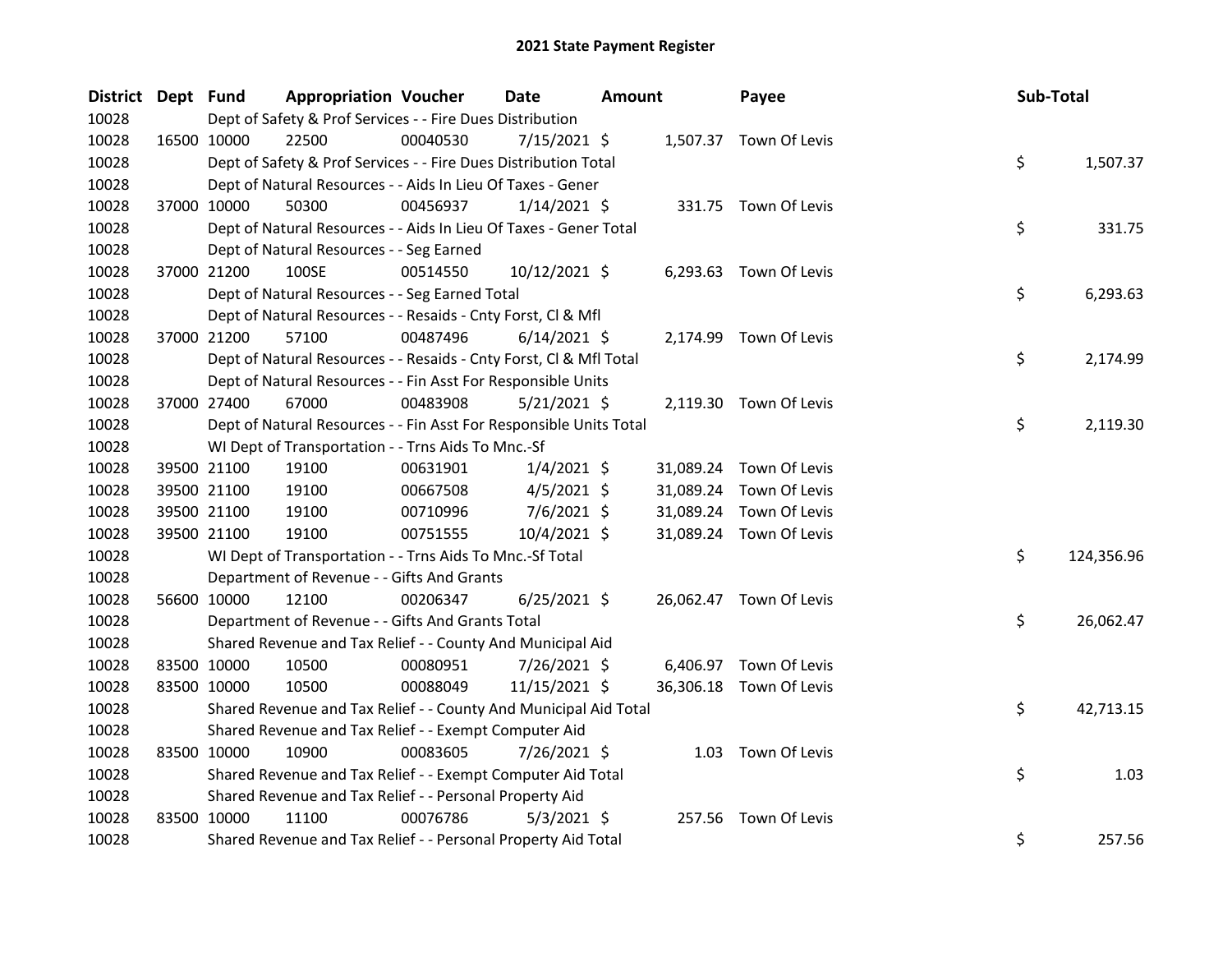# 2021 State Payment Register

| District | Dept | Fund | Appropriation | Voucher | Date | Amount | Payee | Sub-Total |
|---|---|---|---|---|---|---|---|---|
| 10028 | | Dept of Safety & Prof Services - - Fire Dues Distribution | | | | | | |
| 10028 | 16500 | 10000 | 22500 | 00040530 | 7/15/2021 | $ 1,507.37 | Town Of Levis | |
| 10028 | | Dept of Safety & Prof Services - - Fire Dues Distribution Total | | | | | | $ 1,507.37 |
| 10028 | | Dept of Natural Resources - - Aids In Lieu Of Taxes - Gener | | | | | | |
| 10028 | 37000 | 10000 | 50300 | 00456937 | 1/14/2021 | $ 331.75 | Town Of Levis | |
| 10028 | | Dept of Natural Resources - - Aids In Lieu Of Taxes - Gener Total | | | | | | $ 331.75 |
| 10028 | | Dept of Natural Resources - - Seg Earned | | | | | | |
| 10028 | 37000 | 21200 | 100SE | 00514550 | 10/12/2021 | $ 6,293.63 | Town Of Levis | |
| 10028 | | Dept of Natural Resources - - Seg Earned Total | | | | | | $ 6,293.63 |
| 10028 | | Dept of Natural Resources - - Resaids - Cnty Forst, Cl & Mfl | | | | | | |
| 10028 | 37000 | 21200 | 57100 | 00487496 | 6/14/2021 | $ 2,174.99 | Town Of Levis | |
| 10028 | | Dept of Natural Resources - - Resaids - Cnty Forst, Cl & Mfl Total | | | | | | $ 2,174.99 |
| 10028 | | Dept of Natural Resources - - Fin Asst For Responsible Units | | | | | | |
| 10028 | 37000 | 27400 | 67000 | 00483908 | 5/21/2021 | $ 2,119.30 | Town Of Levis | |
| 10028 | | Dept of Natural Resources - - Fin Asst For Responsible Units Total | | | | | | $ 2,119.30 |
| 10028 | | WI Dept of Transportation - - Trns Aids To Mnc.-Sf | | | | | | |
| 10028 | 39500 | 21100 | 19100 | 00631901 | 1/4/2021 | $ 31,089.24 | Town Of Levis | |
| 10028 | 39500 | 21100 | 19100 | 00667508 | 4/5/2021 | $ 31,089.24 | Town Of Levis | |
| 10028 | 39500 | 21100 | 19100 | 00710996 | 7/6/2021 | $ 31,089.24 | Town Of Levis | |
| 10028 | 39500 | 21100 | 19100 | 00751555 | 10/4/2021 | $ 31,089.24 | Town Of Levis | |
| 10028 | | WI Dept of Transportation - - Trns Aids To Mnc.-Sf Total | | | | | | $ 124,356.96 |
| 10028 | | Department of Revenue - - Gifts And Grants | | | | | | |
| 10028 | 56600 | 10000 | 12100 | 00206347 | 6/25/2021 | $ 26,062.47 | Town Of Levis | |
| 10028 | | Department of Revenue - - Gifts And Grants Total | | | | | | $ 26,062.47 |
| 10028 | | Shared Revenue and Tax Relief - - County And Municipal Aid | | | | | | |
| 10028 | 83500 | 10000 | 10500 | 00080951 | 7/26/2021 | $ 6,406.97 | Town Of Levis | |
| 10028 | 83500 | 10000 | 10500 | 00088049 | 11/15/2021 | $ 36,306.18 | Town Of Levis | |
| 10028 | | Shared Revenue and Tax Relief - - County And Municipal Aid Total | | | | | | $ 42,713.15 |
| 10028 | | Shared Revenue and Tax Relief - - Exempt Computer Aid | | | | | | |
| 10028 | 83500 | 10000 | 10900 | 00083605 | 7/26/2021 | $ 1.03 | Town Of Levis | |
| 10028 | | Shared Revenue and Tax Relief - - Exempt Computer Aid Total | | | | | | $ 1.03 |
| 10028 | | Shared Revenue and Tax Relief - - Personal Property Aid | | | | | | |
| 10028 | 83500 | 10000 | 11100 | 00076786 | 5/3/2021 | $ 257.56 | Town Of Levis | |
| 10028 | | Shared Revenue and Tax Relief - - Personal Property Aid Total | | | | | | $ 257.56 |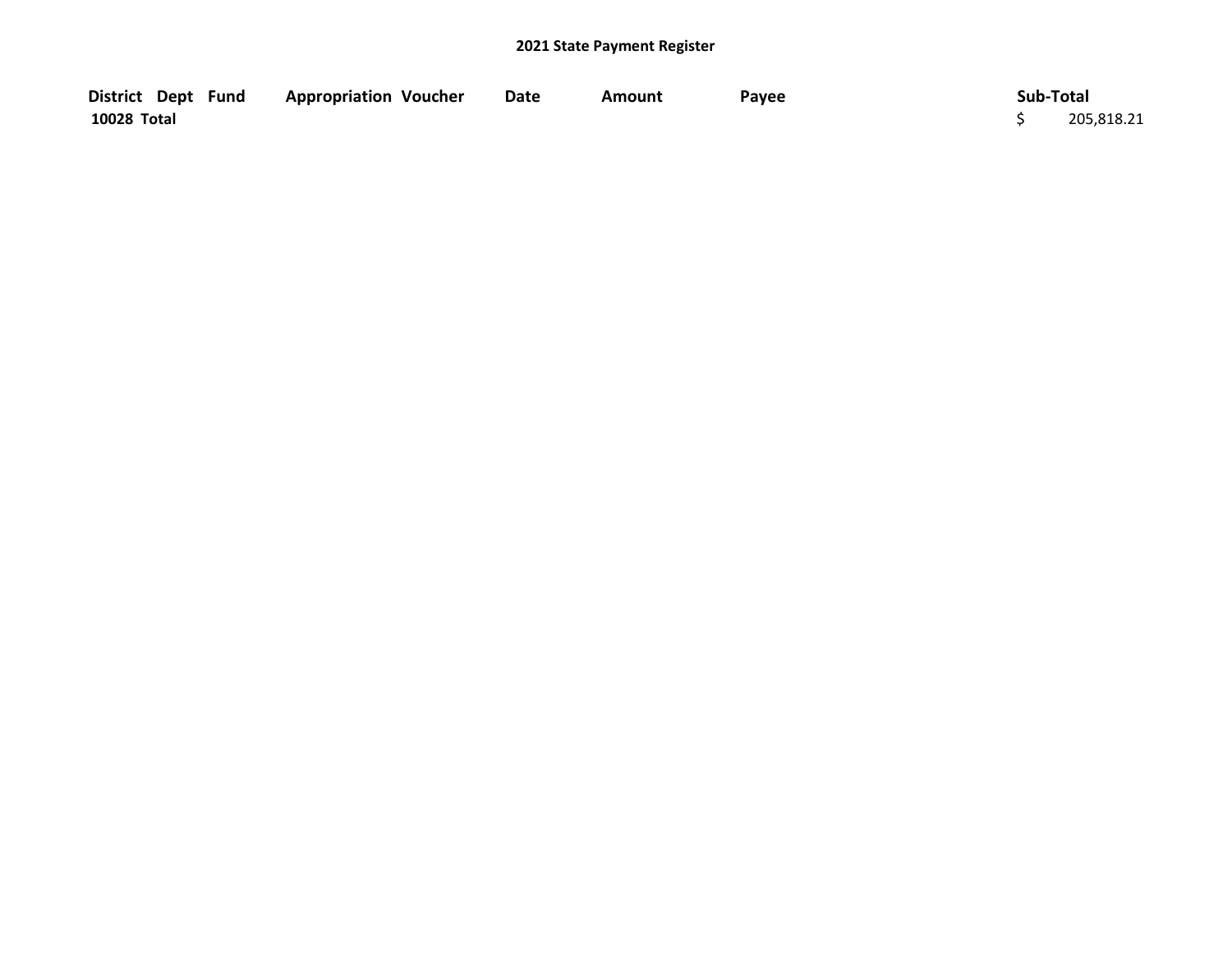**2021 State Payment Register**

| District | Dept | Fund | Appropriation | Voucher | Date | Amount | Payee | Sub-Total |
|---|---|---|---|---|---|---|---|---|
| **10028 Total** | | | | | | | | $ 205,818.21 |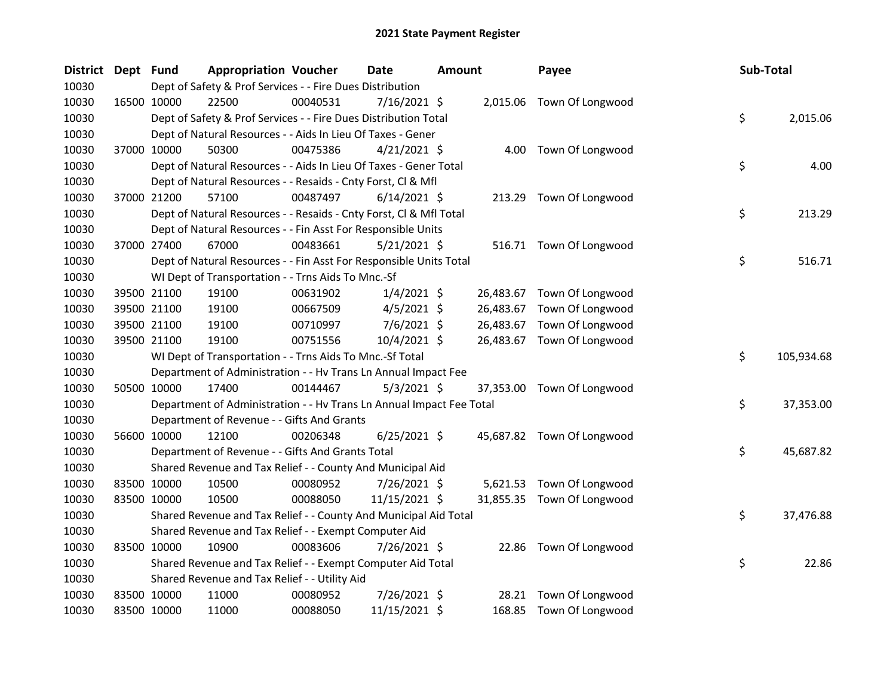# 2021 State Payment Register

| District | Dept | Fund | Appropriation | Voucher | Date | Amount | Payee | Sub-Total |
|---|---|---|---|---|---|---|---|---|
| 10030 | Dept of Safety & Prof Services - - Fire Dues Distribution | | | | | | | |
| 10030 | 16500 | 10000 | 22500 | 00040531 | 7/16/2021 | $ 2,015.06 | Town Of Longwood | |
| 10030 | Dept of Safety & Prof Services - - Fire Dues Distribution Total | | | | | | | $ 2,015.06 |
| 10030 | Dept of Natural Resources - - Aids In Lieu Of Taxes - Gener | | | | | | | |
| 10030 | 37000 | 10000 | 50300 | 00475386 | 4/21/2021 | $ 4.00 | Town Of Longwood | |
| 10030 | Dept of Natural Resources - - Aids In Lieu Of Taxes - Gener Total | | | | | | | $ 4.00 |
| 10030 | Dept of Natural Resources - - Resaids - Cnty Forst, Cl & Mfl | | | | | | | |
| 10030 | 37000 | 21200 | 57100 | 00487497 | 6/14/2021 | $ 213.29 | Town Of Longwood | |
| 10030 | Dept of Natural Resources - - Resaids - Cnty Forst, Cl & Mfl Total | | | | | | | $ 213.29 |
| 10030 | Dept of Natural Resources - - Fin Asst For Responsible Units | | | | | | | |
| 10030 | 37000 | 27400 | 67000 | 00483661 | 5/21/2021 | $ 516.71 | Town Of Longwood | |
| 10030 | Dept of Natural Resources - - Fin Asst For Responsible Units Total | | | | | | | $ 516.71 |
| 10030 | WI Dept of Transportation - - Trns Aids To Mnc.-Sf | | | | | | | |
| 10030 | 39500 | 21100 | 19100 | 00631902 | 1/4/2021 | $ 26,483.67 | Town Of Longwood | |
| 10030 | 39500 | 21100 | 19100 | 00667509 | 4/5/2021 | $ 26,483.67 | Town Of Longwood | |
| 10030 | 39500 | 21100 | 19100 | 00710997 | 7/6/2021 | $ 26,483.67 | Town Of Longwood | |
| 10030 | 39500 | 21100 | 19100 | 00751556 | 10/4/2021 | $ 26,483.67 | Town Of Longwood | |
| 10030 | WI Dept of Transportation - - Trns Aids To Mnc.-Sf Total | | | | | | | $ 105,934.68 |
| 10030 | Department of Administration - - Hv Trans Ln Annual Impact Fee | | | | | | | |
| 10030 | 50500 | 10000 | 17400 | 00144467 | 5/3/2021 | $ 37,353.00 | Town Of Longwood | |
| 10030 | Department of Administration - - Hv Trans Ln Annual Impact Fee Total | | | | | | | $ 37,353.00 |
| 10030 | Department of Revenue - - Gifts And Grants | | | | | | | |
| 10030 | 56600 | 10000 | 12100 | 00206348 | 6/25/2021 | $ 45,687.82 | Town Of Longwood | |
| 10030 | Department of Revenue - - Gifts And Grants Total | | | | | | | $ 45,687.82 |
| 10030 | Shared Revenue and Tax Relief - - County And Municipal Aid | | | | | | | |
| 10030 | 83500 | 10000 | 10500 | 00080952 | 7/26/2021 | $ 5,621.53 | Town Of Longwood | |
| 10030 | 83500 | 10000 | 10500 | 00088050 | 11/15/2021 | $ 31,855.35 | Town Of Longwood | |
| 10030 | Shared Revenue and Tax Relief - - County And Municipal Aid Total | | | | | | | $ 37,476.88 |
| 10030 | Shared Revenue and Tax Relief - - Exempt Computer Aid | | | | | | | |
| 10030 | 83500 | 10000 | 10900 | 00083606 | 7/26/2021 | $ 22.86 | Town Of Longwood | |
| 10030 | Shared Revenue and Tax Relief - - Exempt Computer Aid Total | | | | | | | $ 22.86 |
| 10030 | Shared Revenue and Tax Relief - - Utility Aid | | | | | | | |
| 10030 | 83500 | 10000 | 11000 | 00080952 | 7/26/2021 | $ 28.21 | Town Of Longwood | |
| 10030 | 83500 | 10000 | 11000 | 00088050 | 11/15/2021 | $ 168.85 | Town Of Longwood | |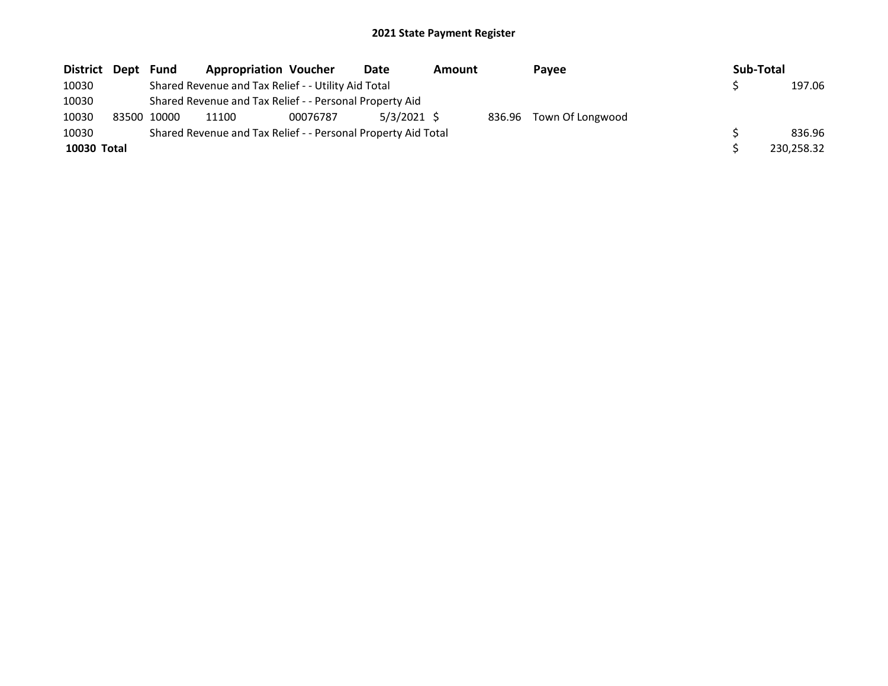# 2021 State Payment Register

| District | Dept | Fund | Appropriation | Voucher | Date | Amount | Payee | Sub-Total |
|---|---|---|---|---|---|---|---|---|
| 10030 | | Shared Revenue and Tax Relief - - Utility Aid Total | | | | | | $ 197.06 |
| 10030 | | Shared Revenue and Tax Relief - - Personal Property Aid | | | | | | |
| 10030 | 83500 | 10000 | 11100 | 00076787 | 5/3/2021 | $ 836.96 | Town Of Longwood | |
| 10030 | | Shared Revenue and Tax Relief - - Personal Property Aid Total | | | | | | $ 836.96 |
| **10030 Total** | | | | | | | | $ 230,258.32 |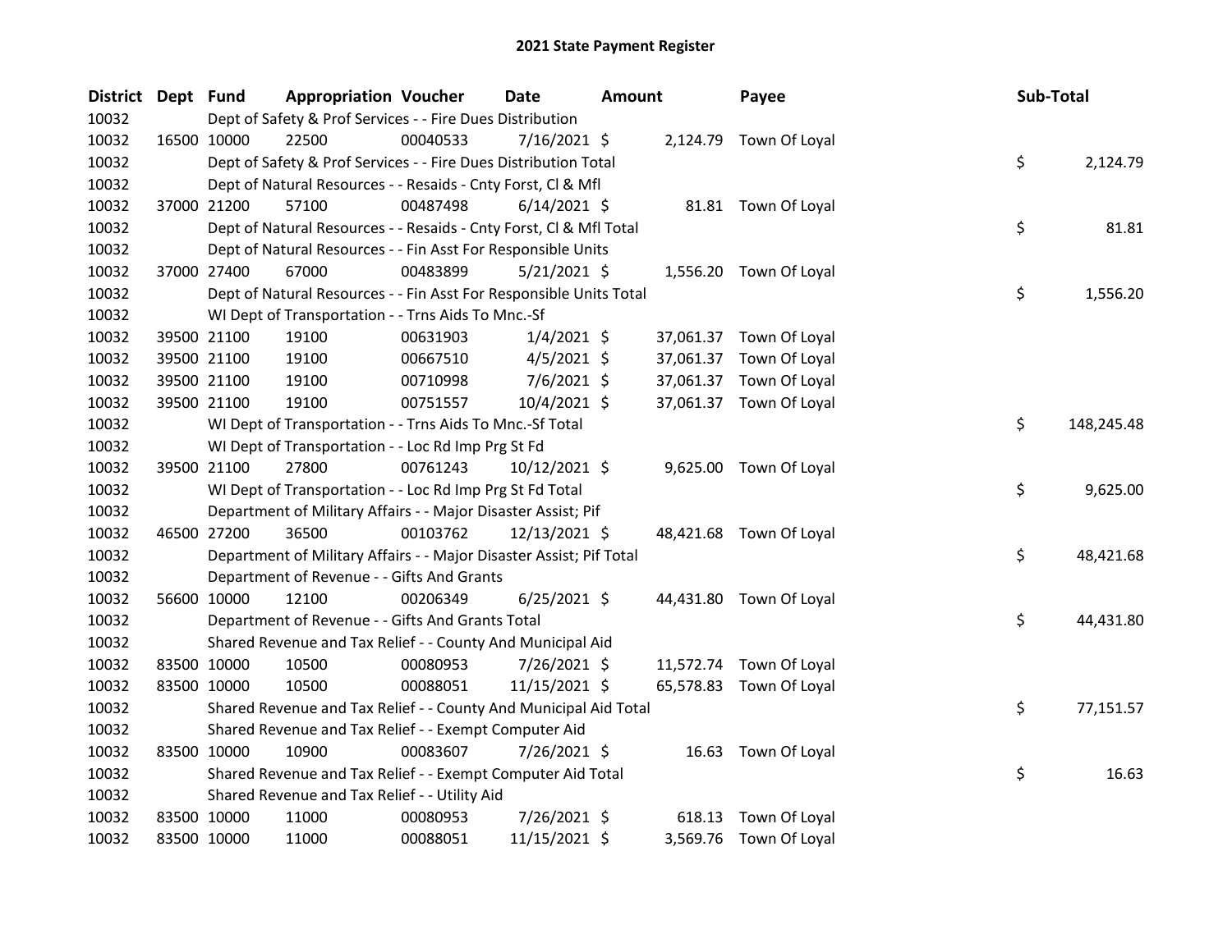# 2021 State Payment Register

| District | Dept | Fund | Appropriation | Voucher | Date | Amount | Payee | Sub-Total |
|---|---|---|---|---|---|---|---|---|
| 10032 | | Dept of Safety & Prof Services - - Fire Dues Distribution | | | | | | |
| 10032 | 16500 | 10000 | 22500 | 00040533 | 7/16/2021 | $ 2,124.79 | Town Of Loyal | |
| 10032 | | Dept of Safety & Prof Services - - Fire Dues Distribution Total | | | | | | $ 2,124.79 |
| 10032 | | Dept of Natural Resources - - Resaids - Cnty Forst, Cl & Mfl | | | | | | |
| 10032 | 37000 | 21200 | 57100 | 00487498 | 6/14/2021 | $ 81.81 | Town Of Loyal | |
| 10032 | | Dept of Natural Resources - - Resaids - Cnty Forst, Cl & Mfl Total | | | | | | $ 81.81 |
| 10032 | | Dept of Natural Resources - - Fin Asst For Responsible Units | | | | | | |
| 10032 | 37000 | 27400 | 67000 | 00483899 | 5/21/2021 | $ 1,556.20 | Town Of Loyal | |
| 10032 | | Dept of Natural Resources - - Fin Asst For Responsible Units Total | | | | | | $ 1,556.20 |
| 10032 | | WI Dept of Transportation - - Trns Aids To Mnc.-Sf | | | | | | |
| 10032 | 39500 | 21100 | 19100 | 00631903 | 1/4/2021 | $ 37,061.37 | Town Of Loyal | |
| 10032 | 39500 | 21100 | 19100 | 00667510 | 4/5/2021 | $ 37,061.37 | Town Of Loyal | |
| 10032 | 39500 | 21100 | 19100 | 00710998 | 7/6/2021 | $ 37,061.37 | Town Of Loyal | |
| 10032 | 39500 | 21100 | 19100 | 00751557 | 10/4/2021 | $ 37,061.37 | Town Of Loyal | |
| 10032 | | WI Dept of Transportation - - Trns Aids To Mnc.-Sf Total | | | | | | $ 148,245.48 |
| 10032 | | WI Dept of Transportation - - Loc Rd Imp Prg St Fd | | | | | | |
| 10032 | 39500 | 21100 | 27800 | 00761243 | 10/12/2021 | $ 9,625.00 | Town Of Loyal | |
| 10032 | | WI Dept of Transportation - - Loc Rd Imp Prg St Fd Total | | | | | | $ 9,625.00 |
| 10032 | | Department of Military Affairs - - Major Disaster Assist; Pif | | | | | | |
| 10032 | 46500 | 27200 | 36500 | 00103762 | 12/13/2021 | $ 48,421.68 | Town Of Loyal | |
| 10032 | | Department of Military Affairs - - Major Disaster Assist; Pif Total | | | | | | $ 48,421.68 |
| 10032 | | Department of Revenue - - Gifts And Grants | | | | | | |
| 10032 | 56600 | 10000 | 12100 | 00206349 | 6/25/2021 | $ 44,431.80 | Town Of Loyal | |
| 10032 | | Department of Revenue - - Gifts And Grants Total | | | | | | $ 44,431.80 |
| 10032 | | Shared Revenue and Tax Relief - - County And Municipal Aid | | | | | | |
| 10032 | 83500 | 10000 | 10500 | 00080953 | 7/26/2021 | $ 11,572.74 | Town Of Loyal | |
| 10032 | 83500 | 10000 | 10500 | 00088051 | 11/15/2021 | $ 65,578.83 | Town Of Loyal | |
| 10032 | | Shared Revenue and Tax Relief - - County And Municipal Aid Total | | | | | | $ 77,151.57 |
| 10032 | | Shared Revenue and Tax Relief - - Exempt Computer Aid | | | | | | |
| 10032 | 83500 | 10000 | 10900 | 00083607 | 7/26/2021 | $ 16.63 | Town Of Loyal | |
| 10032 | | Shared Revenue and Tax Relief - - Exempt Computer Aid Total | | | | | | $ 16.63 |
| 10032 | | Shared Revenue and Tax Relief - - Utility Aid | | | | | | |
| 10032 | 83500 | 10000 | 11000 | 00080953 | 7/26/2021 | $ 618.13 | Town Of Loyal | |
| 10032 | 83500 | 10000 | 11000 | 00088051 | 11/15/2021 | $ 3,569.76 | Town Of Loyal | |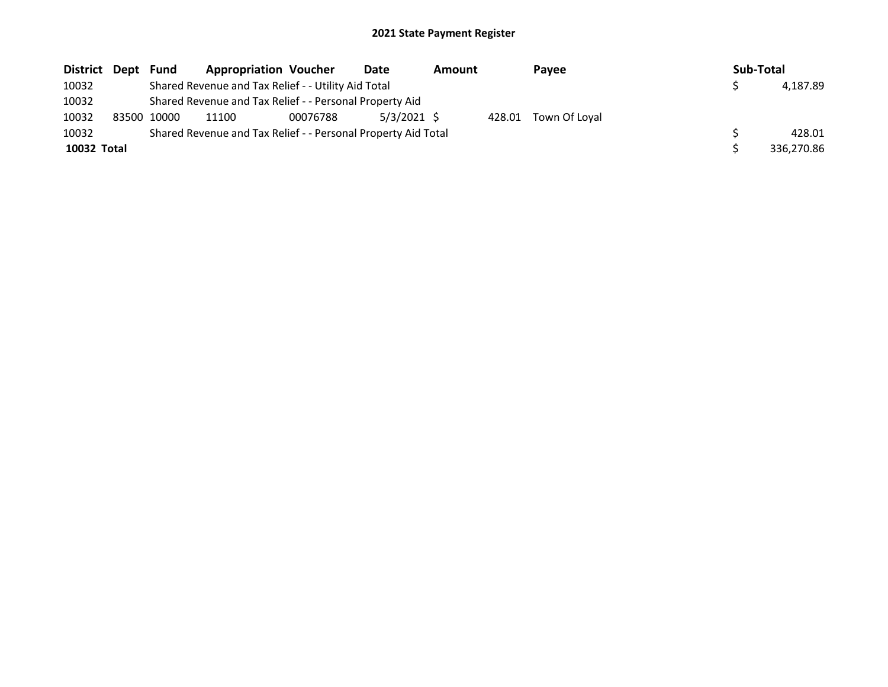## 2021 State Payment Register

| District | Dept | Fund | Appropriation | Voucher | Date | Amount | Payee | Sub-Total |
|---|---|---|---|---|---|---|---|---|
| 10032 | | Shared Revenue and Tax Relief - - Utility Aid Total | | | | | | $ 4,187.89 |
| 10032 | | Shared Revenue and Tax Relief - - Personal Property Aid | | | | | | |
| 10032 | 83500 | 10000 | 11100 | 00076788 | 5/3/2021 | $ 428.01 | Town Of Loyal | |
| 10032 | | Shared Revenue and Tax Relief - - Personal Property Aid Total | | | | | | $ 428.01 |
| **10032 Total** | | | | | | | | $ 336,270.86 |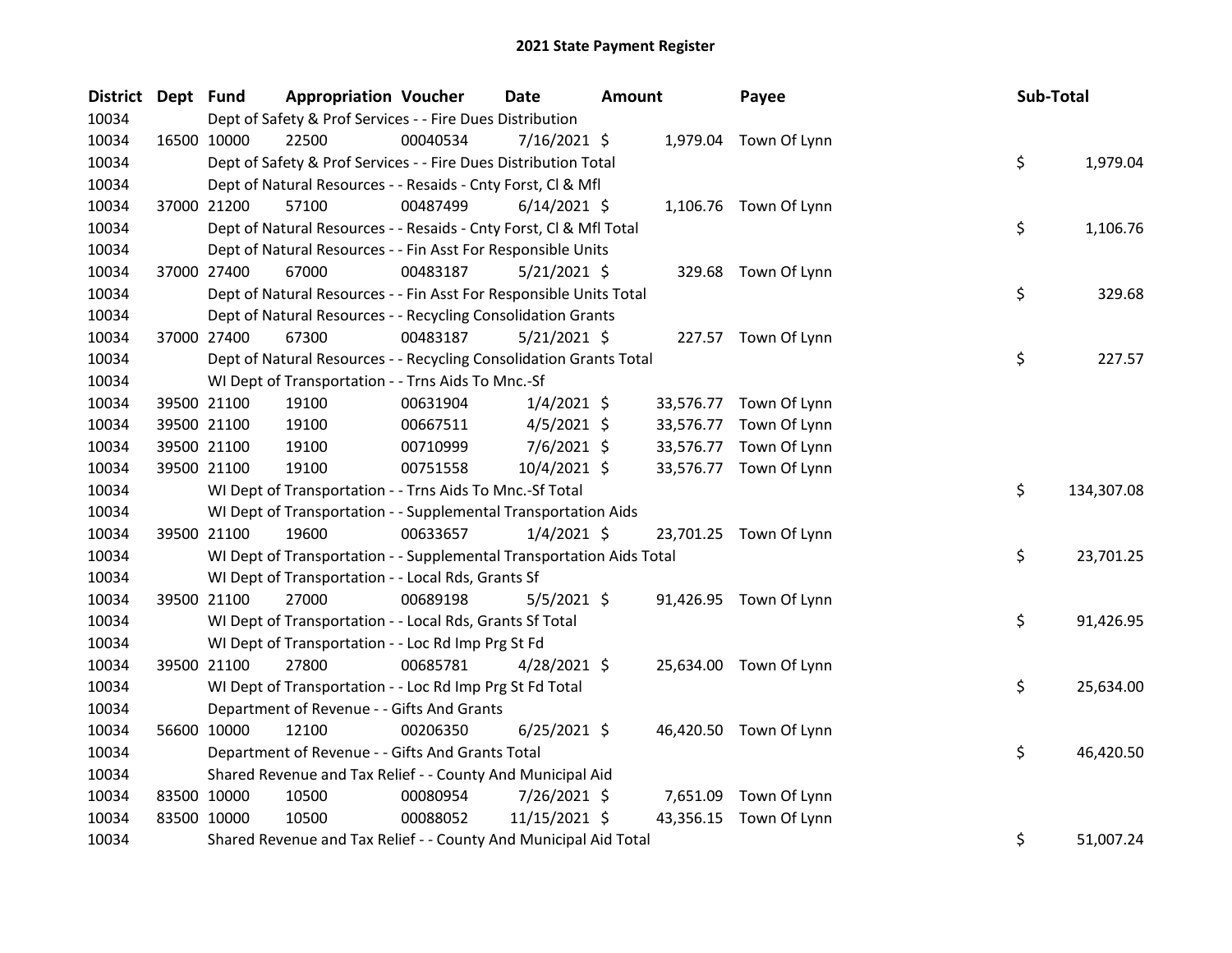# 2021 State Payment Register

| District | Dept | Fund | Appropriation | Voucher | Date | Amount | Payee | Sub-Total |
|---|---|---|---|---|---|---|---|---|
| 10034 | | Dept of Safety & Prof Services - - Fire Dues Distribution | | | | | | |
| 10034 | 16500 | 10000 | 22500 | 00040534 | 7/16/2021 | $ 1,979.04 | Town Of Lynn | |
| 10034 | | Dept of Safety & Prof Services - - Fire Dues Distribution Total | | | | | | $ 1,979.04 |
| 10034 | | Dept of Natural Resources - - Resaids - Cnty Forst, Cl & Mfl | | | | | | |
| 10034 | 37000 | 21200 | 57100 | 00487499 | 6/14/2021 | $ 1,106.76 | Town Of Lynn | |
| 10034 | | Dept of Natural Resources - - Resaids - Cnty Forst, Cl & Mfl Total | | | | | | $ 1,106.76 |
| 10034 | | Dept of Natural Resources - - Fin Asst For Responsible Units | | | | | | |
| 10034 | 37000 | 27400 | 67000 | 00483187 | 5/21/2021 | $ 329.68 | Town Of Lynn | |
| 10034 | | Dept of Natural Resources - - Fin Asst For Responsible Units Total | | | | | | $ 329.68 |
| 10034 | | Dept of Natural Resources - - Recycling Consolidation Grants | | | | | | |
| 10034 | 37000 | 27400 | 67300 | 00483187 | 5/21/2021 | $ 227.57 | Town Of Lynn | |
| 10034 | | Dept of Natural Resources - - Recycling Consolidation Grants Total | | | | | | $ 227.57 |
| 10034 | | WI Dept of Transportation - - Trns Aids To Mnc.-Sf | | | | | | |
| 10034 | 39500 | 21100 | 19100 | 00631904 | 1/4/2021 | $ 33,576.77 | Town Of Lynn | |
| 10034 | 39500 | 21100 | 19100 | 00667511 | 4/5/2021 | $ 33,576.77 | Town Of Lynn | |
| 10034 | 39500 | 21100 | 19100 | 00710999 | 7/6/2021 | $ 33,576.77 | Town Of Lynn | |
| 10034 | 39500 | 21100 | 19100 | 00751558 | 10/4/2021 | $ 33,576.77 | Town Of Lynn | |
| 10034 | | WI Dept of Transportation - - Trns Aids To Mnc.-Sf Total | | | | | | $ 134,307.08 |
| 10034 | | WI Dept of Transportation - - Supplemental Transportation Aids | | | | | | |
| 10034 | 39500 | 21100 | 19600 | 00633657 | 1/4/2021 | $ 23,701.25 | Town Of Lynn | |
| 10034 | | WI Dept of Transportation - - Supplemental Transportation Aids Total | | | | | | $ 23,701.25 |
| 10034 | | WI Dept of Transportation - - Local Rds, Grants Sf | | | | | | |
| 10034 | 39500 | 21100 | 27000 | 00689198 | 5/5/2021 | $ 91,426.95 | Town Of Lynn | |
| 10034 | | WI Dept of Transportation - - Local Rds, Grants Sf Total | | | | | | $ 91,426.95 |
| 10034 | | WI Dept of Transportation - - Loc Rd Imp Prg St Fd | | | | | | |
| 10034 | 39500 | 21100 | 27800 | 00685781 | 4/28/2021 | $ 25,634.00 | Town Of Lynn | |
| 10034 | | WI Dept of Transportation - - Loc Rd Imp Prg St Fd Total | | | | | | $ 25,634.00 |
| 10034 | | Department of Revenue - - Gifts And Grants | | | | | | |
| 10034 | 56600 | 10000 | 12100 | 00206350 | 6/25/2021 | $ 46,420.50 | Town Of Lynn | |
| 10034 | | Department of Revenue - - Gifts And Grants Total | | | | | | $ 46,420.50 |
| 10034 | | Shared Revenue and Tax Relief - - County And Municipal Aid | | | | | | |
| 10034 | 83500 | 10000 | 10500 | 00080954 | 7/26/2021 | $ 7,651.09 | Town Of Lynn | |
| 10034 | 83500 | 10000 | 10500 | 00088052 | 11/15/2021 | $ 43,356.15 | Town Of Lynn | |
| 10034 | | Shared Revenue and Tax Relief - - County And Municipal Aid Total | | | | | | $ 51,007.24 |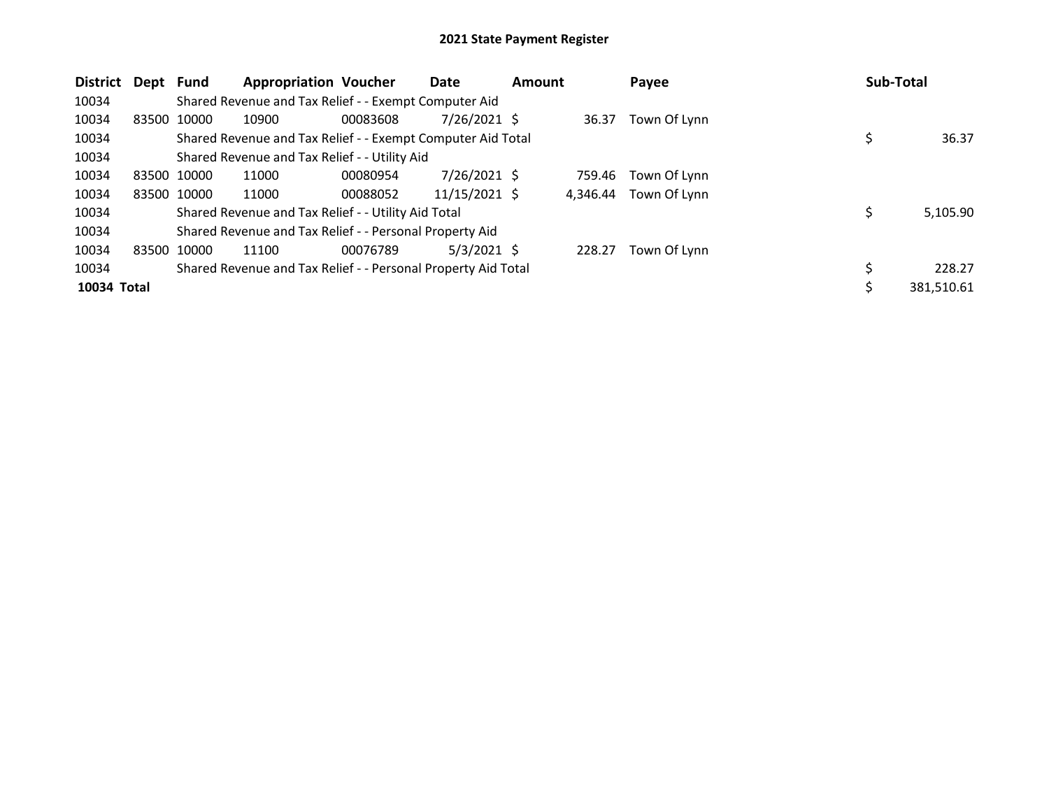# 2021 State Payment Register

| District | Dept | Fund | Appropriation | Voucher | Date | Amount | Payee | Sub-Total |
|---|---|---|---|---|---|---|---|---|
| 10034 | | Shared Revenue and Tax Relief - - Exempt Computer Aid | | | | | | |
| 10034 | 83500 | 10000 | 10900 | 00083608 | 7/26/2021 | $ 36.37 | Town Of Lynn | |
| 10034 | | Shared Revenue and Tax Relief - - Exempt Computer Aid Total | | | | | | $ 36.37 |
| 10034 | | Shared Revenue and Tax Relief - - Utility Aid | | | | | | |
| 10034 | 83500 | 10000 | 11000 | 00080954 | 7/26/2021 | $ 759.46 | Town Of Lynn | |
| 10034 | 83500 | 10000 | 11000 | 00088052 | 11/15/2021 | $ 4,346.44 | Town Of Lynn | |
| 10034 | | Shared Revenue and Tax Relief - - Utility Aid Total | | | | | | $ 5,105.90 |
| 10034 | | Shared Revenue and Tax Relief - - Personal Property Aid | | | | | | |
| 10034 | 83500 | 10000 | 11100 | 00076789 | 5/3/2021 | $ 228.27 | Town Of Lynn | |
| 10034 | | Shared Revenue and Tax Relief - - Personal Property Aid Total | | | | | | $ 228.27 |
| **10034 Total** | | | | | | | | $ 381,510.61 |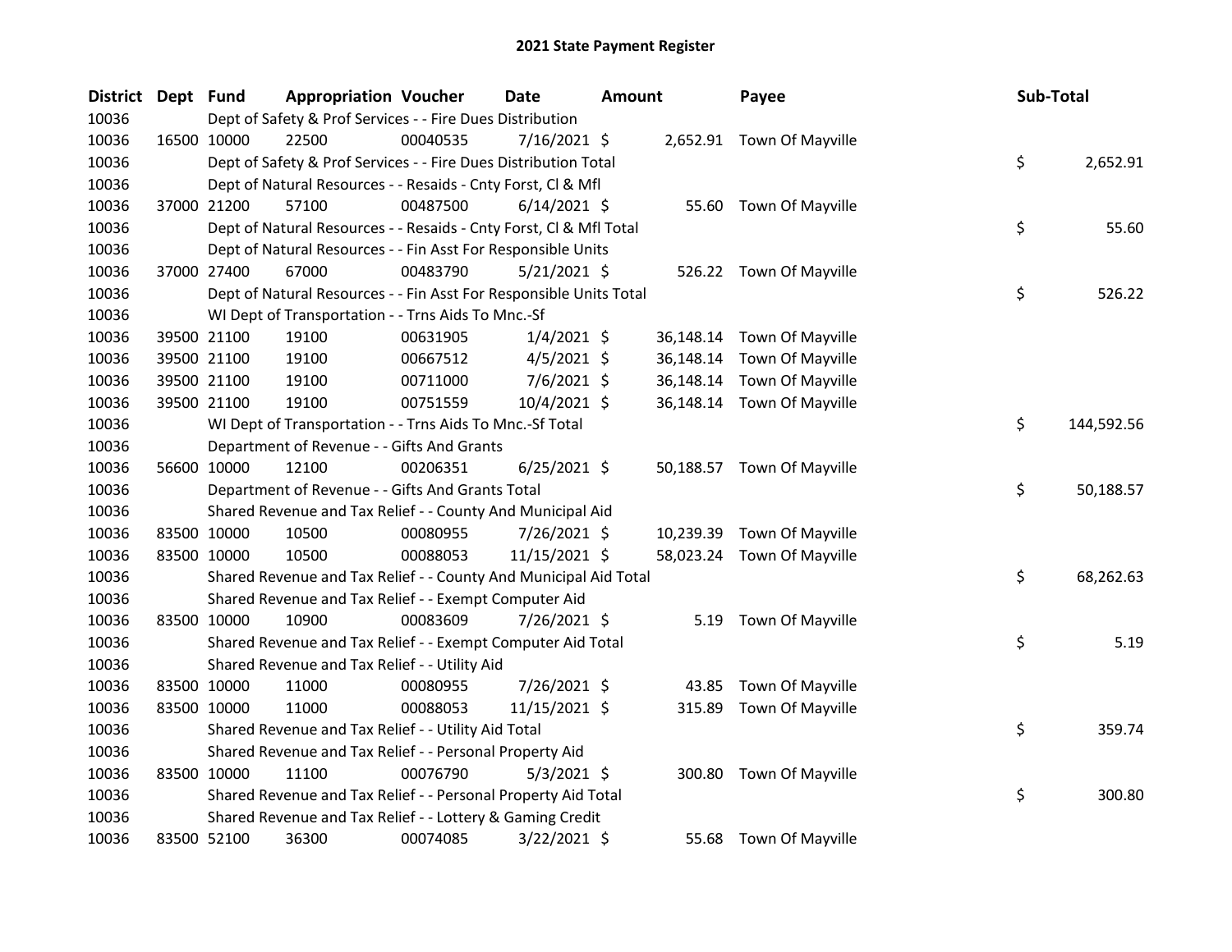## 2021 State Payment Register

| District | Dept | Fund | Appropriation | Voucher | Date | Amount | Payee | Sub-Total |
|---|---|---|---|---|---|---|---|---|
| 10036 | | Dept of Safety & Prof Services - - Fire Dues Distribution | | | | | | |
| 10036 | 16500 | 10000 | 22500 | 00040535 | 7/16/2021 | $ 2,652.91 | Town Of Mayville | |
| 10036 | | Dept of Safety & Prof Services - - Fire Dues Distribution Total | | | | | | $ 2,652.91 |
| 10036 | | Dept of Natural Resources - - Resaids - Cnty Forst, Cl & Mfl | | | | | | |
| 10036 | 37000 | 21200 | 57100 | 00487500 | 6/14/2021 | $ 55.60 | Town Of Mayville | |
| 10036 | | Dept of Natural Resources - - Resaids - Cnty Forst, Cl & Mfl Total | | | | | | $ 55.60 |
| 10036 | | Dept of Natural Resources - - Fin Asst For Responsible Units | | | | | | |
| 10036 | 37000 | 27400 | 67000 | 00483790 | 5/21/2021 | $ 526.22 | Town Of Mayville | |
| 10036 | | Dept of Natural Resources - - Fin Asst For Responsible Units Total | | | | | | $ 526.22 |
| 10036 | | WI Dept of Transportation - - Trns Aids To Mnc.-Sf | | | | | | |
| 10036 | 39500 | 21100 | 19100 | 00631905 | 1/4/2021 | $ 36,148.14 | Town Of Mayville | |
| 10036 | 39500 | 21100 | 19100 | 00667512 | 4/5/2021 | $ 36,148.14 | Town Of Mayville | |
| 10036 | 39500 | 21100 | 19100 | 00711000 | 7/6/2021 | $ 36,148.14 | Town Of Mayville | |
| 10036 | 39500 | 21100 | 19100 | 00751559 | 10/4/2021 | $ 36,148.14 | Town Of Mayville | |
| 10036 | | WI Dept of Transportation - - Trns Aids To Mnc.-Sf Total | | | | | | $ 144,592.56 |
| 10036 | | Department of Revenue - - Gifts And Grants | | | | | | |
| 10036 | 56600 | 10000 | 12100 | 00206351 | 6/25/2021 | $ 50,188.57 | Town Of Mayville | |
| 10036 | | Department of Revenue - - Gifts And Grants Total | | | | | | $ 50,188.57 |
| 10036 | | Shared Revenue and Tax Relief - - County And Municipal Aid | | | | | | |
| 10036 | 83500 | 10000 | 10500 | 00080955 | 7/26/2021 | $ 10,239.39 | Town Of Mayville | |
| 10036 | 83500 | 10000 | 10500 | 00088053 | 11/15/2021 | $ 58,023.24 | Town Of Mayville | |
| 10036 | | Shared Revenue and Tax Relief - - County And Municipal Aid Total | | | | | | $ 68,262.63 |
| 10036 | | Shared Revenue and Tax Relief - - Exempt Computer Aid | | | | | | |
| 10036 | 83500 | 10000 | 10900 | 00083609 | 7/26/2021 | $ 5.19 | Town Of Mayville | |
| 10036 | | Shared Revenue and Tax Relief - - Exempt Computer Aid Total | | | | | | $ 5.19 |
| 10036 | | Shared Revenue and Tax Relief - - Utility Aid | | | | | | |
| 10036 | 83500 | 10000 | 11000 | 00080955 | 7/26/2021 | $ 43.85 | Town Of Mayville | |
| 10036 | 83500 | 10000 | 11000 | 00088053 | 11/15/2021 | $ 315.89 | Town Of Mayville | |
| 10036 | | Shared Revenue and Tax Relief - - Utility Aid Total | | | | | | $ 359.74 |
| 10036 | | Shared Revenue and Tax Relief - - Personal Property Aid | | | | | | |
| 10036 | 83500 | 10000 | 11100 | 00076790 | 5/3/2021 | $ 300.80 | Town Of Mayville | |
| 10036 | | Shared Revenue and Tax Relief - - Personal Property Aid Total | | | | | | $ 300.80 |
| 10036 | | Shared Revenue and Tax Relief - - Lottery & Gaming Credit | | | | | | |
| 10036 | 83500 | 52100 | 36300 | 00074085 | 3/22/2021 | $ 55.68 | Town Of Mayville | |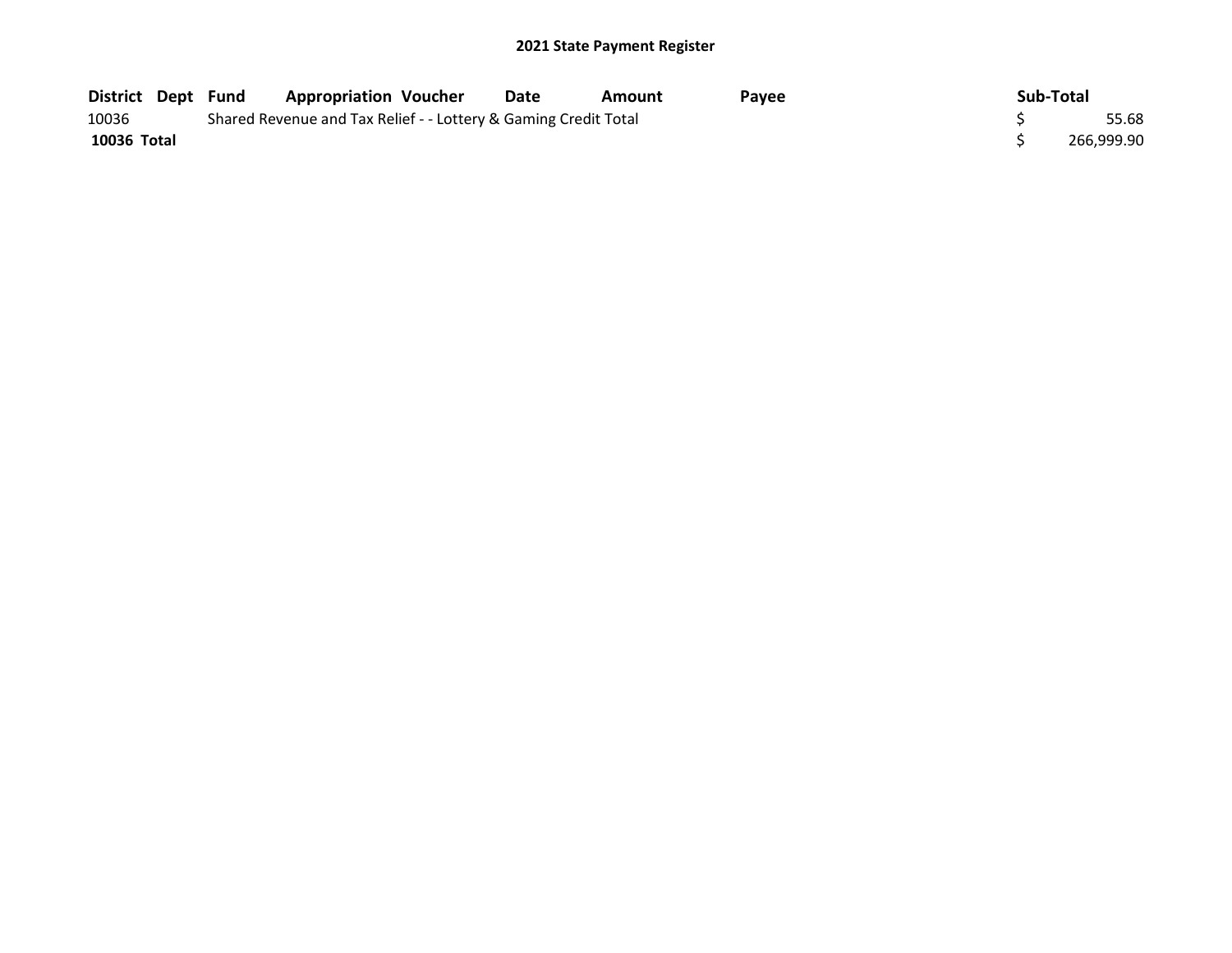## 2021 State Payment Register

| District | Dept | Fund | Appropriation | Voucher | Date | Amount | Payee | Sub-Total |
|---|---|---|---|---|---|---|---|---|
| 10036 | | Shared Revenue and Tax Relief - - Lottery & Gaming Credit Total | | | | | | $ 55.68 |
| **10036 Total** | | | | | | | | $ 266,999.90 |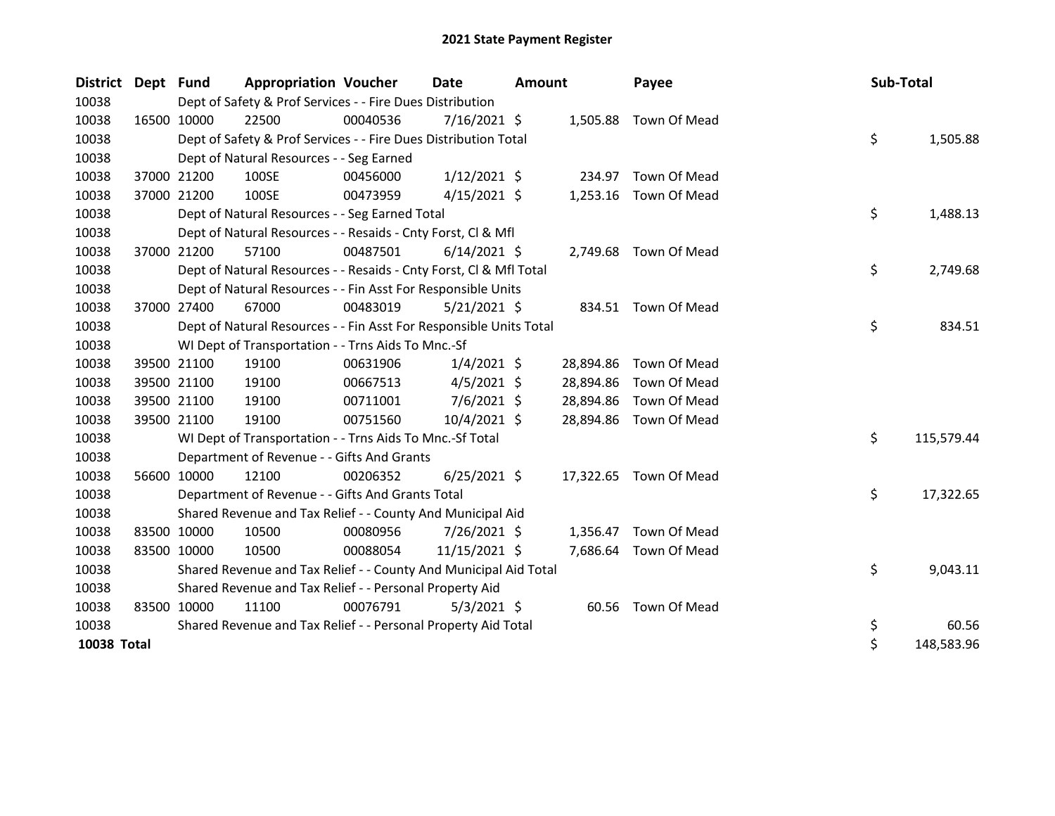# 2021 State Payment Register

| District | Dept | Fund | Appropriation | Voucher | Date | Amount | Payee | Sub-Total |
|---|---|---|---|---|---|---|---|---|
| 10038 | | Dept of Safety & Prof Services - - Fire Dues Distribution | | | | | | |
| 10038 | 16500 | 10000 | 22500 | 00040536 | 7/16/2021 | $ 1,505.88 | Town Of Mead | |
| 10038 | | Dept of Safety & Prof Services - - Fire Dues Distribution Total | | | | | | $ 1,505.88 |
| 10038 | | Dept of Natural Resources - - Seg Earned | | | | | | |
| 10038 | 37000 | 21200 | 100SE | 00456000 | 1/12/2021 | $ 234.97 | Town Of Mead | |
| 10038 | 37000 | 21200 | 100SE | 00473959 | 4/15/2021 | $ 1,253.16 | Town Of Mead | |
| 10038 | | Dept of Natural Resources - - Seg Earned Total | | | | | | $ 1,488.13 |
| 10038 | | Dept of Natural Resources - - Resaids - Cnty Forst, Cl & Mfl | | | | | | |
| 10038 | 37000 | 21200 | 57100 | 00487501 | 6/14/2021 | $ 2,749.68 | Town Of Mead | |
| 10038 | | Dept of Natural Resources - - Resaids - Cnty Forst, Cl & Mfl Total | | | | | | $ 2,749.68 |
| 10038 | | Dept of Natural Resources - - Fin Asst For Responsible Units | | | | | | |
| 10038 | 37000 | 27400 | 67000 | 00483019 | 5/21/2021 | $ 834.51 | Town Of Mead | |
| 10038 | | Dept of Natural Resources - - Fin Asst For Responsible Units Total | | | | | | $ 834.51 |
| 10038 | | WI Dept of Transportation - - Trns Aids To Mnc.-Sf | | | | | | |
| 10038 | 39500 | 21100 | 19100 | 00631906 | 1/4/2021 | $ 28,894.86 | Town Of Mead | |
| 10038 | 39500 | 21100 | 19100 | 00667513 | 4/5/2021 | $ 28,894.86 | Town Of Mead | |
| 10038 | 39500 | 21100 | 19100 | 00711001 | 7/6/2021 | $ 28,894.86 | Town Of Mead | |
| 10038 | 39500 | 21100 | 19100 | 00751560 | 10/4/2021 | $ 28,894.86 | Town Of Mead | |
| 10038 | | WI Dept of Transportation - - Trns Aids To Mnc.-Sf Total | | | | | | $ 115,579.44 |
| 10038 | | Department of Revenue - - Gifts And Grants | | | | | | |
| 10038 | 56600 | 10000 | 12100 | 00206352 | 6/25/2021 | $ 17,322.65 | Town Of Mead | |
| 10038 | | Department of Revenue - - Gifts And Grants Total | | | | | | $ 17,322.65 |
| 10038 | | Shared Revenue and Tax Relief - - County And Municipal Aid | | | | | | |
| 10038 | 83500 | 10000 | 10500 | 00080956 | 7/26/2021 | $ 1,356.47 | Town Of Mead | |
| 10038 | 83500 | 10000 | 10500 | 00088054 | 11/15/2021 | $ 7,686.64 | Town Of Mead | |
| 10038 | | Shared Revenue and Tax Relief - - County And Municipal Aid Total | | | | | | $ 9,043.11 |
| 10038 | | Shared Revenue and Tax Relief - - Personal Property Aid | | | | | | |
| 10038 | 83500 | 10000 | 11100 | 00076791 | 5/3/2021 | $ 60.56 | Town Of Mead | |
| 10038 | | Shared Revenue and Tax Relief - - Personal Property Aid Total | | | | | | $ 60.56 |
| **10038 Total** | | | | | | | | $ 148,583.96 |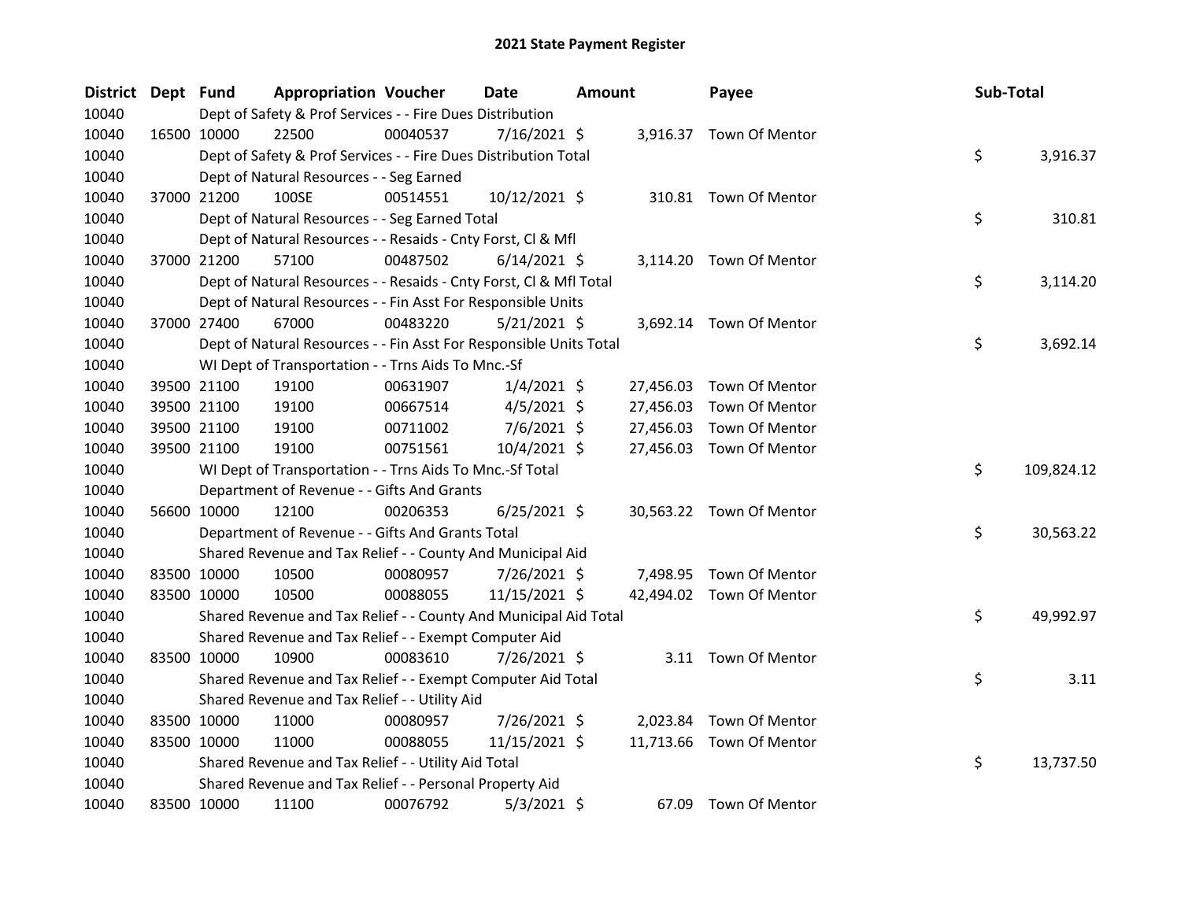# 2021 State Payment Register

| District | Dept | Fund | Appropriation | Voucher | Date | Amount | Payee | Sub-Total |
|---|---|---|---|---|---|---|---|---|
| 10040 | | Dept of Safety & Prof Services - - Fire Dues Distribution | | | | | | |
| 10040 | 16500 | 10000 | 22500 | 00040537 | 7/16/2021 | $ 3,916.37 | Town Of Mentor | |
| 10040 | | Dept of Safety & Prof Services - - Fire Dues Distribution Total | | | | | | $ 3,916.37 |
| 10040 | | Dept of Natural Resources - - Seg Earned | | | | | | |
| 10040 | 37000 | 21200 | 100SE | 00514551 | 10/12/2021 | $ 310.81 | Town Of Mentor | |
| 10040 | | Dept of Natural Resources - - Seg Earned Total | | | | | | $ 310.81 |
| 10040 | | Dept of Natural Resources - - Resaids - Cnty Forst, Cl & Mfl | | | | | | |
| 10040 | 37000 | 21200 | 57100 | 00487502 | 6/14/2021 | $ 3,114.20 | Town Of Mentor | |
| 10040 | | Dept of Natural Resources - - Resaids - Cnty Forst, Cl & Mfl Total | | | | | | $ 3,114.20 |
| 10040 | | Dept of Natural Resources - - Fin Asst For Responsible Units | | | | | | |
| 10040 | 37000 | 27400 | 67000 | 00483220 | 5/21/2021 | $ 3,692.14 | Town Of Mentor | |
| 10040 | | Dept of Natural Resources - - Fin Asst For Responsible Units Total | | | | | | $ 3,692.14 |
| 10040 | | WI Dept of Transportation - - Trns Aids To Mnc.-Sf | | | | | | |
| 10040 | 39500 | 21100 | 19100 | 00631907 | 1/4/2021 | $ 27,456.03 | Town Of Mentor | |
| 10040 | 39500 | 21100 | 19100 | 00667514 | 4/5/2021 | $ 27,456.03 | Town Of Mentor | |
| 10040 | 39500 | 21100 | 19100 | 00711002 | 7/6/2021 | $ 27,456.03 | Town Of Mentor | |
| 10040 | 39500 | 21100 | 19100 | 00751561 | 10/4/2021 | $ 27,456.03 | Town Of Mentor | |
| 10040 | | WI Dept of Transportation - - Trns Aids To Mnc.-Sf Total | | | | | | $ 109,824.12 |
| 10040 | | Department of Revenue - - Gifts And Grants | | | | | | |
| 10040 | 56600 | 10000 | 12100 | 00206353 | 6/25/2021 | $ 30,563.22 | Town Of Mentor | |
| 10040 | | Department of Revenue - - Gifts And Grants Total | | | | | | $ 30,563.22 |
| 10040 | | Shared Revenue and Tax Relief - - County And Municipal Aid | | | | | | |
| 10040 | 83500 | 10000 | 10500 | 00080957 | 7/26/2021 | $ 7,498.95 | Town Of Mentor | |
| 10040 | 83500 | 10000 | 10500 | 00088055 | 11/15/2021 | $ 42,494.02 | Town Of Mentor | |
| 10040 | | Shared Revenue and Tax Relief - - County And Municipal Aid Total | | | | | | $ 49,992.97 |
| 10040 | | Shared Revenue and Tax Relief - - Exempt Computer Aid | | | | | | |
| 10040 | 83500 | 10000 | 10900 | 00083610 | 7/26/2021 | $ 3.11 | Town Of Mentor | |
| 10040 | | Shared Revenue and Tax Relief - - Exempt Computer Aid Total | | | | | | $ 3.11 |
| 10040 | | Shared Revenue and Tax Relief - - Utility Aid | | | | | | |
| 10040 | 83500 | 10000 | 11000 | 00080957 | 7/26/2021 | $ 2,023.84 | Town Of Mentor | |
| 10040 | 83500 | 10000 | 11000 | 00088055 | 11/15/2021 | $ 11,713.66 | Town Of Mentor | |
| 10040 | | Shared Revenue and Tax Relief - - Utility Aid Total | | | | | | $ 13,737.50 |
| 10040 | | Shared Revenue and Tax Relief - - Personal Property Aid | | | | | | |
| 10040 | 83500 | 10000 | 11100 | 00076792 | 5/3/2021 | $ 67.09 | Town Of Mentor | |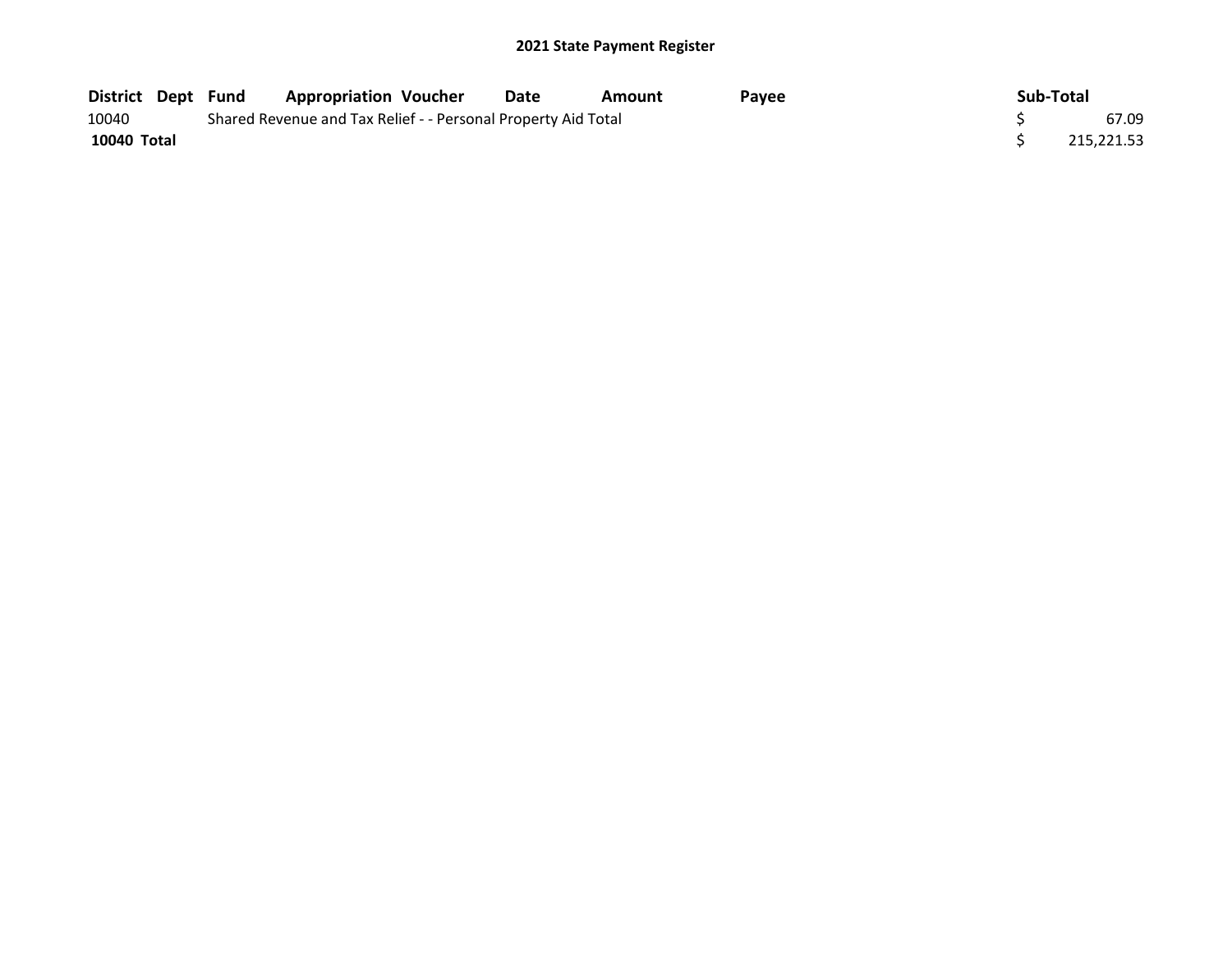## 2021 State Payment Register

| District | Dept | Fund | Appropriation | Voucher | Date | Amount | Payee | Sub-Total |
|---|---|---|---|---|---|---|---|---|
| 10040 | | Shared Revenue and Tax Relief - - Personal Property Aid Total | | | | | | $ 67.09 |
| **10040 Total** | | | | | | | | $ 215,221.53 |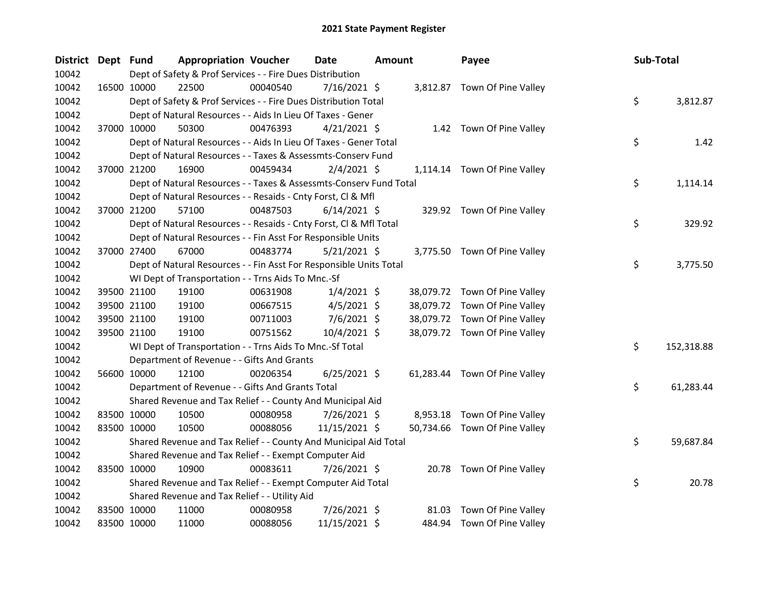## 2021 State Payment Register

| District | Dept | Fund | Appropriation | Voucher | Date | Amount | Payee | Sub-Total |
|---|---|---|---|---|---|---|---|---|
| 10042 | | | Dept of Safety & Prof Services - - Fire Dues Distribution | | | | | |
| 10042 | 16500 | 10000 | 22500 | 00040540 | 7/16/2021 | $ 3,812.87 | Town Of Pine Valley | |
| 10042 | | | Dept of Safety & Prof Services - - Fire Dues Distribution Total | | | | | $ 3,812.87 |
| 10042 | | | Dept of Natural Resources - - Aids In Lieu Of Taxes - Gener | | | | | |
| 10042 | 37000 | 10000 | 50300 | 00476393 | 4/21/2021 | $ 1.42 | Town Of Pine Valley | |
| 10042 | | | Dept of Natural Resources - - Aids In Lieu Of Taxes - Gener Total | | | | | $ 1.42 |
| 10042 | | | Dept of Natural Resources - - Taxes & Assessmts-Conserv Fund | | | | | |
| 10042 | 37000 | 21200 | 16900 | 00459434 | 2/4/2021 | $ 1,114.14 | Town Of Pine Valley | |
| 10042 | | | Dept of Natural Resources - - Taxes & Assessmts-Conserv Fund Total | | | | | $ 1,114.14 |
| 10042 | | | Dept of Natural Resources - - Resaids - Cnty Forst, Cl & Mfl | | | | | |
| 10042 | 37000 | 21200 | 57100 | 00487503 | 6/14/2021 | $ 329.92 | Town Of Pine Valley | |
| 10042 | | | Dept of Natural Resources - - Resaids - Cnty Forst, Cl & Mfl Total | | | | | $ 329.92 |
| 10042 | | | Dept of Natural Resources - - Fin Asst For Responsible Units | | | | | |
| 10042 | 37000 | 27400 | 67000 | 00483774 | 5/21/2021 | $ 3,775.50 | Town Of Pine Valley | |
| 10042 | | | Dept of Natural Resources - - Fin Asst For Responsible Units Total | | | | | $ 3,775.50 |
| 10042 | | | WI Dept of Transportation - - Trns Aids To Mnc.-Sf | | | | | |
| 10042 | 39500 | 21100 | 19100 | 00631908 | 1/4/2021 | $ 38,079.72 | Town Of Pine Valley | |
| 10042 | 39500 | 21100 | 19100 | 00667515 | 4/5/2021 | $ 38,079.72 | Town Of Pine Valley | |
| 10042 | 39500 | 21100 | 19100 | 00711003 | 7/6/2021 | $ 38,079.72 | Town Of Pine Valley | |
| 10042 | 39500 | 21100 | 19100 | 00751562 | 10/4/2021 | $ 38,079.72 | Town Of Pine Valley | |
| 10042 | | | WI Dept of Transportation - - Trns Aids To Mnc.-Sf Total | | | | | $ 152,318.88 |
| 10042 | | | Department of Revenue - - Gifts And Grants | | | | | |
| 10042 | 56600 | 10000 | 12100 | 00206354 | 6/25/2021 | $ 61,283.44 | Town Of Pine Valley | |
| 10042 | | | Department of Revenue - - Gifts And Grants Total | | | | | $ 61,283.44 |
| 10042 | | | Shared Revenue and Tax Relief - - County And Municipal Aid | | | | | |
| 10042 | 83500 | 10000 | 10500 | 00080958 | 7/26/2021 | $ 8,953.18 | Town Of Pine Valley | |
| 10042 | 83500 | 10000 | 10500 | 00088056 | 11/15/2021 | $ 50,734.66 | Town Of Pine Valley | |
| 10042 | | | Shared Revenue and Tax Relief - - County And Municipal Aid Total | | | | | $ 59,687.84 |
| 10042 | | | Shared Revenue and Tax Relief - - Exempt Computer Aid | | | | | |
| 10042 | 83500 | 10000 | 10900 | 00083611 | 7/26/2021 | $ 20.78 | Town Of Pine Valley | |
| 10042 | | | Shared Revenue and Tax Relief - - Exempt Computer Aid Total | | | | | $ 20.78 |
| 10042 | | | Shared Revenue and Tax Relief - - Utility Aid | | | | | |
| 10042 | 83500 | 10000 | 11000 | 00080958 | 7/26/2021 | $ 81.03 | Town Of Pine Valley | |
| 10042 | 83500 | 10000 | 11000 | 00088056 | 11/15/2021 | $ 484.94 | Town Of Pine Valley | |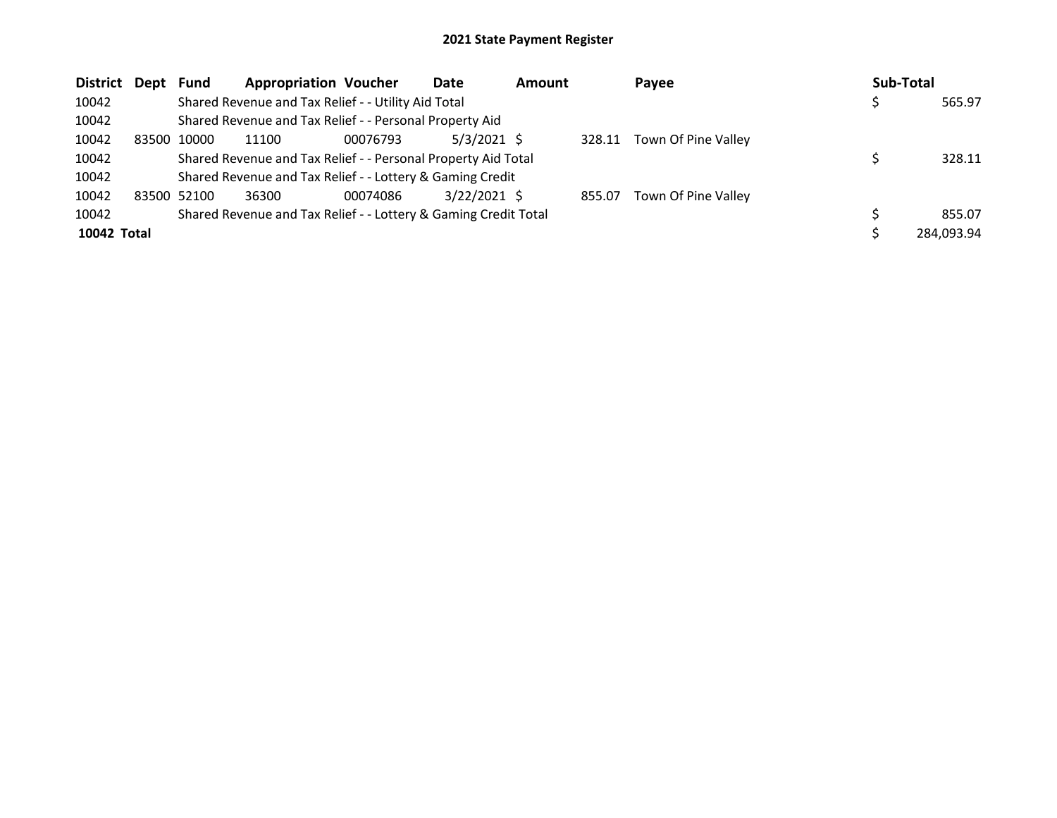## 2021 State Payment Register

| District | Dept | Fund | Appropriation | Voucher | Date | Amount | Payee | Sub-Total |
|---|---|---|---|---|---|---|---|---|
| 10042 | | Shared Revenue and Tax Relief - - Utility Aid Total | | | | | | $ 565.97 |
| 10042 | | Shared Revenue and Tax Relief - - Personal Property Aid | | | | | | |
| 10042 | 83500 | 10000 | 11100 | 00076793 | 5/3/2021 | $ 328.11 | Town Of Pine Valley | |
| 10042 | | Shared Revenue and Tax Relief - - Personal Property Aid Total | | | | | | $ 328.11 |
| 10042 | | Shared Revenue and Tax Relief - - Lottery & Gaming Credit | | | | | | |
| 10042 | 83500 | 52100 | 36300 | 00074086 | 3/22/2021 | $ 855.07 | Town Of Pine Valley | |
| 10042 | | Shared Revenue and Tax Relief - - Lottery & Gaming Credit Total | | | | | | $ 855.07 |
| **10042 Total** | | | | | | | | $ 284,093.94 |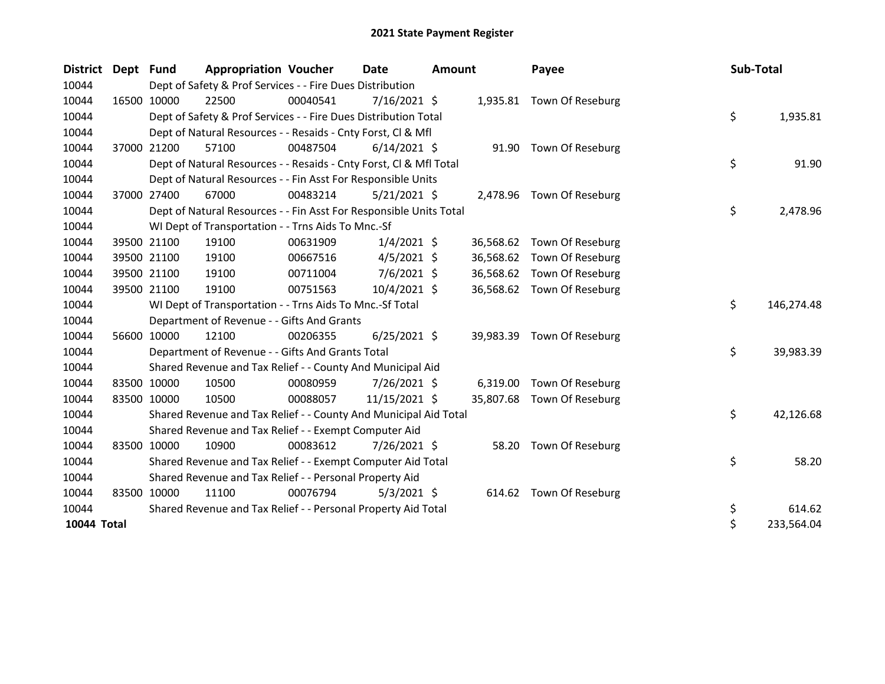# 2021 State Payment Register

| District | Dept | Fund | Appropriation | Voucher | Date | Amount | Payee | Sub-Total |
|---|---|---|---|---|---|---|---|---|
| 10044 | | Dept of Safety & Prof Services - - Fire Dues Distribution | | | | | | |
| 10044 | 16500 | 10000 | 22500 | 00040541 | 7/16/2021 | $ 1,935.81 | Town Of Reseburg | |
| 10044 | | Dept of Safety & Prof Services - - Fire Dues Distribution Total | | | | | | $ 1,935.81 |
| 10044 | | Dept of Natural Resources - - Resaids - Cnty Forst, Cl & Mfl | | | | | | |
| 10044 | 37000 | 21200 | 57100 | 00487504 | 6/14/2021 | $ 91.90 | Town Of Reseburg | |
| 10044 | | Dept of Natural Resources - - Resaids - Cnty Forst, Cl & Mfl Total | | | | | | $ 91.90 |
| 10044 | | Dept of Natural Resources - - Fin Asst For Responsible Units | | | | | | |
| 10044 | 37000 | 27400 | 67000 | 00483214 | 5/21/2021 | $ 2,478.96 | Town Of Reseburg | |
| 10044 | | Dept of Natural Resources - - Fin Asst For Responsible Units Total | | | | | | $ 2,478.96 |
| 10044 | | WI Dept of Transportation - - Trns Aids To Mnc.-Sf | | | | | | |
| 10044 | 39500 | 21100 | 19100 | 00631909 | 1/4/2021 | $ 36,568.62 | Town Of Reseburg | |
| 10044 | 39500 | 21100 | 19100 | 00667516 | 4/5/2021 | $ 36,568.62 | Town Of Reseburg | |
| 10044 | 39500 | 21100 | 19100 | 00711004 | 7/6/2021 | $ 36,568.62 | Town Of Reseburg | |
| 10044 | 39500 | 21100 | 19100 | 00751563 | 10/4/2021 | $ 36,568.62 | Town Of Reseburg | |
| 10044 | | WI Dept of Transportation - - Trns Aids To Mnc.-Sf Total | | | | | | $ 146,274.48 |
| 10044 | | Department of Revenue - - Gifts And Grants | | | | | | |
| 10044 | 56600 | 10000 | 12100 | 00206355 | 6/25/2021 | $ 39,983.39 | Town Of Reseburg | |
| 10044 | | Department of Revenue - - Gifts And Grants Total | | | | | | $ 39,983.39 |
| 10044 | | Shared Revenue and Tax Relief - - County And Municipal Aid | | | | | | |
| 10044 | 83500 | 10000 | 10500 | 00080959 | 7/26/2021 | $ 6,319.00 | Town Of Reseburg | |
| 10044 | 83500 | 10000 | 10500 | 00088057 | 11/15/2021 | $ 35,807.68 | Town Of Reseburg | |
| 10044 | | Shared Revenue and Tax Relief - - County And Municipal Aid Total | | | | | | $ 42,126.68 |
| 10044 | | Shared Revenue and Tax Relief - - Exempt Computer Aid | | | | | | |
| 10044 | 83500 | 10000 | 10900 | 00083612 | 7/26/2021 | $ 58.20 | Town Of Reseburg | |
| 10044 | | Shared Revenue and Tax Relief - - Exempt Computer Aid Total | | | | | | $ 58.20 |
| 10044 | | Shared Revenue and Tax Relief - - Personal Property Aid | | | | | | |
| 10044 | 83500 | 10000 | 11100 | 00076794 | 5/3/2021 | $ 614.62 | Town Of Reseburg | |
| 10044 | | Shared Revenue and Tax Relief - - Personal Property Aid Total | | | | | | $ 614.62 |
| **10044 Total** | | | | | | | | $ 233,564.04 |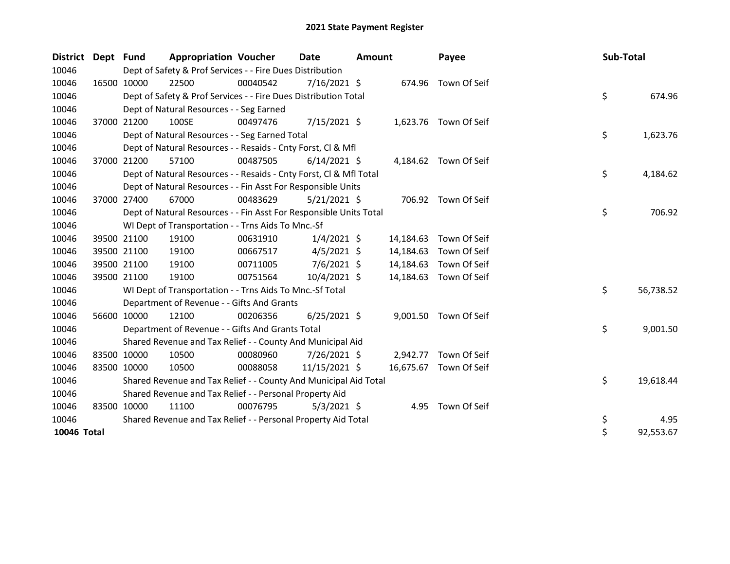# 2021 State Payment Register

| District | Dept | Fund | Appropriation | Voucher | Date | Amount | Payee | Sub-Total |
|---|---|---|---|---|---|---|---|---|
| 10046 | | Dept of Safety & Prof Services - - Fire Dues Distribution | | | | | | |
| 10046 | 16500 | 10000 | 22500 | 00040542 | 7/16/2021 | $ 674.96 | Town Of Seif | |
| 10046 | | Dept of Safety & Prof Services - - Fire Dues Distribution Total | | | | | | $ 674.96 |
| 10046 | | Dept of Natural Resources - - Seg Earned | | | | | | |
| 10046 | 37000 | 21200 | 100SE | 00497476 | 7/15/2021 | $ 1,623.76 | Town Of Seif | |
| 10046 | | Dept of Natural Resources - - Seg Earned Total | | | | | | $ 1,623.76 |
| 10046 | | Dept of Natural Resources - - Resaids - Cnty Forst, Cl & Mfl | | | | | | |
| 10046 | 37000 | 21200 | 57100 | 00487505 | 6/14/2021 | $ 4,184.62 | Town Of Seif | |
| 10046 | | Dept of Natural Resources - - Resaids - Cnty Forst, Cl & Mfl Total | | | | | | $ 4,184.62 |
| 10046 | | Dept of Natural Resources - - Fin Asst For Responsible Units | | | | | | |
| 10046 | 37000 | 27400 | 67000 | 00483629 | 5/21/2021 | $ 706.92 | Town Of Seif | |
| 10046 | | Dept of Natural Resources - - Fin Asst For Responsible Units Total | | | | | | $ 706.92 |
| 10046 | | WI Dept of Transportation - - Trns Aids To Mnc.-Sf | | | | | | |
| 10046 | 39500 | 21100 | 19100 | 00631910 | 1/4/2021 | $ 14,184.63 | Town Of Seif | |
| 10046 | 39500 | 21100 | 19100 | 00667517 | 4/5/2021 | $ 14,184.63 | Town Of Seif | |
| 10046 | 39500 | 21100 | 19100 | 00711005 | 7/6/2021 | $ 14,184.63 | Town Of Seif | |
| 10046 | 39500 | 21100 | 19100 | 00751564 | 10/4/2021 | $ 14,184.63 | Town Of Seif | |
| 10046 | | WI Dept of Transportation - - Trns Aids To Mnc.-Sf Total | | | | | | $ 56,738.52 |
| 10046 | | Department of Revenue - - Gifts And Grants | | | | | | |
| 10046 | 56600 | 10000 | 12100 | 00206356 | 6/25/2021 | $ 9,001.50 | Town Of Seif | |
| 10046 | | Department of Revenue - - Gifts And Grants Total | | | | | | $ 9,001.50 |
| 10046 | | Shared Revenue and Tax Relief - - County And Municipal Aid | | | | | | |
| 10046 | 83500 | 10000 | 10500 | 00080960 | 7/26/2021 | $ 2,942.77 | Town Of Seif | |
| 10046 | 83500 | 10000 | 10500 | 00088058 | 11/15/2021 | $ 16,675.67 | Town Of Seif | |
| 10046 | | Shared Revenue and Tax Relief - - County And Municipal Aid Total | | | | | | $ 19,618.44 |
| 10046 | | Shared Revenue and Tax Relief - - Personal Property Aid | | | | | | |
| 10046 | 83500 | 10000 | 11100 | 00076795 | 5/3/2021 | $ 4.95 | Town Of Seif | |
| 10046 | | Shared Revenue and Tax Relief - - Personal Property Aid Total | | | | | | $ 4.95 |
| **10046 Total** | | | | | | | | $ 92,553.67 |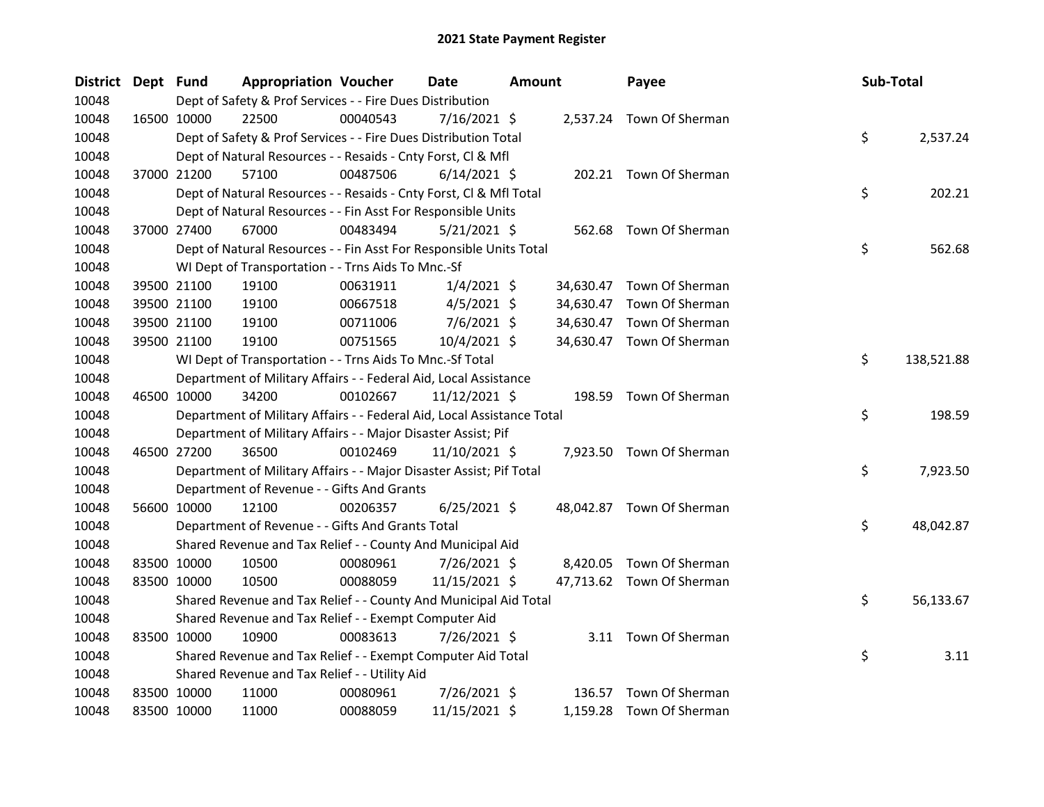# 2021 State Payment Register

| District | Dept | Fund | Appropriation | Voucher | Date | Amount | Payee | Sub-Total |
|---|---|---|---|---|---|---|---|---|
| 10048 | | Dept of Safety & Prof Services - - Fire Dues Distribution | | | | | | |
| 10048 | 16500 | 10000 | 22500 | 00040543 | 7/16/2021 | $ 2,537.24 | Town Of Sherman | |
| 10048 | | Dept of Safety & Prof Services - - Fire Dues Distribution Total | | | | | | $ 2,537.24 |
| 10048 | | Dept of Natural Resources - - Resaids - Cnty Forst, Cl & Mfl | | | | | | |
| 10048 | 37000 | 21200 | 57100 | 00487506 | 6/14/2021 | $ 202.21 | Town Of Sherman | |
| 10048 | | Dept of Natural Resources - - Resaids - Cnty Forst, Cl & Mfl Total | | | | | | $ 202.21 |
| 10048 | | Dept of Natural Resources - - Fin Asst For Responsible Units | | | | | | |
| 10048 | 37000 | 27400 | 67000 | 00483494 | 5/21/2021 | $ 562.68 | Town Of Sherman | |
| 10048 | | Dept of Natural Resources - - Fin Asst For Responsible Units Total | | | | | | $ 562.68 |
| 10048 | | WI Dept of Transportation - - Trns Aids To Mnc.-Sf | | | | | | |
| 10048 | 39500 | 21100 | 19100 | 00631911 | 1/4/2021 | $ 34,630.47 | Town Of Sherman | |
| 10048 | 39500 | 21100 | 19100 | 00667518 | 4/5/2021 | $ 34,630.47 | Town Of Sherman | |
| 10048 | 39500 | 21100 | 19100 | 00711006 | 7/6/2021 | $ 34,630.47 | Town Of Sherman | |
| 10048 | 39500 | 21100 | 19100 | 00751565 | 10/4/2021 | $ 34,630.47 | Town Of Sherman | |
| 10048 | | WI Dept of Transportation - - Trns Aids To Mnc.-Sf Total | | | | | | $ 138,521.88 |
| 10048 | | Department of Military Affairs - - Federal Aid, Local Assistance | | | | | | |
| 10048 | 46500 | 10000 | 34200 | 00102667 | 11/12/2021 | $ 198.59 | Town Of Sherman | |
| 10048 | | Department of Military Affairs - - Federal Aid, Local Assistance Total | | | | | | $ 198.59 |
| 10048 | | Department of Military Affairs - - Major Disaster Assist; Pif | | | | | | |
| 10048 | 46500 | 27200 | 36500 | 00102469 | 11/10/2021 | $ 7,923.50 | Town Of Sherman | |
| 10048 | | Department of Military Affairs - - Major Disaster Assist; Pif Total | | | | | | $ 7,923.50 |
| 10048 | | Department of Revenue - - Gifts And Grants | | | | | | |
| 10048 | 56600 | 10000 | 12100 | 00206357 | 6/25/2021 | $ 48,042.87 | Town Of Sherman | |
| 10048 | | Department of Revenue - - Gifts And Grants Total | | | | | | $ 48,042.87 |
| 10048 | | Shared Revenue and Tax Relief - - County And Municipal Aid | | | | | | |
| 10048 | 83500 | 10000 | 10500 | 00080961 | 7/26/2021 | $ 8,420.05 | Town Of Sherman | |
| 10048 | 83500 | 10000 | 10500 | 00088059 | 11/15/2021 | $ 47,713.62 | Town Of Sherman | |
| 10048 | | Shared Revenue and Tax Relief - - County And Municipal Aid Total | | | | | | $ 56,133.67 |
| 10048 | | Shared Revenue and Tax Relief - - Exempt Computer Aid | | | | | | |
| 10048 | 83500 | 10000 | 10900 | 00083613 | 7/26/2021 | $ 3.11 | Town Of Sherman | |
| 10048 | | Shared Revenue and Tax Relief - - Exempt Computer Aid Total | | | | | | $ 3.11 |
| 10048 | | Shared Revenue and Tax Relief - - Utility Aid | | | | | | |
| 10048 | 83500 | 10000 | 11000 | 00080961 | 7/26/2021 | $ 136.57 | Town Of Sherman | |
| 10048 | 83500 | 10000 | 11000 | 00088059 | 11/15/2021 | $ 1,159.28 | Town Of Sherman | |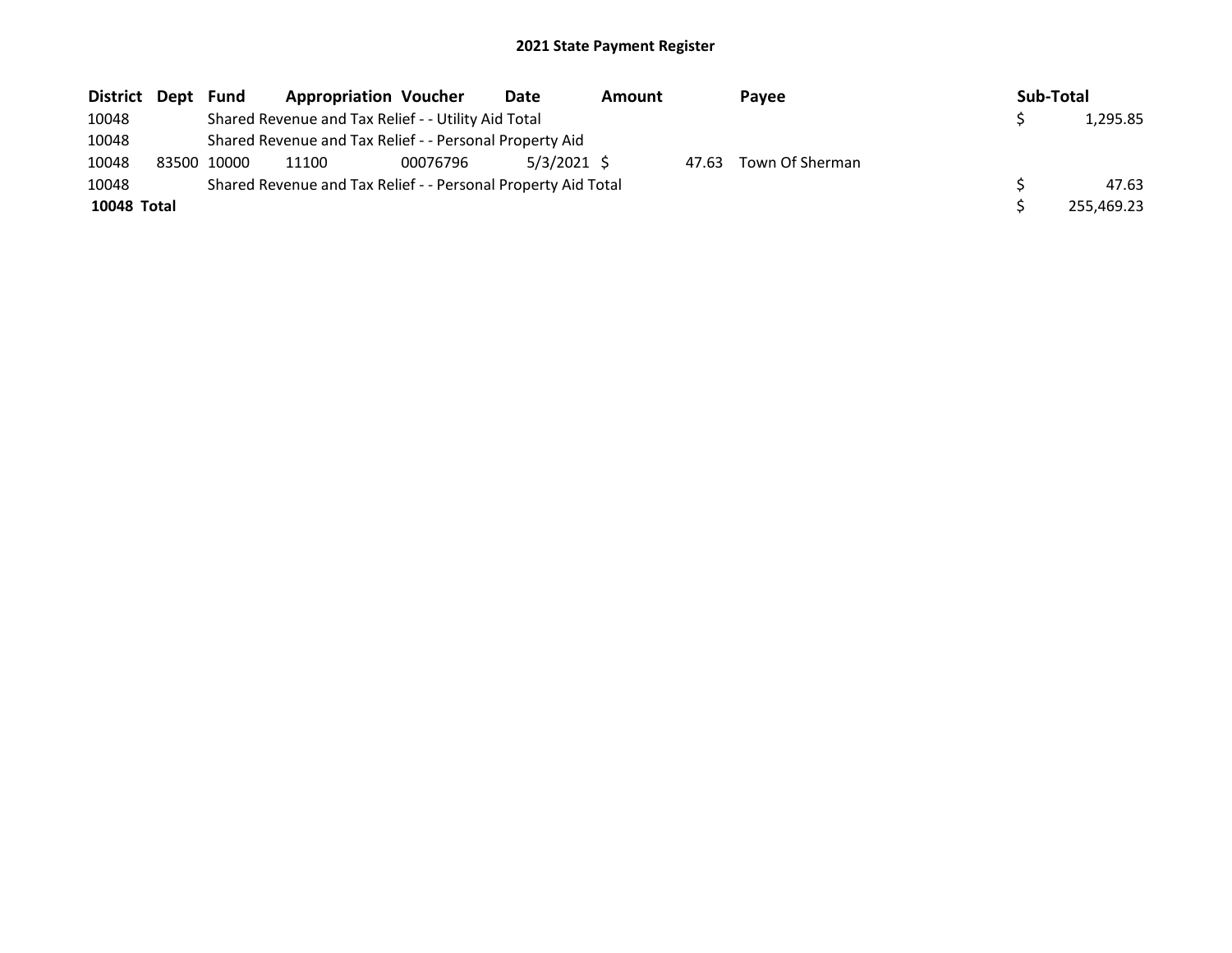## 2021 State Payment Register

| District | Dept | Fund | Appropriation | Voucher | Date | Amount | Payee | Sub-Total |
|---|---|---|---|---|---|---|---|---|
| 10048 | | Shared Revenue and Tax Relief - - Utility Aid Total | | | | | | $ 1,295.85 |
| 10048 | | Shared Revenue and Tax Relief - - Personal Property Aid | | | | | | |
| 10048 | 83500 | 10000 | 11100 | 00076796 | 5/3/2021 | $ 47.63 | Town Of Sherman | |
| 10048 | | Shared Revenue and Tax Relief - - Personal Property Aid Total | | | | | | $ 47.63 |
| **10048 Total** | | | | | | | | $ 255,469.23 |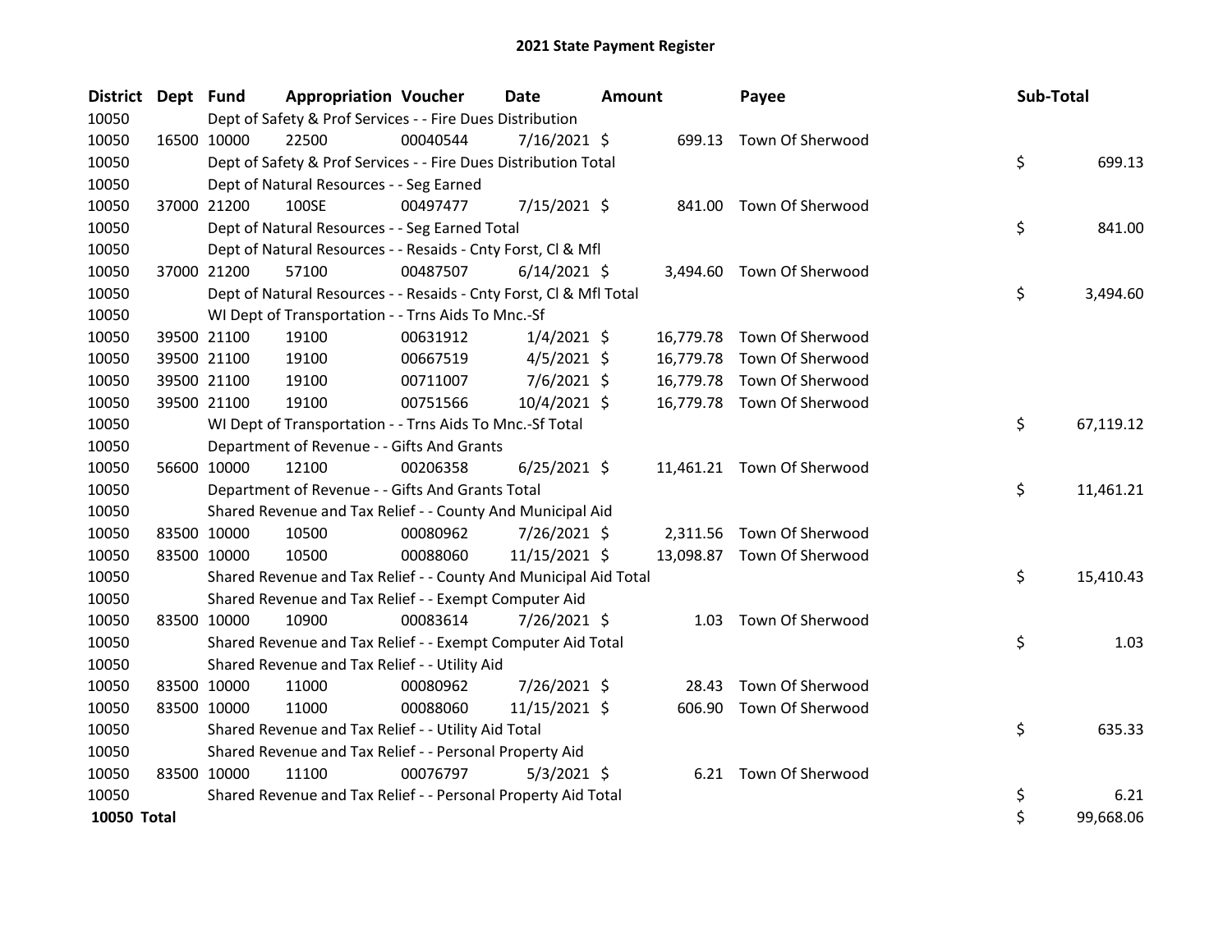# 2021 State Payment Register

| District | Dept | Fund | Appropriation | Voucher | Date | Amount | Payee | Sub-Total |
|---|---|---|---|---|---|---|---|---|
| 10050 | | Dept of Safety & Prof Services - - Fire Dues Distribution | | | | | | |
| 10050 | 16500 | 10000 | 22500 | 00040544 | 7/16/2021 | $ 699.13 | Town Of Sherwood | |
| 10050 | | Dept of Safety & Prof Services - - Fire Dues Distribution Total | | | | | | $ 699.13 |
| 10050 | | Dept of Natural Resources - - Seg Earned | | | | | | |
| 10050 | 37000 | 21200 | 100SE | 00497477 | 7/15/2021 | $ 841.00 | Town Of Sherwood | |
| 10050 | | Dept of Natural Resources - - Seg Earned Total | | | | | | $ 841.00 |
| 10050 | | Dept of Natural Resources - - Resaids - Cnty Forst, Cl & Mfl | | | | | | |
| 10050 | 37000 | 21200 | 57100 | 00487507 | 6/14/2021 | $ 3,494.60 | Town Of Sherwood | |
| 10050 | | Dept of Natural Resources - - Resaids - Cnty Forst, Cl & Mfl Total | | | | | | $ 3,494.60 |
| 10050 | | WI Dept of Transportation - - Trns Aids To Mnc.-Sf | | | | | | |
| 10050 | 39500 | 21100 | 19100 | 00631912 | 1/4/2021 | $ 16,779.78 | Town Of Sherwood | |
| 10050 | 39500 | 21100 | 19100 | 00667519 | 4/5/2021 | $ 16,779.78 | Town Of Sherwood | |
| 10050 | 39500 | 21100 | 19100 | 00711007 | 7/6/2021 | $ 16,779.78 | Town Of Sherwood | |
| 10050 | 39500 | 21100 | 19100 | 00751566 | 10/4/2021 | $ 16,779.78 | Town Of Sherwood | |
| 10050 | | WI Dept of Transportation - - Trns Aids To Mnc.-Sf Total | | | | | | $ 67,119.12 |
| 10050 | | Department of Revenue - - Gifts And Grants | | | | | | |
| 10050 | 56600 | 10000 | 12100 | 00206358 | 6/25/2021 | $ 11,461.21 | Town Of Sherwood | |
| 10050 | | Department of Revenue - - Gifts And Grants Total | | | | | | $ 11,461.21 |
| 10050 | | Shared Revenue and Tax Relief - - County And Municipal Aid | | | | | | |
| 10050 | 83500 | 10000 | 10500 | 00080962 | 7/26/2021 | $ 2,311.56 | Town Of Sherwood | |
| 10050 | 83500 | 10000 | 10500 | 00088060 | 11/15/2021 | $ 13,098.87 | Town Of Sherwood | |
| 10050 | | Shared Revenue and Tax Relief - - County And Municipal Aid Total | | | | | | $ 15,410.43 |
| 10050 | | Shared Revenue and Tax Relief - - Exempt Computer Aid | | | | | | |
| 10050 | 83500 | 10000 | 10900 | 00083614 | 7/26/2021 | $ 1.03 | Town Of Sherwood | |
| 10050 | | Shared Revenue and Tax Relief - - Exempt Computer Aid Total | | | | | | $ 1.03 |
| 10050 | | Shared Revenue and Tax Relief - - Utility Aid | | | | | | |
| 10050 | 83500 | 10000 | 11000 | 00080962 | 7/26/2021 | $ 28.43 | Town Of Sherwood | |
| 10050 | 83500 | 10000 | 11000 | 00088060 | 11/15/2021 | $ 606.90 | Town Of Sherwood | |
| 10050 | | Shared Revenue and Tax Relief - - Utility Aid Total | | | | | | $ 635.33 |
| 10050 | | Shared Revenue and Tax Relief - - Personal Property Aid | | | | | | |
| 10050 | 83500 | 10000 | 11100 | 00076797 | 5/3/2021 | $ 6.21 | Town Of Sherwood | |
| 10050 | | Shared Revenue and Tax Relief - - Personal Property Aid Total | | | | | | $ 6.21 |
| **10050 Total** | | | | | | | | $ 99,668.06 |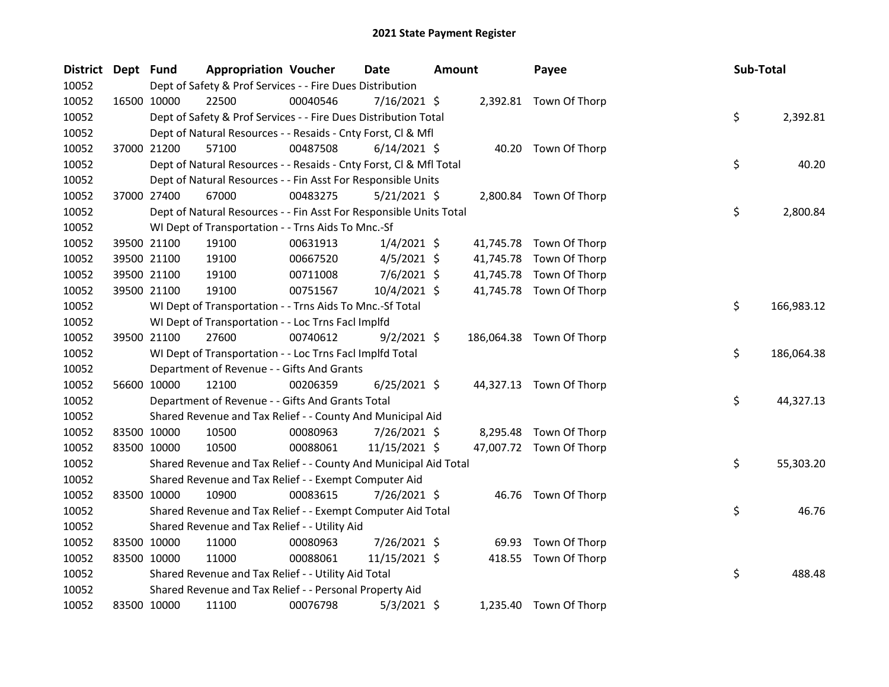# 2021 State Payment Register

| District | Dept | Fund | Appropriation | Voucher | Date | Amount | Payee | Sub-Total |
|---|---|---|---|---|---|---|---|---|
| 10052 | | | Dept of Safety & Prof Services - - Fire Dues Distribution | | | | | |
| 10052 | 16500 | 10000 | 22500 | 00040546 | 7/16/2021 | $ 2,392.81 | Town Of Thorp | |
| 10052 | | | Dept of Safety & Prof Services - - Fire Dues Distribution Total | | | | | $ 2,392.81 |
| 10052 | | | Dept of Natural Resources - - Resaids - Cnty Forst, Cl & Mfl | | | | | |
| 10052 | 37000 | 21200 | 57100 | 00487508 | 6/14/2021 | $ 40.20 | Town Of Thorp | |
| 10052 | | | Dept of Natural Resources - - Resaids - Cnty Forst, Cl & Mfl Total | | | | | $ 40.20 |
| 10052 | | | Dept of Natural Resources - - Fin Asst For Responsible Units | | | | | |
| 10052 | 37000 | 27400 | 67000 | 00483275 | 5/21/2021 | $ 2,800.84 | Town Of Thorp | |
| 10052 | | | Dept of Natural Resources - - Fin Asst For Responsible Units Total | | | | | $ 2,800.84 |
| 10052 | | | WI Dept of Transportation - - Trns Aids To Mnc.-Sf | | | | | |
| 10052 | 39500 | 21100 | 19100 | 00631913 | 1/4/2021 | $ 41,745.78 | Town Of Thorp | |
| 10052 | 39500 | 21100 | 19100 | 00667520 | 4/5/2021 | $ 41,745.78 | Town Of Thorp | |
| 10052 | 39500 | 21100 | 19100 | 00711008 | 7/6/2021 | $ 41,745.78 | Town Of Thorp | |
| 10052 | 39500 | 21100 | 19100 | 00751567 | 10/4/2021 | $ 41,745.78 | Town Of Thorp | |
| 10052 | | | WI Dept of Transportation - - Trns Aids To Mnc.-Sf Total | | | | | $ 166,983.12 |
| 10052 | | | WI Dept of Transportation - - Loc Trns Facl Implfd | | | | | |
| 10052 | 39500 | 21100 | 27600 | 00740612 | 9/2/2021 | $ 186,064.38 | Town Of Thorp | |
| 10052 | | | WI Dept of Transportation - - Loc Trns Facl Implfd Total | | | | | $ 186,064.38 |
| 10052 | | | Department of Revenue - - Gifts And Grants | | | | | |
| 10052 | 56600 | 10000 | 12100 | 00206359 | 6/25/2021 | $ 44,327.13 | Town Of Thorp | |
| 10052 | | | Department of Revenue - - Gifts And Grants Total | | | | | $ 44,327.13 |
| 10052 | | | Shared Revenue and Tax Relief - - County And Municipal Aid | | | | | |
| 10052 | 83500 | 10000 | 10500 | 00080963 | 7/26/2021 | $ 8,295.48 | Town Of Thorp | |
| 10052 | 83500 | 10000 | 10500 | 00088061 | 11/15/2021 | $ 47,007.72 | Town Of Thorp | |
| 10052 | | | Shared Revenue and Tax Relief - - County And Municipal Aid Total | | | | | $ 55,303.20 |
| 10052 | | | Shared Revenue and Tax Relief - - Exempt Computer Aid | | | | | |
| 10052 | 83500 | 10000 | 10900 | 00083615 | 7/26/2021 | $ 46.76 | Town Of Thorp | |
| 10052 | | | Shared Revenue and Tax Relief - - Exempt Computer Aid Total | | | | | $ 46.76 |
| 10052 | | | Shared Revenue and Tax Relief - - Utility Aid | | | | | |
| 10052 | 83500 | 10000 | 11000 | 00080963 | 7/26/2021 | $ 69.93 | Town Of Thorp | |
| 10052 | 83500 | 10000 | 11000 | 00088061 | 11/15/2021 | $ 418.55 | Town Of Thorp | |
| 10052 | | | Shared Revenue and Tax Relief - - Utility Aid Total | | | | | $ 488.48 |
| 10052 | | | Shared Revenue and Tax Relief - - Personal Property Aid | | | | | |
| 10052 | 83500 | 10000 | 11100 | 00076798 | 5/3/2021 | $ 1,235.40 | Town Of Thorp | |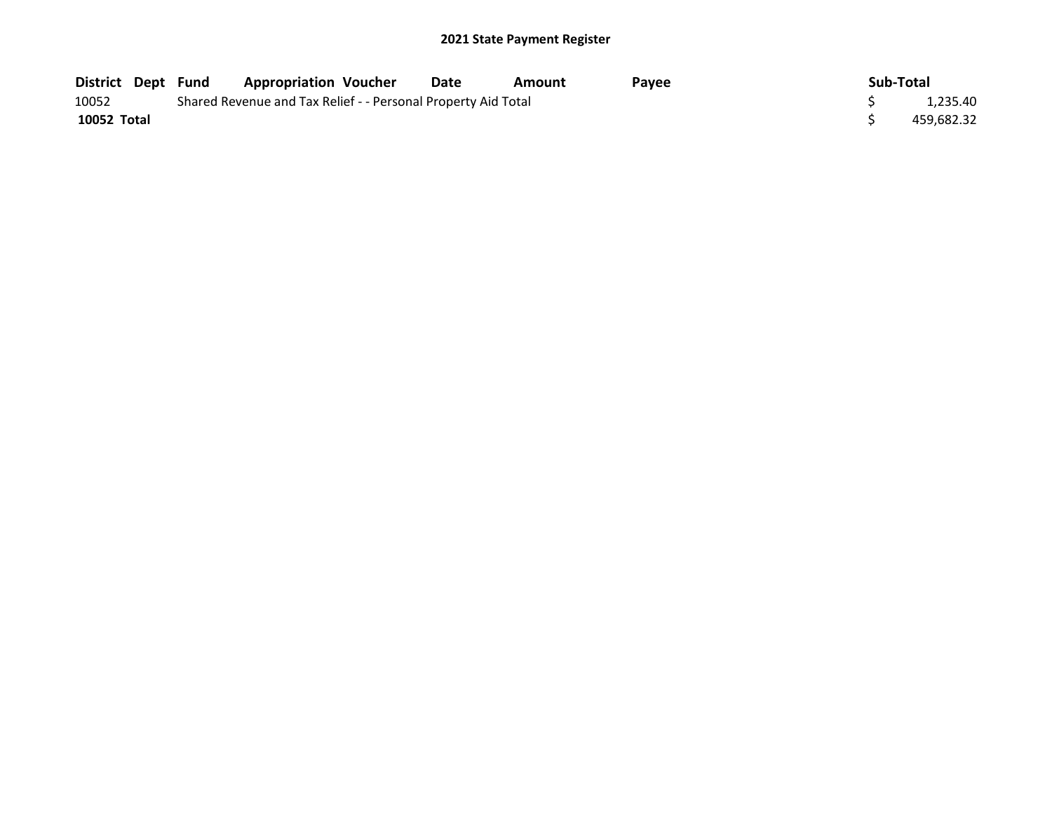**2021 State Payment Register**

| District | Dept | Fund | Appropriation | Voucher | Date | Amount | Payee | Sub-Total |
|---|---|---|---|---|---|---|---|---|
| 10052 | | Shared Revenue and Tax Relief - - Personal Property Aid Total | | | | | | $ 1,235.40 |
| **10052 Total** | | | | | | | | $ 459,682.32 |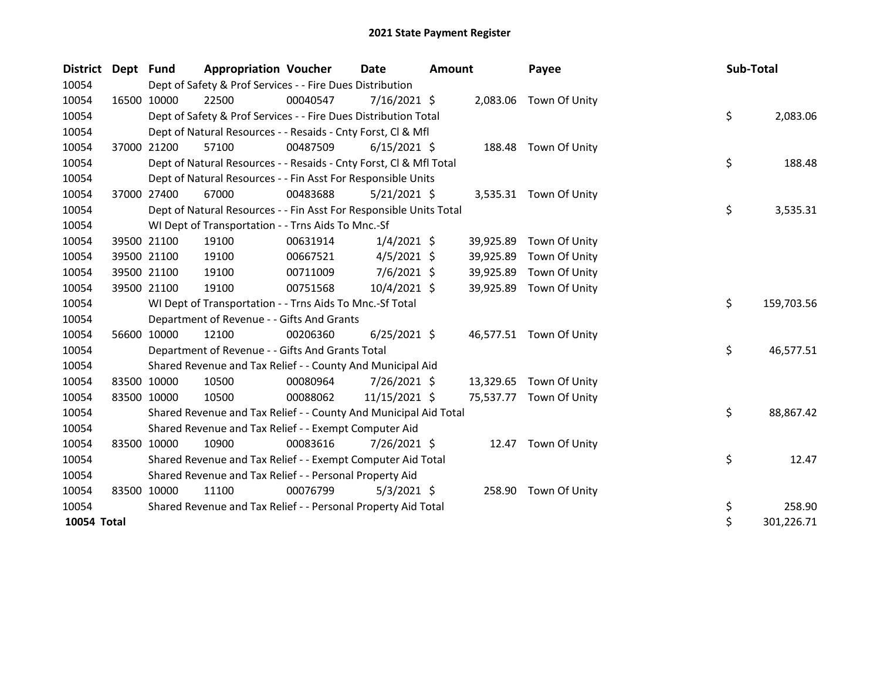# 2021 State Payment Register

| District | Dept | Fund | Appropriation | Voucher | Date | Amount | Payee | Sub-Total |
|---|---|---|---|---|---|---|---|---|
| 10054 | | Dept of Safety & Prof Services - - Fire Dues Distribution | | | | | | |
| 10054 | 16500 | 10000 | 22500 | 00040547 | 7/16/2021 | $ 2,083.06 | Town Of Unity | |
| 10054 | | Dept of Safety & Prof Services - - Fire Dues Distribution Total | | | | | | $ 2,083.06 |
| 10054 | | Dept of Natural Resources - - Resaids - Cnty Forst, Cl & Mfl | | | | | | |
| 10054 | 37000 | 21200 | 57100 | 00487509 | 6/15/2021 | $ 188.48 | Town Of Unity | |
| 10054 | | Dept of Natural Resources - - Resaids - Cnty Forst, Cl & Mfl Total | | | | | | $ 188.48 |
| 10054 | | Dept of Natural Resources - - Fin Asst For Responsible Units | | | | | | |
| 10054 | 37000 | 27400 | 67000 | 00483688 | 5/21/2021 | $ 3,535.31 | Town Of Unity | |
| 10054 | | Dept of Natural Resources - - Fin Asst For Responsible Units Total | | | | | | $ 3,535.31 |
| 10054 | | WI Dept of Transportation - - Trns Aids To Mnc.-Sf | | | | | | |
| 10054 | 39500 | 21100 | 19100 | 00631914 | 1/4/2021 | $ 39,925.89 | Town Of Unity | |
| 10054 | 39500 | 21100 | 19100 | 00667521 | 4/5/2021 | $ 39,925.89 | Town Of Unity | |
| 10054 | 39500 | 21100 | 19100 | 00711009 | 7/6/2021 | $ 39,925.89 | Town Of Unity | |
| 10054 | 39500 | 21100 | 19100 | 00751568 | 10/4/2021 | $ 39,925.89 | Town Of Unity | |
| 10054 | | WI Dept of Transportation - - Trns Aids To Mnc.-Sf Total | | | | | | $ 159,703.56 |
| 10054 | | Department of Revenue - - Gifts And Grants | | | | | | |
| 10054 | 56600 | 10000 | 12100 | 00206360 | 6/25/2021 | $ 46,577.51 | Town Of Unity | |
| 10054 | | Department of Revenue - - Gifts And Grants Total | | | | | | $ 46,577.51 |
| 10054 | | Shared Revenue and Tax Relief - - County And Municipal Aid | | | | | | |
| 10054 | 83500 | 10000 | 10500 | 00080964 | 7/26/2021 | $ 13,329.65 | Town Of Unity | |
| 10054 | 83500 | 10000 | 10500 | 00088062 | 11/15/2021 | $ 75,537.77 | Town Of Unity | |
| 10054 | | Shared Revenue and Tax Relief - - County And Municipal Aid Total | | | | | | $ 88,867.42 |
| 10054 | | Shared Revenue and Tax Relief - - Exempt Computer Aid | | | | | | |
| 10054 | 83500 | 10000 | 10900 | 00083616 | 7/26/2021 | $ 12.47 | Town Of Unity | |
| 10054 | | Shared Revenue and Tax Relief - - Exempt Computer Aid Total | | | | | | $ 12.47 |
| 10054 | | Shared Revenue and Tax Relief - - Personal Property Aid | | | | | | |
| 10054 | 83500 | 10000 | 11100 | 00076799 | 5/3/2021 | $ 258.90 | Town Of Unity | |
| 10054 | | Shared Revenue and Tax Relief - - Personal Property Aid Total | | | | | | $ 258.90 |
| **10054 Total** | | | | | | | | $ 301,226.71 |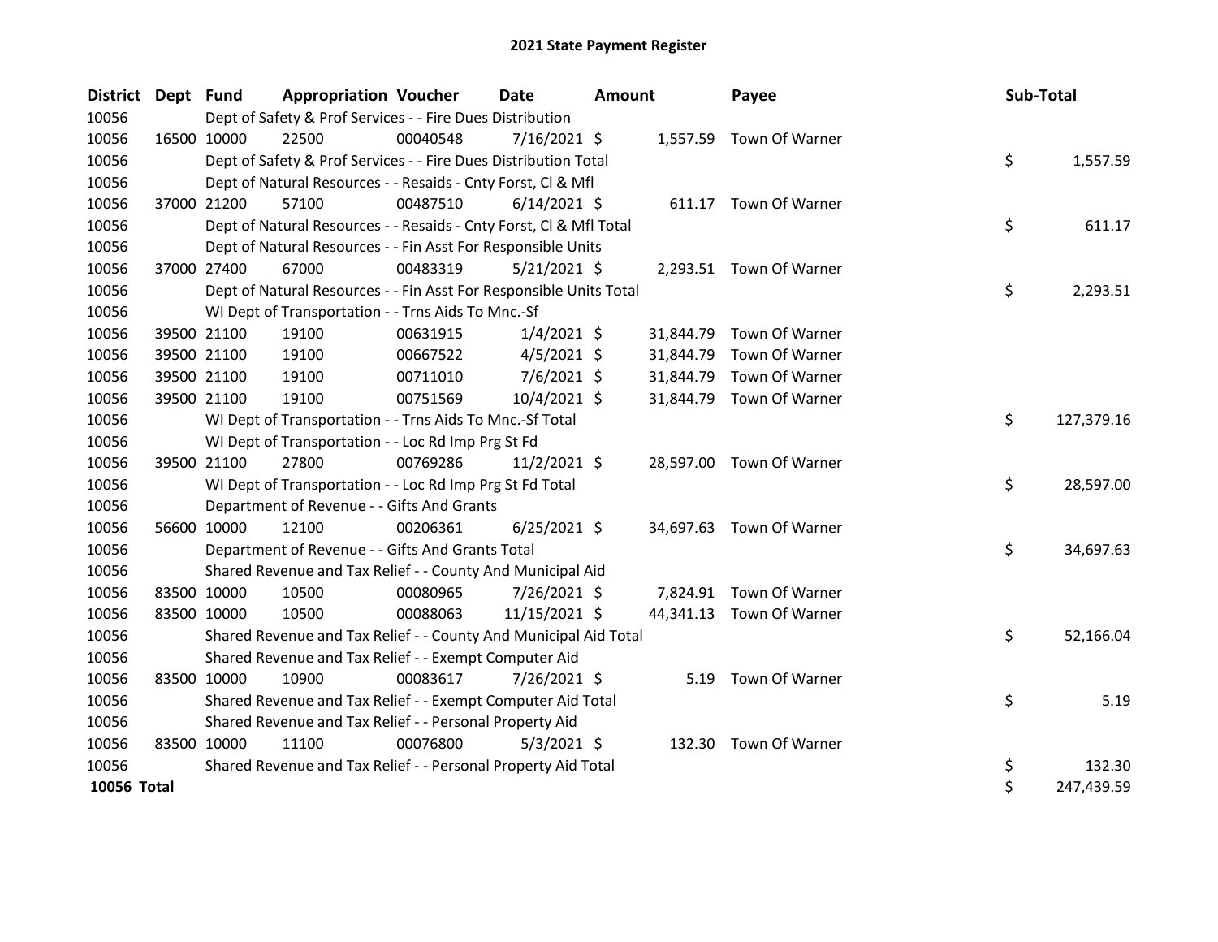# 2021 State Payment Register

| District | Dept | Fund | Appropriation | Voucher | Date | Amount | Payee | Sub-Total |
|---|---|---|---|---|---|---|---|---|
| 10056 | | Dept of Safety & Prof Services - - Fire Dues Distribution | | | | | | |
| 10056 | 16500 | 10000 | 22500 | 00040548 | 7/16/2021 | $ 1,557.59 | Town Of Warner | |
| 10056 | | Dept of Safety & Prof Services - - Fire Dues Distribution Total | | | | | | $ 1,557.59 |
| 10056 | | Dept of Natural Resources - - Resaids - Cnty Forst, Cl & Mfl | | | | | | |
| 10056 | 37000 | 21200 | 57100 | 00487510 | 6/14/2021 | $ 611.17 | Town Of Warner | |
| 10056 | | Dept of Natural Resources - - Resaids - Cnty Forst, Cl & Mfl Total | | | | | | $ 611.17 |
| 10056 | | Dept of Natural Resources - - Fin Asst For Responsible Units | | | | | | |
| 10056 | 37000 | 27400 | 67000 | 00483319 | 5/21/2021 | $ 2,293.51 | Town Of Warner | |
| 10056 | | Dept of Natural Resources - - Fin Asst For Responsible Units Total | | | | | | $ 2,293.51 |
| 10056 | | WI Dept of Transportation - - Trns Aids To Mnc.-Sf | | | | | | |
| 10056 | 39500 | 21100 | 19100 | 00631915 | 1/4/2021 | $ 31,844.79 | Town Of Warner | |
| 10056 | 39500 | 21100 | 19100 | 00667522 | 4/5/2021 | $ 31,844.79 | Town Of Warner | |
| 10056 | 39500 | 21100 | 19100 | 00711010 | 7/6/2021 | $ 31,844.79 | Town Of Warner | |
| 10056 | 39500 | 21100 | 19100 | 00751569 | 10/4/2021 | $ 31,844.79 | Town Of Warner | |
| 10056 | | WI Dept of Transportation - - Trns Aids To Mnc.-Sf Total | | | | | | $ 127,379.16 |
| 10056 | | WI Dept of Transportation - - Loc Rd Imp Prg St Fd | | | | | | |
| 10056 | 39500 | 21100 | 27800 | 00769286 | 11/2/2021 | $ 28,597.00 | Town Of Warner | |
| 10056 | | WI Dept of Transportation - - Loc Rd Imp Prg St Fd Total | | | | | | $ 28,597.00 |
| 10056 | | Department of Revenue - - Gifts And Grants | | | | | | |
| 10056 | 56600 | 10000 | 12100 | 00206361 | 6/25/2021 | $ 34,697.63 | Town Of Warner | |
| 10056 | | Department of Revenue - - Gifts And Grants Total | | | | | | $ 34,697.63 |
| 10056 | | Shared Revenue and Tax Relief - - County And Municipal Aid | | | | | | |
| 10056 | 83500 | 10000 | 10500 | 00080965 | 7/26/2021 | $ 7,824.91 | Town Of Warner | |
| 10056 | 83500 | 10000 | 10500 | 00088063 | 11/15/2021 | $ 44,341.13 | Town Of Warner | |
| 10056 | | Shared Revenue and Tax Relief - - County And Municipal Aid Total | | | | | | $ 52,166.04 |
| 10056 | | Shared Revenue and Tax Relief - - Exempt Computer Aid | | | | | | |
| 10056 | 83500 | 10000 | 10900 | 00083617 | 7/26/2021 | $ 5.19 | Town Of Warner | |
| 10056 | | Shared Revenue and Tax Relief - - Exempt Computer Aid Total | | | | | | $ 5.19 |
| 10056 | | Shared Revenue and Tax Relief - - Personal Property Aid | | | | | | |
| 10056 | 83500 | 10000 | 11100 | 00076800 | 5/3/2021 | $ 132.30 | Town Of Warner | |
| 10056 | | Shared Revenue and Tax Relief - - Personal Property Aid Total | | | | | | $ 132.30 |
| **10056 Total** | | | | | | | | $ 247,439.59 |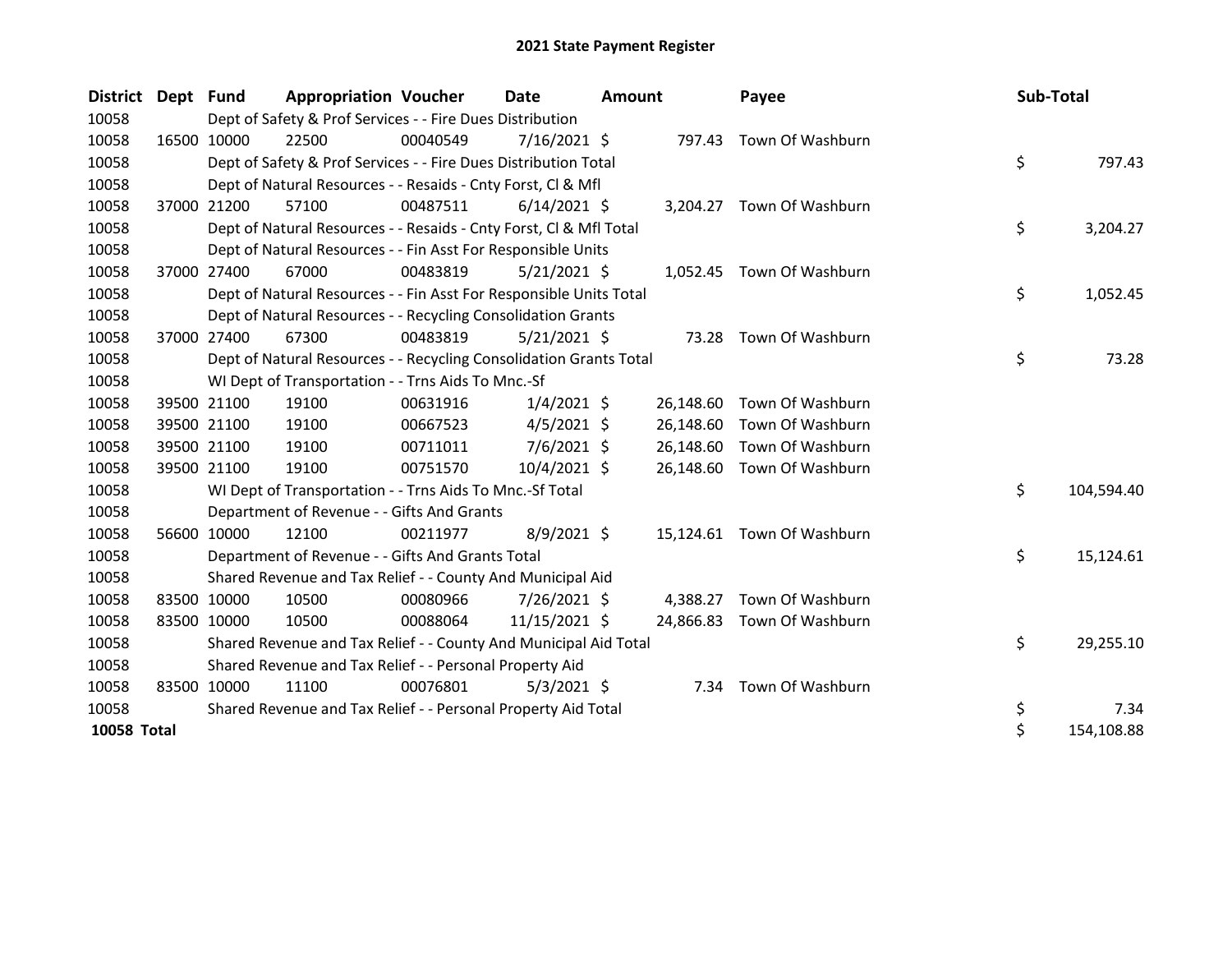# 2021 State Payment Register

| District | Dept | Fund | Appropriation | Voucher | Date | Amount | Payee | Sub-Total |
|---|---|---|---|---|---|---|---|---|
| 10058 | | Dept of Safety & Prof Services - - Fire Dues Distribution | | | | | | |
| 10058 | 16500 | 10000 | 22500 | 00040549 | 7/16/2021 | $ 797.43 | Town Of Washburn | |
| 10058 | | Dept of Safety & Prof Services - - Fire Dues Distribution Total | | | | | | $ 797.43 |
| 10058 | | Dept of Natural Resources - - Resaids - Cnty Forst, Cl & Mfl | | | | | | |
| 10058 | 37000 | 21200 | 57100 | 00487511 | 6/14/2021 | $ 3,204.27 | Town Of Washburn | |
| 10058 | | Dept of Natural Resources - - Resaids - Cnty Forst, Cl & Mfl Total | | | | | | $ 3,204.27 |
| 10058 | | Dept of Natural Resources - - Fin Asst For Responsible Units | | | | | | |
| 10058 | 37000 | 27400 | 67000 | 00483819 | 5/21/2021 | $ 1,052.45 | Town Of Washburn | |
| 10058 | | Dept of Natural Resources - - Fin Asst For Responsible Units Total | | | | | | $ 1,052.45 |
| 10058 | | Dept of Natural Resources - - Recycling Consolidation Grants | | | | | | |
| 10058 | 37000 | 27400 | 67300 | 00483819 | 5/21/2021 | $ 73.28 | Town Of Washburn | |
| 10058 | | Dept of Natural Resources - - Recycling Consolidation Grants Total | | | | | | $ 73.28 |
| 10058 | | WI Dept of Transportation - - Trns Aids To Mnc.-Sf | | | | | | |
| 10058 | 39500 | 21100 | 19100 | 00631916 | 1/4/2021 | $ 26,148.60 | Town Of Washburn | |
| 10058 | 39500 | 21100 | 19100 | 00667523 | 4/5/2021 | $ 26,148.60 | Town Of Washburn | |
| 10058 | 39500 | 21100 | 19100 | 00711011 | 7/6/2021 | $ 26,148.60 | Town Of Washburn | |
| 10058 | 39500 | 21100 | 19100 | 00751570 | 10/4/2021 | $ 26,148.60 | Town Of Washburn | |
| 10058 | | WI Dept of Transportation - - Trns Aids To Mnc.-Sf Total | | | | | | $ 104,594.40 |
| 10058 | | Department of Revenue - - Gifts And Grants | | | | | | |
| 10058 | 56600 | 10000 | 12100 | 00211977 | 8/9/2021 | $ 15,124.61 | Town Of Washburn | |
| 10058 | | Department of Revenue - - Gifts And Grants Total | | | | | | $ 15,124.61 |
| 10058 | | Shared Revenue and Tax Relief - - County And Municipal Aid | | | | | | |
| 10058 | 83500 | 10000 | 10500 | 00080966 | 7/26/2021 | $ 4,388.27 | Town Of Washburn | |
| 10058 | 83500 | 10000 | 10500 | 00088064 | 11/15/2021 | $ 24,866.83 | Town Of Washburn | |
| 10058 | | Shared Revenue and Tax Relief - - County And Municipal Aid Total | | | | | | $ 29,255.10 |
| 10058 | | Shared Revenue and Tax Relief - - Personal Property Aid | | | | | | |
| 10058 | 83500 | 10000 | 11100 | 00076801 | 5/3/2021 | $ 7.34 | Town Of Washburn | |
| 10058 | | Shared Revenue and Tax Relief - - Personal Property Aid Total | | | | | | $ 7.34 |
| **10058 Total** | | | | | | | | $ 154,108.88 |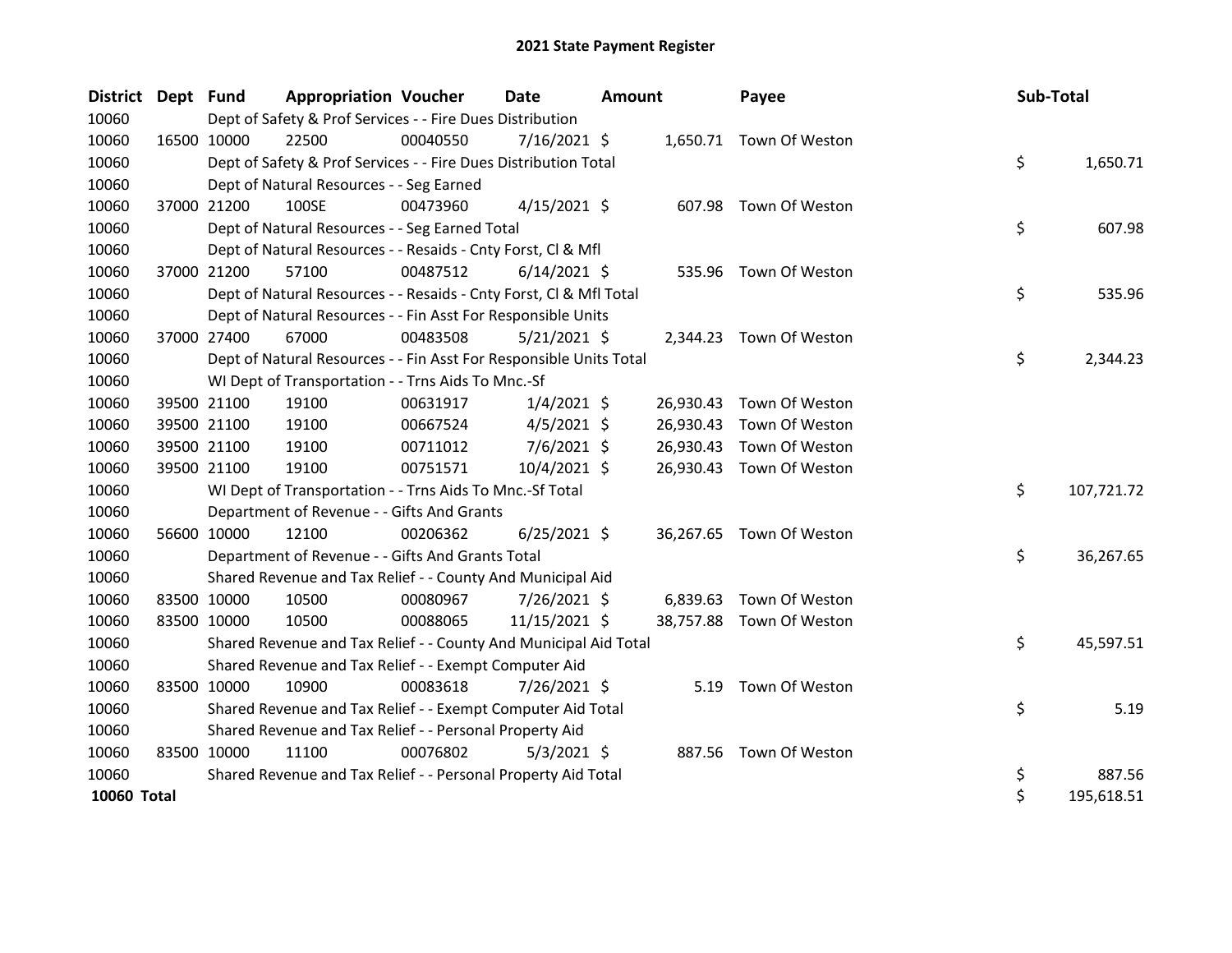# 2021 State Payment Register

| District | Dept | Fund | Appropriation | Voucher | Date | Amount | Payee | Sub-Total |
|---|---|---|---|---|---|---|---|---|
| 10060 | | Dept of Safety & Prof Services - - Fire Dues Distribution | | | | | | |
| 10060 | 16500 | 10000 | 22500 | 00040550 | 7/16/2021 | $ 1,650.71 | Town Of Weston | |
| 10060 | | Dept of Safety & Prof Services - - Fire Dues Distribution Total | | | | | | $ 1,650.71 |
| 10060 | | Dept of Natural Resources - - Seg Earned | | | | | | |
| 10060 | 37000 | 21200 | 100SE | 00473960 | 4/15/2021 | $ 607.98 | Town Of Weston | |
| 10060 | | Dept of Natural Resources - - Seg Earned Total | | | | | | $ 607.98 |
| 10060 | | Dept of Natural Resources - - Resaids - Cnty Forst, Cl & Mfl | | | | | | |
| 10060 | 37000 | 21200 | 57100 | 00487512 | 6/14/2021 | $ 535.96 | Town Of Weston | |
| 10060 | | Dept of Natural Resources - - Resaids - Cnty Forst, Cl & Mfl Total | | | | | | $ 535.96 |
| 10060 | | Dept of Natural Resources - - Fin Asst For Responsible Units | | | | | | |
| 10060 | 37000 | 27400 | 67000 | 00483508 | 5/21/2021 | $ 2,344.23 | Town Of Weston | |
| 10060 | | Dept of Natural Resources - - Fin Asst For Responsible Units Total | | | | | | $ 2,344.23 |
| 10060 | | WI Dept of Transportation - - Trns Aids To Mnc.-Sf | | | | | | |
| 10060 | 39500 | 21100 | 19100 | 00631917 | 1/4/2021 | $ 26,930.43 | Town Of Weston | |
| 10060 | 39500 | 21100 | 19100 | 00667524 | 4/5/2021 | $ 26,930.43 | Town Of Weston | |
| 10060 | 39500 | 21100 | 19100 | 00711012 | 7/6/2021 | $ 26,930.43 | Town Of Weston | |
| 10060 | 39500 | 21100 | 19100 | 00751571 | 10/4/2021 | $ 26,930.43 | Town Of Weston | |
| 10060 | | WI Dept of Transportation - - Trns Aids To Mnc.-Sf Total | | | | | | $ 107,721.72 |
| 10060 | | Department of Revenue - - Gifts And Grants | | | | | | |
| 10060 | 56600 | 10000 | 12100 | 00206362 | 6/25/2021 | $ 36,267.65 | Town Of Weston | |
| 10060 | | Department of Revenue - - Gifts And Grants Total | | | | | | $ 36,267.65 |
| 10060 | | Shared Revenue and Tax Relief - - County And Municipal Aid | | | | | | |
| 10060 | 83500 | 10000 | 10500 | 00080967 | 7/26/2021 | $ 6,839.63 | Town Of Weston | |
| 10060 | 83500 | 10000 | 10500 | 00088065 | 11/15/2021 | $ 38,757.88 | Town Of Weston | |
| 10060 | | Shared Revenue and Tax Relief - - County And Municipal Aid Total | | | | | | $ 45,597.51 |
| 10060 | | Shared Revenue and Tax Relief - - Exempt Computer Aid | | | | | | |
| 10060 | 83500 | 10000 | 10900 | 00083618 | 7/26/2021 | $ 5.19 | Town Of Weston | |
| 10060 | | Shared Revenue and Tax Relief - - Exempt Computer Aid Total | | | | | | $ 5.19 |
| 10060 | | Shared Revenue and Tax Relief - - Personal Property Aid | | | | | | |
| 10060 | 83500 | 10000 | 11100 | 00076802 | 5/3/2021 | $ 887.56 | Town Of Weston | |
| 10060 | | Shared Revenue and Tax Relief - - Personal Property Aid Total | | | | | | $ 887.56 |
| **10060 Total** | | | | | | | | $ 195,618.51 |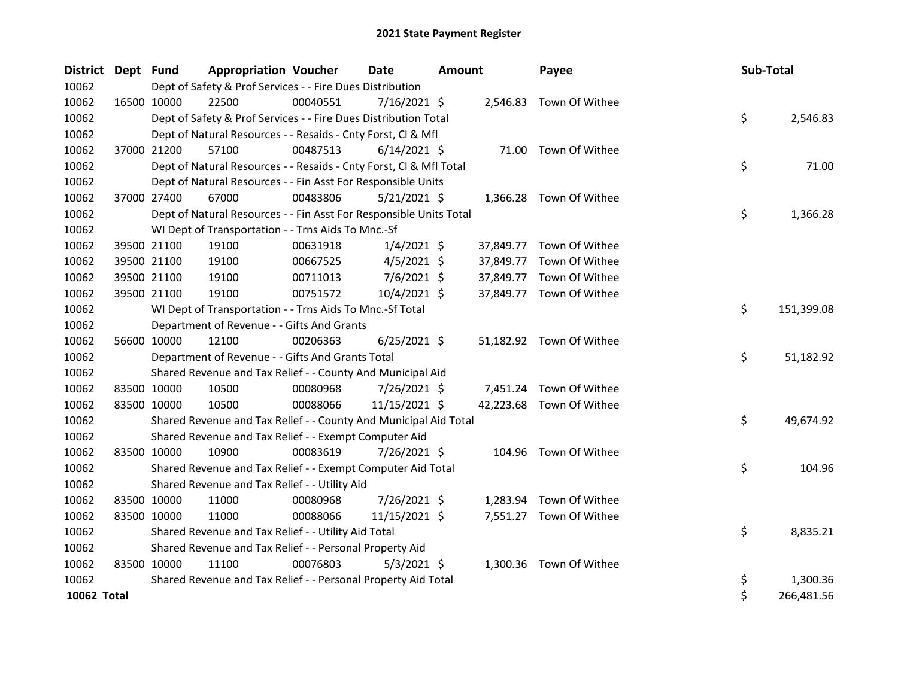# 2021 State Payment Register

| District | Dept | Fund | Appropriation | Voucher | Date | Amount | Payee | Sub-Total |
|---|---|---|---|---|---|---|---|---|
| 10062 | | Dept of Safety & Prof Services - - Fire Dues Distribution | | | | | | |
| 10062 | 16500 | 10000 | 22500 | 00040551 | 7/16/2021 | $ 2,546.83 | Town Of Withee | |
| 10062 | | Dept of Safety & Prof Services - - Fire Dues Distribution Total | | | | | | $ 2,546.83 |
| 10062 | | Dept of Natural Resources - - Resaids - Cnty Forst, Cl & Mfl | | | | | | |
| 10062 | 37000 | 21200 | 57100 | 00487513 | 6/14/2021 | $ 71.00 | Town Of Withee | |
| 10062 | | Dept of Natural Resources - - Resaids - Cnty Forst, Cl & Mfl Total | | | | | | $ 71.00 |
| 10062 | | Dept of Natural Resources - - Fin Asst For Responsible Units | | | | | | |
| 10062 | 37000 | 27400 | 67000 | 00483806 | 5/21/2021 | $ 1,366.28 | Town Of Withee | |
| 10062 | | Dept of Natural Resources - - Fin Asst For Responsible Units Total | | | | | | $ 1,366.28 |
| 10062 | | WI Dept of Transportation - - Trns Aids To Mnc.-Sf | | | | | | |
| 10062 | 39500 | 21100 | 19100 | 00631918 | 1/4/2021 | $ 37,849.77 | Town Of Withee | |
| 10062 | 39500 | 21100 | 19100 | 00667525 | 4/5/2021 | $ 37,849.77 | Town Of Withee | |
| 10062 | 39500 | 21100 | 19100 | 00711013 | 7/6/2021 | $ 37,849.77 | Town Of Withee | |
| 10062 | 39500 | 21100 | 19100 | 00751572 | 10/4/2021 | $ 37,849.77 | Town Of Withee | |
| 10062 | | WI Dept of Transportation - - Trns Aids To Mnc.-Sf Total | | | | | | $ 151,399.08 |
| 10062 | | Department of Revenue - - Gifts And Grants | | | | | | |
| 10062 | 56600 | 10000 | 12100 | 00206363 | 6/25/2021 | $ 51,182.92 | Town Of Withee | |
| 10062 | | Department of Revenue - - Gifts And Grants Total | | | | | | $ 51,182.92 |
| 10062 | | Shared Revenue and Tax Relief - - County And Municipal Aid | | | | | | |
| 10062 | 83500 | 10000 | 10500 | 00080968 | 7/26/2021 | $ 7,451.24 | Town Of Withee | |
| 10062 | 83500 | 10000 | 10500 | 00088066 | 11/15/2021 | $ 42,223.68 | Town Of Withee | |
| 10062 | | Shared Revenue and Tax Relief - - County And Municipal Aid Total | | | | | | $ 49,674.92 |
| 10062 | | Shared Revenue and Tax Relief - - Exempt Computer Aid | | | | | | |
| 10062 | 83500 | 10000 | 10900 | 00083619 | 7/26/2021 | $ 104.96 | Town Of Withee | |
| 10062 | | Shared Revenue and Tax Relief - - Exempt Computer Aid Total | | | | | | $ 104.96 |
| 10062 | | Shared Revenue and Tax Relief - - Utility Aid | | | | | | |
| 10062 | 83500 | 10000 | 11000 | 00080968 | 7/26/2021 | $ 1,283.94 | Town Of Withee | |
| 10062 | 83500 | 10000 | 11000 | 00088066 | 11/15/2021 | $ 7,551.27 | Town Of Withee | |
| 10062 | | Shared Revenue and Tax Relief - - Utility Aid Total | | | | | | $ 8,835.21 |
| 10062 | | Shared Revenue and Tax Relief - - Personal Property Aid | | | | | | |
| 10062 | 83500 | 10000 | 11100 | 00076803 | 5/3/2021 | $ 1,300.36 | Town Of Withee | |
| 10062 | | Shared Revenue and Tax Relief - - Personal Property Aid Total | | | | | | $ 1,300.36 |
| **10062 Total** | | | | | | | | $ 266,481.56 |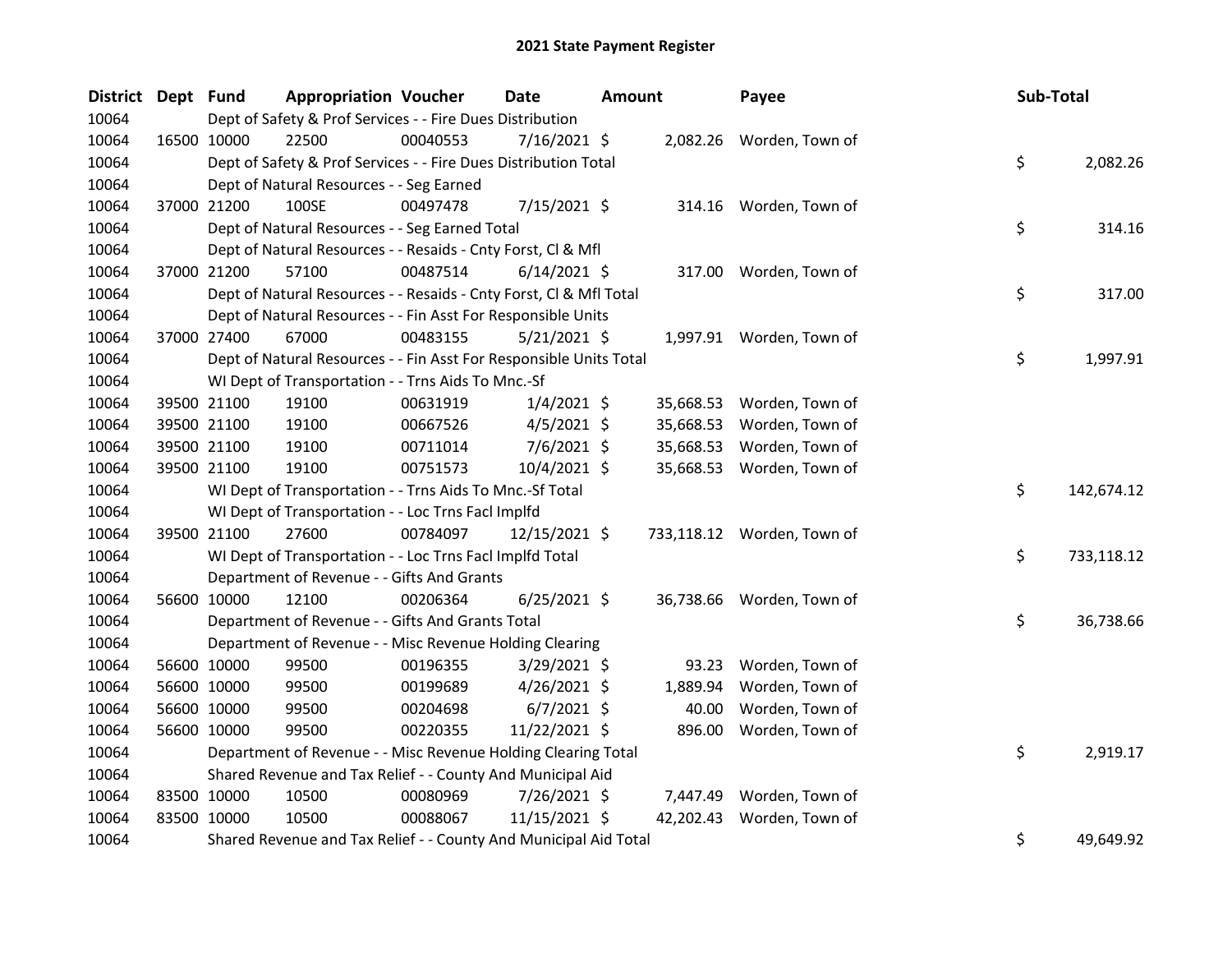# 2021 State Payment Register

| District | Dept | Fund | Appropriation | Voucher | Date | Amount | Payee | Sub-Total |
|---|---|---|---|---|---|---|---|---|
| 10064 | | Dept of Safety & Prof Services - - Fire Dues Distribution | | | | | | |
| 10064 | 16500 | 10000 | 22500 | 00040553 | 7/16/2021 | $ 2,082.26 | Worden, Town of | |
| 10064 | | Dept of Safety & Prof Services - - Fire Dues Distribution Total | | | | | | $ 2,082.26 |
| 10064 | | Dept of Natural Resources - - Seg Earned | | | | | | |
| 10064 | 37000 | 21200 | 100SE | 00497478 | 7/15/2021 | $ 314.16 | Worden, Town of | |
| 10064 | | Dept of Natural Resources - - Seg Earned Total | | | | | | $ 314.16 |
| 10064 | | Dept of Natural Resources - - Resaids - Cnty Forst, Cl & Mfl | | | | | | |
| 10064 | 37000 | 21200 | 57100 | 00487514 | 6/14/2021 | $ 317.00 | Worden, Town of | |
| 10064 | | Dept of Natural Resources - - Resaids - Cnty Forst, Cl & Mfl Total | | | | | | $ 317.00 |
| 10064 | | Dept of Natural Resources - - Fin Asst For Responsible Units | | | | | | |
| 10064 | 37000 | 27400 | 67000 | 00483155 | 5/21/2021 | $ 1,997.91 | Worden, Town of | |
| 10064 | | Dept of Natural Resources - - Fin Asst For Responsible Units Total | | | | | | $ 1,997.91 |
| 10064 | | WI Dept of Transportation - - Trns Aids To Mnc.-Sf | | | | | | |
| 10064 | 39500 | 21100 | 19100 | 00631919 | 1/4/2021 | $ 35,668.53 | Worden, Town of | |
| 10064 | 39500 | 21100 | 19100 | 00667526 | 4/5/2021 | $ 35,668.53 | Worden, Town of | |
| 10064 | 39500 | 21100 | 19100 | 00711014 | 7/6/2021 | $ 35,668.53 | Worden, Town of | |
| 10064 | 39500 | 21100 | 19100 | 00751573 | 10/4/2021 | $ 35,668.53 | Worden, Town of | |
| 10064 | | WI Dept of Transportation - - Trns Aids To Mnc.-Sf Total | | | | | | $ 142,674.12 |
| 10064 | | WI Dept of Transportation - - Loc Trns Facl Implfd | | | | | | |
| 10064 | 39500 | 21100 | 27600 | 00784097 | 12/15/2021 | $ 733,118.12 | Worden, Town of | |
| 10064 | | WI Dept of Transportation - - Loc Trns Facl Implfd Total | | | | | | $ 733,118.12 |
| 10064 | | Department of Revenue - - Gifts And Grants | | | | | | |
| 10064 | 56600 | 10000 | 12100 | 00206364 | 6/25/2021 | $ 36,738.66 | Worden, Town of | |
| 10064 | | Department of Revenue - - Gifts And Grants Total | | | | | | $ 36,738.66 |
| 10064 | | Department of Revenue - - Misc Revenue Holding Clearing | | | | | | |
| 10064 | 56600 | 10000 | 99500 | 00196355 | 3/29/2021 | $ 93.23 | Worden, Town of | |
| 10064 | 56600 | 10000 | 99500 | 00199689 | 4/26/2021 | $ 1,889.94 | Worden, Town of | |
| 10064 | 56600 | 10000 | 99500 | 00204698 | 6/7/2021 | $ 40.00 | Worden, Town of | |
| 10064 | 56600 | 10000 | 99500 | 00220355 | 11/22/2021 | $ 896.00 | Worden, Town of | |
| 10064 | | Department of Revenue - - Misc Revenue Holding Clearing Total | | | | | | $ 2,919.17 |
| 10064 | | Shared Revenue and Tax Relief - - County And Municipal Aid | | | | | | |
| 10064 | 83500 | 10000 | 10500 | 00080969 | 7/26/2021 | $ 7,447.49 | Worden, Town of | |
| 10064 | 83500 | 10000 | 10500 | 00088067 | 11/15/2021 | $ 42,202.43 | Worden, Town of | |
| 10064 | | Shared Revenue and Tax Relief - - County And Municipal Aid Total | | | | | | $ 49,649.92 |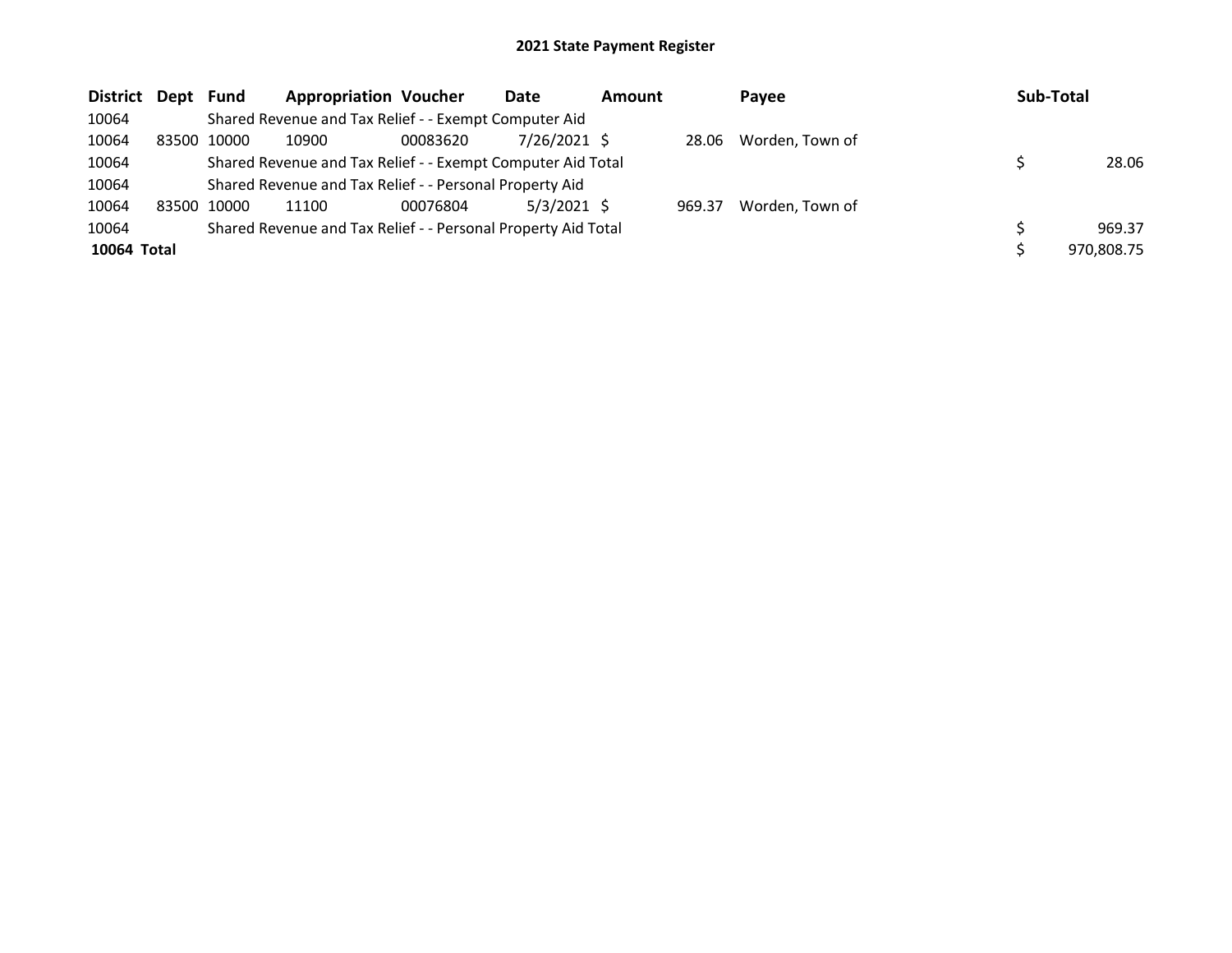# 2021 State Payment Register

| District | Dept | Fund | Appropriation | Voucher | Date | Amount | Payee | Sub-Total |
|---|---|---|---|---|---|---|---|---|
| 10064 | | Shared Revenue and Tax Relief - - Exempt Computer Aid | | | | | | |
| 10064 | 83500 | 10000 | 10900 | 00083620 | 7/26/2021 | $ 28.06 | Worden, Town of | |
| 10064 | | Shared Revenue and Tax Relief - - Exempt Computer Aid Total | | | | | | $ 28.06 |
| 10064 | | Shared Revenue and Tax Relief - - Personal Property Aid | | | | | | |
| 10064 | 83500 | 10000 | 11100 | 00076804 | 5/3/2021 | $ 969.37 | Worden, Town of | |
| 10064 | | Shared Revenue and Tax Relief - - Personal Property Aid Total | | | | | | $ 969.37 |
| **10064 Total** | | | | | | | | $ 970,808.75 |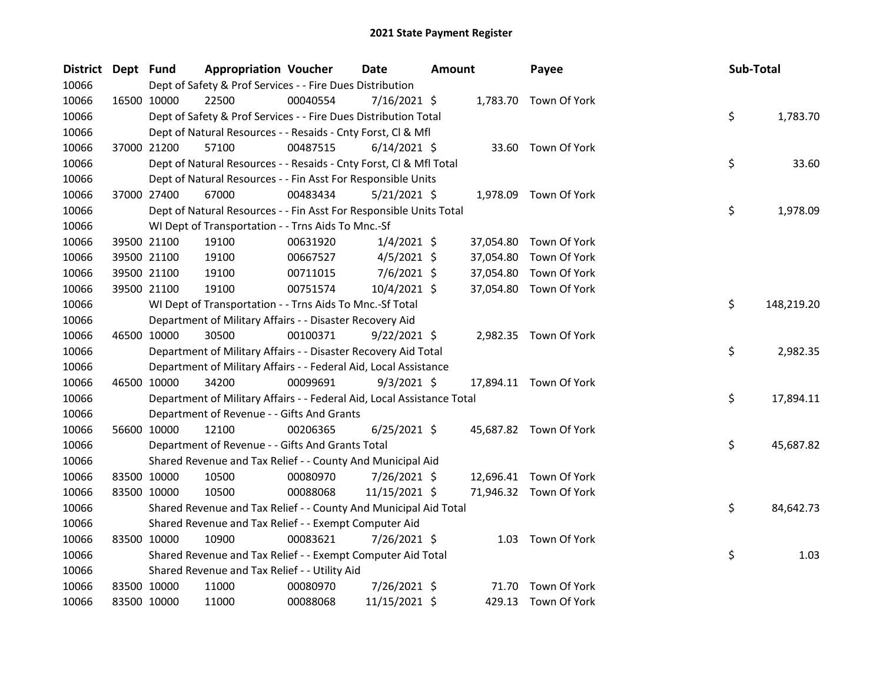# 2021 State Payment Register

| District | Dept | Fund | Appropriation | Voucher | Date | Amount | Payee | Sub-Total |
|---|---|---|---|---|---|---|---|---|
| 10066 | | Dept of Safety & Prof Services - - Fire Dues Distribution | | | | | | |
| 10066 | 16500 | 10000 | 22500 | 00040554 | 7/16/2021 | $ 1,783.70 | Town Of York | |
| 10066 | | Dept of Safety & Prof Services - - Fire Dues Distribution Total | | | | | | $ 1,783.70 |
| 10066 | | Dept of Natural Resources - - Resaids - Cnty Forst, Cl & Mfl | | | | | | |
| 10066 | 37000 | 21200 | 57100 | 00487515 | 6/14/2021 | $ 33.60 | Town Of York | |
| 10066 | | Dept of Natural Resources - - Resaids - Cnty Forst, Cl & Mfl Total | | | | | | $ 33.60 |
| 10066 | | Dept of Natural Resources - - Fin Asst For Responsible Units | | | | | | |
| 10066 | 37000 | 27400 | 67000 | 00483434 | 5/21/2021 | $ 1,978.09 | Town Of York | |
| 10066 | | Dept of Natural Resources - - Fin Asst For Responsible Units Total | | | | | | $ 1,978.09 |
| 10066 | | WI Dept of Transportation - - Trns Aids To Mnc.-Sf | | | | | | |
| 10066 | 39500 | 21100 | 19100 | 00631920 | 1/4/2021 | $ 37,054.80 | Town Of York | |
| 10066 | 39500 | 21100 | 19100 | 00667527 | 4/5/2021 | $ 37,054.80 | Town Of York | |
| 10066 | 39500 | 21100 | 19100 | 00711015 | 7/6/2021 | $ 37,054.80 | Town Of York | |
| 10066 | 39500 | 21100 | 19100 | 00751574 | 10/4/2021 | $ 37,054.80 | Town Of York | |
| 10066 | | WI Dept of Transportation - - Trns Aids To Mnc.-Sf Total | | | | | | $ 148,219.20 |
| 10066 | | Department of Military Affairs - - Disaster Recovery Aid | | | | | | |
| 10066 | 46500 | 10000 | 30500 | 00100371 | 9/22/2021 | $ 2,982.35 | Town Of York | |
| 10066 | | Department of Military Affairs - - Disaster Recovery Aid Total | | | | | | $ 2,982.35 |
| 10066 | | Department of Military Affairs - - Federal Aid, Local Assistance | | | | | | |
| 10066 | 46500 | 10000 | 34200 | 00099691 | 9/3/2021 | $ 17,894.11 | Town Of York | |
| 10066 | | Department of Military Affairs - - Federal Aid, Local Assistance Total | | | | | | $ 17,894.11 |
| 10066 | | Department of Revenue - - Gifts And Grants | | | | | | |
| 10066 | 56600 | 10000 | 12100 | 00206365 | 6/25/2021 | $ 45,687.82 | Town Of York | |
| 10066 | | Department of Revenue - - Gifts And Grants Total | | | | | | $ 45,687.82 |
| 10066 | | Shared Revenue and Tax Relief - - County And Municipal Aid | | | | | | |
| 10066 | 83500 | 10000 | 10500 | 00080970 | 7/26/2021 | $ 12,696.41 | Town Of York | |
| 10066 | 83500 | 10000 | 10500 | 00088068 | 11/15/2021 | $ 71,946.32 | Town Of York | |
| 10066 | | Shared Revenue and Tax Relief - - County And Municipal Aid Total | | | | | | $ 84,642.73 |
| 10066 | | Shared Revenue and Tax Relief - - Exempt Computer Aid | | | | | | |
| 10066 | 83500 | 10000 | 10900 | 00083621 | 7/26/2021 | $ 1.03 | Town Of York | |
| 10066 | | Shared Revenue and Tax Relief - - Exempt Computer Aid Total | | | | | | $ 1.03 |
| 10066 | | Shared Revenue and Tax Relief - - Utility Aid | | | | | | |
| 10066 | 83500 | 10000 | 11000 | 00080970 | 7/26/2021 | $ 71.70 | Town Of York | |
| 10066 | 83500 | 10000 | 11000 | 00088068 | 11/15/2021 | $ 429.13 | Town Of York | |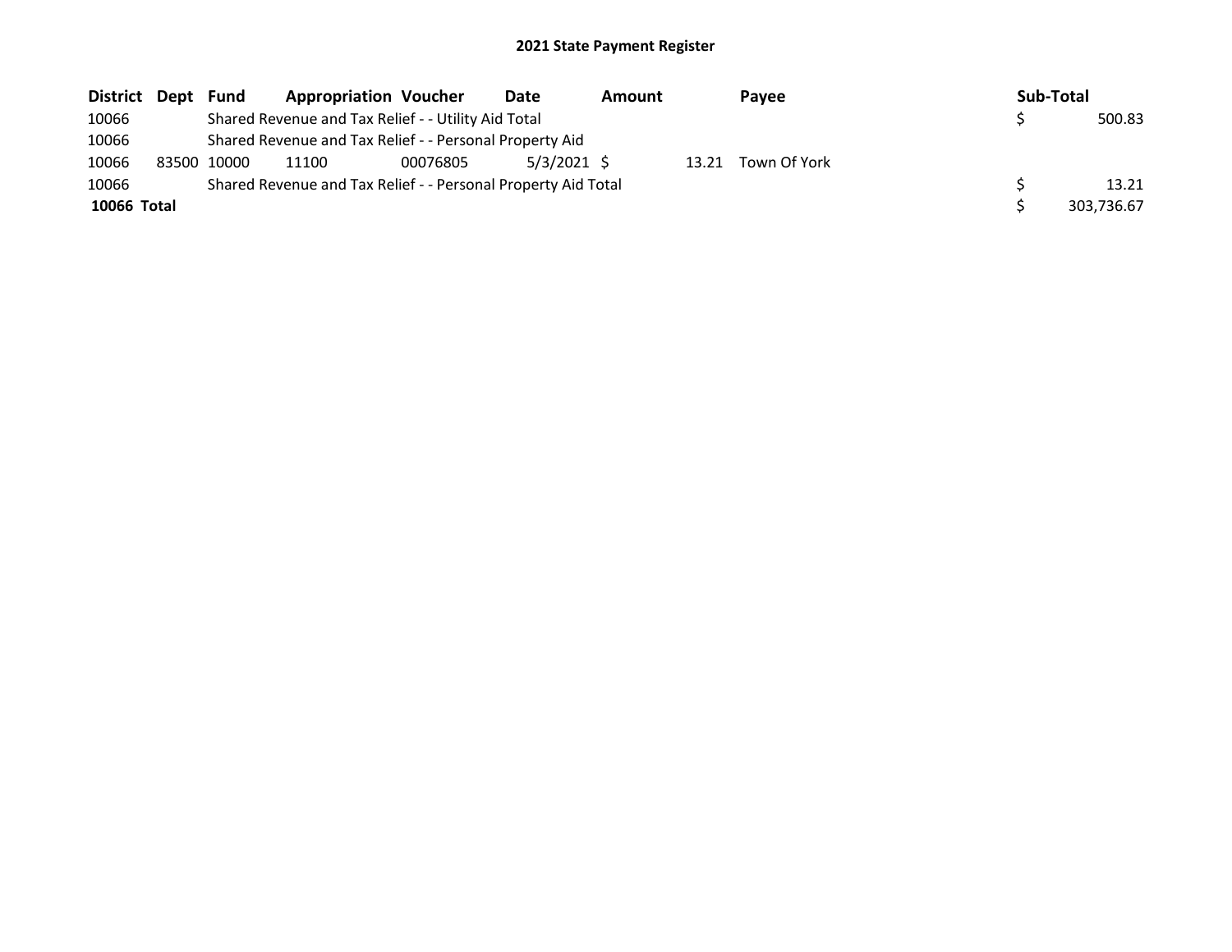# 2021 State Payment Register

| District | Dept | Fund | Appropriation | Voucher | Date | Amount | Payee | Sub-Total |
|---|---|---|---|---|---|---|---|---|
| 10066 | | Shared Revenue and Tax Relief - - Utility Aid Total | | | | | | $ 500.83 |
| 10066 | | Shared Revenue and Tax Relief - - Personal Property Aid | | | | | | |
| 10066 | 83500 | 10000 | 11100 | 00076805 | 5/3/2021 | $ 13.21 | Town Of York | |
| 10066 | | Shared Revenue and Tax Relief - - Personal Property Aid Total | | | | | | $ 13.21 |
| **10066 Total** | | | | | | | | $ 303,736.67 |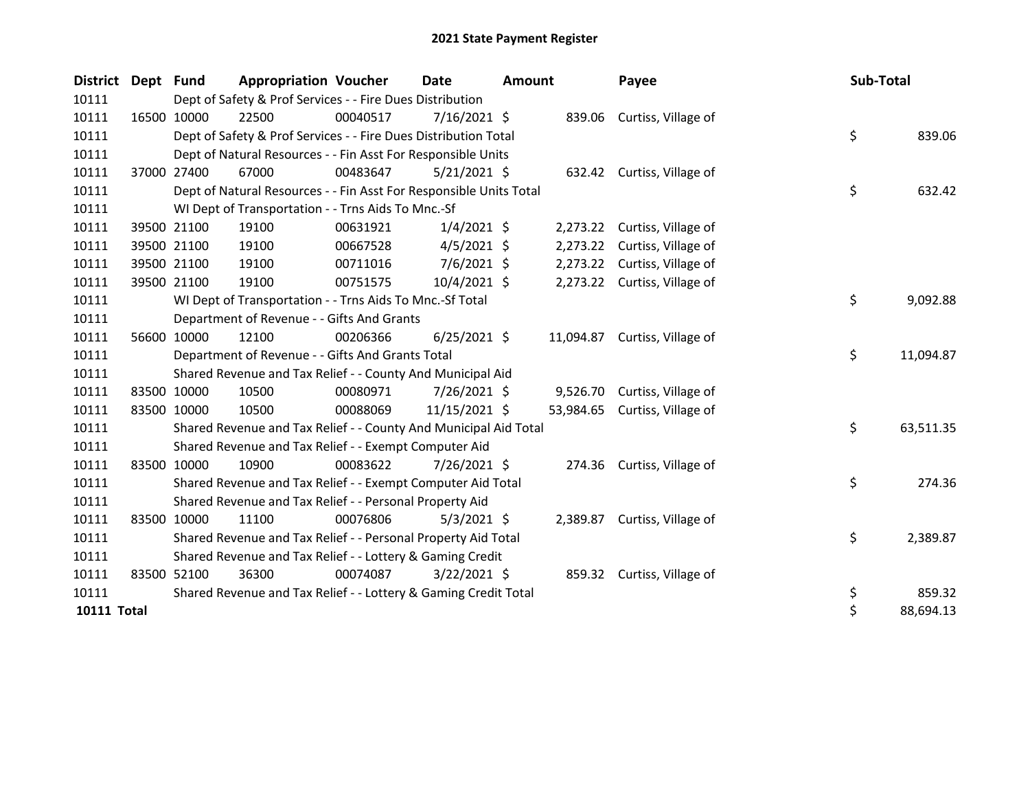# 2021 State Payment Register

| District | Dept | Fund | Appropriation | Voucher | Date | Amount | Payee | Sub-Total |
|---|---|---|---|---|---|---|---|---|
| 10111 | | Dept of Safety & Prof Services - - Fire Dues Distribution | | | | | | |
| 10111 | 16500 | 10000 | 22500 | 00040517 | 7/16/2021 | $ 839.06 | Curtiss, Village of | |
| 10111 | | Dept of Safety & Prof Services - - Fire Dues Distribution Total | | | | | | $ 839.06 |
| 10111 | | Dept of Natural Resources - - Fin Asst For Responsible Units | | | | | | |
| 10111 | 37000 | 27400 | 67000 | 00483647 | 5/21/2021 | $ 632.42 | Curtiss, Village of | |
| 10111 | | Dept of Natural Resources - - Fin Asst For Responsible Units Total | | | | | | $ 632.42 |
| 10111 | | WI Dept of Transportation - - Trns Aids To Mnc.-Sf | | | | | | |
| 10111 | 39500 | 21100 | 19100 | 00631921 | 1/4/2021 | $ 2,273.22 | Curtiss, Village of | |
| 10111 | 39500 | 21100 | 19100 | 00667528 | 4/5/2021 | $ 2,273.22 | Curtiss, Village of | |
| 10111 | 39500 | 21100 | 19100 | 00711016 | 7/6/2021 | $ 2,273.22 | Curtiss, Village of | |
| 10111 | 39500 | 21100 | 19100 | 00751575 | 10/4/2021 | $ 2,273.22 | Curtiss, Village of | |
| 10111 | | WI Dept of Transportation - - Trns Aids To Mnc.-Sf Total | | | | | | $ 9,092.88 |
| 10111 | | Department of Revenue - - Gifts And Grants | | | | | | |
| 10111 | 56600 | 10000 | 12100 | 00206366 | 6/25/2021 | $ 11,094.87 | Curtiss, Village of | |
| 10111 | | Department of Revenue - - Gifts And Grants Total | | | | | | $ 11,094.87 |
| 10111 | | Shared Revenue and Tax Relief - - County And Municipal Aid | | | | | | |
| 10111 | 83500 | 10000 | 10500 | 00080971 | 7/26/2021 | $ 9,526.70 | Curtiss, Village of | |
| 10111 | 83500 | 10000 | 10500 | 00088069 | 11/15/2021 | $ 53,984.65 | Curtiss, Village of | |
| 10111 | | Shared Revenue and Tax Relief - - County And Municipal Aid Total | | | | | | $ 63,511.35 |
| 10111 | | Shared Revenue and Tax Relief - - Exempt Computer Aid | | | | | | |
| 10111 | 83500 | 10000 | 10900 | 00083622 | 7/26/2021 | $ 274.36 | Curtiss, Village of | |
| 10111 | | Shared Revenue and Tax Relief - - Exempt Computer Aid Total | | | | | | $ 274.36 |
| 10111 | | Shared Revenue and Tax Relief - - Personal Property Aid | | | | | | |
| 10111 | 83500 | 10000 | 11100 | 00076806 | 5/3/2021 | $ 2,389.87 | Curtiss, Village of | |
| 10111 | | Shared Revenue and Tax Relief - - Personal Property Aid Total | | | | | | $ 2,389.87 |
| 10111 | | Shared Revenue and Tax Relief - - Lottery & Gaming Credit | | | | | | |
| 10111 | 83500 | 52100 | 36300 | 00074087 | 3/22/2021 | $ 859.32 | Curtiss, Village of | |
| 10111 | | Shared Revenue and Tax Relief - - Lottery & Gaming Credit Total | | | | | | $ 859.32 |
| **10111 Total** | | | | | | | | $ 88,694.13 |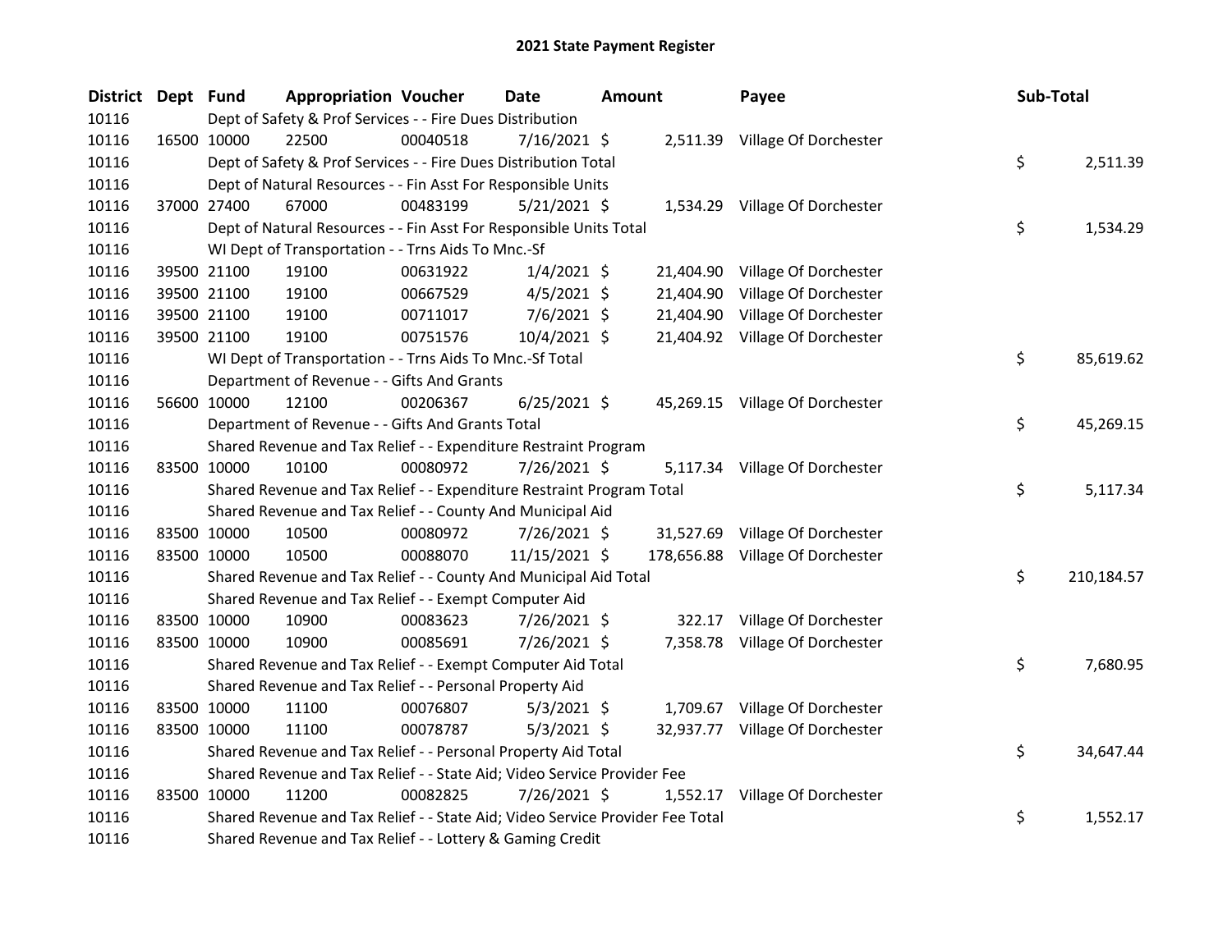# 2021 State Payment Register

| District | Dept | Fund | Appropriation | Voucher | Date | Amount | Payee | Sub-Total |
|---|---|---|---|---|---|---|---|---|
| 10116 | | Dept of Safety & Prof Services - - Fire Dues Distribution | | | | | | |
| 10116 | 16500 | 10000 | 22500 | 00040518 | 7/16/2021 | $ 2,511.39 | Village Of Dorchester | |
| 10116 | | Dept of Safety & Prof Services - - Fire Dues Distribution Total | | | | | | $ 2,511.39 |
| 10116 | | Dept of Natural Resources - - Fin Asst For Responsible Units | | | | | | |
| 10116 | 37000 | 27400 | 67000 | 00483199 | 5/21/2021 | $ 1,534.29 | Village Of Dorchester | |
| 10116 | | Dept of Natural Resources - - Fin Asst For Responsible Units Total | | | | | | $ 1,534.29 |
| 10116 | | WI Dept of Transportation - - Trns Aids To Mnc.-Sf | | | | | | |
| 10116 | 39500 | 21100 | 19100 | 00631922 | 1/4/2021 | $ 21,404.90 | Village Of Dorchester | |
| 10116 | 39500 | 21100 | 19100 | 00667529 | 4/5/2021 | $ 21,404.90 | Village Of Dorchester | |
| 10116 | 39500 | 21100 | 19100 | 00711017 | 7/6/2021 | $ 21,404.90 | Village Of Dorchester | |
| 10116 | 39500 | 21100 | 19100 | 00751576 | 10/4/2021 | $ 21,404.92 | Village Of Dorchester | |
| 10116 | | WI Dept of Transportation - - Trns Aids To Mnc.-Sf Total | | | | | | $ 85,619.62 |
| 10116 | | Department of Revenue - - Gifts And Grants | | | | | | |
| 10116 | 56600 | 10000 | 12100 | 00206367 | 6/25/2021 | $ 45,269.15 | Village Of Dorchester | |
| 10116 | | Department of Revenue - - Gifts And Grants Total | | | | | | $ 45,269.15 |
| 10116 | | Shared Revenue and Tax Relief - - Expenditure Restraint Program | | | | | | |
| 10116 | 83500 | 10000 | 10100 | 00080972 | 7/26/2021 | $ 5,117.34 | Village Of Dorchester | |
| 10116 | | Shared Revenue and Tax Relief - - Expenditure Restraint Program Total | | | | | | $ 5,117.34 |
| 10116 | | Shared Revenue and Tax Relief - - County And Municipal Aid | | | | | | |
| 10116 | 83500 | 10000 | 10500 | 00080972 | 7/26/2021 | $ 31,527.69 | Village Of Dorchester | |
| 10116 | 83500 | 10000 | 10500 | 00088070 | 11/15/2021 | $ 178,656.88 | Village Of Dorchester | |
| 10116 | | Shared Revenue and Tax Relief - - County And Municipal Aid Total | | | | | | $ 210,184.57 |
| 10116 | | Shared Revenue and Tax Relief - - Exempt Computer Aid | | | | | | |
| 10116 | 83500 | 10000 | 10900 | 00083623 | 7/26/2021 | $ 322.17 | Village Of Dorchester | |
| 10116 | 83500 | 10000 | 10900 | 00085691 | 7/26/2021 | $ 7,358.78 | Village Of Dorchester | |
| 10116 | | Shared Revenue and Tax Relief - - Exempt Computer Aid Total | | | | | | $ 7,680.95 |
| 10116 | | Shared Revenue and Tax Relief - - Personal Property Aid | | | | | | |
| 10116 | 83500 | 10000 | 11100 | 00076807 | 5/3/2021 | $ 1,709.67 | Village Of Dorchester | |
| 10116 | 83500 | 10000 | 11100 | 00078787 | 5/3/2021 | $ 32,937.77 | Village Of Dorchester | |
| 10116 | | Shared Revenue and Tax Relief - - Personal Property Aid Total | | | | | | $ 34,647.44 |
| 10116 | | Shared Revenue and Tax Relief - - State Aid; Video Service Provider Fee | | | | | | |
| 10116 | 83500 | 10000 | 11200 | 00082825 | 7/26/2021 | $ 1,552.17 | Village Of Dorchester | |
| 10116 | | Shared Revenue and Tax Relief - - State Aid; Video Service Provider Fee Total | | | | | | $ 1,552.17 |
| 10116 | | Shared Revenue and Tax Relief - - Lottery & Gaming Credit | | | | | | |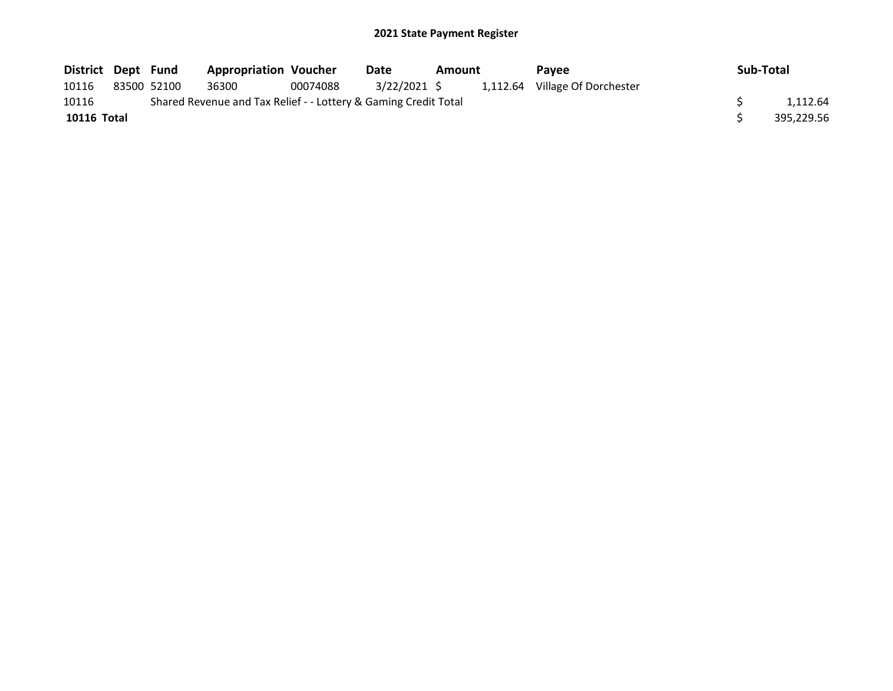**2021 State Payment Register**

| District | Dept | Fund | Appropriation | Voucher | Date | Amount | Payee | Sub-Total |
|---|---|---|---|---|---|---|---|---|
| 10116 | 83500 | 52100 | 36300 | 00074088 | 3/22/2021 | $ 1,112.64 | Village Of Dorchester | |
| 10116 | | Shared Revenue and Tax Relief - - Lottery & Gaming Credit Total | | | | | | $ 1,112.64 |
| **10116 Total** | | | | | | | | $ 395,229.56 |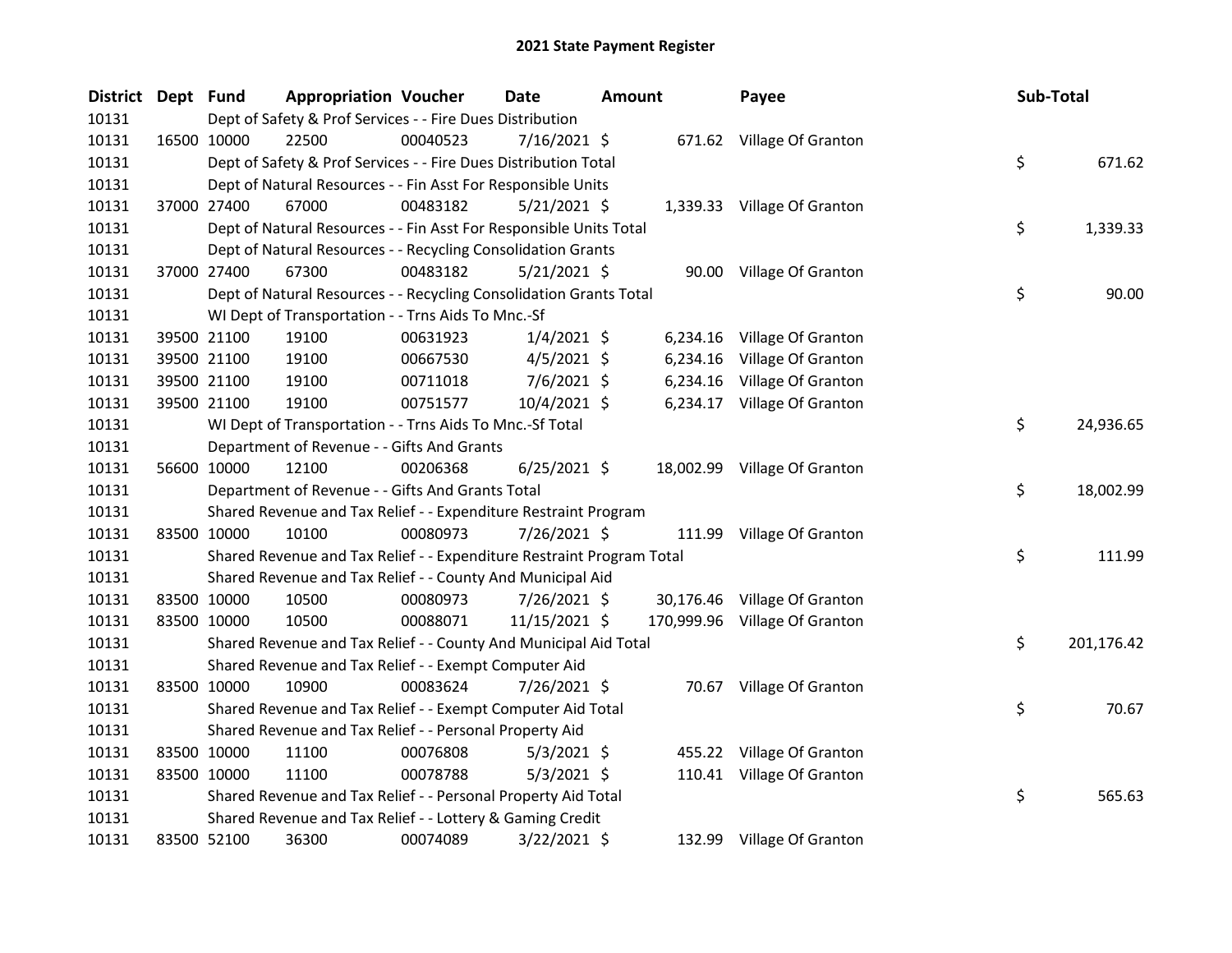# 2021 State Payment Register

| District | Dept | Fund | Appropriation | Voucher | Date | Amount | Payee | Sub-Total |
|---|---|---|---|---|---|---|---|---|
| 10131 | | Dept of Safety & Prof Services - - Fire Dues Distribution | | | | | | |
| 10131 | 16500 | 10000 | 22500 | 00040523 | 7/16/2021 | $ 671.62 | Village Of Granton | |
| 10131 | | Dept of Safety & Prof Services - - Fire Dues Distribution Total | | | | | | $ 671.62 |
| 10131 | | Dept of Natural Resources - - Fin Asst For Responsible Units | | | | | | |
| 10131 | 37000 | 27400 | 67000 | 00483182 | 5/21/2021 | $ 1,339.33 | Village Of Granton | |
| 10131 | | Dept of Natural Resources - - Fin Asst For Responsible Units Total | | | | | | $ 1,339.33 |
| 10131 | | Dept of Natural Resources - - Recycling Consolidation Grants | | | | | | |
| 10131 | 37000 | 27400 | 67300 | 00483182 | 5/21/2021 | $ 90.00 | Village Of Granton | |
| 10131 | | Dept of Natural Resources - - Recycling Consolidation Grants Total | | | | | | $ 90.00 |
| 10131 | | WI Dept of Transportation - - Trns Aids To Mnc.-Sf | | | | | | |
| 10131 | 39500 | 21100 | 19100 | 00631923 | 1/4/2021 | $ 6,234.16 | Village Of Granton | |
| 10131 | 39500 | 21100 | 19100 | 00667530 | 4/5/2021 | $ 6,234.16 | Village Of Granton | |
| 10131 | 39500 | 21100 | 19100 | 00711018 | 7/6/2021 | $ 6,234.16 | Village Of Granton | |
| 10131 | 39500 | 21100 | 19100 | 00751577 | 10/4/2021 | $ 6,234.17 | Village Of Granton | |
| 10131 | | WI Dept of Transportation - - Trns Aids To Mnc.-Sf Total | | | | | | $ 24,936.65 |
| 10131 | | Department of Revenue - - Gifts And Grants | | | | | | |
| 10131 | 56600 | 10000 | 12100 | 00206368 | 6/25/2021 | $ 18,002.99 | Village Of Granton | |
| 10131 | | Department of Revenue - - Gifts And Grants Total | | | | | | $ 18,002.99 |
| 10131 | | Shared Revenue and Tax Relief - - Expenditure Restraint Program | | | | | | |
| 10131 | 83500 | 10000 | 10100 | 00080973 | 7/26/2021 | $ 111.99 | Village Of Granton | |
| 10131 | | Shared Revenue and Tax Relief - - Expenditure Restraint Program Total | | | | | | $ 111.99 |
| 10131 | | Shared Revenue and Tax Relief - - County And Municipal Aid | | | | | | |
| 10131 | 83500 | 10000 | 10500 | 00080973 | 7/26/2021 | $ 30,176.46 | Village Of Granton | |
| 10131 | 83500 | 10000 | 10500 | 00088071 | 11/15/2021 | $ 170,999.96 | Village Of Granton | |
| 10131 | | Shared Revenue and Tax Relief - - County And Municipal Aid Total | | | | | | $ 201,176.42 |
| 10131 | | Shared Revenue and Tax Relief - - Exempt Computer Aid | | | | | | |
| 10131 | 83500 | 10000 | 10900 | 00083624 | 7/26/2021 | $ 70.67 | Village Of Granton | |
| 10131 | | Shared Revenue and Tax Relief - - Exempt Computer Aid Total | | | | | | $ 70.67 |
| 10131 | | Shared Revenue and Tax Relief - - Personal Property Aid | | | | | | |
| 10131 | 83500 | 10000 | 11100 | 00076808 | 5/3/2021 | $ 455.22 | Village Of Granton | |
| 10131 | 83500 | 10000 | 11100 | 00078788 | 5/3/2021 | $ 110.41 | Village Of Granton | |
| 10131 | | Shared Revenue and Tax Relief - - Personal Property Aid Total | | | | | | $ 565.63 |
| 10131 | | Shared Revenue and Tax Relief - - Lottery & Gaming Credit | | | | | | |
| 10131 | 83500 | 52100 | 36300 | 00074089 | 3/22/2021 | $ 132.99 | Village Of Granton | |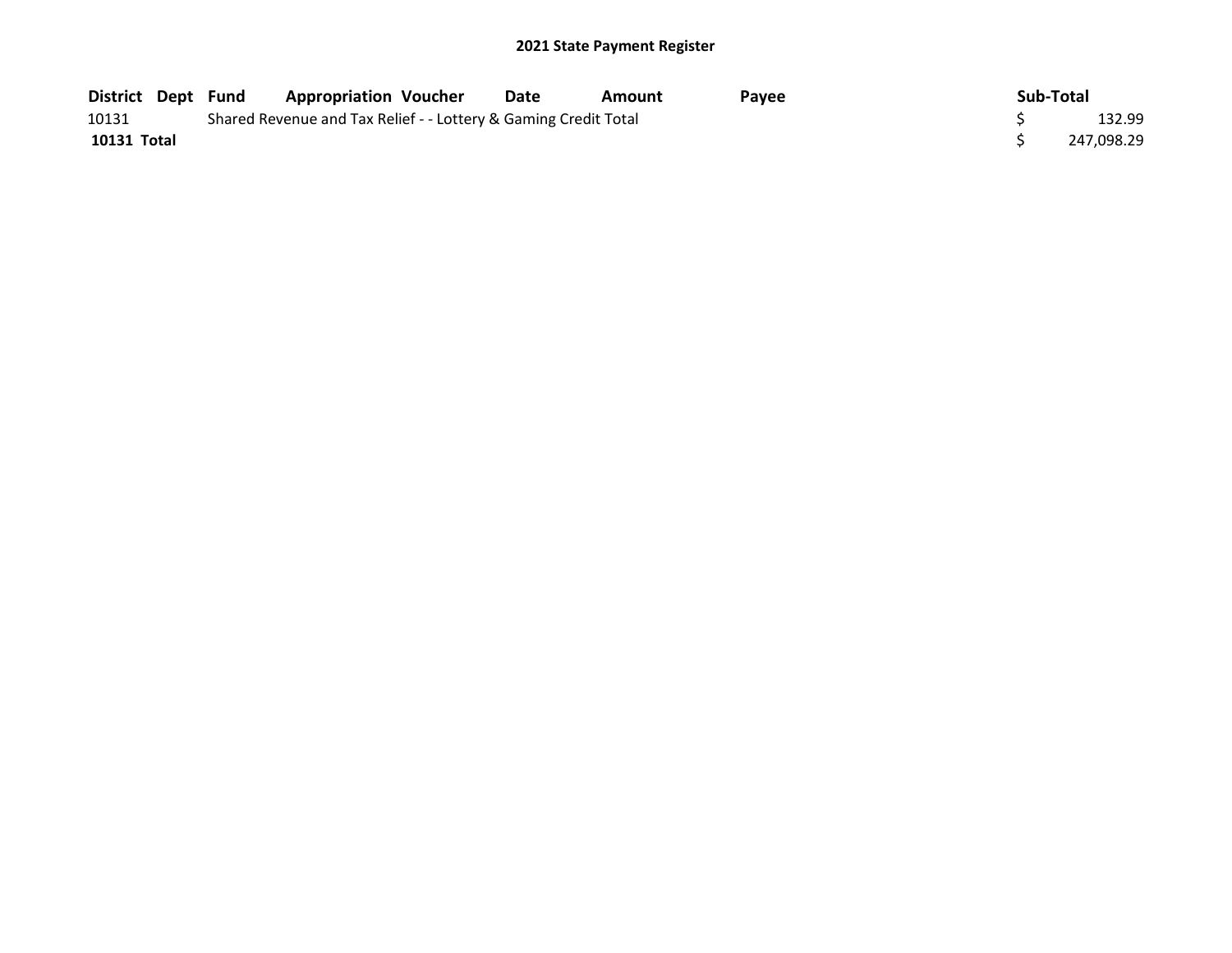## 2021 State Payment Register

| District | Dept | Fund | Appropriation | Voucher | Date | Amount | Payee | Sub-Total |
|---|---|---|---|---|---|---|---|---|
| 10131 | | Shared Revenue and Tax Relief - - Lottery & Gaming Credit Total | | | | | | $ 132.99 |
| **10131 Total** | | | | | | | | $ 247,098.29 |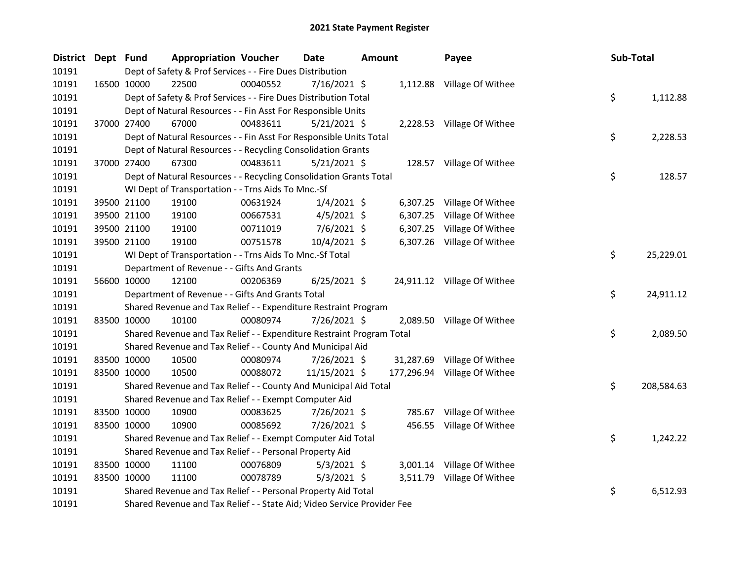# 2021 State Payment Register

| District | Dept | Fund | Appropriation | Voucher | Date | Amount | Payee | Sub-Total |
|---|---|---|---|---|---|---|---|---|
| 10191 | | Dept of Safety & Prof Services - - Fire Dues Distribution | | | | | | |
| 10191 | 16500 | 10000 | 22500 | 00040552 | 7/16/2021 | $ 1,112.88 | Village Of Withee | |
| 10191 | | Dept of Safety & Prof Services - - Fire Dues Distribution Total | | | | | | $ 1,112.88 |
| 10191 | | Dept of Natural Resources - - Fin Asst For Responsible Units | | | | | | |
| 10191 | 37000 | 27400 | 67000 | 00483611 | 5/21/2021 | $ 2,228.53 | Village Of Withee | |
| 10191 | | Dept of Natural Resources - - Fin Asst For Responsible Units Total | | | | | | $ 2,228.53 |
| 10191 | | Dept of Natural Resources - - Recycling Consolidation Grants | | | | | | |
| 10191 | 37000 | 27400 | 67300 | 00483611 | 5/21/2021 | $ 128.57 | Village Of Withee | |
| 10191 | | Dept of Natural Resources - - Recycling Consolidation Grants Total | | | | | | $ 128.57 |
| 10191 | | WI Dept of Transportation - - Trns Aids To Mnc.-Sf | | | | | | |
| 10191 | 39500 | 21100 | 19100 | 00631924 | 1/4/2021 | $ 6,307.25 | Village Of Withee | |
| 10191 | 39500 | 21100 | 19100 | 00667531 | 4/5/2021 | $ 6,307.25 | Village Of Withee | |
| 10191 | 39500 | 21100 | 19100 | 00711019 | 7/6/2021 | $ 6,307.25 | Village Of Withee | |
| 10191 | 39500 | 21100 | 19100 | 00751578 | 10/4/2021 | $ 6,307.26 | Village Of Withee | |
| 10191 | | WI Dept of Transportation - - Trns Aids To Mnc.-Sf Total | | | | | | $ 25,229.01 |
| 10191 | | Department of Revenue - - Gifts And Grants | | | | | | |
| 10191 | 56600 | 10000 | 12100 | 00206369 | 6/25/2021 | $ 24,911.12 | Village Of Withee | |
| 10191 | | Department of Revenue - - Gifts And Grants Total | | | | | | $ 24,911.12 |
| 10191 | | Shared Revenue and Tax Relief - - Expenditure Restraint Program | | | | | | |
| 10191 | 83500 | 10000 | 10100 | 00080974 | 7/26/2021 | $ 2,089.50 | Village Of Withee | |
| 10191 | | Shared Revenue and Tax Relief - - Expenditure Restraint Program Total | | | | | | $ 2,089.50 |
| 10191 | | Shared Revenue and Tax Relief - - County And Municipal Aid | | | | | | |
| 10191 | 83500 | 10000 | 10500 | 00080974 | 7/26/2021 | $ 31,287.69 | Village Of Withee | |
| 10191 | 83500 | 10000 | 10500 | 00088072 | 11/15/2021 | $ 177,296.94 | Village Of Withee | |
| 10191 | | Shared Revenue and Tax Relief - - County And Municipal Aid Total | | | | | | $ 208,584.63 |
| 10191 | | Shared Revenue and Tax Relief - - Exempt Computer Aid | | | | | | |
| 10191 | 83500 | 10000 | 10900 | 00083625 | 7/26/2021 | $ 785.67 | Village Of Withee | |
| 10191 | 83500 | 10000 | 10900 | 00085692 | 7/26/2021 | $ 456.55 | Village Of Withee | |
| 10191 | | Shared Revenue and Tax Relief - - Exempt Computer Aid Total | | | | | | $ 1,242.22 |
| 10191 | | Shared Revenue and Tax Relief - - Personal Property Aid | | | | | | |
| 10191 | 83500 | 10000 | 11100 | 00076809 | 5/3/2021 | $ 3,001.14 | Village Of Withee | |
| 10191 | 83500 | 10000 | 11100 | 00078789 | 5/3/2021 | $ 3,511.79 | Village Of Withee | |
| 10191 | | Shared Revenue and Tax Relief - - Personal Property Aid Total | | | | | | $ 6,512.93 |
| 10191 | | Shared Revenue and Tax Relief - - State Aid; Video Service Provider Fee | | | | | | |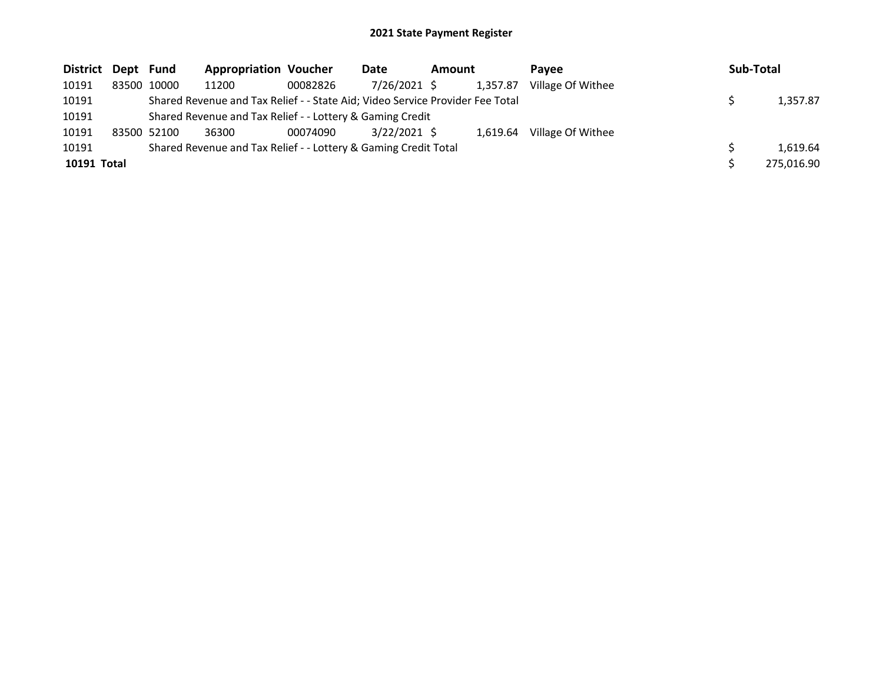# 2021 State Payment Register

| District | Dept | Fund | Appropriation | Voucher | Date | Amount | Payee | Sub-Total |
|---|---|---|---|---|---|---|---|---|
| 10191 | 83500 | 10000 | 11200 | 00082826 | 7/26/2021 | $ 1,357.87 | Village Of Withee | |
| 10191 | | Shared Revenue and Tax Relief - - State Aid; Video Service Provider Fee Total | | | | | | $ 1,357.87 |
| 10191 | | Shared Revenue and Tax Relief - - Lottery & Gaming Credit | | | | | | |
| 10191 | 83500 | 52100 | 36300 | 00074090 | 3/22/2021 | $ 1,619.64 | Village Of Withee | |
| 10191 | | Shared Revenue and Tax Relief - - Lottery & Gaming Credit Total | | | | | | $ 1,619.64 |
| **10191 Total** | | | | | | | | $ 275,016.90 |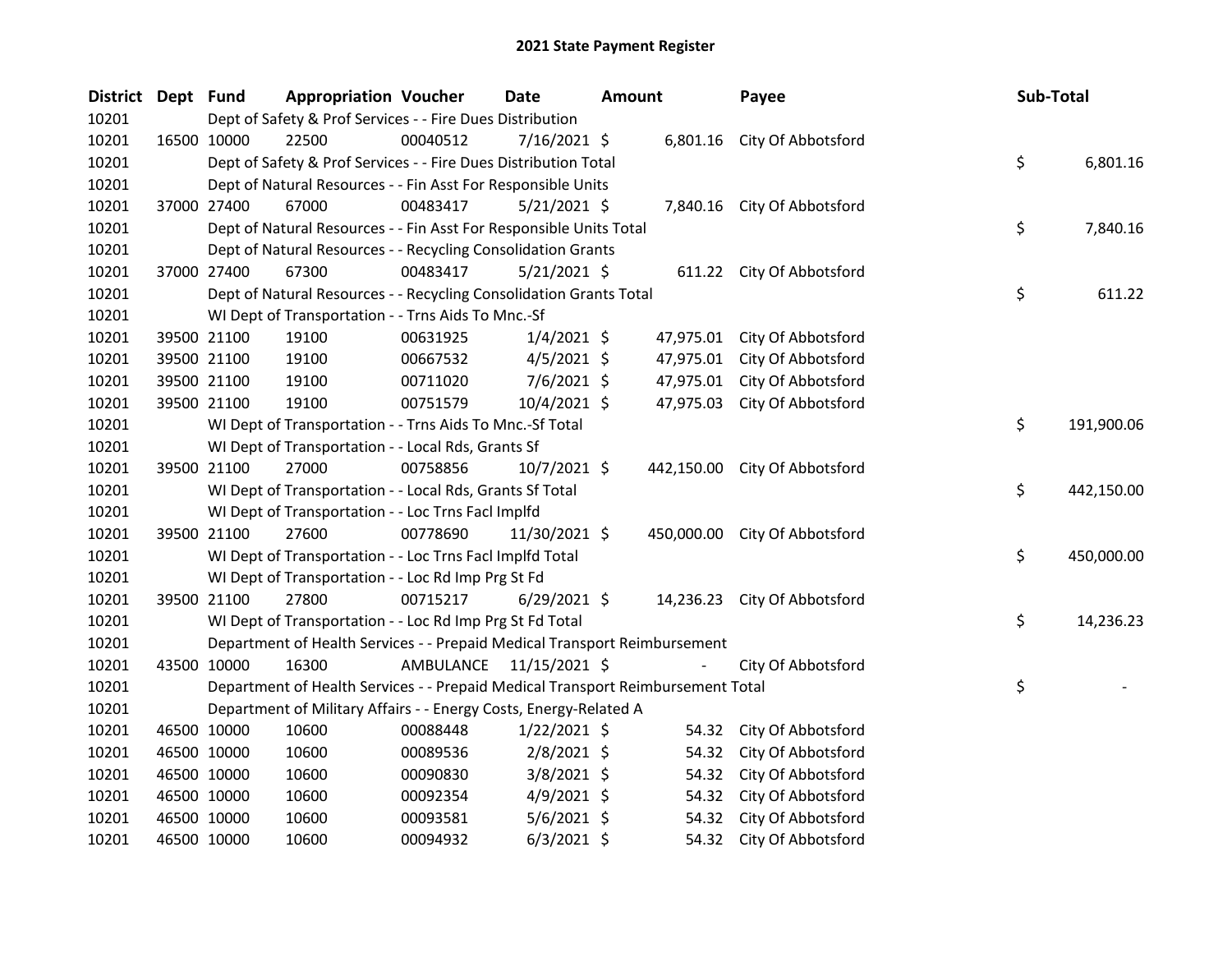# 2021 State Payment Register

| District | Dept | Fund | Appropriation | Voucher | Date | Amount | Payee | Sub-Total |
|---|---|---|---|---|---|---|---|---|
| 10201 | | Dept of Safety & Prof Services - - Fire Dues Distribution | | | | | | |
| 10201 | 16500 | 10000 | 22500 | 00040512 | 7/16/2021 | $ 6,801.16 | City Of Abbotsford | |
| 10201 | | Dept of Safety & Prof Services - - Fire Dues Distribution Total | | | | | | $ 6,801.16 |
| 10201 | | Dept of Natural Resources - - Fin Asst For Responsible Units | | | | | | |
| 10201 | 37000 | 27400 | 67000 | 00483417 | 5/21/2021 | $ 7,840.16 | City Of Abbotsford | |
| 10201 | | Dept of Natural Resources - - Fin Asst For Responsible Units Total | | | | | | $ 7,840.16 |
| 10201 | | Dept of Natural Resources - - Recycling Consolidation Grants | | | | | | |
| 10201 | 37000 | 27400 | 67300 | 00483417 | 5/21/2021 | $ 611.22 | City Of Abbotsford | |
| 10201 | | Dept of Natural Resources - - Recycling Consolidation Grants Total | | | | | | $ 611.22 |
| 10201 | | WI Dept of Transportation - - Trns Aids To Mnc.-Sf | | | | | | |
| 10201 | 39500 | 21100 | 19100 | 00631925 | 1/4/2021 | $ 47,975.01 | City Of Abbotsford | |
| 10201 | 39500 | 21100 | 19100 | 00667532 | 4/5/2021 | $ 47,975.01 | City Of Abbotsford | |
| 10201 | 39500 | 21100 | 19100 | 00711020 | 7/6/2021 | $ 47,975.01 | City Of Abbotsford | |
| 10201 | 39500 | 21100 | 19100 | 00751579 | 10/4/2021 | $ 47,975.03 | City Of Abbotsford | |
| 10201 | | WI Dept of Transportation - - Trns Aids To Mnc.-Sf Total | | | | | | $ 191,900.06 |
| 10201 | | WI Dept of Transportation - - Local Rds, Grants Sf | | | | | | |
| 10201 | 39500 | 21100 | 27000 | 00758856 | 10/7/2021 | $ 442,150.00 | City Of Abbotsford | |
| 10201 | | WI Dept of Transportation - - Local Rds, Grants Sf Total | | | | | | $ 442,150.00 |
| 10201 | | WI Dept of Transportation - - Loc Trns Facl Implfd | | | | | | |
| 10201 | 39500 | 21100 | 27600 | 00778690 | 11/30/2021 | $ 450,000.00 | City Of Abbotsford | |
| 10201 | | WI Dept of Transportation - - Loc Trns Facl Implfd Total | | | | | | $ 450,000.00 |
| 10201 | | WI Dept of Transportation - - Loc Rd Imp Prg St Fd | | | | | | |
| 10201 | 39500 | 21100 | 27800 | 00715217 | 6/29/2021 | $ 14,236.23 | City Of Abbotsford | |
| 10201 | | WI Dept of Transportation - - Loc Rd Imp Prg St Fd Total | | | | | | $ 14,236.23 |
| 10201 | | Department of Health Services - - Prepaid Medical Transport Reimbursement | | | | | | |
| 10201 | 43500 | 10000 | 16300 | AMBULANCE | 11/15/2021 | $ - | City Of Abbotsford | |
| 10201 | | Department of Health Services - - Prepaid Medical Transport Reimbursement Total | | | | | | $ - |
| 10201 | | Department of Military Affairs - - Energy Costs, Energy-Related A | | | | | | |
| 10201 | 46500 | 10000 | 10600 | 00088448 | 1/22/2021 | $ 54.32 | City Of Abbotsford | |
| 10201 | 46500 | 10000 | 10600 | 00089536 | 2/8/2021 | $ 54.32 | City Of Abbotsford | |
| 10201 | 46500 | 10000 | 10600 | 00090830 | 3/8/2021 | $ 54.32 | City Of Abbotsford | |
| 10201 | 46500 | 10000 | 10600 | 00092354 | 4/9/2021 | $ 54.32 | City Of Abbotsford | |
| 10201 | 46500 | 10000 | 10600 | 00093581 | 5/6/2021 | $ 54.32 | City Of Abbotsford | |
| 10201 | 46500 | 10000 | 10600 | 00094932 | 6/3/2021 | $ 54.32 | City Of Abbotsford | |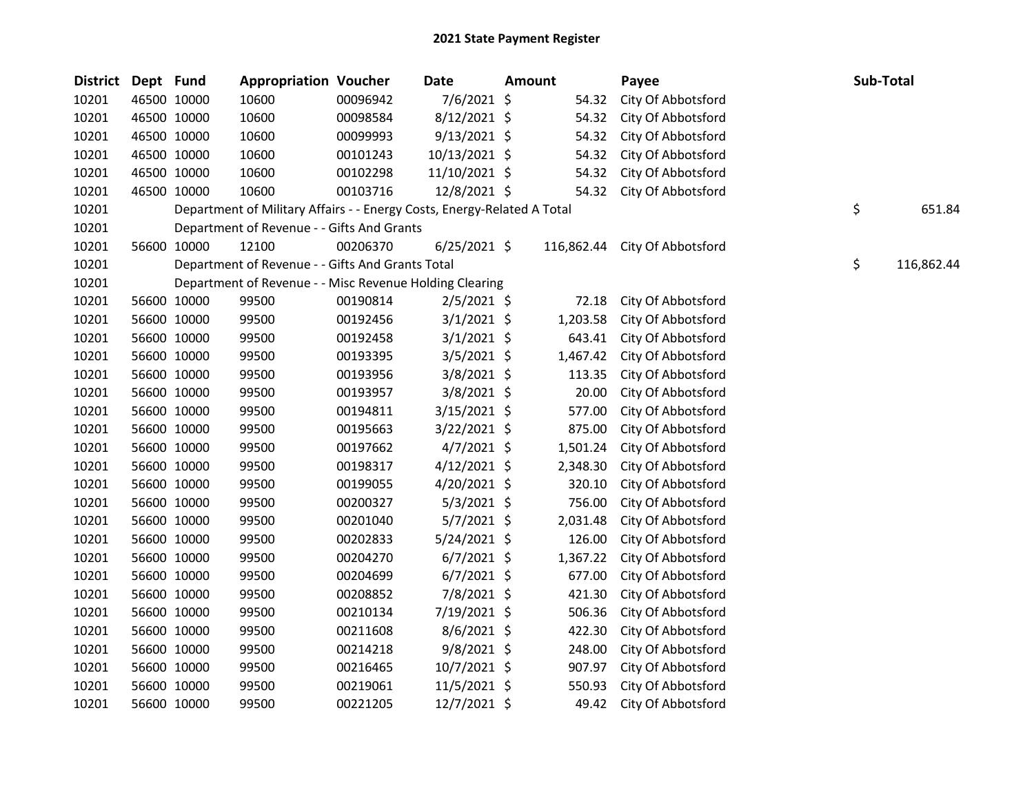# 2021 State Payment Register

| District | Dept | Fund | Appropriation | Voucher | Date | Amount | Payee | Sub-Total |
|---|---|---|---|---|---|---|---|---|
| 10201 | 46500 | 10000 | 10600 | 00096942 | 7/6/2021 | $ 54.32 | City Of Abbotsford | |
| 10201 | 46500 | 10000 | 10600 | 00098584 | 8/12/2021 | $ 54.32 | City Of Abbotsford | |
| 10201 | 46500 | 10000 | 10600 | 00099993 | 9/13/2021 | $ 54.32 | City Of Abbotsford | |
| 10201 | 46500 | 10000 | 10600 | 00101243 | 10/13/2021 | $ 54.32 | City Of Abbotsford | |
| 10201 | 46500 | 10000 | 10600 | 00102298 | 11/10/2021 | $ 54.32 | City Of Abbotsford | |
| 10201 | 46500 | 10000 | 10600 | 00103716 | 12/8/2021 | $ 54.32 | City Of Abbotsford | |
| 10201 | | Department of Military Affairs - - Energy Costs, Energy-Related A Total | | | | | | $ 651.84 |
| 10201 | | Department of Revenue - - Gifts And Grants | | | | | | |
| 10201 | 56600 | 10000 | 12100 | 00206370 | 6/25/2021 | $ 116,862.44 | City Of Abbotsford | |
| 10201 | | Department of Revenue - - Gifts And Grants Total | | | | | | $ 116,862.44 |
| 10201 | | Department of Revenue - - Misc Revenue Holding Clearing | | | | | | |
| 10201 | 56600 | 10000 | 99500 | 00190814 | 2/5/2021 | $ 72.18 | City Of Abbotsford | |
| 10201 | 56600 | 10000 | 99500 | 00192456 | 3/1/2021 | $ 1,203.58 | City Of Abbotsford | |
| 10201 | 56600 | 10000 | 99500 | 00192458 | 3/1/2021 | $ 643.41 | City Of Abbotsford | |
| 10201 | 56600 | 10000 | 99500 | 00193395 | 3/5/2021 | $ 1,467.42 | City Of Abbotsford | |
| 10201 | 56600 | 10000 | 99500 | 00193956 | 3/8/2021 | $ 113.35 | City Of Abbotsford | |
| 10201 | 56600 | 10000 | 99500 | 00193957 | 3/8/2021 | $ 20.00 | City Of Abbotsford | |
| 10201 | 56600 | 10000 | 99500 | 00194811 | 3/15/2021 | $ 577.00 | City Of Abbotsford | |
| 10201 | 56600 | 10000 | 99500 | 00195663 | 3/22/2021 | $ 875.00 | City Of Abbotsford | |
| 10201 | 56600 | 10000 | 99500 | 00197662 | 4/7/2021 | $ 1,501.24 | City Of Abbotsford | |
| 10201 | 56600 | 10000 | 99500 | 00198317 | 4/12/2021 | $ 2,348.30 | City Of Abbotsford | |
| 10201 | 56600 | 10000 | 99500 | 00199055 | 4/20/2021 | $ 320.10 | City Of Abbotsford | |
| 10201 | 56600 | 10000 | 99500 | 00200327 | 5/3/2021 | $ 756.00 | City Of Abbotsford | |
| 10201 | 56600 | 10000 | 99500 | 00201040 | 5/7/2021 | $ 2,031.48 | City Of Abbotsford | |
| 10201 | 56600 | 10000 | 99500 | 00202833 | 5/24/2021 | $ 126.00 | City Of Abbotsford | |
| 10201 | 56600 | 10000 | 99500 | 00204270 | 6/7/2021 | $ 1,367.22 | City Of Abbotsford | |
| 10201 | 56600 | 10000 | 99500 | 00204699 | 6/7/2021 | $ 677.00 | City Of Abbotsford | |
| 10201 | 56600 | 10000 | 99500 | 00208852 | 7/8/2021 | $ 421.30 | City Of Abbotsford | |
| 10201 | 56600 | 10000 | 99500 | 00210134 | 7/19/2021 | $ 506.36 | City Of Abbotsford | |
| 10201 | 56600 | 10000 | 99500 | 00211608 | 8/6/2021 | $ 422.30 | City Of Abbotsford | |
| 10201 | 56600 | 10000 | 99500 | 00214218 | 9/8/2021 | $ 248.00 | City Of Abbotsford | |
| 10201 | 56600 | 10000 | 99500 | 00216465 | 10/7/2021 | $ 907.97 | City Of Abbotsford | |
| 10201 | 56600 | 10000 | 99500 | 00219061 | 11/5/2021 | $ 550.93 | City Of Abbotsford | |
| 10201 | 56600 | 10000 | 99500 | 00221205 | 12/7/2021 | $ 49.42 | City Of Abbotsford | |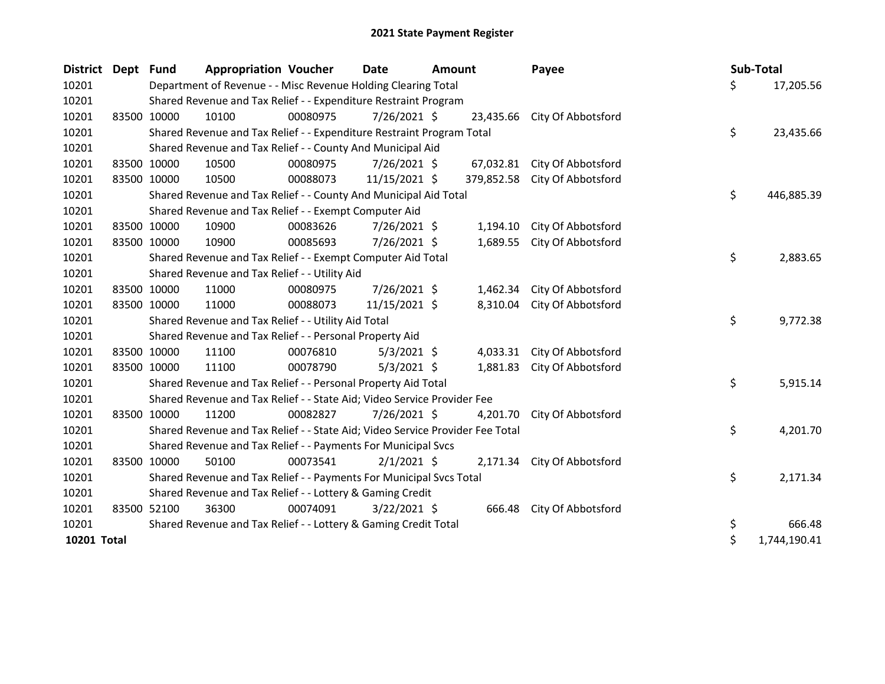# 2021 State Payment Register

| District | Dept | Fund | Appropriation | Voucher | Date | Amount | Payee | Sub-Total |
|---|---|---|---|---|---|---|---|---|
| 10201 | | Department of Revenue - - Misc Revenue Holding Clearing Total | | | | | | $ 17,205.56 |
| 10201 | | Shared Revenue and Tax Relief - - Expenditure Restraint Program | | | | | | |
| 10201 | 83500 | 10000 | 10100 | 00080975 | 7/26/2021 | $ 23,435.66 | City Of Abbotsford | |
| 10201 | | Shared Revenue and Tax Relief - - Expenditure Restraint Program Total | | | | | | $ 23,435.66 |
| 10201 | | Shared Revenue and Tax Relief - - County And Municipal Aid | | | | | | |
| 10201 | 83500 | 10000 | 10500 | 00080975 | 7/26/2021 | $ 67,032.81 | City Of Abbotsford | |
| 10201 | 83500 | 10000 | 10500 | 00088073 | 11/15/2021 | $ 379,852.58 | City Of Abbotsford | |
| 10201 | | Shared Revenue and Tax Relief - - County And Municipal Aid Total | | | | | | $ 446,885.39 |
| 10201 | | Shared Revenue and Tax Relief - - Exempt Computer Aid | | | | | | |
| 10201 | 83500 | 10000 | 10900 | 00083626 | 7/26/2021 | $ 1,194.10 | City Of Abbotsford | |
| 10201 | 83500 | 10000 | 10900 | 00085693 | 7/26/2021 | $ 1,689.55 | City Of Abbotsford | |
| 10201 | | Shared Revenue and Tax Relief - - Exempt Computer Aid Total | | | | | | $ 2,883.65 |
| 10201 | | Shared Revenue and Tax Relief - - Utility Aid | | | | | | |
| 10201 | 83500 | 10000 | 11000 | 00080975 | 7/26/2021 | $ 1,462.34 | City Of Abbotsford | |
| 10201 | 83500 | 10000 | 11000 | 00088073 | 11/15/2021 | $ 8,310.04 | City Of Abbotsford | |
| 10201 | | Shared Revenue and Tax Relief - - Utility Aid Total | | | | | | $ 9,772.38 |
| 10201 | | Shared Revenue and Tax Relief - - Personal Property Aid | | | | | | |
| 10201 | 83500 | 10000 | 11100 | 00076810 | 5/3/2021 | $ 4,033.31 | City Of Abbotsford | |
| 10201 | 83500 | 10000 | 11100 | 00078790 | 5/3/2021 | $ 1,881.83 | City Of Abbotsford | |
| 10201 | | Shared Revenue and Tax Relief - - Personal Property Aid Total | | | | | | $ 5,915.14 |
| 10201 | | Shared Revenue and Tax Relief - - State Aid; Video Service Provider Fee | | | | | | |
| 10201 | 83500 | 10000 | 11200 | 00082827 | 7/26/2021 | $ 4,201.70 | City Of Abbotsford | |
| 10201 | | Shared Revenue and Tax Relief - - State Aid; Video Service Provider Fee Total | | | | | | $ 4,201.70 |
| 10201 | | Shared Revenue and Tax Relief - - Payments For Municipal Svcs | | | | | | |
| 10201 | 83500 | 10000 | 50100 | 00073541 | 2/1/2021 | $ 2,171.34 | City Of Abbotsford | |
| 10201 | | Shared Revenue and Tax Relief - - Payments For Municipal Svcs Total | | | | | | $ 2,171.34 |
| 10201 | | Shared Revenue and Tax Relief - - Lottery & Gaming Credit | | | | | | |
| 10201 | 83500 | 52100 | 36300 | 00074091 | 3/22/2021 | $ 666.48 | City Of Abbotsford | |
| 10201 | | Shared Revenue and Tax Relief - - Lottery & Gaming Credit Total | | | | | | $ 666.48 |
| **10201 Total** | | | | | | | | $ 1,744,190.41 |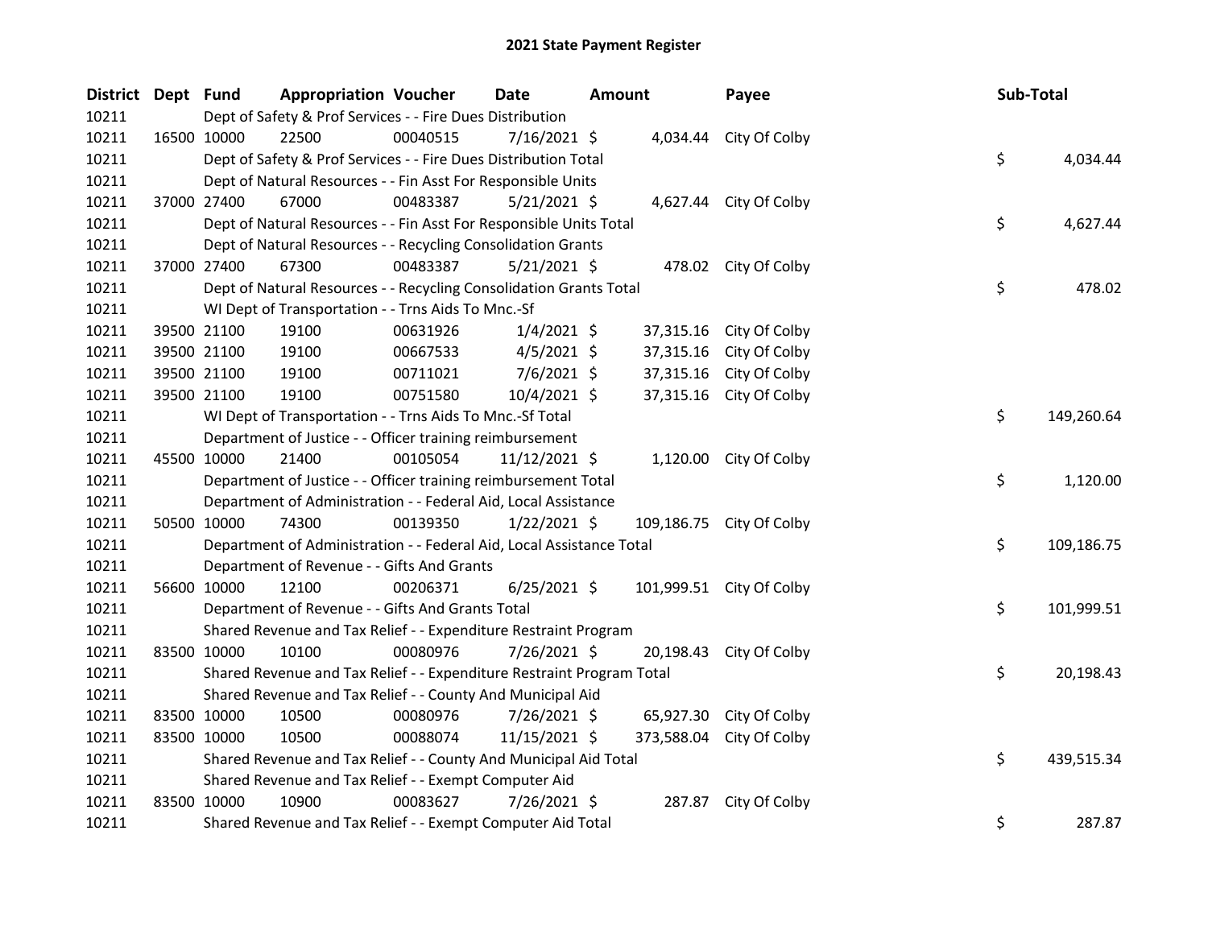# 2021 State Payment Register

| District | Dept | Fund | Appropriation | Voucher | Date | Amount | Payee | Sub-Total |
|---|---|---|---|---|---|---|---|---|
| 10211 | | Dept of Safety & Prof Services - - Fire Dues Distribution | | | | | | |
| 10211 | 16500 | 10000 | 22500 | 00040515 | 7/16/2021 | $ 4,034.44 | City Of Colby | |
| 10211 | | Dept of Safety & Prof Services - - Fire Dues Distribution Total | | | | | | $ 4,034.44 |
| 10211 | | Dept of Natural Resources - - Fin Asst For Responsible Units | | | | | | |
| 10211 | 37000 | 27400 | 67000 | 00483387 | 5/21/2021 | $ 4,627.44 | City Of Colby | |
| 10211 | | Dept of Natural Resources - - Fin Asst For Responsible Units Total | | | | | | $ 4,627.44 |
| 10211 | | Dept of Natural Resources - - Recycling Consolidation Grants | | | | | | |
| 10211 | 37000 | 27400 | 67300 | 00483387 | 5/21/2021 | $ 478.02 | City Of Colby | |
| 10211 | | Dept of Natural Resources - - Recycling Consolidation Grants Total | | | | | | $ 478.02 |
| 10211 | | WI Dept of Transportation - - Trns Aids To Mnc.-Sf | | | | | | |
| 10211 | 39500 | 21100 | 19100 | 00631926 | 1/4/2021 | $ 37,315.16 | City Of Colby | |
| 10211 | 39500 | 21100 | 19100 | 00667533 | 4/5/2021 | $ 37,315.16 | City Of Colby | |
| 10211 | 39500 | 21100 | 19100 | 00711021 | 7/6/2021 | $ 37,315.16 | City Of Colby | |
| 10211 | 39500 | 21100 | 19100 | 00751580 | 10/4/2021 | $ 37,315.16 | City Of Colby | |
| 10211 | | WI Dept of Transportation - - Trns Aids To Mnc.-Sf Total | | | | | | $ 149,260.64 |
| 10211 | | Department of Justice - - Officer training reimbursement | | | | | | |
| 10211 | 45500 | 10000 | 21400 | 00105054 | 11/12/2021 | $ 1,120.00 | City Of Colby | |
| 10211 | | Department of Justice - - Officer training reimbursement Total | | | | | | $ 1,120.00 |
| 10211 | | Department of Administration - - Federal Aid, Local Assistance | | | | | | |
| 10211 | 50500 | 10000 | 74300 | 00139350 | 1/22/2021 | $ 109,186.75 | City Of Colby | |
| 10211 | | Department of Administration - - Federal Aid, Local Assistance Total | | | | | | $ 109,186.75 |
| 10211 | | Department of Revenue - - Gifts And Grants | | | | | | |
| 10211 | 56600 | 10000 | 12100 | 00206371 | 6/25/2021 | $ 101,999.51 | City Of Colby | |
| 10211 | | Department of Revenue - - Gifts And Grants Total | | | | | | $ 101,999.51 |
| 10211 | | Shared Revenue and Tax Relief - - Expenditure Restraint Program | | | | | | |
| 10211 | 83500 | 10000 | 10100 | 00080976 | 7/26/2021 | $ 20,198.43 | City Of Colby | |
| 10211 | | Shared Revenue and Tax Relief - - Expenditure Restraint Program Total | | | | | | $ 20,198.43 |
| 10211 | | Shared Revenue and Tax Relief - - County And Municipal Aid | | | | | | |
| 10211 | 83500 | 10000 | 10500 | 00080976 | 7/26/2021 | $ 65,927.30 | City Of Colby | |
| 10211 | 83500 | 10000 | 10500 | 00088074 | 11/15/2021 | $ 373,588.04 | City Of Colby | |
| 10211 | | Shared Revenue and Tax Relief - - County And Municipal Aid Total | | | | | | $ 439,515.34 |
| 10211 | | Shared Revenue and Tax Relief - - Exempt Computer Aid | | | | | | |
| 10211 | 83500 | 10000 | 10900 | 00083627 | 7/26/2021 | $ 287.87 | City Of Colby | |
| 10211 | | Shared Revenue and Tax Relief - - Exempt Computer Aid Total | | | | | | $ 287.87 |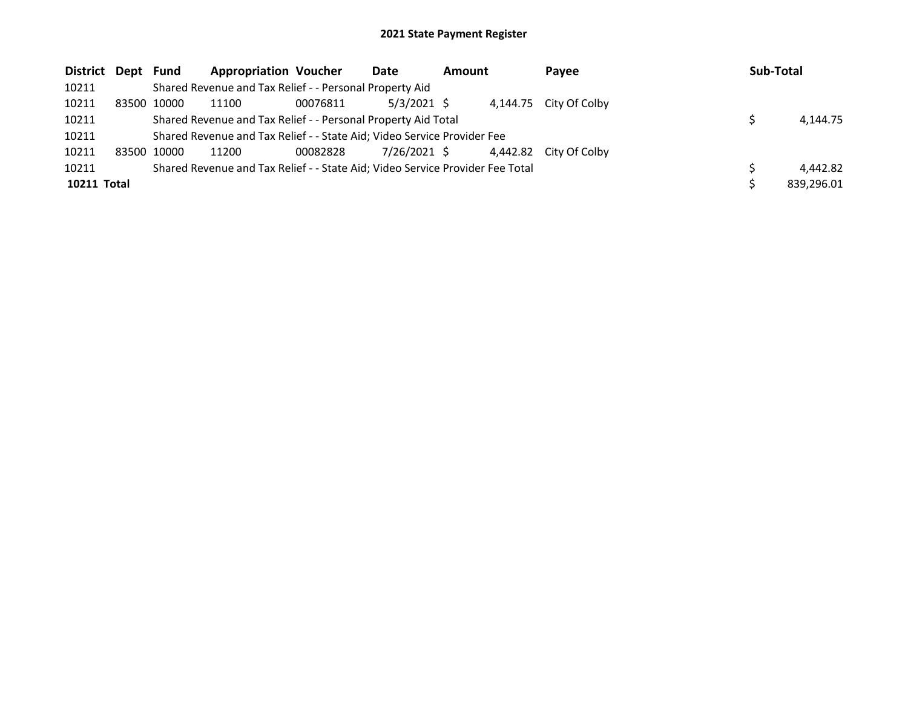# 2021 State Payment Register

| District | Dept | Fund | Appropriation | Voucher | Date | Amount | Payee | Sub-Total |
|---|---|---|---|---|---|---|---|---|
| 10211 | | Shared Revenue and Tax Relief - - Personal Property Aid | | | | | | |
| 10211 | 83500 | 10000 | 11100 | 00076811 | 5/3/2021 | $ 4,144.75 | City Of Colby | |
| 10211 | | Shared Revenue and Tax Relief - - Personal Property Aid Total | | | | | | $ 4,144.75 |
| 10211 | | Shared Revenue and Tax Relief - - State Aid; Video Service Provider Fee | | | | | | |
| 10211 | 83500 | 10000 | 11200 | 00082828 | 7/26/2021 | $ 4,442.82 | City Of Colby | |
| 10211 | | Shared Revenue and Tax Relief - - State Aid; Video Service Provider Fee Total | | | | | | $ 4,442.82 |
| **10211 Total** | | | | | | | | $ 839,296.01 |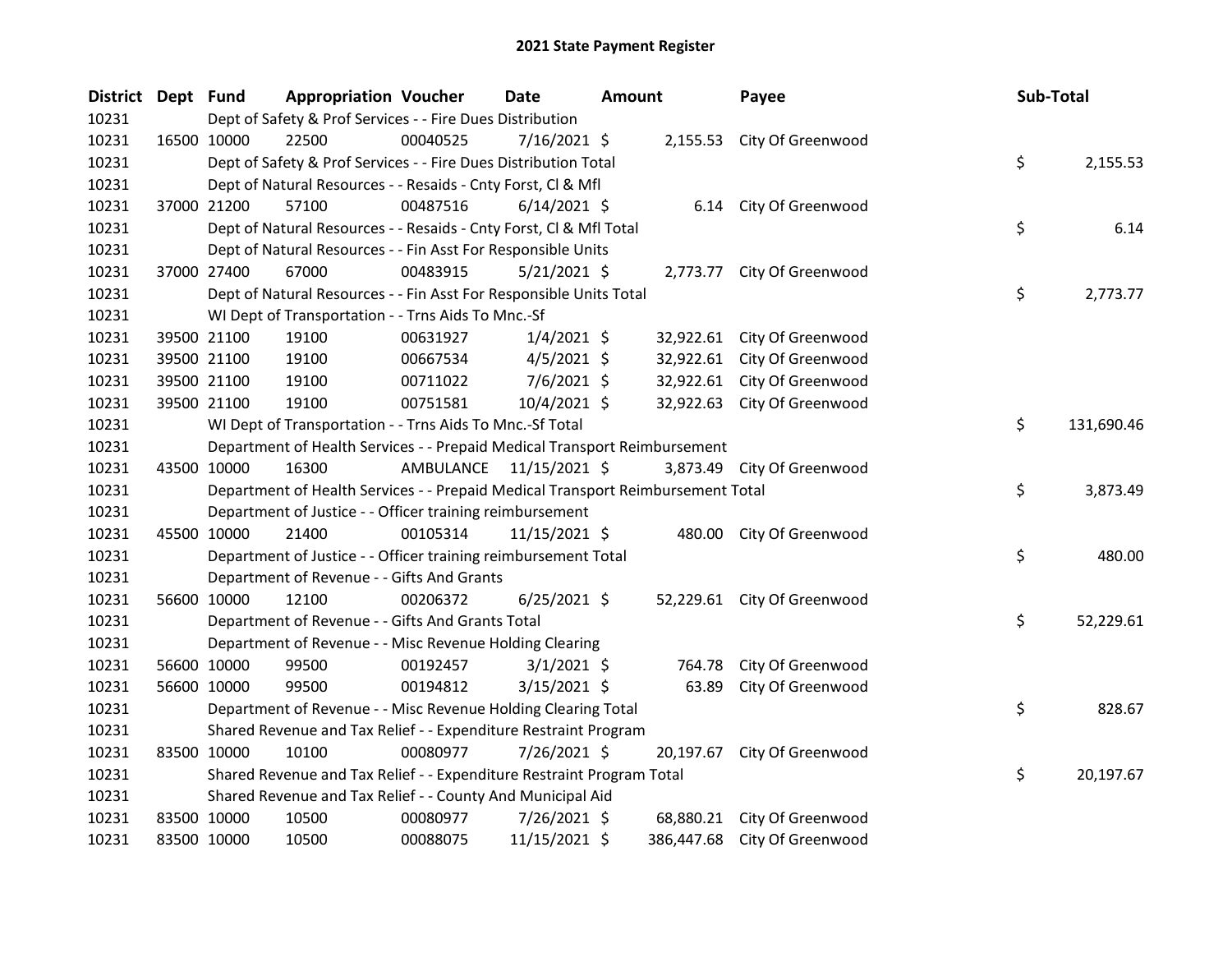## 2021 State Payment Register

| District | Dept | Fund | Appropriation | Voucher | Date | Amount | Payee | Sub-Total |
|---|---|---|---|---|---|---|---|---|
| 10231 | | | Dept of Safety & Prof Services - - Fire Dues Distribution | | | | | |
| 10231 | 16500 | 10000 | 22500 | 00040525 | 7/16/2021 | $ 2,155.53 | City Of Greenwood | |
| 10231 | | | Dept of Safety & Prof Services - - Fire Dues Distribution Total | | | | | $ 2,155.53 |
| 10231 | | | Dept of Natural Resources - - Resaids - Cnty Forst, Cl & Mfl | | | | | |
| 10231 | 37000 | 21200 | 57100 | 00487516 | 6/14/2021 | $ 6.14 | City Of Greenwood | |
| 10231 | | | Dept of Natural Resources - - Resaids - Cnty Forst, Cl & Mfl Total | | | | | $ 6.14 |
| 10231 | | | Dept of Natural Resources - - Fin Asst For Responsible Units | | | | | |
| 10231 | 37000 | 27400 | 67000 | 00483915 | 5/21/2021 | $ 2,773.77 | City Of Greenwood | |
| 10231 | | | Dept of Natural Resources - - Fin Asst For Responsible Units Total | | | | | $ 2,773.77 |
| 10231 | | | WI Dept of Transportation - - Trns Aids To Mnc.-Sf | | | | | |
| 10231 | 39500 | 21100 | 19100 | 00631927 | 1/4/2021 | $ 32,922.61 | City Of Greenwood | |
| 10231 | 39500 | 21100 | 19100 | 00667534 | 4/5/2021 | $ 32,922.61 | City Of Greenwood | |
| 10231 | 39500 | 21100 | 19100 | 00711022 | 7/6/2021 | $ 32,922.61 | City Of Greenwood | |
| 10231 | 39500 | 21100 | 19100 | 00751581 | 10/4/2021 | $ 32,922.63 | City Of Greenwood | |
| 10231 | | | WI Dept of Transportation - - Trns Aids To Mnc.-Sf Total | | | | | $ 131,690.46 |
| 10231 | | | Department of Health Services - - Prepaid Medical Transport Reimbursement | | | | | |
| 10231 | 43500 | 10000 | 16300 | AMBULANCE | 11/15/2021 | $ 3,873.49 | City Of Greenwood | |
| 10231 | | | Department of Health Services - - Prepaid Medical Transport Reimbursement Total | | | | | $ 3,873.49 |
| 10231 | | | Department of Justice - - Officer training reimbursement | | | | | |
| 10231 | 45500 | 10000 | 21400 | 00105314 | 11/15/2021 | $ 480.00 | City Of Greenwood | |
| 10231 | | | Department of Justice - - Officer training reimbursement Total | | | | | $ 480.00 |
| 10231 | | | Department of Revenue - - Gifts And Grants | | | | | |
| 10231 | 56600 | 10000 | 12100 | 00206372 | 6/25/2021 | $ 52,229.61 | City Of Greenwood | |
| 10231 | | | Department of Revenue - - Gifts And Grants Total | | | | | $ 52,229.61 |
| 10231 | | | Department of Revenue - - Misc Revenue Holding Clearing | | | | | |
| 10231 | 56600 | 10000 | 99500 | 00192457 | 3/1/2021 | $ 764.78 | City Of Greenwood | |
| 10231 | 56600 | 10000 | 99500 | 00194812 | 3/15/2021 | $ 63.89 | City Of Greenwood | |
| 10231 | | | Department of Revenue - - Misc Revenue Holding Clearing Total | | | | | $ 828.67 |
| 10231 | | | Shared Revenue and Tax Relief - - Expenditure Restraint Program | | | | | |
| 10231 | 83500 | 10000 | 10100 | 00080977 | 7/26/2021 | $ 20,197.67 | City Of Greenwood | |
| 10231 | | | Shared Revenue and Tax Relief - - Expenditure Restraint Program Total | | | | | $ 20,197.67 |
| 10231 | | | Shared Revenue and Tax Relief - - County And Municipal Aid | | | | | |
| 10231 | 83500 | 10000 | 10500 | 00080977 | 7/26/2021 | $ 68,880.21 | City Of Greenwood | |
| 10231 | 83500 | 10000 | 10500 | 00088075 | 11/15/2021 | $ 386,447.68 | City Of Greenwood | |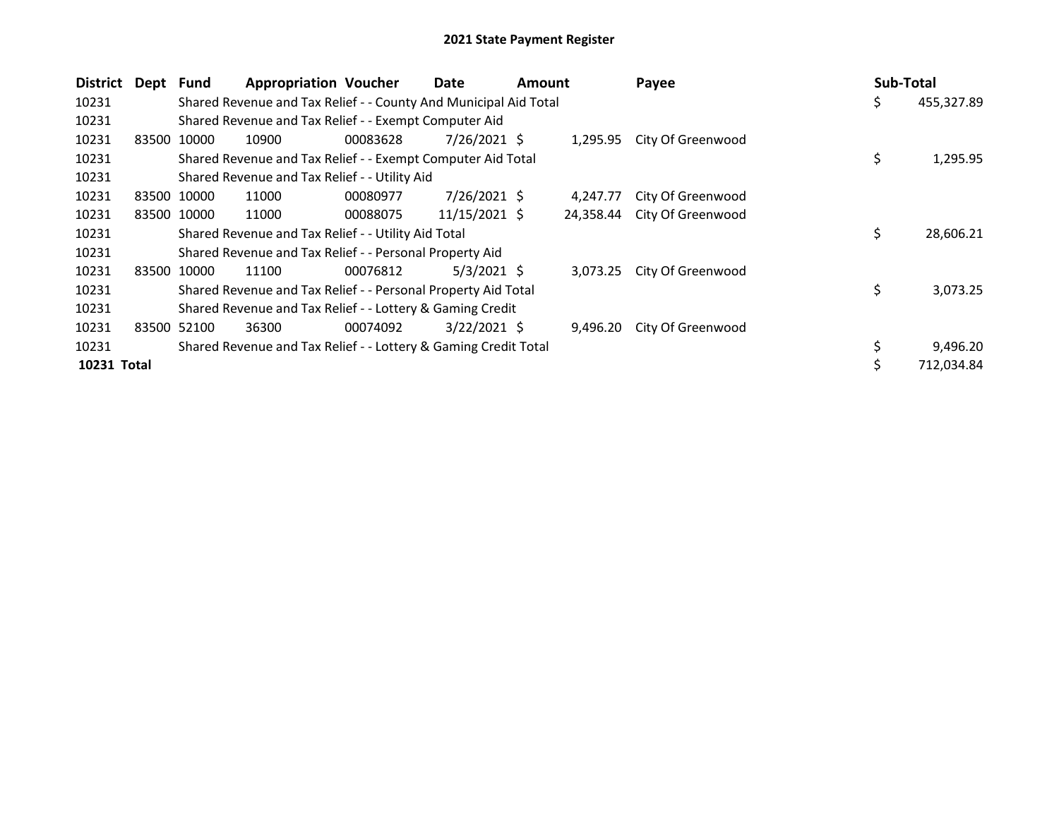# 2021 State Payment Register

| District | Dept | Fund | Appropriation | Voucher | Date | Amount | Payee | Sub-Total |
|---|---|---|---|---|---|---|---|---|
| 10231 | | Shared Revenue and Tax Relief - - County And Municipal Aid Total | | | | | | $ 455,327.89 |
| 10231 | | Shared Revenue and Tax Relief - - Exempt Computer Aid | | | | | | |
| 10231 | 83500 | 10000 | 10900 | 00083628 | 7/26/2021 | $ 1,295.95 | City Of Greenwood | |
| 10231 | | Shared Revenue and Tax Relief - - Exempt Computer Aid Total | | | | | | $ 1,295.95 |
| 10231 | | Shared Revenue and Tax Relief - - Utility Aid | | | | | | |
| 10231 | 83500 | 10000 | 11000 | 00080977 | 7/26/2021 | $ 4,247.77 | City Of Greenwood | |
| 10231 | 83500 | 10000 | 11000 | 00088075 | 11/15/2021 | $ 24,358.44 | City Of Greenwood | |
| 10231 | | Shared Revenue and Tax Relief - - Utility Aid Total | | | | | | $ 28,606.21 |
| 10231 | | Shared Revenue and Tax Relief - - Personal Property Aid | | | | | | |
| 10231 | 83500 | 10000 | 11100 | 00076812 | 5/3/2021 | $ 3,073.25 | City Of Greenwood | |
| 10231 | | Shared Revenue and Tax Relief - - Personal Property Aid Total | | | | | | $ 3,073.25 |
| 10231 | | Shared Revenue and Tax Relief - - Lottery & Gaming Credit | | | | | | |
| 10231 | 83500 | 52100 | 36300 | 00074092 | 3/22/2021 | $ 9,496.20 | City Of Greenwood | |
| 10231 | | Shared Revenue and Tax Relief - - Lottery & Gaming Credit Total | | | | | | $ 9,496.20 |
| **10231 Total** | | | | | | | | $ 712,034.84 |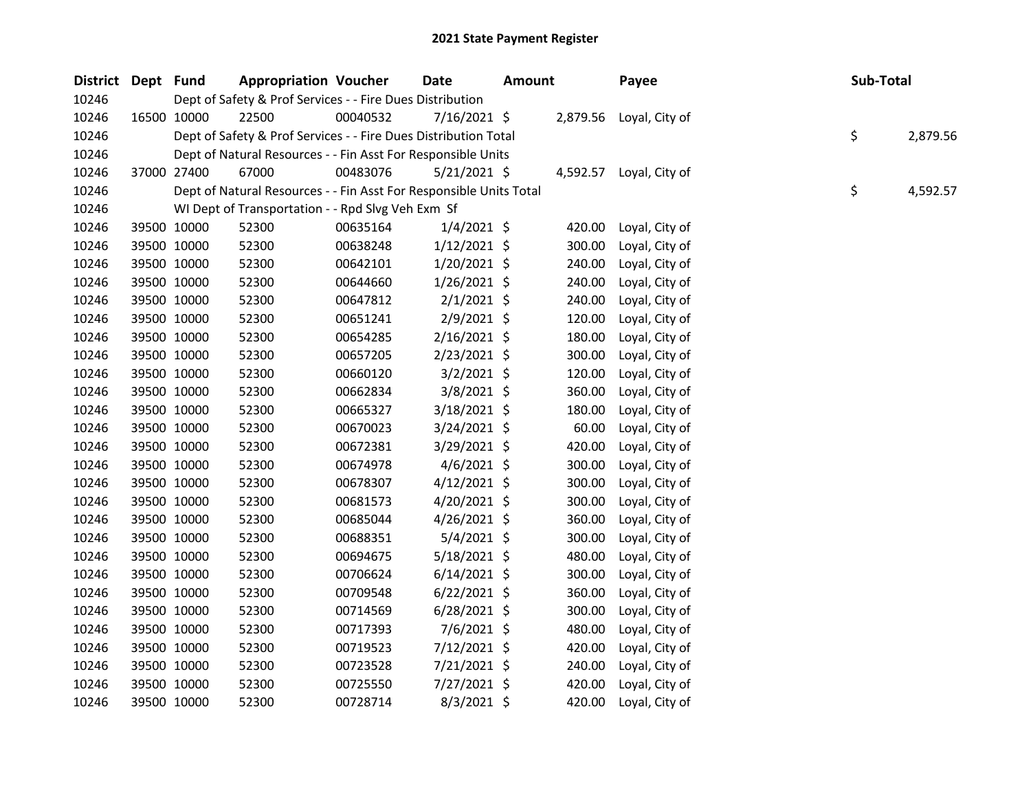# 2021 State Payment Register

| District | Dept | Fund | Appropriation | Voucher | Date | Amount | Payee | Sub-Total |
|---|---|---|---|---|---|---|---|---|
| 10246 | | Dept of Safety & Prof Services - - Fire Dues Distribution | | | | | | |
| 10246 | 16500 | 10000 | 22500 | 00040532 | 7/16/2021 | $ 2,879.56 | Loyal, City of | |
| 10246 | | Dept of Safety & Prof Services - - Fire Dues Distribution Total | | | | | | $ 2,879.56 |
| 10246 | | Dept of Natural Resources - - Fin Asst For Responsible Units | | | | | | |
| 10246 | 37000 | 27400 | 67000 | 00483076 | 5/21/2021 | $ 4,592.57 | Loyal, City of | |
| 10246 | | Dept of Natural Resources - - Fin Asst For Responsible Units Total | | | | | | $ 4,592.57 |
| 10246 | | WI Dept of Transportation - - Rpd Slvg Veh Exm Sf | | | | | | |
| 10246 | 39500 | 10000 | 52300 | 00635164 | 1/4/2021 | $ 420.00 | Loyal, City of | |
| 10246 | 39500 | 10000 | 52300 | 00638248 | 1/12/2021 | $ 300.00 | Loyal, City of | |
| 10246 | 39500 | 10000 | 52300 | 00642101 | 1/20/2021 | $ 240.00 | Loyal, City of | |
| 10246 | 39500 | 10000 | 52300 | 00644660 | 1/26/2021 | $ 240.00 | Loyal, City of | |
| 10246 | 39500 | 10000 | 52300 | 00647812 | 2/1/2021 | $ 240.00 | Loyal, City of | |
| 10246 | 39500 | 10000 | 52300 | 00651241 | 2/9/2021 | $ 120.00 | Loyal, City of | |
| 10246 | 39500 | 10000 | 52300 | 00654285 | 2/16/2021 | $ 180.00 | Loyal, City of | |
| 10246 | 39500 | 10000 | 52300 | 00657205 | 2/23/2021 | $ 300.00 | Loyal, City of | |
| 10246 | 39500 | 10000 | 52300 | 00660120 | 3/2/2021 | $ 120.00 | Loyal, City of | |
| 10246 | 39500 | 10000 | 52300 | 00662834 | 3/8/2021 | $ 360.00 | Loyal, City of | |
| 10246 | 39500 | 10000 | 52300 | 00665327 | 3/18/2021 | $ 180.00 | Loyal, City of | |
| 10246 | 39500 | 10000 | 52300 | 00670023 | 3/24/2021 | $ 60.00 | Loyal, City of | |
| 10246 | 39500 | 10000 | 52300 | 00672381 | 3/29/2021 | $ 420.00 | Loyal, City of | |
| 10246 | 39500 | 10000 | 52300 | 00674978 | 4/6/2021 | $ 300.00 | Loyal, City of | |
| 10246 | 39500 | 10000 | 52300 | 00678307 | 4/12/2021 | $ 300.00 | Loyal, City of | |
| 10246 | 39500 | 10000 | 52300 | 00681573 | 4/20/2021 | $ 300.00 | Loyal, City of | |
| 10246 | 39500 | 10000 | 52300 | 00685044 | 4/26/2021 | $ 360.00 | Loyal, City of | |
| 10246 | 39500 | 10000 | 52300 | 00688351 | 5/4/2021 | $ 300.00 | Loyal, City of | |
| 10246 | 39500 | 10000 | 52300 | 00694675 | 5/18/2021 | $ 480.00 | Loyal, City of | |
| 10246 | 39500 | 10000 | 52300 | 00706624 | 6/14/2021 | $ 300.00 | Loyal, City of | |
| 10246 | 39500 | 10000 | 52300 | 00709548 | 6/22/2021 | $ 360.00 | Loyal, City of | |
| 10246 | 39500 | 10000 | 52300 | 00714569 | 6/28/2021 | $ 300.00 | Loyal, City of | |
| 10246 | 39500 | 10000 | 52300 | 00717393 | 7/6/2021 | $ 480.00 | Loyal, City of | |
| 10246 | 39500 | 10000 | 52300 | 00719523 | 7/12/2021 | $ 420.00 | Loyal, City of | |
| 10246 | 39500 | 10000 | 52300 | 00723528 | 7/21/2021 | $ 240.00 | Loyal, City of | |
| 10246 | 39500 | 10000 | 52300 | 00725550 | 7/27/2021 | $ 420.00 | Loyal, City of | |
| 10246 | 39500 | 10000 | 52300 | 00728714 | 8/3/2021 | $ 420.00 | Loyal, City of | |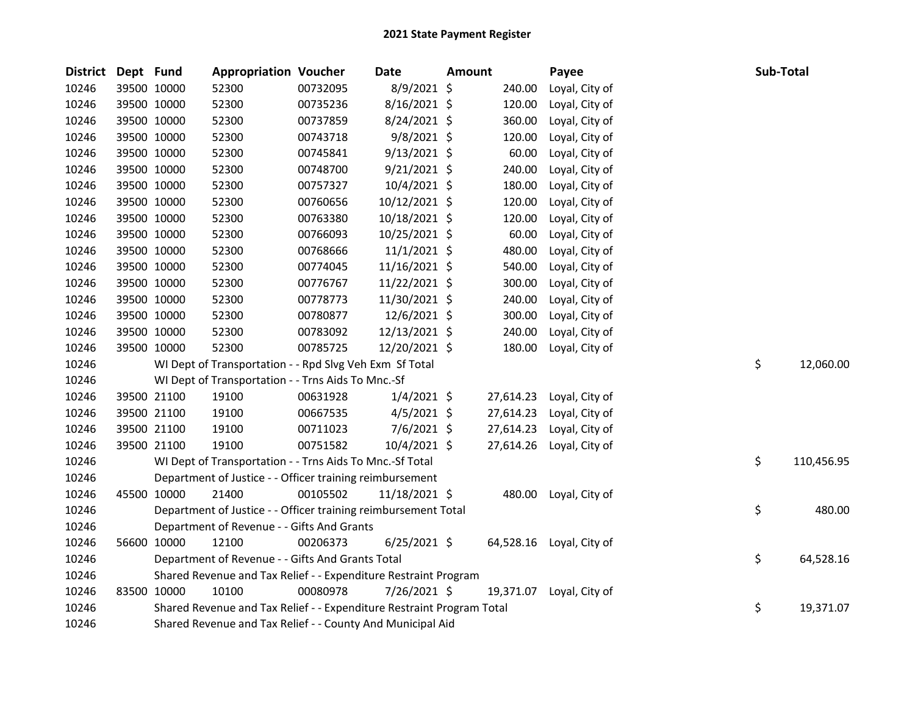## 2021 State Payment Register

| District | Dept | Fund | Appropriation | Voucher | Date | Amount | Payee | Sub-Total |
|---|---|---|---|---|---|---|---|---|
| 10246 | 39500 | 10000 | 52300 | 00732095 | 8/9/2021 | $ 240.00 | Loyal, City of | |
| 10246 | 39500 | 10000 | 52300 | 00735236 | 8/16/2021 | $ 120.00 | Loyal, City of | |
| 10246 | 39500 | 10000 | 52300 | 00737859 | 8/24/2021 | $ 360.00 | Loyal, City of | |
| 10246 | 39500 | 10000 | 52300 | 00743718 | 9/8/2021 | $ 120.00 | Loyal, City of | |
| 10246 | 39500 | 10000 | 52300 | 00745841 | 9/13/2021 | $ 60.00 | Loyal, City of | |
| 10246 | 39500 | 10000 | 52300 | 00748700 | 9/21/2021 | $ 240.00 | Loyal, City of | |
| 10246 | 39500 | 10000 | 52300 | 00757327 | 10/4/2021 | $ 180.00 | Loyal, City of | |
| 10246 | 39500 | 10000 | 52300 | 00760656 | 10/12/2021 | $ 120.00 | Loyal, City of | |
| 10246 | 39500 | 10000 | 52300 | 00763380 | 10/18/2021 | $ 120.00 | Loyal, City of | |
| 10246 | 39500 | 10000 | 52300 | 00766093 | 10/25/2021 | $ 60.00 | Loyal, City of | |
| 10246 | 39500 | 10000 | 52300 | 00768666 | 11/1/2021 | $ 480.00 | Loyal, City of | |
| 10246 | 39500 | 10000 | 52300 | 00774045 | 11/16/2021 | $ 540.00 | Loyal, City of | |
| 10246 | 39500 | 10000 | 52300 | 00776767 | 11/22/2021 | $ 300.00 | Loyal, City of | |
| 10246 | 39500 | 10000 | 52300 | 00778773 | 11/30/2021 | $ 240.00 | Loyal, City of | |
| 10246 | 39500 | 10000 | 52300 | 00780877 | 12/6/2021 | $ 300.00 | Loyal, City of | |
| 10246 | 39500 | 10000 | 52300 | 00783092 | 12/13/2021 | $ 240.00 | Loyal, City of | |
| 10246 | 39500 | 10000 | 52300 | 00785725 | 12/20/2021 | $ 180.00 | Loyal, City of | |
| 10246 | | WI Dept of Transportation - - Rpd Slvg Veh Exm Sf Total | | | | | | $ 12,060.00 |
| 10246 | | WI Dept of Transportation - - Trns Aids To Mnc.-Sf | | | | | | |
| 10246 | 39500 | 21100 | 19100 | 00631928 | 1/4/2021 | $ 27,614.23 | Loyal, City of | |
| 10246 | 39500 | 21100 | 19100 | 00667535 | 4/5/2021 | $ 27,614.23 | Loyal, City of | |
| 10246 | 39500 | 21100 | 19100 | 00711023 | 7/6/2021 | $ 27,614.23 | Loyal, City of | |
| 10246 | 39500 | 21100 | 19100 | 00751582 | 10/4/2021 | $ 27,614.26 | Loyal, City of | |
| 10246 | | WI Dept of Transportation - - Trns Aids To Mnc.-Sf Total | | | | | | $ 110,456.95 |
| 10246 | | Department of Justice - - Officer training reimbursement | | | | | | |
| 10246 | 45500 | 10000 | 21400 | 00105502 | 11/18/2021 | $ 480.00 | Loyal, City of | |
| 10246 | | Department of Justice - - Officer training reimbursement Total | | | | | | $ 480.00 |
| 10246 | | Department of Revenue - - Gifts And Grants | | | | | | |
| 10246 | 56600 | 10000 | 12100 | 00206373 | 6/25/2021 | $ 64,528.16 | Loyal, City of | |
| 10246 | | Department of Revenue - - Gifts And Grants Total | | | | | | $ 64,528.16 |
| 10246 | | Shared Revenue and Tax Relief - - Expenditure Restraint Program | | | | | | |
| 10246 | 83500 | 10000 | 10100 | 00080978 | 7/26/2021 | $ 19,371.07 | Loyal, City of | |
| 10246 | | Shared Revenue and Tax Relief - - Expenditure Restraint Program Total | | | | | | $ 19,371.07 |
| 10246 | | Shared Revenue and Tax Relief - - County And Municipal Aid | | | | | | |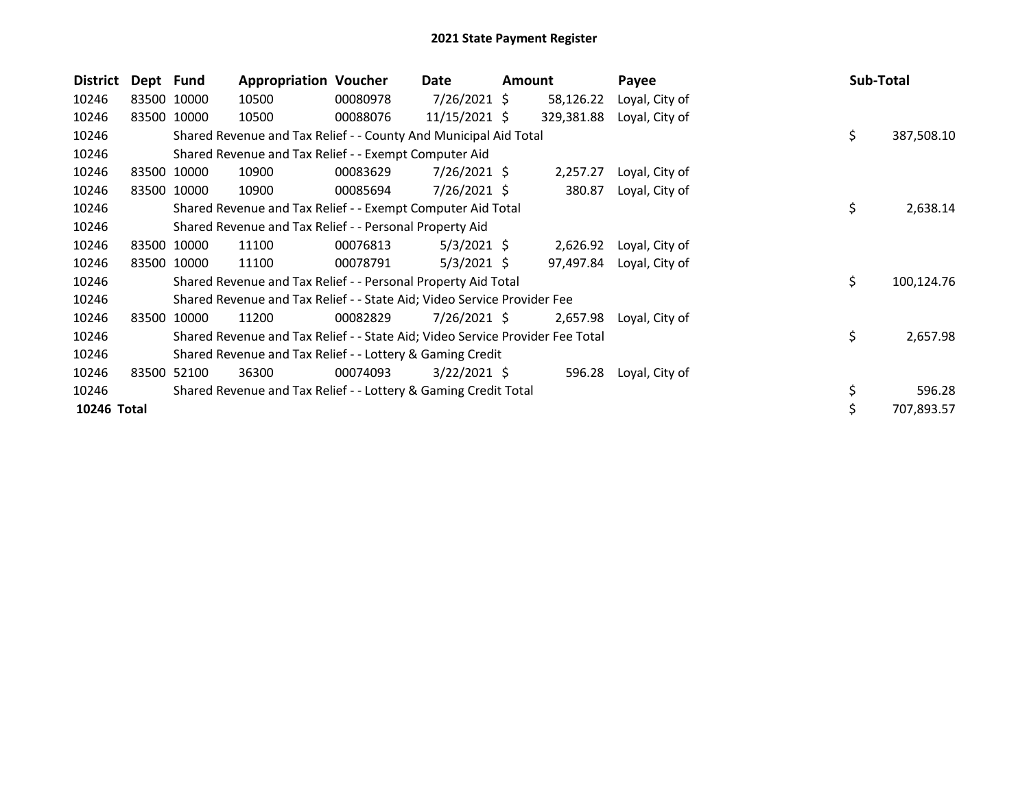# 2021 State Payment Register

| District | Dept | Fund | Appropriation | Voucher | Date | Amount | Payee | Sub-Total |
|---|---|---|---|---|---|---|---|---|
| 10246 | 83500 | 10000 | 10500 | 00080978 | 7/26/2021 | $ 58,126.22 | Loyal, City of | |
| 10246 | 83500 | 10000 | 10500 | 00088076 | 11/15/2021 | $ 329,381.88 | Loyal, City of | |
| 10246 | | Shared Revenue and Tax Relief - - County And Municipal Aid Total | | | | | | $ 387,508.10 |
| 10246 | | Shared Revenue and Tax Relief - - Exempt Computer Aid | | | | | | |
| 10246 | 83500 | 10000 | 10900 | 00083629 | 7/26/2021 | $ 2,257.27 | Loyal, City of | |
| 10246 | 83500 | 10000 | 10900 | 00085694 | 7/26/2021 | $ 380.87 | Loyal, City of | |
| 10246 | | Shared Revenue and Tax Relief - - Exempt Computer Aid Total | | | | | | $ 2,638.14 |
| 10246 | | Shared Revenue and Tax Relief - - Personal Property Aid | | | | | | |
| 10246 | 83500 | 10000 | 11100 | 00076813 | 5/3/2021 | $ 2,626.92 | Loyal, City of | |
| 10246 | 83500 | 10000 | 11100 | 00078791 | 5/3/2021 | $ 97,497.84 | Loyal, City of | |
| 10246 | | Shared Revenue and Tax Relief - - Personal Property Aid Total | | | | | | $ 100,124.76 |
| 10246 | | Shared Revenue and Tax Relief - - State Aid; Video Service Provider Fee | | | | | | |
| 10246 | 83500 | 10000 | 11200 | 00082829 | 7/26/2021 | $ 2,657.98 | Loyal, City of | |
| 10246 | | Shared Revenue and Tax Relief - - State Aid; Video Service Provider Fee Total | | | | | | $ 2,657.98 |
| 10246 | | Shared Revenue and Tax Relief - - Lottery & Gaming Credit | | | | | | |
| 10246 | 83500 | 52100 | 36300 | 00074093 | 3/22/2021 | $ 596.28 | Loyal, City of | |
| 10246 | | Shared Revenue and Tax Relief - - Lottery & Gaming Credit Total | | | | | | $ 596.28 |
| **10246 Total** | | | | | | | | $ 707,893.57 |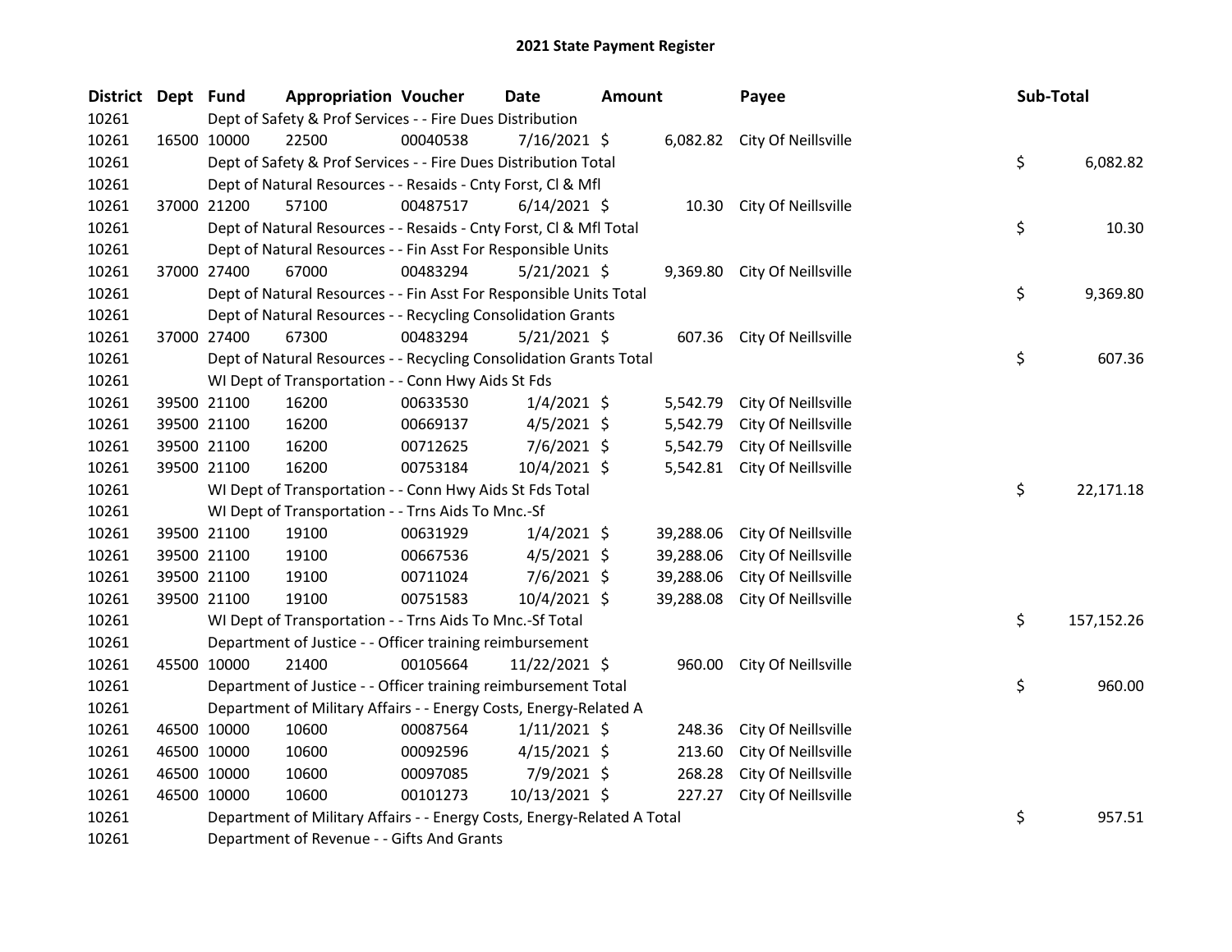## 2021 State Payment Register

| District | Dept | Fund | Appropriation | Voucher | Date | Amount | Payee | Sub-Total |
|---|---|---|---|---|---|---|---|---|
| 10261 | | Dept of Safety & Prof Services - - Fire Dues Distribution | | | | | | |
| 10261 | 16500 | 10000 | 22500 | 00040538 | 7/16/2021 | $ 6,082.82 | City Of Neillsville | |
| 10261 | | Dept of Safety & Prof Services - - Fire Dues Distribution Total | | | | | | $ 6,082.82 |
| 10261 | | Dept of Natural Resources - - Resaids - Cnty Forst, Cl & Mfl | | | | | | |
| 10261 | 37000 | 21200 | 57100 | 00487517 | 6/14/2021 | $ 10.30 | City Of Neillsville | |
| 10261 | | Dept of Natural Resources - - Resaids - Cnty Forst, Cl & Mfl Total | | | | | | $ 10.30 |
| 10261 | | Dept of Natural Resources - - Fin Asst For Responsible Units | | | | | | |
| 10261 | 37000 | 27400 | 67000 | 00483294 | 5/21/2021 | $ 9,369.80 | City Of Neillsville | |
| 10261 | | Dept of Natural Resources - - Fin Asst For Responsible Units Total | | | | | | $ 9,369.80 |
| 10261 | | Dept of Natural Resources - - Recycling Consolidation Grants | | | | | | |
| 10261 | 37000 | 27400 | 67300 | 00483294 | 5/21/2021 | $ 607.36 | City Of Neillsville | |
| 10261 | | Dept of Natural Resources - - Recycling Consolidation Grants Total | | | | | | $ 607.36 |
| 10261 | | WI Dept of Transportation - - Conn Hwy Aids St Fds | | | | | | |
| 10261 | 39500 | 21100 | 16200 | 00633530 | 1/4/2021 | $ 5,542.79 | City Of Neillsville | |
| 10261 | 39500 | 21100 | 16200 | 00669137 | 4/5/2021 | $ 5,542.79 | City Of Neillsville | |
| 10261 | 39500 | 21100 | 16200 | 00712625 | 7/6/2021 | $ 5,542.79 | City Of Neillsville | |
| 10261 | 39500 | 21100 | 16200 | 00753184 | 10/4/2021 | $ 5,542.81 | City Of Neillsville | |
| 10261 | | WI Dept of Transportation - - Conn Hwy Aids St Fds Total | | | | | | $ 22,171.18 |
| 10261 | | WI Dept of Transportation - - Trns Aids To Mnc.-Sf | | | | | | |
| 10261 | 39500 | 21100 | 19100 | 00631929 | 1/4/2021 | $ 39,288.06 | City Of Neillsville | |
| 10261 | 39500 | 21100 | 19100 | 00667536 | 4/5/2021 | $ 39,288.06 | City Of Neillsville | |
| 10261 | 39500 | 21100 | 19100 | 00711024 | 7/6/2021 | $ 39,288.06 | City Of Neillsville | |
| 10261 | 39500 | 21100 | 19100 | 00751583 | 10/4/2021 | $ 39,288.08 | City Of Neillsville | |
| 10261 | | WI Dept of Transportation - - Trns Aids To Mnc.-Sf Total | | | | | | $ 157,152.26 |
| 10261 | | Department of Justice - - Officer training reimbursement | | | | | | |
| 10261 | 45500 | 10000 | 21400 | 00105664 | 11/22/2021 | $ 960.00 | City Of Neillsville | |
| 10261 | | Department of Justice - - Officer training reimbursement Total | | | | | | $ 960.00 |
| 10261 | | Department of Military Affairs - - Energy Costs, Energy-Related A | | | | | | |
| 10261 | 46500 | 10000 | 10600 | 00087564 | 1/11/2021 | $ 248.36 | City Of Neillsville | |
| 10261 | 46500 | 10000 | 10600 | 00092596 | 4/15/2021 | $ 213.60 | City Of Neillsville | |
| 10261 | 46500 | 10000 | 10600 | 00097085 | 7/9/2021 | $ 268.28 | City Of Neillsville | |
| 10261 | 46500 | 10000 | 10600 | 00101273 | 10/13/2021 | $ 227.27 | City Of Neillsville | |
| 10261 | | Department of Military Affairs - - Energy Costs, Energy-Related A Total | | | | | | $ 957.51 |
| 10261 | | Department of Revenue - - Gifts And Grants | | | | | | |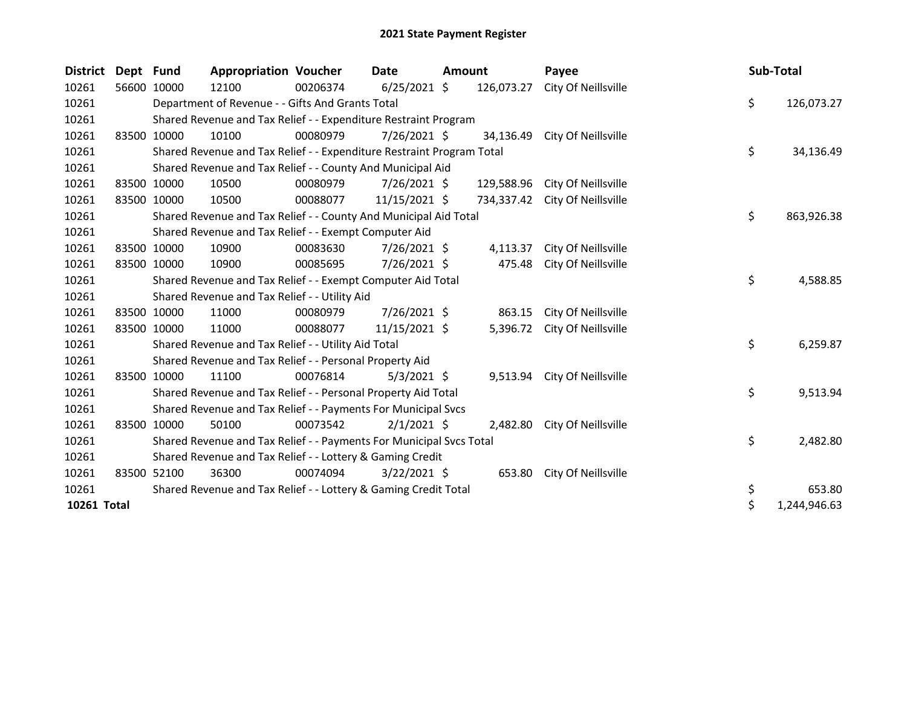# 2021 State Payment Register

| District | Dept | Fund | Appropriation | Voucher | Date | Amount | Payee | Sub-Total |
|---|---|---|---|---|---|---|---|---|
| 10261 | 56600 | 10000 | 12100 | 00206374 | 6/25/2021 | $ 126,073.27 | City Of Neillsville | |
| 10261 | | Department of Revenue - - Gifts And Grants Total | | | | | | $ 126,073.27 |
| 10261 | | Shared Revenue and Tax Relief - - Expenditure Restraint Program | | | | | | |
| 10261 | 83500 | 10000 | 10100 | 00080979 | 7/26/2021 | $ 34,136.49 | City Of Neillsville | |
| 10261 | | Shared Revenue and Tax Relief - - Expenditure Restraint Program Total | | | | | | $ 34,136.49 |
| 10261 | | Shared Revenue and Tax Relief - - County And Municipal Aid | | | | | | |
| 10261 | 83500 | 10000 | 10500 | 00080979 | 7/26/2021 | $ 129,588.96 | City Of Neillsville | |
| 10261 | 83500 | 10000 | 10500 | 00088077 | 11/15/2021 | $ 734,337.42 | City Of Neillsville | |
| 10261 | | Shared Revenue and Tax Relief - - County And Municipal Aid Total | | | | | | $ 863,926.38 |
| 10261 | | Shared Revenue and Tax Relief - - Exempt Computer Aid | | | | | | |
| 10261 | 83500 | 10000 | 10900 | 00083630 | 7/26/2021 | $ 4,113.37 | City Of Neillsville | |
| 10261 | 83500 | 10000 | 10900 | 00085695 | 7/26/2021 | $ 475.48 | City Of Neillsville | |
| 10261 | | Shared Revenue and Tax Relief - - Exempt Computer Aid Total | | | | | | $ 4,588.85 |
| 10261 | | Shared Revenue and Tax Relief - - Utility Aid | | | | | | |
| 10261 | 83500 | 10000 | 11000 | 00080979 | 7/26/2021 | $ 863.15 | City Of Neillsville | |
| 10261 | 83500 | 10000 | 11000 | 00088077 | 11/15/2021 | $ 5,396.72 | City Of Neillsville | |
| 10261 | | Shared Revenue and Tax Relief - - Utility Aid Total | | | | | | $ 6,259.87 |
| 10261 | | Shared Revenue and Tax Relief - - Personal Property Aid | | | | | | |
| 10261 | 83500 | 10000 | 11100 | 00076814 | 5/3/2021 | $ 9,513.94 | City Of Neillsville | |
| 10261 | | Shared Revenue and Tax Relief - - Personal Property Aid Total | | | | | | $ 9,513.94 |
| 10261 | | Shared Revenue and Tax Relief - - Payments For Municipal Svcs | | | | | | |
| 10261 | 83500 | 10000 | 50100 | 00073542 | 2/1/2021 | $ 2,482.80 | City Of Neillsville | |
| 10261 | | Shared Revenue and Tax Relief - - Payments For Municipal Svcs Total | | | | | | $ 2,482.80 |
| 10261 | | Shared Revenue and Tax Relief - - Lottery & Gaming Credit | | | | | | |
| 10261 | 83500 | 52100 | 36300 | 00074094 | 3/22/2021 | $ 653.80 | City Of Neillsville | |
| 10261 | | Shared Revenue and Tax Relief - - Lottery & Gaming Credit Total | | | | | | $ 653.80 |
| **10261 Total** | | | | | | | | $ 1,244,946.63 |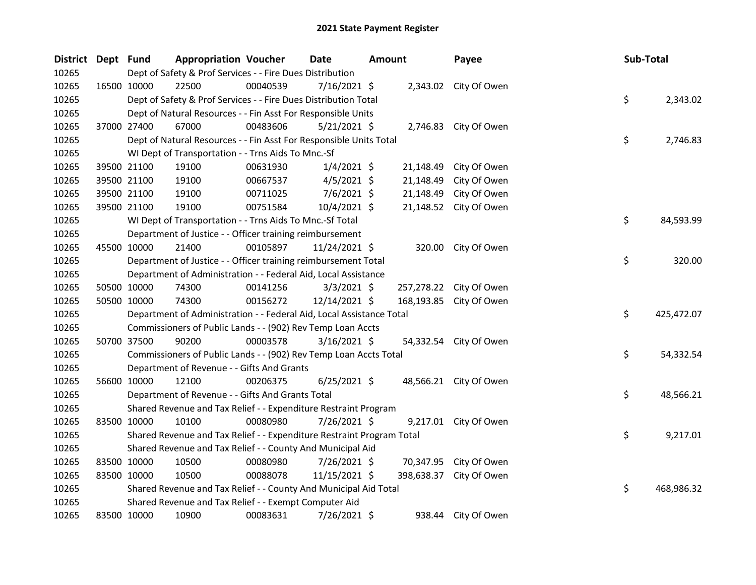# 2021 State Payment Register

| District | Dept | Fund | Appropriation | Voucher | Date | Amount | Payee | Sub-Total |
|---|---|---|---|---|---|---|---|---|
| 10265 | Dept of Safety & Prof Services - - Fire Dues Distribution | | | | | | | |
| 10265 | 16500 | 10000 | 22500 | 00040539 | 7/16/2021 | $ 2,343.02 | City Of Owen | |
| 10265 | Dept of Safety & Prof Services - - Fire Dues Distribution Total | | | | | | | $ 2,343.02 |
| 10265 | Dept of Natural Resources - - Fin Asst For Responsible Units | | | | | | | |
| 10265 | 37000 | 27400 | 67000 | 00483606 | 5/21/2021 | $ 2,746.83 | City Of Owen | |
| 10265 | Dept of Natural Resources - - Fin Asst For Responsible Units Total | | | | | | | $ 2,746.83 |
| 10265 | WI Dept of Transportation - - Trns Aids To Mnc.-Sf | | | | | | | |
| 10265 | 39500 | 21100 | 19100 | 00631930 | 1/4/2021 | $ 21,148.49 | City Of Owen | |
| 10265 | 39500 | 21100 | 19100 | 00667537 | 4/5/2021 | $ 21,148.49 | City Of Owen | |
| 10265 | 39500 | 21100 | 19100 | 00711025 | 7/6/2021 | $ 21,148.49 | City Of Owen | |
| 10265 | 39500 | 21100 | 19100 | 00751584 | 10/4/2021 | $ 21,148.52 | City Of Owen | |
| 10265 | WI Dept of Transportation - - Trns Aids To Mnc.-Sf Total | | | | | | | $ 84,593.99 |
| 10265 | Department of Justice - - Officer training reimbursement | | | | | | | |
| 10265 | 45500 | 10000 | 21400 | 00105897 | 11/24/2021 | $ 320.00 | City Of Owen | |
| 10265 | Department of Justice - - Officer training reimbursement Total | | | | | | | $ 320.00 |
| 10265 | Department of Administration - - Federal Aid, Local Assistance | | | | | | | |
| 10265 | 50500 | 10000 | 74300 | 00141256 | 3/3/2021 | $ 257,278.22 | City Of Owen | |
| 10265 | 50500 | 10000 | 74300 | 00156272 | 12/14/2021 | $ 168,193.85 | City Of Owen | |
| 10265 | Department of Administration - - Federal Aid, Local Assistance Total | | | | | | | $ 425,472.07 |
| 10265 | Commissioners of Public Lands - - (902) Rev Temp Loan Accts | | | | | | | |
| 10265 | 50700 | 37500 | 90200 | 00003578 | 3/16/2021 | $ 54,332.54 | City Of Owen | |
| 10265 | Commissioners of Public Lands - - (902) Rev Temp Loan Accts Total | | | | | | | $ 54,332.54 |
| 10265 | Department of Revenue - - Gifts And Grants | | | | | | | |
| 10265 | 56600 | 10000 | 12100 | 00206375 | 6/25/2021 | $ 48,566.21 | City Of Owen | |
| 10265 | Department of Revenue - - Gifts And Grants Total | | | | | | | $ 48,566.21 |
| 10265 | Shared Revenue and Tax Relief - - Expenditure Restraint Program | | | | | | | |
| 10265 | 83500 | 10000 | 10100 | 00080980 | 7/26/2021 | $ 9,217.01 | City Of Owen | |
| 10265 | Shared Revenue and Tax Relief - - Expenditure Restraint Program Total | | | | | | | $ 9,217.01 |
| 10265 | Shared Revenue and Tax Relief - - County And Municipal Aid | | | | | | | |
| 10265 | 83500 | 10000 | 10500 | 00080980 | 7/26/2021 | $ 70,347.95 | City Of Owen | |
| 10265 | 83500 | 10000 | 10500 | 00088078 | 11/15/2021 | $ 398,638.37 | City Of Owen | |
| 10265 | Shared Revenue and Tax Relief - - County And Municipal Aid Total | | | | | | | $ 468,986.32 |
| 10265 | Shared Revenue and Tax Relief - - Exempt Computer Aid | | | | | | | |
| 10265 | 83500 | 10000 | 10900 | 00083631 | 7/26/2021 | $ 938.44 | City Of Owen | |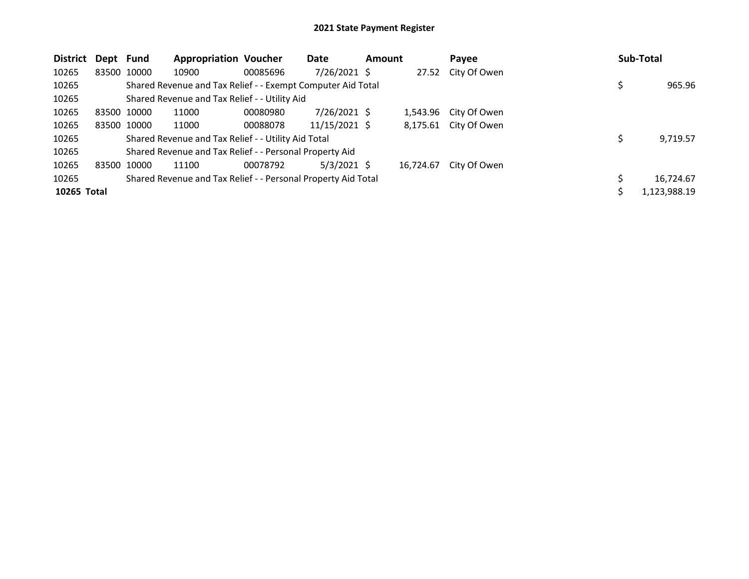## 2021 State Payment Register

| District | Dept | Fund | Appropriation | Voucher | Date | Amount | Payee | Sub-Total |
|---|---|---|---|---|---|---|---|---|
| 10265 | 83500 | 10000 | 10900 | 00085696 | 7/26/2021 | $ 27.52 | City Of Owen | |
| 10265 | | Shared Revenue and Tax Relief - - Exempt Computer Aid Total | | | | | | $ 965.96 |
| 10265 | | Shared Revenue and Tax Relief - - Utility Aid | | | | | | |
| 10265 | 83500 | 10000 | 11000 | 00080980 | 7/26/2021 | $ 1,543.96 | City Of Owen | |
| 10265 | 83500 | 10000 | 11000 | 00088078 | 11/15/2021 | $ 8,175.61 | City Of Owen | |
| 10265 | | Shared Revenue and Tax Relief - - Utility Aid Total | | | | | | $ 9,719.57 |
| 10265 | | Shared Revenue and Tax Relief - - Personal Property Aid | | | | | | |
| 10265 | 83500 | 10000 | 11100 | 00078792 | 5/3/2021 | $ 16,724.67 | City Of Owen | |
| 10265 | | Shared Revenue and Tax Relief - - Personal Property Aid Total | | | | | | $ 16,724.67 |
| **10265 Total** | | | | | | | | $ 1,123,988.19 |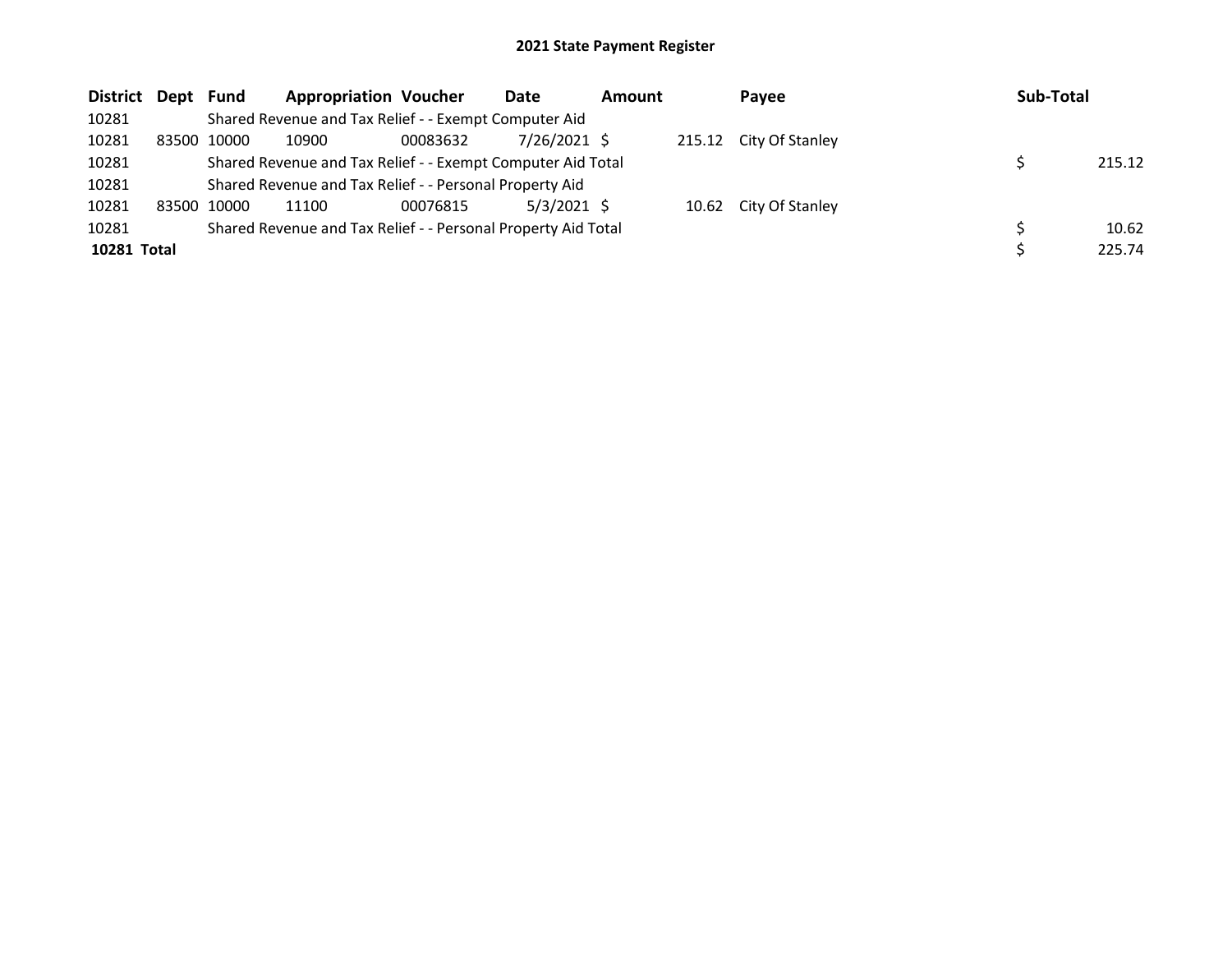# 2021 State Payment Register

| District | Dept | Fund | Appropriation | Voucher | Date | Amount | Payee | Sub-Total |
|---|---|---|---|---|---|---|---|---|
| 10281 | | Shared Revenue and Tax Relief - - Exempt Computer Aid | | | | | | |
| 10281 | 83500 | 10000 | 10900 | 00083632 | 7/26/2021 | $ 215.12 | City Of Stanley | |
| 10281 | | Shared Revenue and Tax Relief - - Exempt Computer Aid Total | | | | | | $ 215.12 |
| 10281 | | Shared Revenue and Tax Relief - - Personal Property Aid | | | | | | |
| 10281 | 83500 | 10000 | 11100 | 00076815 | 5/3/2021 | $ 10.62 | City Of Stanley | |
| 10281 | | Shared Revenue and Tax Relief - - Personal Property Aid Total | | | | | | $ 10.62 |
| **10281 Total** | | | | | | | | $ 225.74 |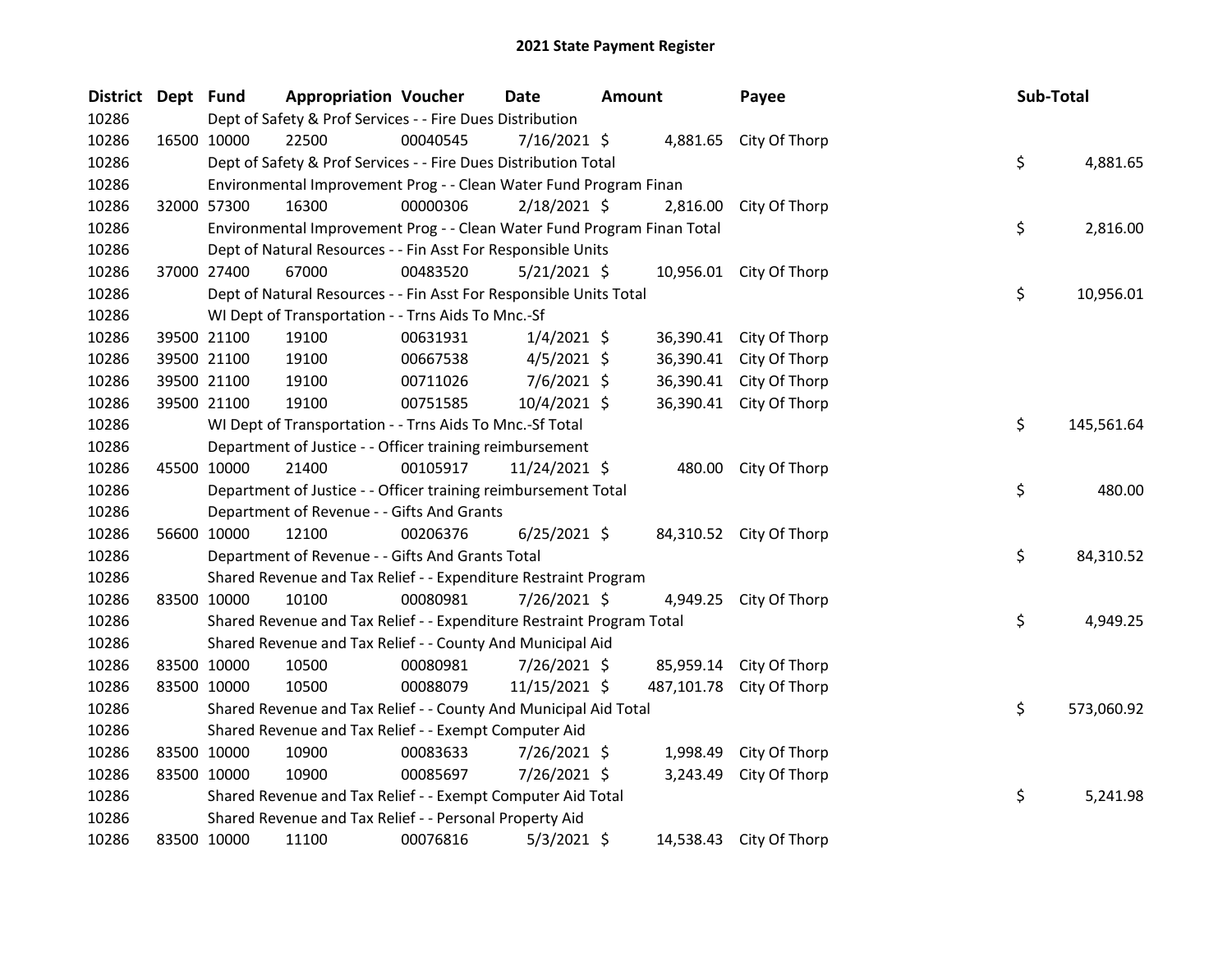# 2021 State Payment Register

| District | Dept | Fund | Appropriation | Voucher | Date | Amount | Payee | Sub-Total |
|---|---|---|---|---|---|---|---|---|
| 10286 | | Dept of Safety & Prof Services - - Fire Dues Distribution | | | | | | |
| 10286 | 16500 | 10000 | 22500 | 00040545 | 7/16/2021 | $ 4,881.65 | City Of Thorp | |
| 10286 | | Dept of Safety & Prof Services - - Fire Dues Distribution Total | | | | | | $ 4,881.65 |
| 10286 | | Environmental Improvement Prog - - Clean Water Fund Program Finan | | | | | | |
| 10286 | 32000 | 57300 | 16300 | 00000306 | 2/18/2021 | $ 2,816.00 | City Of Thorp | |
| 10286 | | Environmental Improvement Prog - - Clean Water Fund Program Finan Total | | | | | | $ 2,816.00 |
| 10286 | | Dept of Natural Resources - - Fin Asst For Responsible Units | | | | | | |
| 10286 | 37000 | 27400 | 67000 | 00483520 | 5/21/2021 | $ 10,956.01 | City Of Thorp | |
| 10286 | | Dept of Natural Resources - - Fin Asst For Responsible Units Total | | | | | | $ 10,956.01 |
| 10286 | | WI Dept of Transportation - - Trns Aids To Mnc.-Sf | | | | | | |
| 10286 | 39500 | 21100 | 19100 | 00631931 | 1/4/2021 | $ 36,390.41 | City Of Thorp | |
| 10286 | 39500 | 21100 | 19100 | 00667538 | 4/5/2021 | $ 36,390.41 | City Of Thorp | |
| 10286 | 39500 | 21100 | 19100 | 00711026 | 7/6/2021 | $ 36,390.41 | City Of Thorp | |
| 10286 | 39500 | 21100 | 19100 | 00751585 | 10/4/2021 | $ 36,390.41 | City Of Thorp | |
| 10286 | | WI Dept of Transportation - - Trns Aids To Mnc.-Sf Total | | | | | | $ 145,561.64 |
| 10286 | | Department of Justice - - Officer training reimbursement | | | | | | |
| 10286 | 45500 | 10000 | 21400 | 00105917 | 11/24/2021 | $ 480.00 | City Of Thorp | |
| 10286 | | Department of Justice - - Officer training reimbursement Total | | | | | | $ 480.00 |
| 10286 | | Department of Revenue - - Gifts And Grants | | | | | | |
| 10286 | 56600 | 10000 | 12100 | 00206376 | 6/25/2021 | $ 84,310.52 | City Of Thorp | |
| 10286 | | Department of Revenue - - Gifts And Grants Total | | | | | | $ 84,310.52 |
| 10286 | | Shared Revenue and Tax Relief - - Expenditure Restraint Program | | | | | | |
| 10286 | 83500 | 10000 | 10100 | 00080981 | 7/26/2021 | $ 4,949.25 | City Of Thorp | |
| 10286 | | Shared Revenue and Tax Relief - - Expenditure Restraint Program Total | | | | | | $ 4,949.25 |
| 10286 | | Shared Revenue and Tax Relief - - County And Municipal Aid | | | | | | |
| 10286 | 83500 | 10000 | 10500 | 00080981 | 7/26/2021 | $ 85,959.14 | City Of Thorp | |
| 10286 | 83500 | 10000 | 10500 | 00088079 | 11/15/2021 | $ 487,101.78 | City Of Thorp | |
| 10286 | | Shared Revenue and Tax Relief - - County And Municipal Aid Total | | | | | | $ 573,060.92 |
| 10286 | | Shared Revenue and Tax Relief - - Exempt Computer Aid | | | | | | |
| 10286 | 83500 | 10000 | 10900 | 00083633 | 7/26/2021 | $ 1,998.49 | City Of Thorp | |
| 10286 | 83500 | 10000 | 10900 | 00085697 | 7/26/2021 | $ 3,243.49 | City Of Thorp | |
| 10286 | | Shared Revenue and Tax Relief - - Exempt Computer Aid Total | | | | | | $ 5,241.98 |
| 10286 | | Shared Revenue and Tax Relief - - Personal Property Aid | | | | | | |
| 10286 | 83500 | 10000 | 11100 | 00076816 | 5/3/2021 | $ 14,538.43 | City Of Thorp | |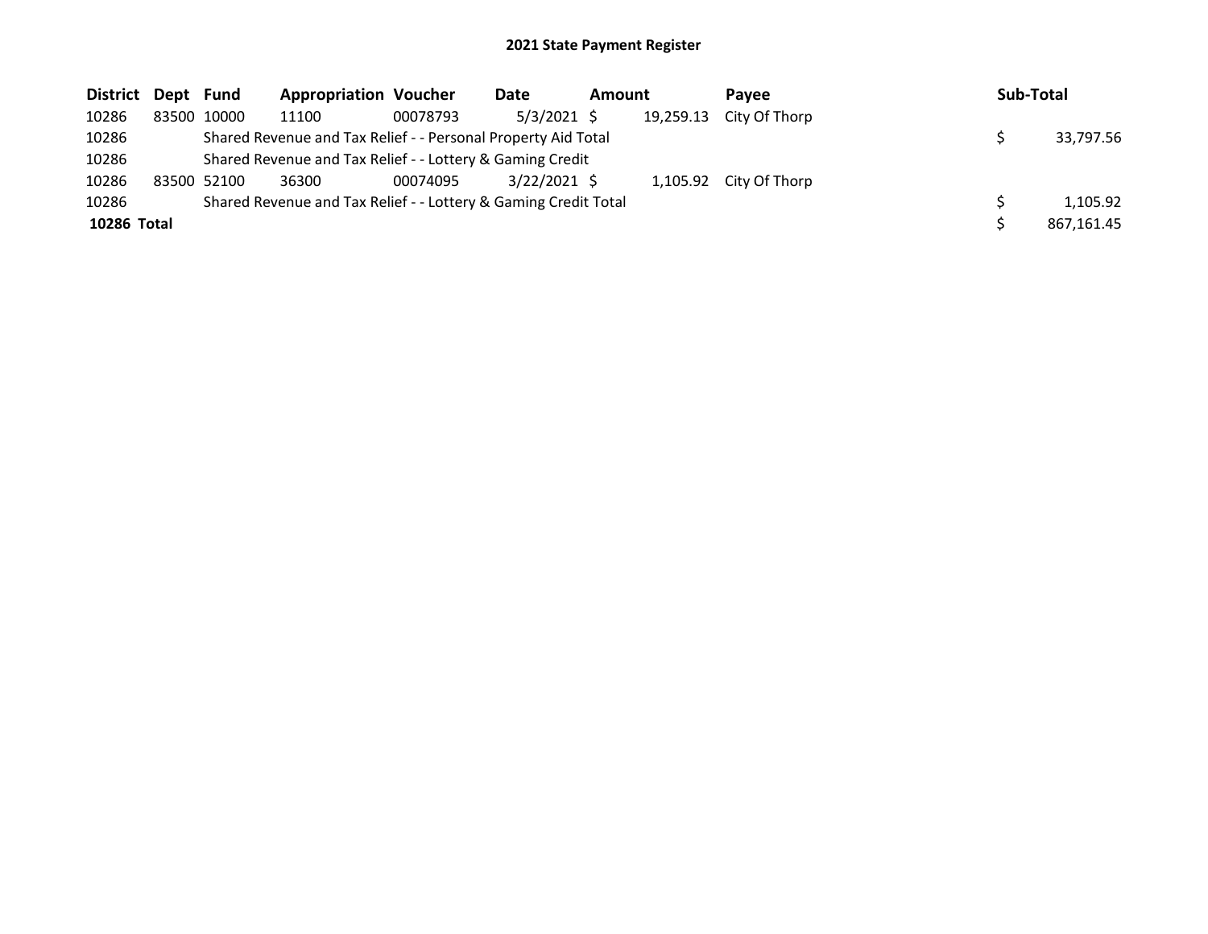# 2021 State Payment Register

| District | Dept | Fund | Appropriation | Voucher | Date | Amount | Payee | Sub-Total |
|---|---|---|---|---|---|---|---|---|
| 10286 | 83500 | 10000 | 11100 | 00078793 | 5/3/2021 | $ 19,259.13 | City Of Thorp | |
| 10286 | | Shared Revenue and Tax Relief - - Personal Property Aid Total | | | | | | $ 33,797.56 |
| 10286 | | Shared Revenue and Tax Relief - - Lottery & Gaming Credit | | | | | | |
| 10286 | 83500 | 52100 | 36300 | 00074095 | 3/22/2021 | $ 1,105.92 | City Of Thorp | |
| 10286 | | Shared Revenue and Tax Relief - - Lottery & Gaming Credit Total | | | | | | $ 1,105.92 |
| **10286 Total** | | | | | | | | $ 867,161.45 |